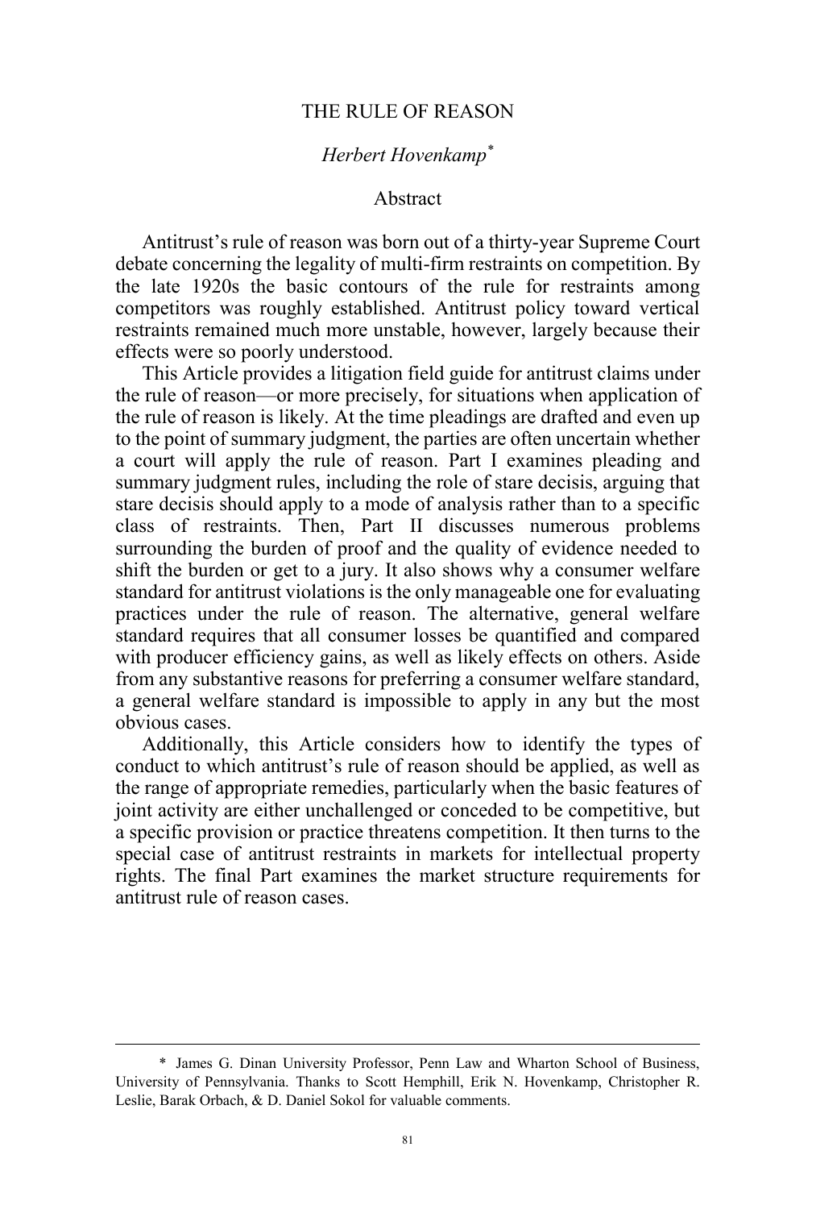# THE RULE OF REASON

*Herbert Hovenkamp*[*]

## Abstract

Antitrust's rule of reason was born out of a thirty-year Supreme Court debate concerning the legality of multi-firm restraints on competition. By the late 1920s the basic contours of the rule for restraints among competitors was roughly established. Antitrust policy toward vertical restraints remained much more unstable, however, largely because their effects were so poorly understood.

This Article provides a litigation field guide for antitrust claims under the rule of reason—or more precisely, for situations when application of the rule of reason is likely. At the time pleadings are drafted and even up to the point of summary judgment, the parties are often uncertain whether a court will apply the rule of reason. Part I examines pleading and summary judgment rules, including the role of stare decisis, arguing that stare decisis should apply to a mode of analysis rather than to a specific class of restraints. Then, Part II discusses numerous problems surrounding the burden of proof and the quality of evidence needed to shift the burden or get to a jury. It also shows why a consumer welfare standard for antitrust violations is the only manageable one for evaluating practices under the rule of reason. The alternative, general welfare standard requires that all consumer losses be quantified and compared with producer efficiency gains, as well as likely effects on others. Aside from any substantive reasons for preferring a consumer welfare standard, a general welfare standard is impossible to apply in any but the most obvious cases.

Additionally, this Article considers how to identify the types of conduct to which antitrust's rule of reason should be applied, as well as the range of appropriate remedies, particularly when the basic features of joint activity are either unchallenged or conceded to be competitive, but a specific provision or practice threatens competition. It then turns to the special case of antitrust restraints in markets for intellectual property rights. The final Part examines the market structure requirements for antitrust rule of reason cases.

---

[*] James G. Dinan University Professor, Penn Law and Wharton School of Business, University of Pennsylvania. Thanks to Scott Hemphill, Erik N. Hovenkamp, Christopher R. Leslie, Barak Orbach, & D. Daniel Sokol for valuable comments.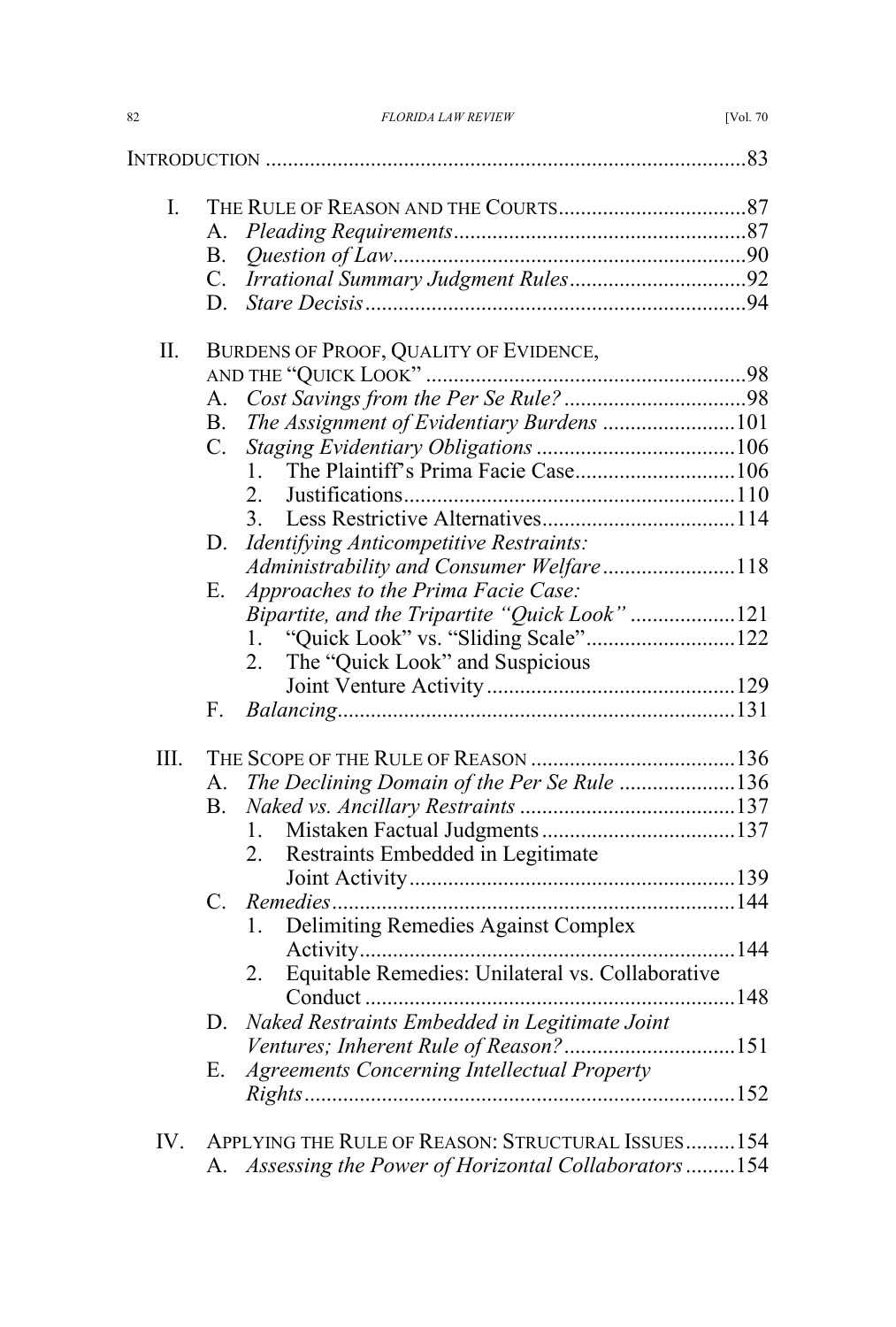INTRODUCTION ....................................................................................83

I. THE RULE OF REASON AND THE COURTS..................................87
   A. *Pleading Requirements*.....................................................87
   B. *Question of Law*................................................................90
   C. *Irrational Summary Judgment Rules*................................92
   D. *Stare Decisis*.....................................................................94

II. BURDENS OF PROOF, QUALITY OF EVIDENCE, AND THE "QUICK LOOK" ..........................................................98
   A. *Cost Savings from the Per Se Rule?*.................................98
   B. *The Assignment of Evidentiary Burdens* ........................101
   C. *Staging Evidentiary Obligations* ....................................106
      1. The Plaintiff's Prima Facie Case.............................106
      2. Justifications............................................................110
      3. Less Restrictive Alternatives...................................114
   D. *Identifying Anticompetitive Restraints: Administrability and Consumer Welfare*........................118
   E. *Approaches to the Prima Facie Case: Bipartite, and the Tripartite "Quick Look"* ...................121
      1. "Quick Look" vs. "Sliding Scale"...........................122
      2. The "Quick Look" and Suspicious Joint Venture Activity.............................................129
   F. *Balancing*........................................................................131

III. THE SCOPE OF THE RULE OF REASON .....................................136
   A. *The Declining Domain of the Per Se Rule* .....................136
   B. *Naked vs. Ancillary Restraints* .......................................137
      1. Mistaken Factual Judgments...................................137
      2. Restraints Embedded in Legitimate Joint Activity...........................................................139
   C. *Remedies*.........................................................................144
      1. Delimiting Remedies Against Complex Activity....................................................................144
      2. Equitable Remedies: Unilateral vs. Collaborative Conduct ...................................................................148
   D. *Naked Restraints Embedded in Legitimate Joint Ventures; Inherent Rule of Reason?*...............................151
   E. *Agreements Concerning Intellectual Property Rights*..............................................................................152

IV. APPLYING THE RULE OF REASON: STRUCTURAL ISSUES.........154
   A. *Assessing the Power of Horizontal Collaborators*.........154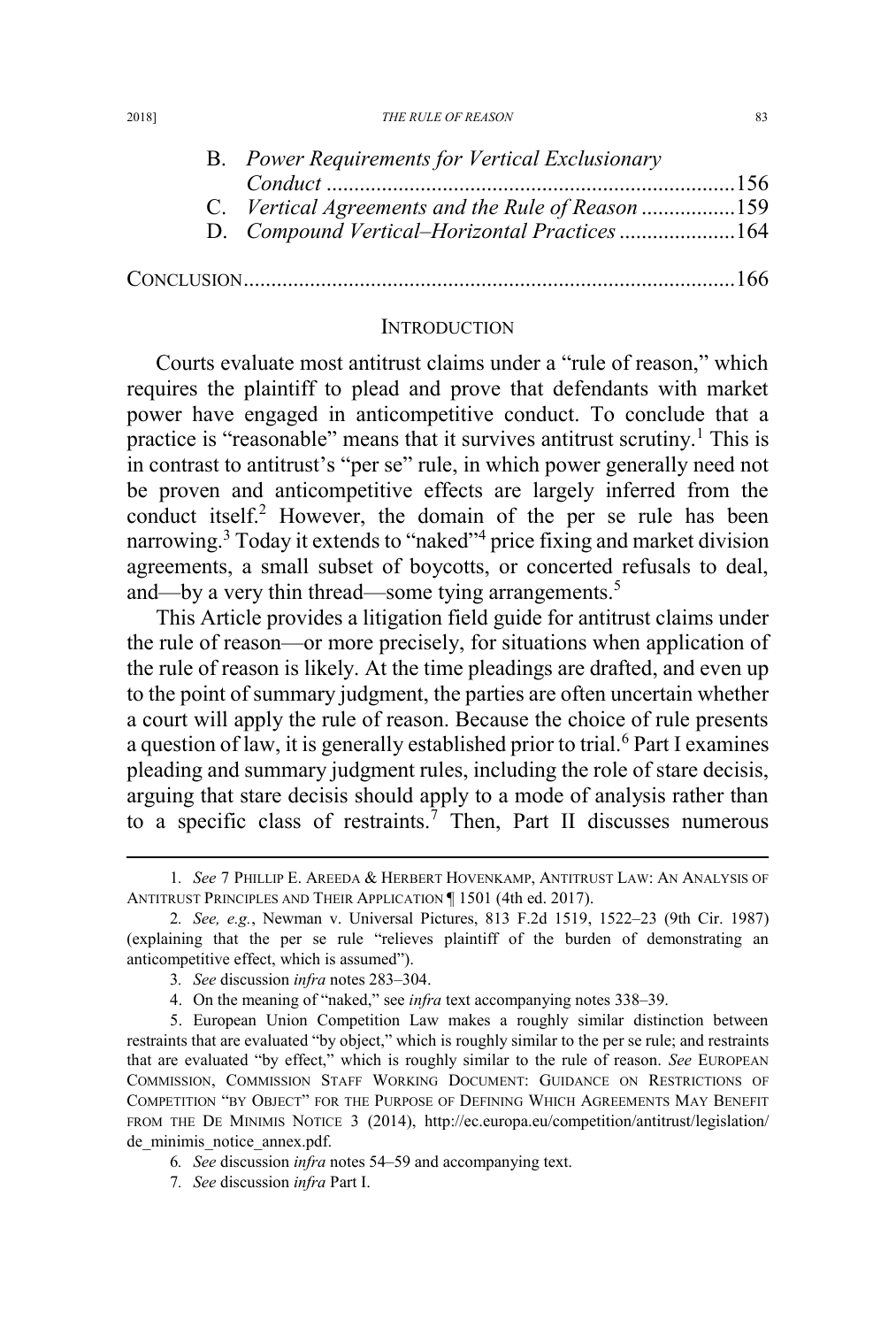B. *Power Requirements for Vertical Exclusionary Conduct* ..........................................................................156

C. *Vertical Agreements and the Rule of Reason* .................159

D. *Compound Vertical–Horizontal Practices* .....................164

CONCLUSION........................................................................................166

## INTRODUCTION

Courts evaluate most antitrust claims under a "rule of reason," which requires the plaintiff to plead and prove that defendants with market power have engaged in anticompetitive conduct. To conclude that a practice is "reasonable" means that it survives antitrust scrutiny.[1] This is in contrast to antitrust's "per se" rule, in which power generally need not be proven and anticompetitive effects are largely inferred from the conduct itself.[2] However, the domain of the per se rule has been narrowing.[3] Today it extends to "naked"[4] price fixing and market division agreements, a small subset of boycotts, or concerted refusals to deal, and—by a very thin thread—some tying arrangements.[5]

This Article provides a litigation field guide for antitrust claims under the rule of reason—or more precisely, for situations when application of the rule of reason is likely. At the time pleadings are drafted, and even up to the point of summary judgment, the parties are often uncertain whether a court will apply the rule of reason. Because the choice of rule presents a question of law, it is generally established prior to trial.[6] Part I examines pleading and summary judgment rules, including the role of stare decisis, arguing that stare decisis should apply to a mode of analysis rather than to a specific class of restraints.[7] Then, Part II discusses numerous

---

1. *See* 7 PHILLIP E. AREEDA & HERBERT HOVENKAMP, ANTITRUST LAW: AN ANALYSIS OF ANTITRUST PRINCIPLES AND THEIR APPLICATION ¶ 1501 (4th ed. 2017).

2. *See, e.g.*, Newman v. Universal Pictures, 813 F.2d 1519, 1522–23 (9th Cir. 1987) (explaining that the per se rule "relieves plaintiff of the burden of demonstrating an anticompetitive effect, which is assumed").

3. *See* discussion *infra* notes 283–304.

4. On the meaning of "naked," see *infra* text accompanying notes 338–39.

5. European Union Competition Law makes a roughly similar distinction between restraints that are evaluated "by object," which is roughly similar to the per se rule; and restraints that are evaluated "by effect," which is roughly similar to the rule of reason. *See* EUROPEAN COMMISSION, COMMISSION STAFF WORKING DOCUMENT: GUIDANCE ON RESTRICTIONS OF COMPETITION "BY OBJECT" FOR THE PURPOSE OF DEFINING WHICH AGREEMENTS MAY BENEFIT FROM THE DE MINIMIS NOTICE 3 (2014), http://ec.europa.eu/competition/antitrust/legislation/de_minimis_notice_annex.pdf.

6. *See* discussion *infra* notes 54–59 and accompanying text.

7. *See* discussion *infra* Part I.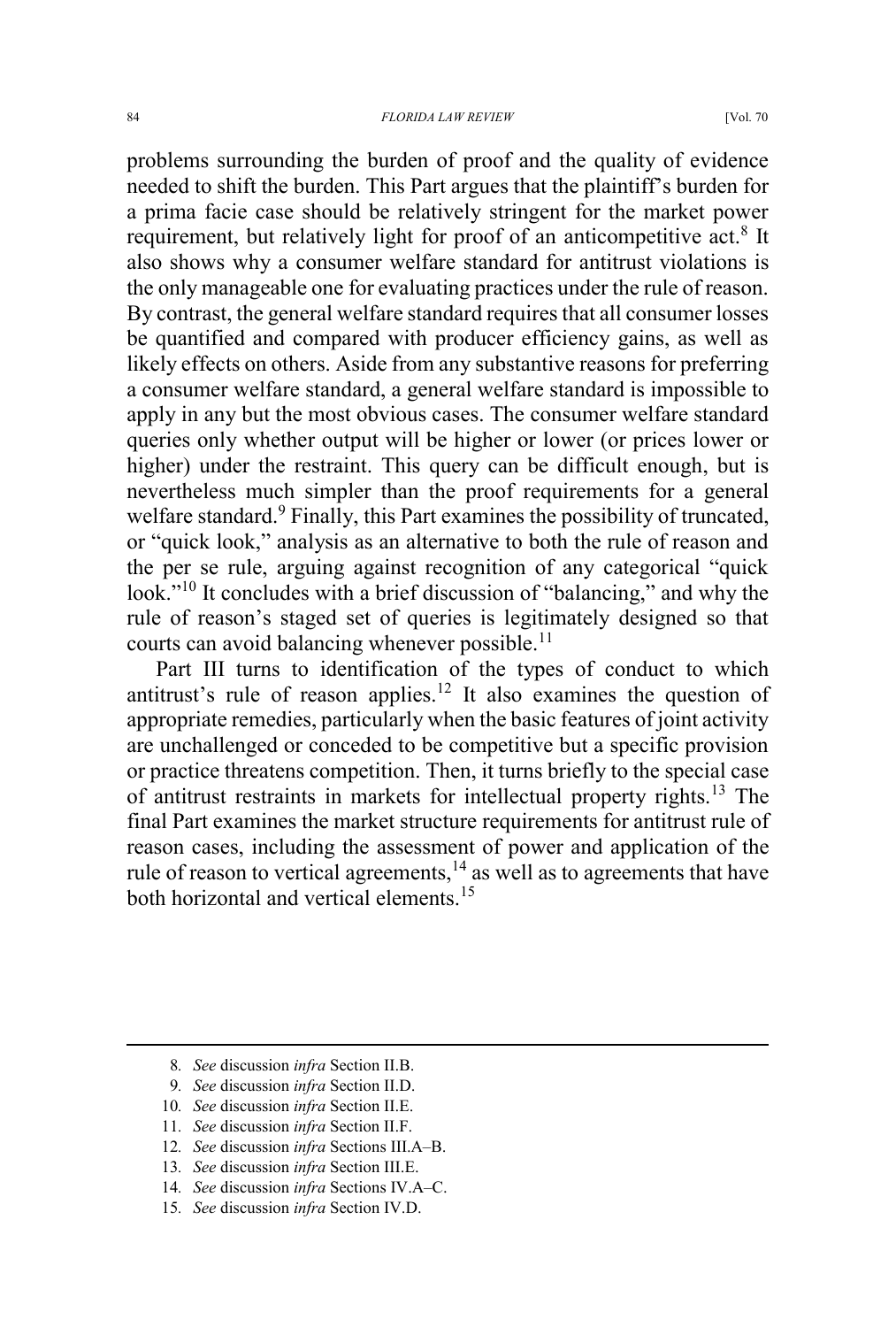problems surrounding the burden of proof and the quality of evidence needed to shift the burden. This Part argues that the plaintiff's burden for a prima facie case should be relatively stringent for the market power requirement, but relatively light for proof of an anticompetitive act.[8] It also shows why a consumer welfare standard for antitrust violations is the only manageable one for evaluating practices under the rule of reason. By contrast, the general welfare standard requires that all consumer losses be quantified and compared with producer efficiency gains, as well as likely effects on others. Aside from any substantive reasons for preferring a consumer welfare standard, a general welfare standard is impossible to apply in any but the most obvious cases. The consumer welfare standard queries only whether output will be higher or lower (or prices lower or higher) under the restraint. This query can be difficult enough, but is nevertheless much simpler than the proof requirements for a general welfare standard.[9] Finally, this Part examines the possibility of truncated, or "quick look," analysis as an alternative to both the rule of reason and the per se rule, arguing against recognition of any categorical "quick look."[10] It concludes with a brief discussion of "balancing," and why the rule of reason's staged set of queries is legitimately designed so that courts can avoid balancing whenever possible.[11]

Part III turns to identification of the types of conduct to which antitrust's rule of reason applies.[12] It also examines the question of appropriate remedies, particularly when the basic features of joint activity are unchallenged or conceded to be competitive but a specific provision or practice threatens competition. Then, it turns briefly to the special case of antitrust restraints in markets for intellectual property rights.[13] The final Part examines the market structure requirements for antitrust rule of reason cases, including the assessment of power and application of the rule of reason to vertical agreements,[14] as well as to agreements that have both horizontal and vertical elements.[15]

---

8. *See* discussion *infra* Section II.B.

9. *See* discussion *infra* Section II.D.

10. *See* discussion *infra* Section II.E.

11. *See* discussion *infra* Section II.F.

12. *See* discussion *infra* Sections III.A–B.

13. *See* discussion *infra* Section III.E.

14. *See* discussion *infra* Sections IV.A–C.

15. *See* discussion *infra* Section IV.D.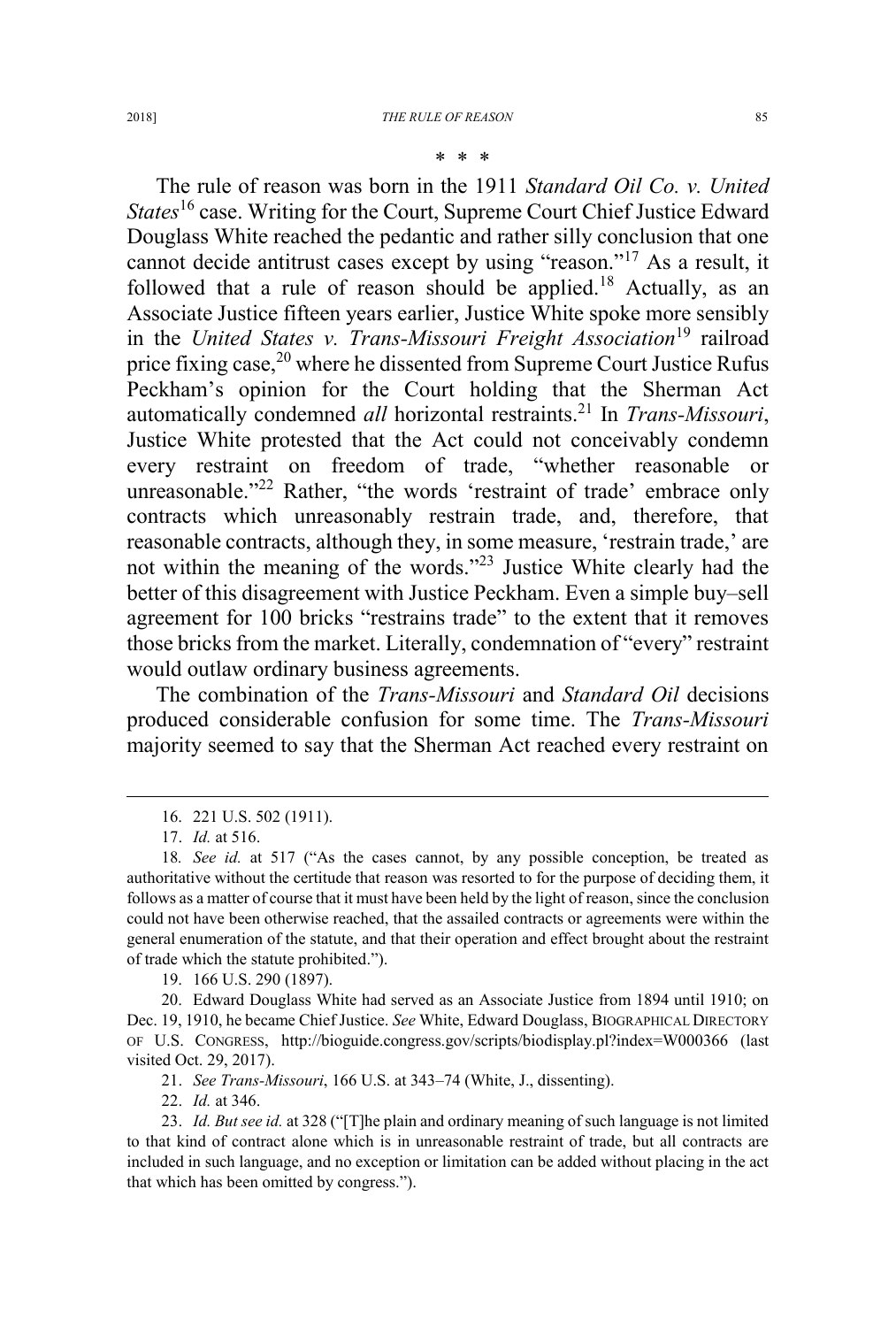* * *

The rule of reason was born in the 1911 *Standard Oil Co. v. United States*[16] case. Writing for the Court, Supreme Court Chief Justice Edward Douglass White reached the pedantic and rather silly conclusion that one cannot decide antitrust cases except by using "reason."[17] As a result, it followed that a rule of reason should be applied.[18] Actually, as an Associate Justice fifteen years earlier, Justice White spoke more sensibly in the *United States v. Trans-Missouri Freight Association*[19] railroad price fixing case,[20] where he dissented from Supreme Court Justice Rufus Peckham's opinion for the Court holding that the Sherman Act automatically condemned *all* horizontal restraints.[21] In *Trans-Missouri*, Justice White protested that the Act could not conceivably condemn every restraint on freedom of trade, "whether reasonable or unreasonable."[22] Rather, "the words 'restraint of trade' embrace only contracts which unreasonably restrain trade, and, therefore, that reasonable contracts, although they, in some measure, 'restrain trade,' are not within the meaning of the words."[23] Justice White clearly had the better of this disagreement with Justice Peckham. Even a simple buy–sell agreement for 100 bricks "restrains trade" to the extent that it removes those bricks from the market. Literally, condemnation of "every" restraint would outlaw ordinary business agreements.

The combination of the *Trans-Missouri* and *Standard Oil* decisions produced considerable confusion for some time. The *Trans-Missouri* majority seemed to say that the Sherman Act reached every restraint on

---

16. 221 U.S. 502 (1911).

17. *Id.* at 516.

18. *See id.* at 517 ("As the cases cannot, by any possible conception, be treated as authoritative without the certitude that reason was resorted to for the purpose of deciding them, it follows as a matter of course that it must have been held by the light of reason, since the conclusion could not have been otherwise reached, that the assailed contracts or agreements were within the general enumeration of the statute, and that their operation and effect brought about the restraint of trade which the statute prohibited.").

19. 166 U.S. 290 (1897).

20. Edward Douglass White had served as an Associate Justice from 1894 until 1910; on Dec. 19, 1910, he became Chief Justice. *See* White, Edward Douglass, BIOGRAPHICAL DIRECTORY OF U.S. CONGRESS, http://bioguide.congress.gov/scripts/biodisplay.pl?index=W000366 (last visited Oct. 29, 2017).

21. *See Trans-Missouri*, 166 U.S. at 343–74 (White, J., dissenting).

22. *Id.* at 346.

23. *Id. But see id.* at 328 ("[T]he plain and ordinary meaning of such language is not limited to that kind of contract alone which is in unreasonable restraint of trade, but all contracts are included in such language, and no exception or limitation can be added without placing in the act that which has been omitted by congress.").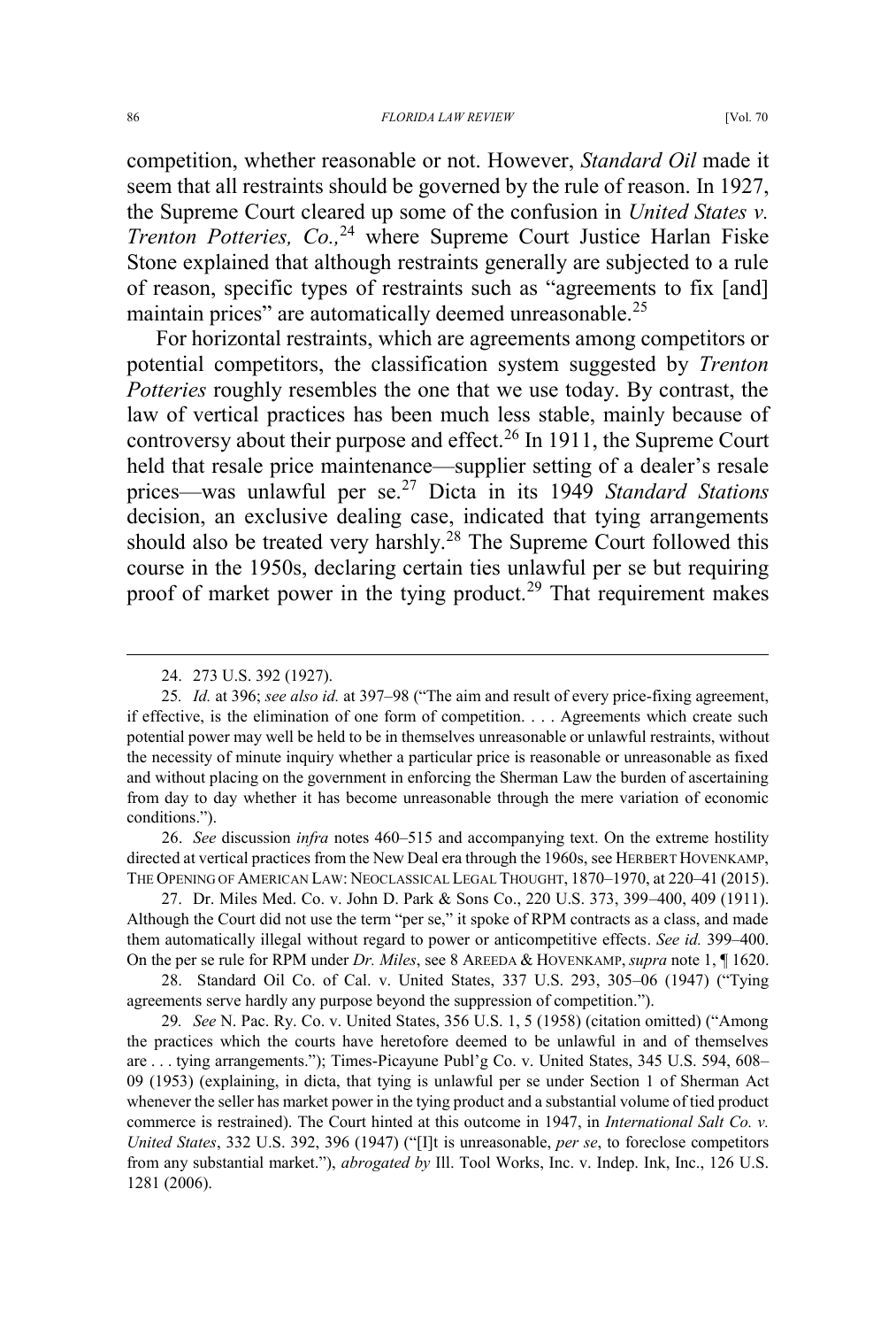competition, whether reasonable or not. However, *Standard Oil* made it seem that all restraints should be governed by the rule of reason. In 1927, the Supreme Court cleared up some of the confusion in *United States v. Trenton Potteries, Co.,*[24] where Supreme Court Justice Harlan Fiske Stone explained that although restraints generally are subjected to a rule of reason, specific types of restraints such as "agreements to fix [and] maintain prices" are automatically deemed unreasonable.[25]

For horizontal restraints, which are agreements among competitors or potential competitors, the classification system suggested by *Trenton Potteries* roughly resembles the one that we use today. By contrast, the law of vertical practices has been much less stable, mainly because of controversy about their purpose and effect.[26] In 1911, the Supreme Court held that resale price maintenance—supplier setting of a dealer's resale prices—was unlawful per se.[27] Dicta in its 1949 *Standard Stations* decision, an exclusive dealing case, indicated that tying arrangements should also be treated very harshly.[28] The Supreme Court followed this course in the 1950s, declaring certain ties unlawful per se but requiring proof of market power in the tying product.[29] That requirement makes

---

24. 273 U.S. 392 (1927).

25. *Id.* at 396; *see also id.* at 397–98 ("The aim and result of every price-fixing agreement, if effective, is the elimination of one form of competition. . . . Agreements which create such potential power may well be held to be in themselves unreasonable or unlawful restraints, without the necessity of minute inquiry whether a particular price is reasonable or unreasonable as fixed and without placing on the government in enforcing the Sherman Law the burden of ascertaining from day to day whether it has become unreasonable through the mere variation of economic conditions.").

26. *See* discussion *infra* notes 460–515 and accompanying text. On the extreme hostility directed at vertical practices from the New Deal era through the 1960s, see HERBERT HOVENKAMP, THE OPENING OF AMERICAN LAW: NEOCLASSICAL LEGAL THOUGHT, 1870–1970, at 220–41 (2015).

27. Dr. Miles Med. Co. v. John D. Park & Sons Co., 220 U.S. 373, 399–400, 409 (1911). Although the Court did not use the term "per se," it spoke of RPM contracts as a class, and made them automatically illegal without regard to power or anticompetitive effects. *See id.* 399–400. On the per se rule for RPM under *Dr. Miles*, see 8 AREEDA & HOVENKAMP, *supra* note 1, ¶ 1620.

28. Standard Oil Co. of Cal. v. United States, 337 U.S. 293, 305–06 (1947) ("Tying agreements serve hardly any purpose beyond the suppression of competition.").

29. *See* N. Pac. Ry. Co. v. United States, 356 U.S. 1, 5 (1958) (citation omitted) ("Among the practices which the courts have heretofore deemed to be unlawful in and of themselves are . . . tying arrangements."); Times-Picayune Publ'g Co. v. United States, 345 U.S. 594, 608–09 (1953) (explaining, in dicta, that tying is unlawful per se under Section 1 of Sherman Act whenever the seller has market power in the tying product and a substantial volume of tied product commerce is restrained). The Court hinted at this outcome in 1947, in *International Salt Co. v. United States*, 332 U.S. 392, 396 (1947) ("[I]t is unreasonable, *per se*, to foreclose competitors from any substantial market."), *abrogated by* Ill. Tool Works, Inc. v. Indep. Ink, Inc., 126 U.S. 1281 (2006).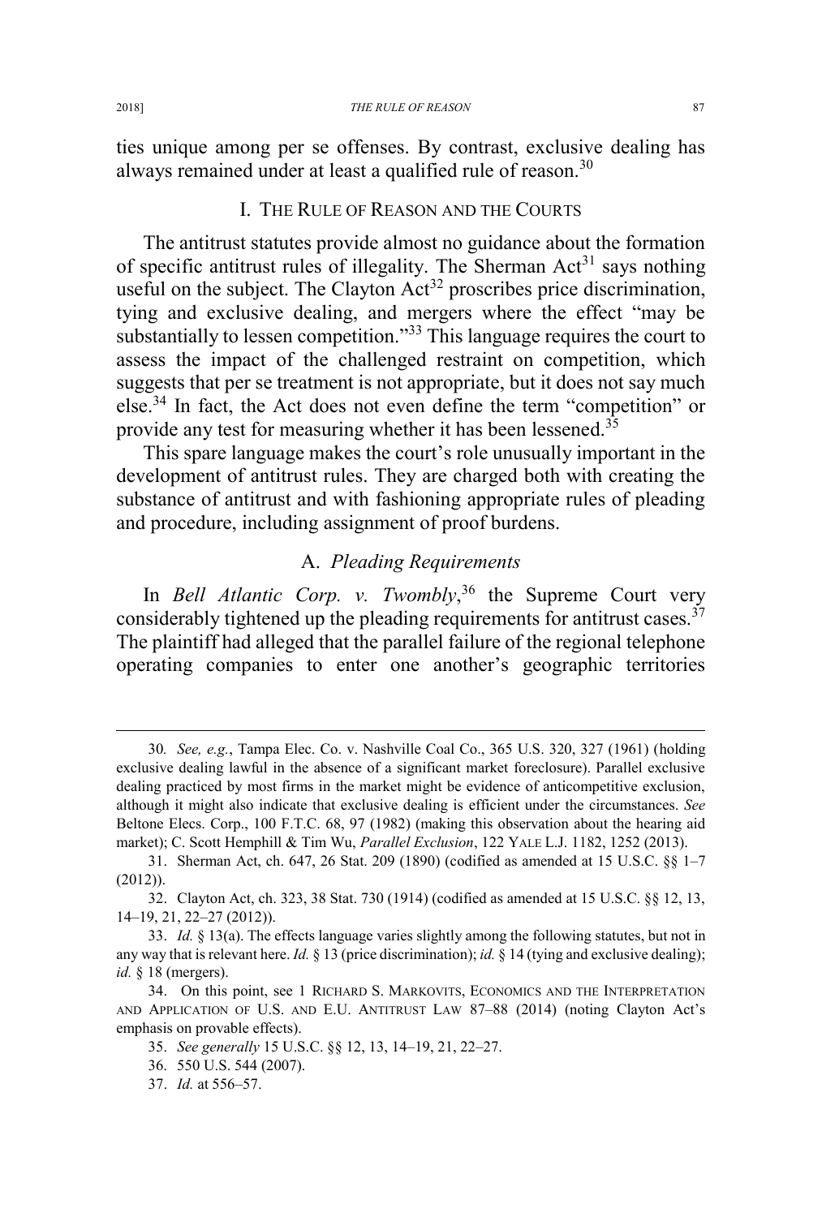ties unique among per se offenses. By contrast, exclusive dealing has always remained under at least a qualified rule of reason.[30]

## I. THE RULE OF REASON AND THE COURTS

The antitrust statutes provide almost no guidance about the formation of specific antitrust rules of illegality. The Sherman Act[31] says nothing useful on the subject. The Clayton Act[32] proscribes price discrimination, tying and exclusive dealing, and mergers where the effect "may be substantially to lessen competition."[33] This language requires the court to assess the impact of the challenged restraint on competition, which suggests that per se treatment is not appropriate, but it does not say much else.[34] In fact, the Act does not even define the term "competition" or provide any test for measuring whether it has been lessened.[35]

This spare language makes the court's role unusually important in the development of antitrust rules. They are charged both with creating the substance of antitrust and with fashioning appropriate rules of pleading and procedure, including assignment of proof burdens.

### A. *Pleading Requirements*

In *Bell Atlantic Corp. v. Twombly*,[36] the Supreme Court very considerably tightened up the pleading requirements for antitrust cases.[37] The plaintiff had alleged that the parallel failure of the regional telephone operating companies to enter one another's geographic territories

---

30. *See, e.g.*, Tampa Elec. Co. v. Nashville Coal Co., 365 U.S. 320, 327 (1961) (holding exclusive dealing lawful in the absence of a significant market foreclosure). Parallel exclusive dealing practiced by most firms in the market might be evidence of anticompetitive exclusion, although it might also indicate that exclusive dealing is efficient under the circumstances. *See* Beltone Elecs. Corp., 100 F.T.C. 68, 97 (1982) (making this observation about the hearing aid market); C. Scott Hemphill & Tim Wu, *Parallel Exclusion*, 122 YALE L.J. 1182, 1252 (2013).

31. Sherman Act, ch. 647, 26 Stat. 209 (1890) (codified as amended at 15 U.S.C. §§ 1–7 (2012)).

32. Clayton Act, ch. 323, 38 Stat. 730 (1914) (codified as amended at 15 U.S.C. §§ 12, 13, 14–19, 21, 22–27 (2012)).

33. *Id.* § 13(a). The effects language varies slightly among the following statutes, but not in any way that is relevant here. *Id.* § 13 (price discrimination); *id.* § 14 (tying and exclusive dealing); *id.* § 18 (mergers).

34. On this point, see 1 RICHARD S. MARKOVITS, ECONOMICS AND THE INTERPRETATION AND APPLICATION OF U.S. AND E.U. ANTITRUST LAW 87–88 (2014) (noting Clayton Act's emphasis on provable effects).

35. *See generally* 15 U.S.C. §§ 12, 13, 14–19, 21, 22–27.

36. 550 U.S. 544 (2007).

37. *Id.* at 556–57.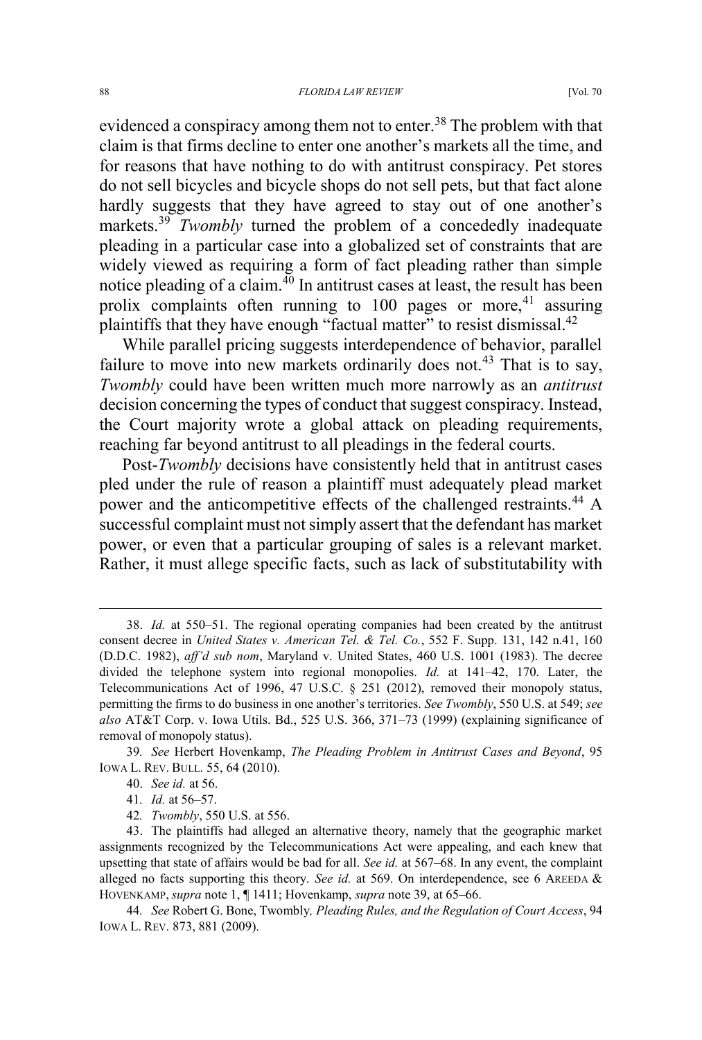evidenced a conspiracy among them not to enter.[38] The problem with that claim is that firms decline to enter one another's markets all the time, and for reasons that have nothing to do with antitrust conspiracy. Pet stores do not sell bicycles and bicycle shops do not sell pets, but that fact alone hardly suggests that they have agreed to stay out of one another's markets.[39] *Twombly* turned the problem of a concededly inadequate pleading in a particular case into a globalized set of constraints that are widely viewed as requiring a form of fact pleading rather than simple notice pleading of a claim.[40] In antitrust cases at least, the result has been prolix complaints often running to 100 pages or more,[41] assuring plaintiffs that they have enough "factual matter" to resist dismissal.[42]

While parallel pricing suggests interdependence of behavior, parallel failure to move into new markets ordinarily does not.[43] That is to say, *Twombly* could have been written much more narrowly as an *antitrust* decision concerning the types of conduct that suggest conspiracy. Instead, the Court majority wrote a global attack on pleading requirements, reaching far beyond antitrust to all pleadings in the federal courts.

Post-*Twombly* decisions have consistently held that in antitrust cases pled under the rule of reason a plaintiff must adequately plead market power and the anticompetitive effects of the challenged restraints.[44] A successful complaint must not simply assert that the defendant has market power, or even that a particular grouping of sales is a relevant market. Rather, it must allege specific facts, such as lack of substitutability with

---

38. *Id.* at 550–51. The regional operating companies had been created by the antitrust consent decree in *United States v. American Tel. & Tel. Co.*, 552 F. Supp. 131, 142 n.41, 160 (D.D.C. 1982), *aff'd sub nom*, Maryland v. United States, 460 U.S. 1001 (1983). The decree divided the telephone system into regional monopolies. *Id.* at 141–42, 170. Later, the Telecommunications Act of 1996, 47 U.S.C. § 251 (2012), removed their monopoly status, permitting the firms to do business in one another's territories. *See Twombly*, 550 U.S. at 549; *see also* AT&T Corp. v. Iowa Utils. Bd., 525 U.S. 366, 371–73 (1999) (explaining significance of removal of monopoly status).

39. *See* Herbert Hovenkamp, *The Pleading Problem in Antitrust Cases and Beyond*, 95 IOWA L. REV. BULL. 55, 64 (2010).

40. *See id.* at 56.

41. *Id.* at 56–57.

42. *Twombly*, 550 U.S. at 556.

43. The plaintiffs had alleged an alternative theory, namely that the geographic market assignments recognized by the Telecommunications Act were appealing, and each knew that upsetting that state of affairs would be bad for all. *See id.* at 567–68. In any event, the complaint alleged no facts supporting this theory. *See id.* at 569. On interdependence, see 6 AREEDA & HOVENKAMP, *supra* note 1, ¶ 1411; Hovenkamp, *supra* note 39, at 65–66.

44. *See* Robert G. Bone, Twombly*, Pleading Rules, and the Regulation of Court Access*, 94 IOWA L. REV. 873, 881 (2009).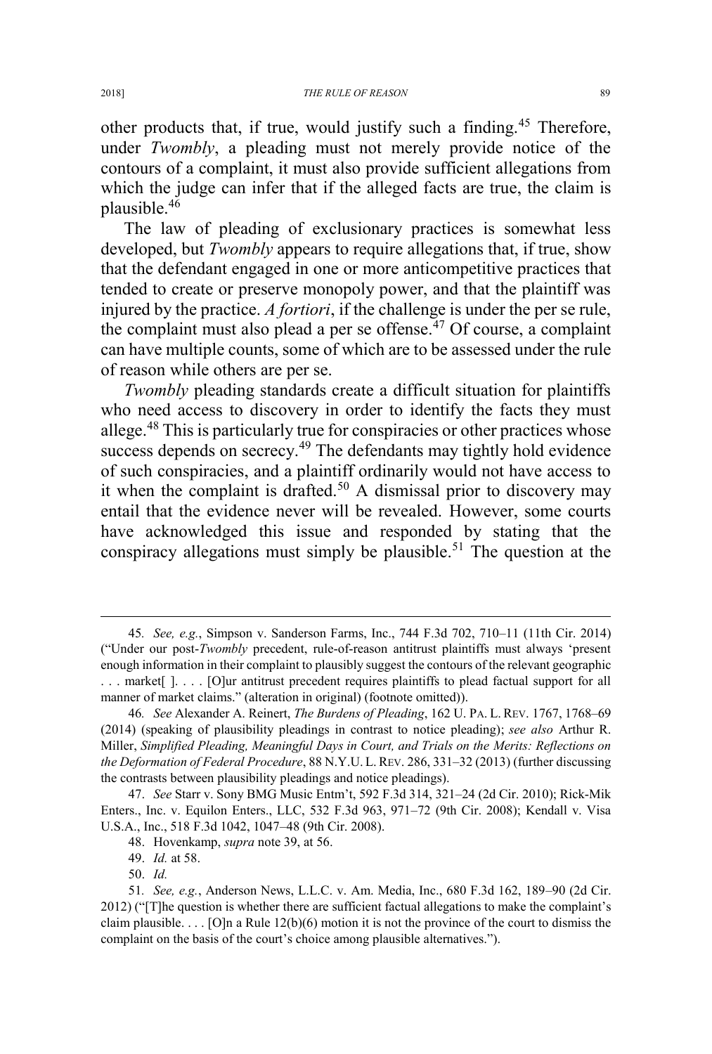other products that, if true, would justify such a finding.[45] Therefore, under *Twombly*, a pleading must not merely provide notice of the contours of a complaint, it must also provide sufficient allegations from which the judge can infer that if the alleged facts are true, the claim is plausible.[46]

The law of pleading of exclusionary practices is somewhat less developed, but *Twombly* appears to require allegations that, if true, show that the defendant engaged in one or more anticompetitive practices that tended to create or preserve monopoly power, and that the plaintiff was injured by the practice. *A fortiori*, if the challenge is under the per se rule, the complaint must also plead a per se offense.[47] Of course, a complaint can have multiple counts, some of which are to be assessed under the rule of reason while others are per se.

*Twombly* pleading standards create a difficult situation for plaintiffs who need access to discovery in order to identify the facts they must allege.[48] This is particularly true for conspiracies or other practices whose success depends on secrecy.[49] The defendants may tightly hold evidence of such conspiracies, and a plaintiff ordinarily would not have access to it when the complaint is drafted.[50] A dismissal prior to discovery may entail that the evidence never will be revealed. However, some courts have acknowledged this issue and responded by stating that the conspiracy allegations must simply be plausible.[51] The question at the

---

45. *See, e.g.*, Simpson v. Sanderson Farms, Inc., 744 F.3d 702, 710–11 (11th Cir. 2014) ("Under our post-*Twombly* precedent, rule-of-reason antitrust plaintiffs must always 'present enough information in their complaint to plausibly suggest the contours of the relevant geographic . . . market[ ]. . . . [O]ur antitrust precedent requires plaintiffs to plead factual support for all manner of market claims." (alteration in original) (footnote omitted)).

46. *See* Alexander A. Reinert, *The Burdens of Pleading*, 162 U. PA. L. REV. 1767, 1768–69 (2014) (speaking of plausibility pleadings in contrast to notice pleading); *see also* Arthur R. Miller, *Simplified Pleading, Meaningful Days in Court, and Trials on the Merits: Reflections on the Deformation of Federal Procedure*, 88 N.Y.U. L. REV. 286, 331–32 (2013) (further discussing the contrasts between plausibility pleadings and notice pleadings).

47. *See* Starr v. Sony BMG Music Entm't, 592 F.3d 314, 321–24 (2d Cir. 2010); Rick-Mik Enters., Inc. v. Equilon Enters., LLC, 532 F.3d 963, 971–72 (9th Cir. 2008); Kendall v. Visa U.S.A., Inc., 518 F.3d 1042, 1047–48 (9th Cir. 2008).

48. Hovenkamp, *supra* note 39, at 56.

49. *Id.* at 58.

50. *Id.*

51. *See, e.g.*, Anderson News, L.L.C. v. Am. Media, Inc., 680 F.3d 162, 189–90 (2d Cir. 2012) ("[T]he question is whether there are sufficient factual allegations to make the complaint's claim plausible. . . . [O]n a Rule 12(b)(6) motion it is not the province of the court to dismiss the complaint on the basis of the court's choice among plausible alternatives.").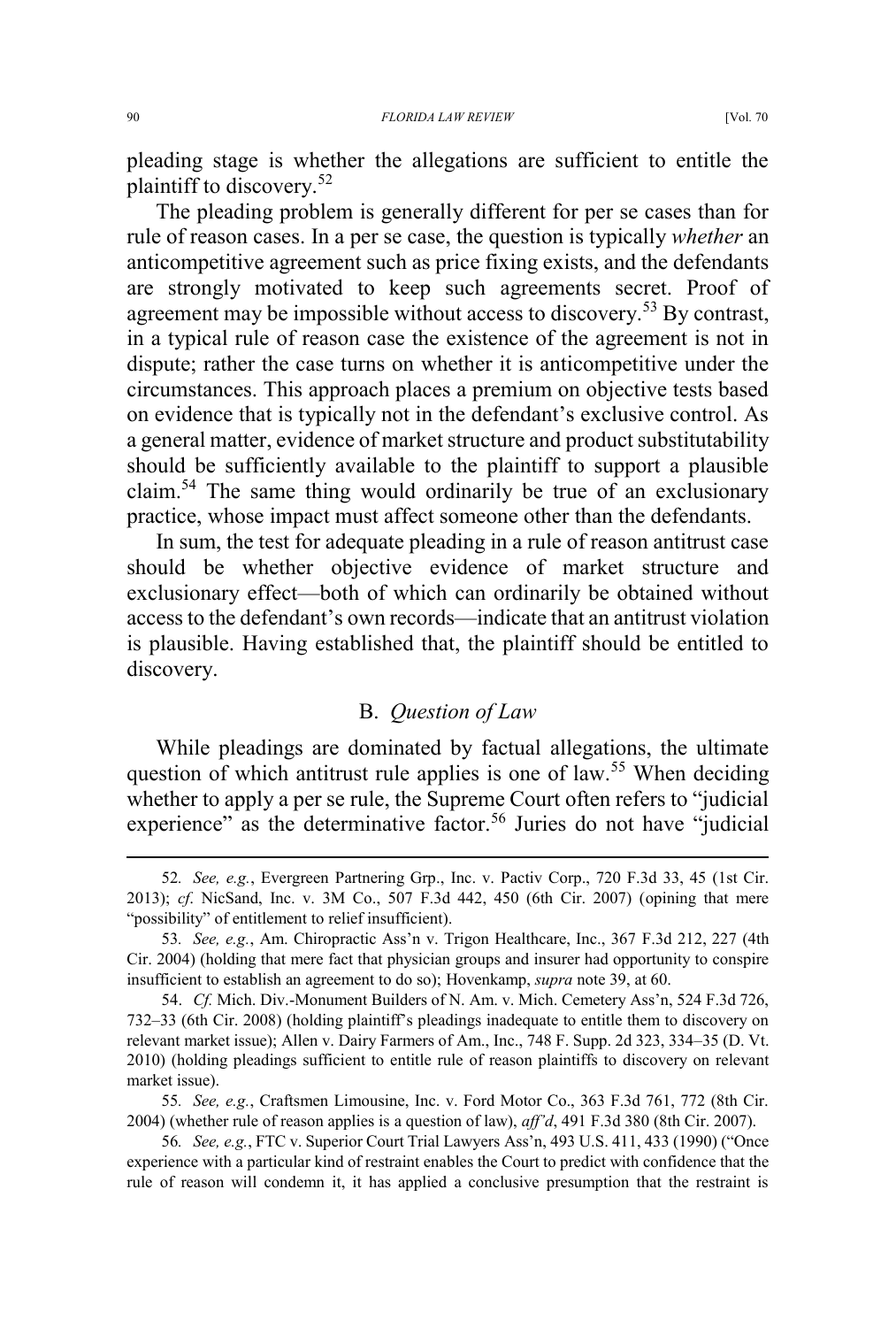pleading stage is whether the allegations are sufficient to entitle the plaintiff to discovery.[52]

The pleading problem is generally different for per se cases than for rule of reason cases. In a per se case, the question is typically *whether* an anticompetitive agreement such as price fixing exists, and the defendants are strongly motivated to keep such agreements secret. Proof of agreement may be impossible without access to discovery.[53] By contrast, in a typical rule of reason case the existence of the agreement is not in dispute; rather the case turns on whether it is anticompetitive under the circumstances. This approach places a premium on objective tests based on evidence that is typically not in the defendant's exclusive control. As a general matter, evidence of market structure and product substitutability should be sufficiently available to the plaintiff to support a plausible claim.[54] The same thing would ordinarily be true of an exclusionary practice, whose impact must affect someone other than the defendants.

In sum, the test for adequate pleading in a rule of reason antitrust case should be whether objective evidence of market structure and exclusionary effect—both of which can ordinarily be obtained without access to the defendant's own records—indicate that an antitrust violation is plausible. Having established that, the plaintiff should be entitled to discovery.

## B. *Question of Law*

While pleadings are dominated by factual allegations, the ultimate question of which antitrust rule applies is one of law.[55] When deciding whether to apply a per se rule, the Supreme Court often refers to "judicial experience" as the determinative factor.[56] Juries do not have "judicial

---

52. *See, e.g.*, Evergreen Partnering Grp., Inc. v. Pactiv Corp., 720 F.3d 33, 45 (1st Cir. 2013); *cf.* NicSand, Inc. v. 3M Co., 507 F.3d 442, 450 (6th Cir. 2007) (opining that mere "possibility" of entitlement to relief insufficient).

53. *See, e.g.*, Am. Chiropractic Ass'n v. Trigon Healthcare, Inc., 367 F.3d 212, 227 (4th Cir. 2004) (holding that mere fact that physician groups and insurer had opportunity to conspire insufficient to establish an agreement to do so); Hovenkamp, *supra* note 39, at 60.

54. *Cf.* Mich. Div.-Monument Builders of N. Am. v. Mich. Cemetery Ass'n, 524 F.3d 726, 732–33 (6th Cir. 2008) (holding plaintiff's pleadings inadequate to entitle them to discovery on relevant market issue); Allen v. Dairy Farmers of Am., Inc., 748 F. Supp. 2d 323, 334–35 (D. Vt. 2010) (holding pleadings sufficient to entitle rule of reason plaintiffs to discovery on relevant market issue).

55. *See, e.g.*, Craftsmen Limousine, Inc. v. Ford Motor Co., 363 F.3d 761, 772 (8th Cir. 2004) (whether rule of reason applies is a question of law), *aff'd*, 491 F.3d 380 (8th Cir. 2007).

56. *See, e.g.*, FTC v. Superior Court Trial Lawyers Ass'n, 493 U.S. 411, 433 (1990) ("Once experience with a particular kind of restraint enables the Court to predict with confidence that the rule of reason will condemn it, it has applied a conclusive presumption that the restraint is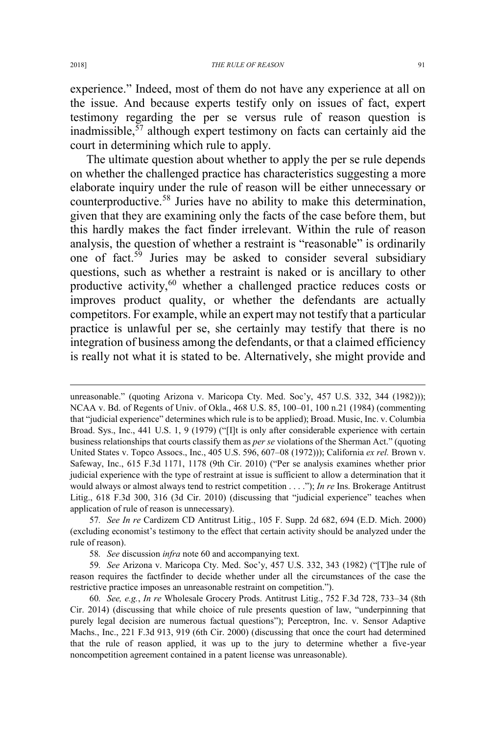experience." Indeed, most of them do not have any experience at all on the issue. And because experts testify only on issues of fact, expert testimony regarding the per se versus rule of reason question is inadmissible,[57] although expert testimony on facts can certainly aid the court in determining which rule to apply.

The ultimate question about whether to apply the per se rule depends on whether the challenged practice has characteristics suggesting a more elaborate inquiry under the rule of reason will be either unnecessary or counterproductive.[58] Juries have no ability to make this determination, given that they are examining only the facts of the case before them, but this hardly makes the fact finder irrelevant. Within the rule of reason analysis, the question of whether a restraint is "reasonable" is ordinarily one of fact.[59] Juries may be asked to consider several subsidiary questions, such as whether a restraint is naked or is ancillary to other productive activity,[60] whether a challenged practice reduces costs or improves product quality, or whether the defendants are actually competitors. For example, while an expert may not testify that a particular practice is unlawful per se, she certainly may testify that there is no integration of business among the defendants, or that a claimed efficiency is really not what it is stated to be. Alternatively, she might provide and

---

unreasonable." (quoting Arizona v. Maricopa Cty. Med. Soc'y, 457 U.S. 332, 344 (1982))); NCAA v. Bd. of Regents of Univ. of Okla., 468 U.S. 85, 100–01, 100 n.21 (1984) (commenting that "judicial experience" determines which rule is to be applied); Broad. Music, Inc. v. Columbia Broad. Sys., Inc., 441 U.S. 1, 9 (1979) ("[I]t is only after considerable experience with certain business relationships that courts classify them as *per se* violations of the Sherman Act." (quoting United States v. Topco Assocs., Inc., 405 U.S. 596, 607–08 (1972))); California *ex rel.* Brown v. Safeway, Inc., 615 F.3d 1171, 1178 (9th Cir. 2010) ("Per se analysis examines whether prior judicial experience with the type of restraint at issue is sufficient to allow a determination that it would always or almost always tend to restrict competition . . . ."); *In re* Ins. Brokerage Antitrust Litig., 618 F.3d 300, 316 (3d Cir. 2010) (discussing that "judicial experience" teaches when application of rule of reason is unnecessary).

57. *See In re* Cardizem CD Antitrust Litig., 105 F. Supp. 2d 682, 694 (E.D. Mich. 2000) (excluding economist's testimony to the effect that certain activity should be analyzed under the rule of reason).

58. *See* discussion *infra* note 60 and accompanying text.

59. *See* Arizona v. Maricopa Cty. Med. Soc'y, 457 U.S. 332, 343 (1982) ("[T]he rule of reason requires the factfinder to decide whether under all the circumstances of the case the restrictive practice imposes an unreasonable restraint on competition.").

60. *See, e.g.*, *In re* Wholesale Grocery Prods. Antitrust Litig., 752 F.3d 728, 733–34 (8th Cir. 2014) (discussing that while choice of rule presents question of law, "underpinning that purely legal decision are numerous factual questions"); Perceptron, Inc. v. Sensor Adaptive Machs., Inc., 221 F.3d 913, 919 (6th Cir. 2000) (discussing that once the court had determined that the rule of reason applied, it was up to the jury to determine whether a five-year noncompetition agreement contained in a patent license was unreasonable).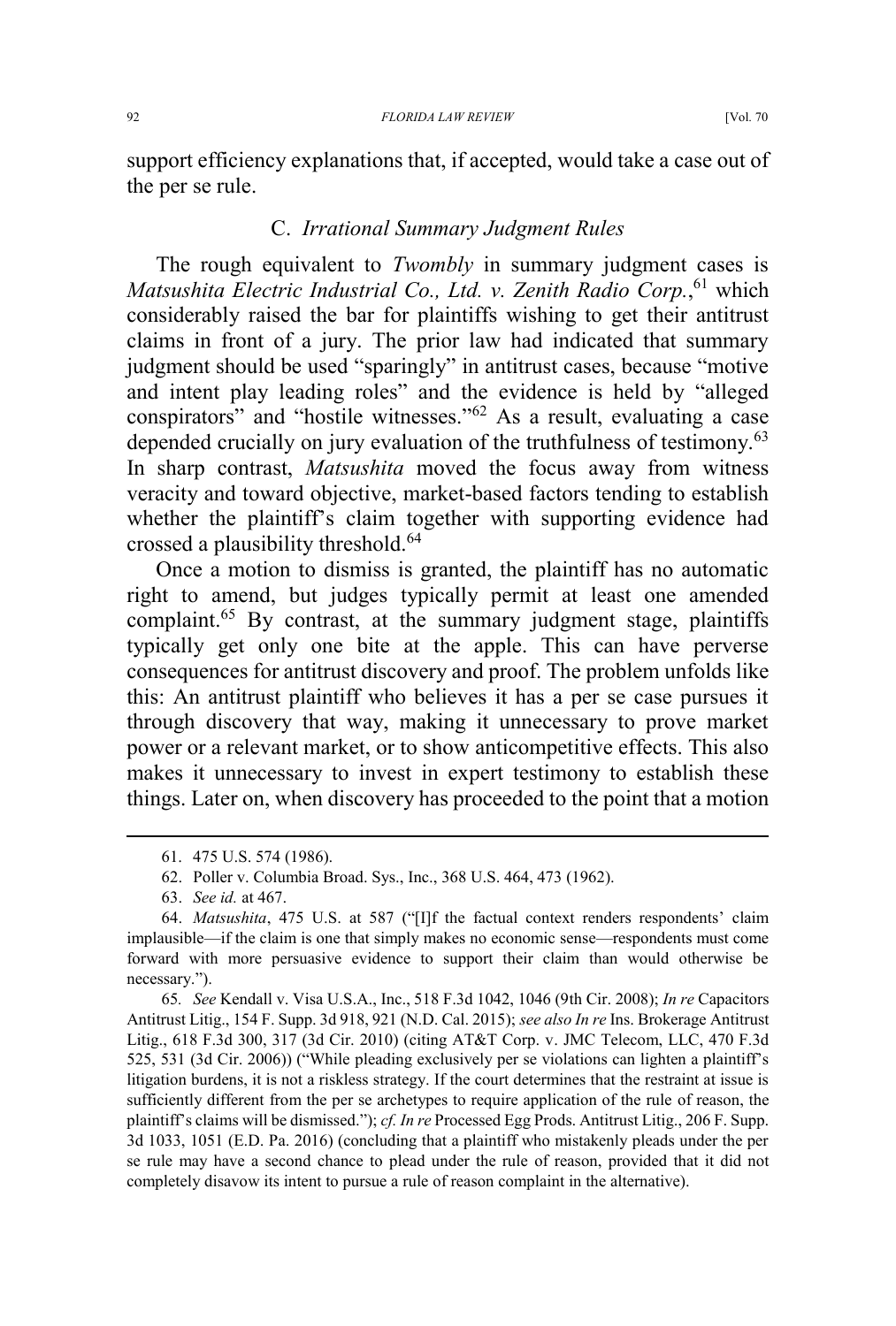support efficiency explanations that, if accepted, would take a case out of the per se rule.

### C. *Irrational Summary Judgment Rules*

The rough equivalent to *Twombly* in summary judgment cases is *Matsushita Electric Industrial Co., Ltd. v. Zenith Radio Corp.*,[61] which considerably raised the bar for plaintiffs wishing to get their antitrust claims in front of a jury. The prior law had indicated that summary judgment should be used "sparingly" in antitrust cases, because "motive and intent play leading roles" and the evidence is held by "alleged conspirators" and "hostile witnesses."[62] As a result, evaluating a case depended crucially on jury evaluation of the truthfulness of testimony.[63] In sharp contrast, *Matsushita* moved the focus away from witness veracity and toward objective, market-based factors tending to establish whether the plaintiff's claim together with supporting evidence had crossed a plausibility threshold.[64]

Once a motion to dismiss is granted, the plaintiff has no automatic right to amend, but judges typically permit at least one amended complaint.[65] By contrast, at the summary judgment stage, plaintiffs typically get only one bite at the apple. This can have perverse consequences for antitrust discovery and proof. The problem unfolds like this: An antitrust plaintiff who believes it has a per se case pursues it through discovery that way, making it unnecessary to prove market power or a relevant market, or to show anticompetitive effects. This also makes it unnecessary to invest in expert testimony to establish these things. Later on, when discovery has proceeded to the point that a motion

---

61. 475 U.S. 574 (1986).

62. Poller v. Columbia Broad. Sys., Inc., 368 U.S. 464, 473 (1962).

63. *See id.* at 467.

64. *Matsushita*, 475 U.S. at 587 ("[I]f the factual context renders respondents' claim implausible—if the claim is one that simply makes no economic sense—respondents must come forward with more persuasive evidence to support their claim than would otherwise be necessary.").

65. *See* Kendall v. Visa U.S.A., Inc., 518 F.3d 1042, 1046 (9th Cir. 2008); *In re* Capacitors Antitrust Litig., 154 F. Supp. 3d 918, 921 (N.D. Cal. 2015); *see also In re* Ins. Brokerage Antitrust Litig., 618 F.3d 300, 317 (3d Cir. 2010) (citing AT&T Corp. v. JMC Telecom, LLC, 470 F.3d 525, 531 (3d Cir. 2006)) ("While pleading exclusively per se violations can lighten a plaintiff's litigation burdens, it is not a riskless strategy. If the court determines that the restraint at issue is sufficiently different from the per se archetypes to require application of the rule of reason, the plaintiff's claims will be dismissed."); *cf. In re* Processed Egg Prods. Antitrust Litig., 206 F. Supp. 3d 1033, 1051 (E.D. Pa. 2016) (concluding that a plaintiff who mistakenly pleads under the per se rule may have a second chance to plead under the rule of reason, provided that it did not completely disavow its intent to pursue a rule of reason complaint in the alternative).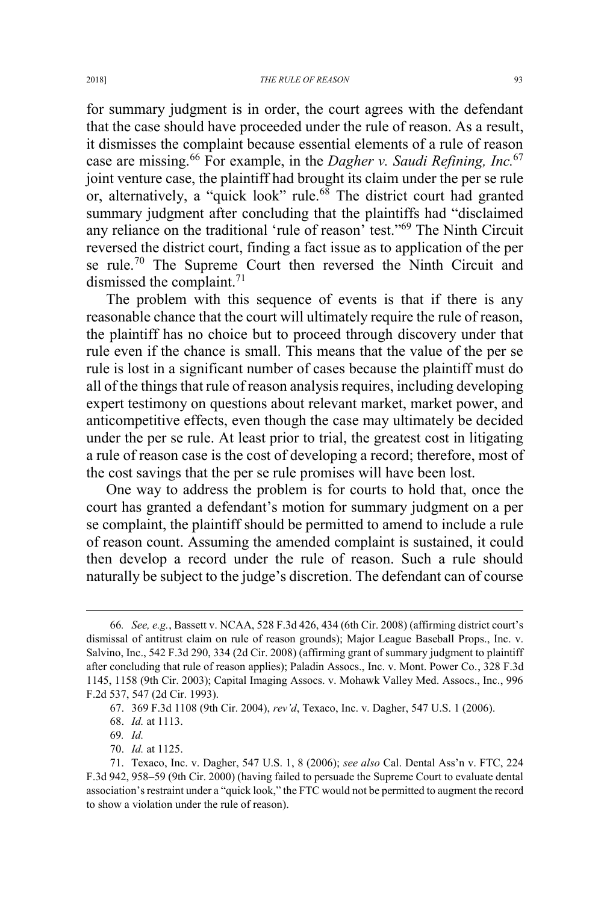for summary judgment is in order, the court agrees with the defendant that the case should have proceeded under the rule of reason. As a result, it dismisses the complaint because essential elements of a rule of reason case are missing.[66] For example, in the *Dagher v. Saudi Refining, Inc.*[67] joint venture case, the plaintiff had brought its claim under the per se rule or, alternatively, a "quick look" rule.[68] The district court had granted summary judgment after concluding that the plaintiffs had "disclaimed any reliance on the traditional 'rule of reason' test."[69] The Ninth Circuit reversed the district court, finding a fact issue as to application of the per se rule.[70] The Supreme Court then reversed the Ninth Circuit and dismissed the complaint.[71]

The problem with this sequence of events is that if there is any reasonable chance that the court will ultimately require the rule of reason, the plaintiff has no choice but to proceed through discovery under that rule even if the chance is small. This means that the value of the per se rule is lost in a significant number of cases because the plaintiff must do all of the things that rule of reason analysis requires, including developing expert testimony on questions about relevant market, market power, and anticompetitive effects, even though the case may ultimately be decided under the per se rule. At least prior to trial, the greatest cost in litigating a rule of reason case is the cost of developing a record; therefore, most of the cost savings that the per se rule promises will have been lost.

One way to address the problem is for courts to hold that, once the court has granted a defendant's motion for summary judgment on a per se complaint, the plaintiff should be permitted to amend to include a rule of reason count. Assuming the amended complaint is sustained, it could then develop a record under the rule of reason. Such a rule should naturally be subject to the judge's discretion. The defendant can of course

---

66. *See, e.g.*, Bassett v. NCAA, 528 F.3d 426, 434 (6th Cir. 2008) (affirming district court's dismissal of antitrust claim on rule of reason grounds); Major League Baseball Props., Inc. v. Salvino, Inc., 542 F.3d 290, 334 (2d Cir. 2008) (affirming grant of summary judgment to plaintiff after concluding that rule of reason applies); Paladin Assocs., Inc. v. Mont. Power Co., 328 F.3d 1145, 1158 (9th Cir. 2003); Capital Imaging Assocs. v. Mohawk Valley Med. Assocs., Inc., 996 F.2d 537, 547 (2d Cir. 1993).

67. 369 F.3d 1108 (9th Cir. 2004), *rev'd*, Texaco, Inc. v. Dagher, 547 U.S. 1 (2006).

68. *Id.* at 1113.

69. *Id.*

70. *Id.* at 1125.

71. Texaco, Inc. v. Dagher, 547 U.S. 1, 8 (2006); *see also* Cal. Dental Ass'n v. FTC, 224 F.3d 942, 958–59 (9th Cir. 2000) (having failed to persuade the Supreme Court to evaluate dental association's restraint under a "quick look," the FTC would not be permitted to augment the record to show a violation under the rule of reason).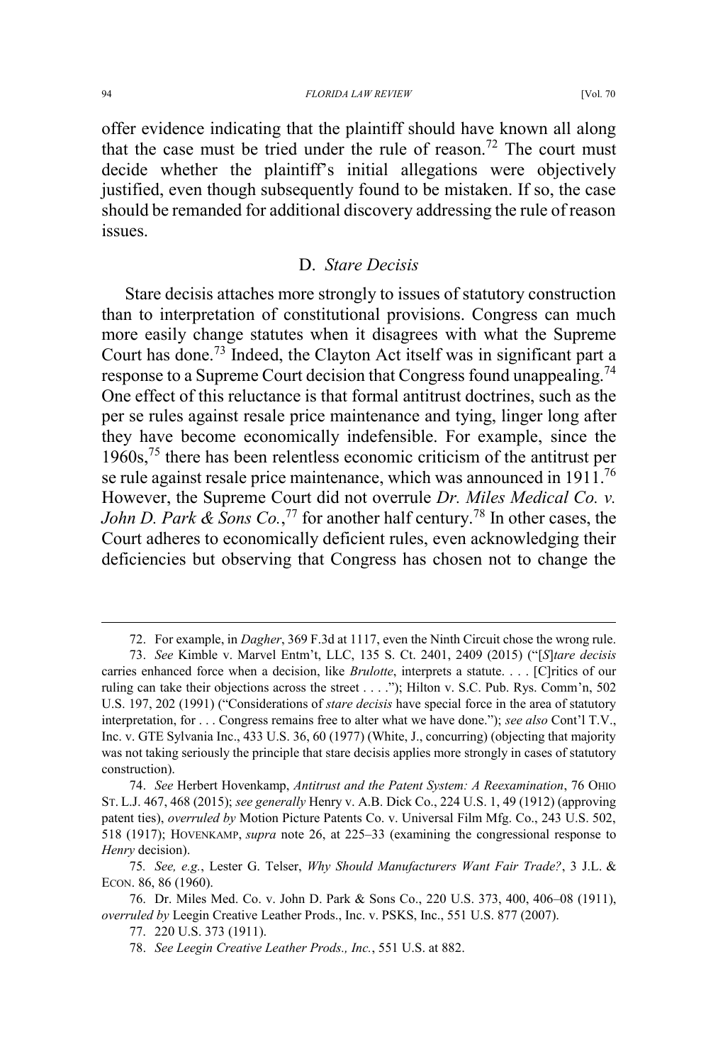offer evidence indicating that the plaintiff should have known all along that the case must be tried under the rule of reason.[72] The court must decide whether the plaintiff's initial allegations were objectively justified, even though subsequently found to be mistaken. If so, the case should be remanded for additional discovery addressing the rule of reason issues.

### D. *Stare Decisis*

Stare decisis attaches more strongly to issues of statutory construction than to interpretation of constitutional provisions. Congress can much more easily change statutes when it disagrees with what the Supreme Court has done.[73] Indeed, the Clayton Act itself was in significant part a response to a Supreme Court decision that Congress found unappealing.[74] One effect of this reluctance is that formal antitrust doctrines, such as the per se rules against resale price maintenance and tying, linger long after they have become economically indefensible. For example, since the 1960s,[75] there has been relentless economic criticism of the antitrust per se rule against resale price maintenance, which was announced in 1911.[76] However, the Supreme Court did not overrule *Dr. Miles Medical Co. v. John D. Park & Sons Co.*,[77] for another half century.[78] In other cases, the Court adheres to economically deficient rules, even acknowledging their deficiencies but observing that Congress has chosen not to change the

---

72. For example, in *Dagher*, 369 F.3d at 1117, even the Ninth Circuit chose the wrong rule.

73. *See* Kimble v. Marvel Entm't, LLC, 135 S. Ct. 2401, 2409 (2015) ("[*S*]*tare decisis* carries enhanced force when a decision, like *Brulotte*, interprets a statute. . . . [C]ritics of our ruling can take their objections across the street . . . ."); Hilton v. S.C. Pub. Rys. Comm'n, 502 U.S. 197, 202 (1991) ("Considerations of *stare decisis* have special force in the area of statutory interpretation, for . . . Congress remains free to alter what we have done."); *see also* Cont'l T.V., Inc. v. GTE Sylvania Inc., 433 U.S. 36, 60 (1977) (White, J., concurring) (objecting that majority was not taking seriously the principle that stare decisis applies more strongly in cases of statutory construction).

74. *See* Herbert Hovenkamp, *Antitrust and the Patent System: A Reexamination*, 76 OHIO ST. L.J. 467, 468 (2015); *see generally* Henry v. A.B. Dick Co., 224 U.S. 1, 49 (1912) (approving patent ties), *overruled by* Motion Picture Patents Co. v. Universal Film Mfg. Co., 243 U.S. 502, 518 (1917); HOVENKAMP, *supra* note 26, at 225–33 (examining the congressional response to *Henry* decision).

75. *See, e.g.*, Lester G. Telser, *Why Should Manufacturers Want Fair Trade?*, 3 J.L. & ECON. 86, 86 (1960).

76. Dr. Miles Med. Co. v. John D. Park & Sons Co., 220 U.S. 373, 400, 406–08 (1911), *overruled by* Leegin Creative Leather Prods., Inc. v. PSKS, Inc., 551 U.S. 877 (2007).

77. 220 U.S. 373 (1911).

78. *See Leegin Creative Leather Prods., Inc.*, 551 U.S. at 882.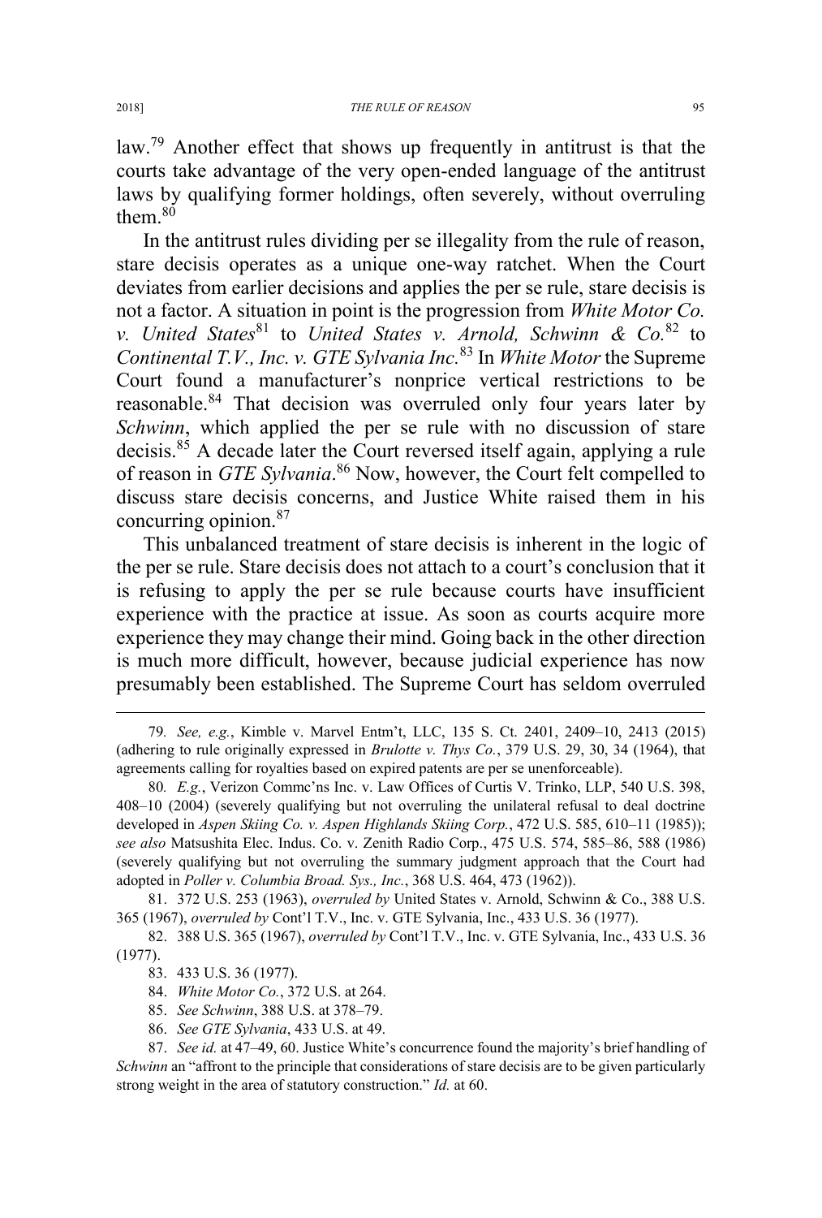law.[79] Another effect that shows up frequently in antitrust is that the courts take advantage of the very open-ended language of the antitrust laws by qualifying former holdings, often severely, without overruling them.[80]

In the antitrust rules dividing per se illegality from the rule of reason, stare decisis operates as a unique one-way ratchet. When the Court deviates from earlier decisions and applies the per se rule, stare decisis is not a factor. A situation in point is the progression from *White Motor Co. v. United States*[81] to *United States v. Arnold, Schwinn & Co.*[82] to *Continental T.V., Inc. v. GTE Sylvania Inc.*[83] In *White Motor* the Supreme Court found a manufacturer's nonprice vertical restrictions to be reasonable.[84] That decision was overruled only four years later by *Schwinn*, which applied the per se rule with no discussion of stare decisis.[85] A decade later the Court reversed itself again, applying a rule of reason in *GTE Sylvania*.[86] Now, however, the Court felt compelled to discuss stare decisis concerns, and Justice White raised them in his concurring opinion.[87]

This unbalanced treatment of stare decisis is inherent in the logic of the per se rule. Stare decisis does not attach to a court's conclusion that it is refusing to apply the per se rule because courts have insufficient experience with the practice at issue. As soon as courts acquire more experience they may change their mind. Going back in the other direction is much more difficult, however, because judicial experience has now presumably been established. The Supreme Court has seldom overruled

---

79. *See, e.g.*, Kimble v. Marvel Entm't, LLC, 135 S. Ct. 2401, 2409–10, 2413 (2015) (adhering to rule originally expressed in *Brulotte v. Thys Co.*, 379 U.S. 29, 30, 34 (1964), that agreements calling for royalties based on expired patents are per se unenforceable).

80. *E.g.*, Verizon Commc'ns Inc. v. Law Offices of Curtis V. Trinko, LLP, 540 U.S. 398, 408–10 (2004) (severely qualifying but not overruling the unilateral refusal to deal doctrine developed in *Aspen Skiing Co. v. Aspen Highlands Skiing Corp.*, 472 U.S. 585, 610–11 (1985)); *see also* Matsushita Elec. Indus. Co. v. Zenith Radio Corp., 475 U.S. 574, 585–86, 588 (1986) (severely qualifying but not overruling the summary judgment approach that the Court had adopted in *Poller v. Columbia Broad. Sys., Inc.*, 368 U.S. 464, 473 (1962)).

81. 372 U.S. 253 (1963), *overruled by* United States v. Arnold, Schwinn & Co., 388 U.S. 365 (1967), *overruled by* Cont'l T.V., Inc. v. GTE Sylvania, Inc., 433 U.S. 36 (1977).

82. 388 U.S. 365 (1967), *overruled by* Cont'l T.V., Inc. v. GTE Sylvania, Inc., 433 U.S. 36 (1977).

83. 433 U.S. 36 (1977).

84. *White Motor Co.*, 372 U.S. at 264.

85. *See Schwinn*, 388 U.S. at 378–79.

86. *See GTE Sylvania*, 433 U.S. at 49.

87. *See id.* at 47–49, 60. Justice White's concurrence found the majority's brief handling of *Schwinn* an "affront to the principle that considerations of stare decisis are to be given particularly strong weight in the area of statutory construction." *Id.* at 60.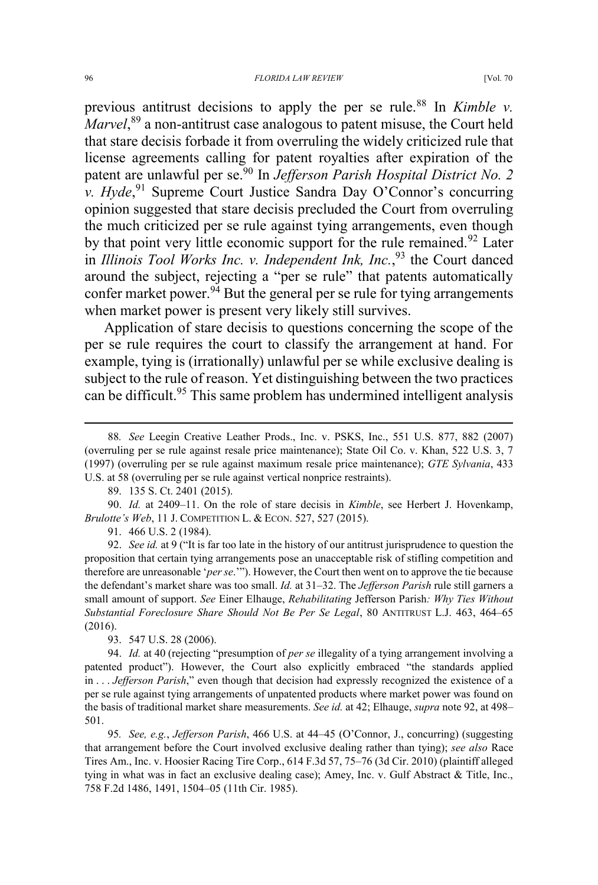previous antitrust decisions to apply the per se rule.[88] In *Kimble v. Marvel*,[89] a non-antitrust case analogous to patent misuse, the Court held that stare decisis forbade it from overruling the widely criticized rule that license agreements calling for patent royalties after expiration of the patent are unlawful per se.[90] In *Jefferson Parish Hospital District No. 2 v. Hyde*,[91] Supreme Court Justice Sandra Day O'Connor's concurring opinion suggested that stare decisis precluded the Court from overruling the much criticized per se rule against tying arrangements, even though by that point very little economic support for the rule remained.[92] Later in *Illinois Tool Works Inc. v. Independent Ink, Inc.*,[93] the Court danced around the subject, rejecting a "per se rule" that patents automatically confer market power.[94] But the general per se rule for tying arrangements when market power is present very likely still survives.

Application of stare decisis to questions concerning the scope of the per se rule requires the court to classify the arrangement at hand. For example, tying is (irrationally) unlawful per se while exclusive dealing is subject to the rule of reason. Yet distinguishing between the two practices can be difficult.[95] This same problem has undermined intelligent analysis

---

88. *See* Leegin Creative Leather Prods., Inc. v. PSKS, Inc., 551 U.S. 877, 882 (2007) (overruling per se rule against resale price maintenance); State Oil Co. v. Khan, 522 U.S. 3, 7 (1997) (overruling per se rule against maximum resale price maintenance); *GTE Sylvania*, 433 U.S. at 58 (overruling per se rule against vertical nonprice restraints).

89. 135 S. Ct. 2401 (2015).

90. *Id.* at 2409–11. On the role of stare decisis in *Kimble*, see Herbert J. Hovenkamp, *Brulotte's Web*, 11 J. COMPETITION L. & ECON. 527, 527 (2015).

91. 466 U.S. 2 (1984).

92. *See id.* at 9 ("It is far too late in the history of our antitrust jurisprudence to question the proposition that certain tying arrangements pose an unacceptable risk of stifling competition and therefore are unreasonable '*per se*.'"). However, the Court then went on to approve the tie because the defendant's market share was too small. *Id.* at 31–32. The *Jefferson Parish* rule still garners a small amount of support. *See* Einer Elhauge, *Rehabilitating* Jefferson Parish*: Why Ties Without Substantial Foreclosure Share Should Not Be Per Se Legal*, 80 ANTITRUST L.J. 463, 464–65 (2016).

93. 547 U.S. 28 (2006).

94. *Id.* at 40 (rejecting "presumption of *per se* illegality of a tying arrangement involving a patented product"). However, the Court also explicitly embraced "the standards applied in . . . *Jefferson Parish*," even though that decision had expressly recognized the existence of a per se rule against tying arrangements of unpatented products where market power was found on the basis of traditional market share measurements. *See id.* at 42; Elhauge, *supra* note 92, at 498–501.

95. *See, e.g.*, *Jefferson Parish*, 466 U.S. at 44–45 (O'Connor, J., concurring) (suggesting that arrangement before the Court involved exclusive dealing rather than tying); *see also* Race Tires Am., Inc. v. Hoosier Racing Tire Corp., 614 F.3d 57, 75–76 (3d Cir. 2010) (plaintiff alleged tying in what was in fact an exclusive dealing case); Amey, Inc. v. Gulf Abstract & Title, Inc., 758 F.2d 1486, 1491, 1504–05 (11th Cir. 1985).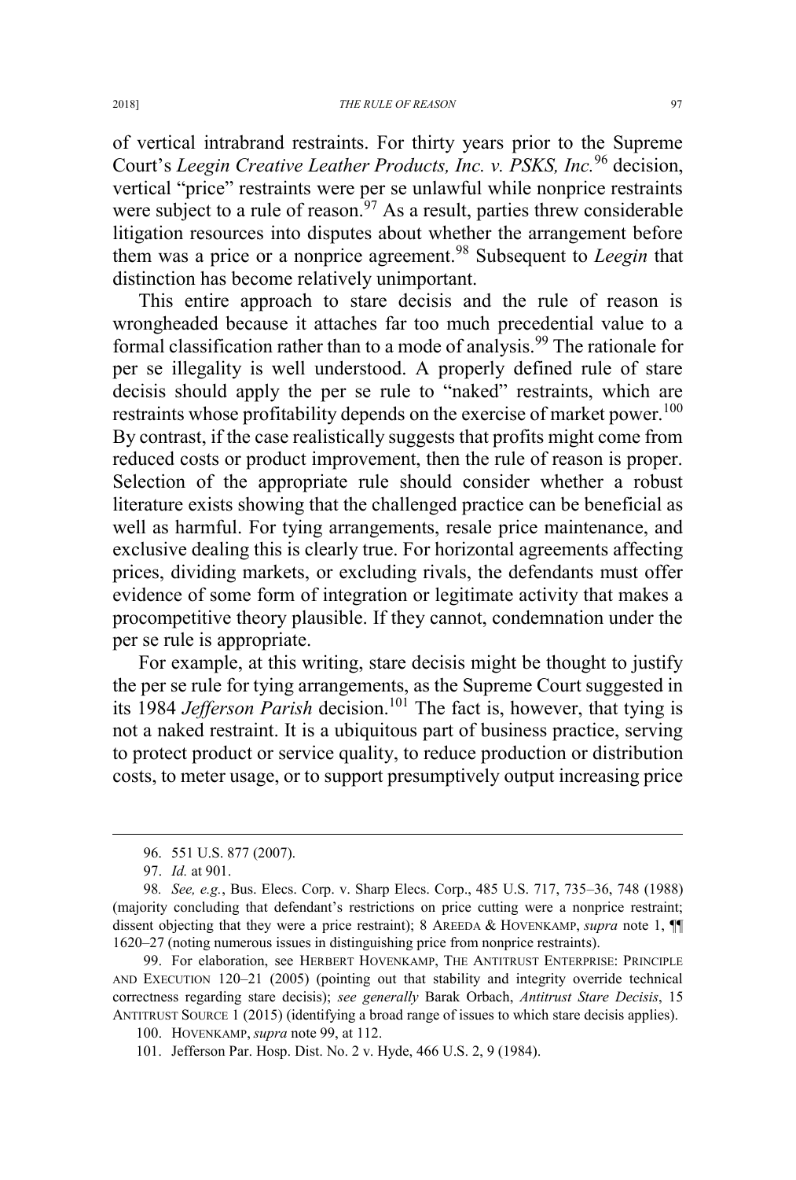of vertical intrabrand restraints. For thirty years prior to the Supreme Court's *Leegin Creative Leather Products, Inc. v. PSKS, Inc.*[96] decision, vertical "price" restraints were per se unlawful while nonprice restraints were subject to a rule of reason.[97] As a result, parties threw considerable litigation resources into disputes about whether the arrangement before them was a price or a nonprice agreement.[98] Subsequent to *Leegin* that distinction has become relatively unimportant.

This entire approach to stare decisis and the rule of reason is wrongheaded because it attaches far too much precedential value to a formal classification rather than to a mode of analysis.[99] The rationale for per se illegality is well understood. A properly defined rule of stare decisis should apply the per se rule to "naked" restraints, which are restraints whose profitability depends on the exercise of market power.[100] By contrast, if the case realistically suggests that profits might come from reduced costs or product improvement, then the rule of reason is proper. Selection of the appropriate rule should consider whether a robust literature exists showing that the challenged practice can be beneficial as well as harmful. For tying arrangements, resale price maintenance, and exclusive dealing this is clearly true. For horizontal agreements affecting prices, dividing markets, or excluding rivals, the defendants must offer evidence of some form of integration or legitimate activity that makes a procompetitive theory plausible. If they cannot, condemnation under the per se rule is appropriate.

For example, at this writing, stare decisis might be thought to justify the per se rule for tying arrangements, as the Supreme Court suggested in its 1984 *Jefferson Parish* decision.[101] The fact is, however, that tying is not a naked restraint. It is a ubiquitous part of business practice, serving to protect product or service quality, to reduce production or distribution costs, to meter usage, or to support presumptively output increasing price

---

96. 551 U.S. 877 (2007).

97. *Id.* at 901.

98. *See, e.g.*, Bus. Elecs. Corp. v. Sharp Elecs. Corp., 485 U.S. 717, 735–36, 748 (1988) (majority concluding that defendant's restrictions on price cutting were a nonprice restraint; dissent objecting that they were a price restraint); 8 AREEDA & HOVENKAMP, *supra* note 1, ¶¶ 1620–27 (noting numerous issues in distinguishing price from nonprice restraints).

99. For elaboration, see HERBERT HOVENKAMP, THE ANTITRUST ENTERPRISE: PRINCIPLE AND EXECUTION 120–21 (2005) (pointing out that stability and integrity override technical correctness regarding stare decisis); *see generally* Barak Orbach, *Antitrust Stare Decisis*, 15 ANTITRUST SOURCE 1 (2015) (identifying a broad range of issues to which stare decisis applies).

100. HOVENKAMP, *supra* note 99, at 112.

101. Jefferson Par. Hosp. Dist. No. 2 v. Hyde, 466 U.S. 2, 9 (1984).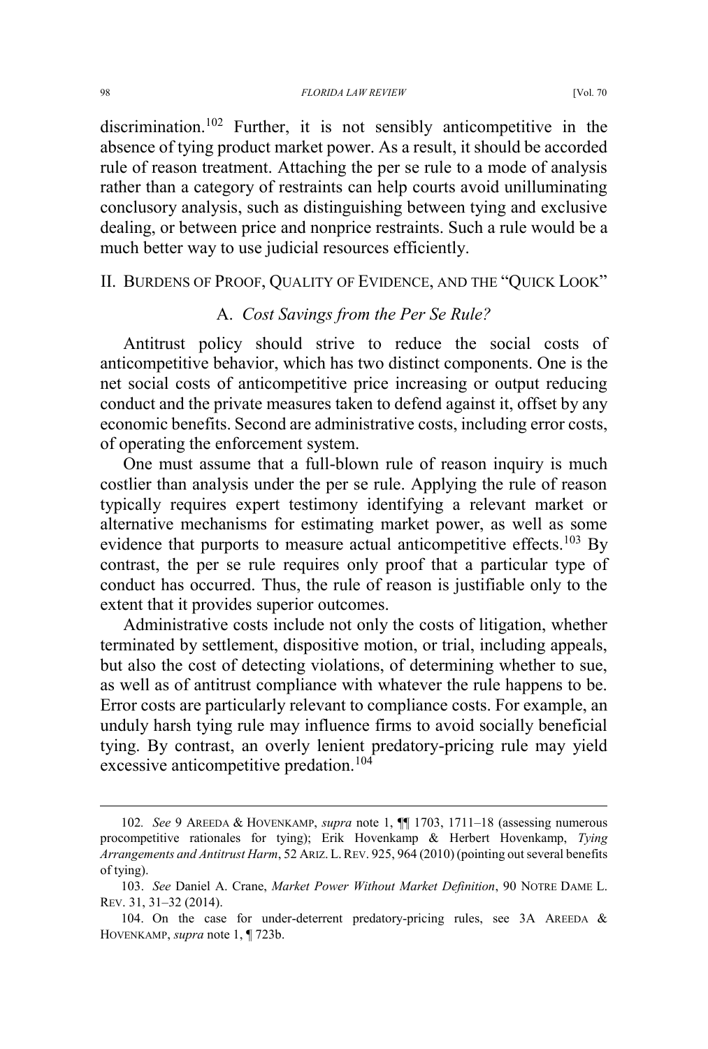discrimination.[102] Further, it is not sensibly anticompetitive in the absence of tying product market power. As a result, it should be accorded rule of reason treatment. Attaching the per se rule to a mode of analysis rather than a category of restraints can help courts avoid unilluminating conclusory analysis, such as distinguishing between tying and exclusive dealing, or between price and nonprice restraints. Such a rule would be a much better way to use judicial resources efficiently.

## II. Burdens of Proof, Quality of Evidence, and the "Quick Look"

### A. *Cost Savings from the Per Se Rule?*

Antitrust policy should strive to reduce the social costs of anticompetitive behavior, which has two distinct components. One is the net social costs of anticompetitive price increasing or output reducing conduct and the private measures taken to defend against it, offset by any economic benefits. Second are administrative costs, including error costs, of operating the enforcement system.

One must assume that a full-blown rule of reason inquiry is much costlier than analysis under the per se rule. Applying the rule of reason typically requires expert testimony identifying a relevant market or alternative mechanisms for estimating market power, as well as some evidence that purports to measure actual anticompetitive effects.[103] By contrast, the per se rule requires only proof that a particular type of conduct has occurred. Thus, the rule of reason is justifiable only to the extent that it provides superior outcomes.

Administrative costs include not only the costs of litigation, whether terminated by settlement, dispositive motion, or trial, including appeals, but also the cost of detecting violations, of determining whether to sue, as well as of antitrust compliance with whatever the rule happens to be. Error costs are particularly relevant to compliance costs. For example, an unduly harsh tying rule may influence firms to avoid socially beneficial tying. By contrast, an overly lenient predatory-pricing rule may yield excessive anticompetitive predation.[104]

---

102. *See* 9 Areeda & Hovenkamp, *supra* note 1, ¶¶ 1703, 1711–18 (assessing numerous procompetitive rationales for tying); Erik Hovenkamp & Herbert Hovenkamp, *Tying Arrangements and Antitrust Harm*, 52 Ariz. L. Rev. 925, 964 (2010) (pointing out several benefits of tying).

103. *See* Daniel A. Crane, *Market Power Without Market Definition*, 90 Notre Dame L. Rev. 31, 31–32 (2014).

104. On the case for under-deterrent predatory-pricing rules, see 3A Areeda & Hovenkamp, *supra* note 1, ¶ 723b.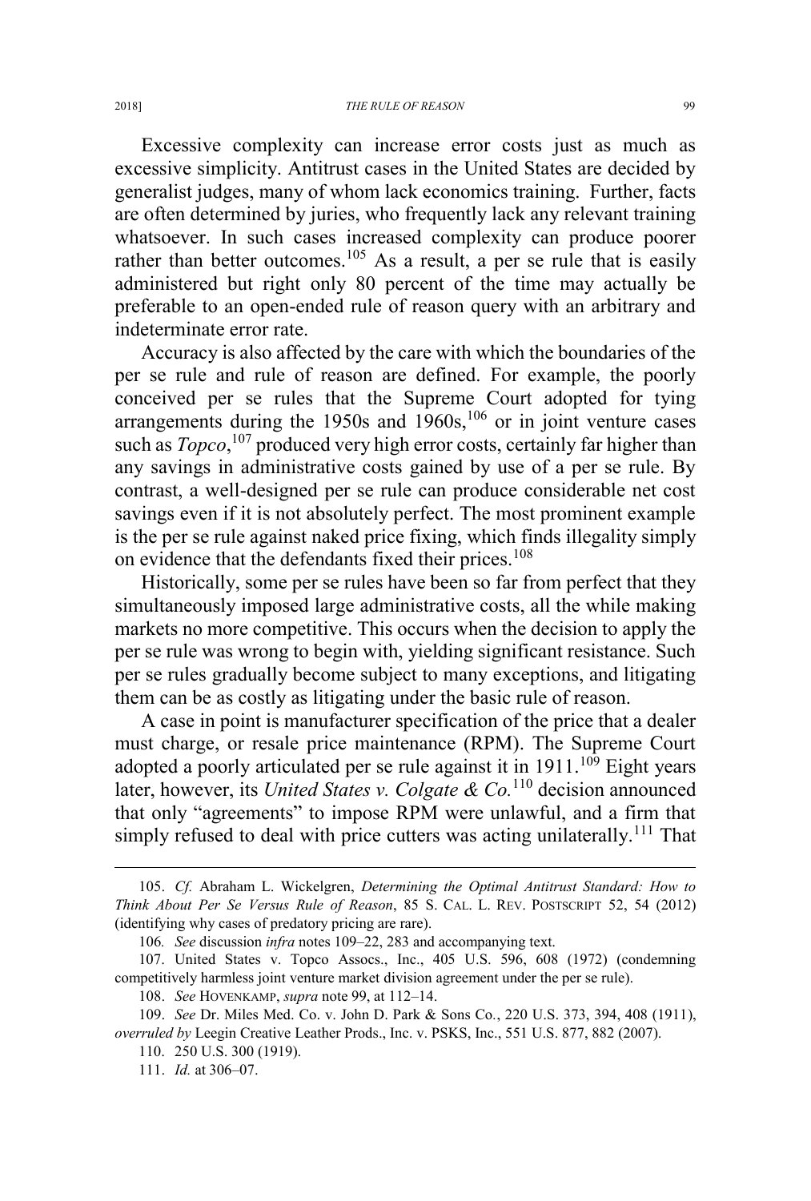Excessive complexity can increase error costs just as much as excessive simplicity. Antitrust cases in the United States are decided by generalist judges, many of whom lack economics training. Further, facts are often determined by juries, who frequently lack any relevant training whatsoever. In such cases increased complexity can produce poorer rather than better outcomes.[105] As a result, a per se rule that is easily administered but right only 80 percent of the time may actually be preferable to an open-ended rule of reason query with an arbitrary and indeterminate error rate.

Accuracy is also affected by the care with which the boundaries of the per se rule and rule of reason are defined. For example, the poorly conceived per se rules that the Supreme Court adopted for tying arrangements during the 1950s and 1960s,[106] or in joint venture cases such as *Topco*,[107] produced very high error costs, certainly far higher than any savings in administrative costs gained by use of a per se rule. By contrast, a well-designed per se rule can produce considerable net cost savings even if it is not absolutely perfect. The most prominent example is the per se rule against naked price fixing, which finds illegality simply on evidence that the defendants fixed their prices.[108]

Historically, some per se rules have been so far from perfect that they simultaneously imposed large administrative costs, all the while making markets no more competitive. This occurs when the decision to apply the per se rule was wrong to begin with, yielding significant resistance. Such per se rules gradually become subject to many exceptions, and litigating them can be as costly as litigating under the basic rule of reason.

A case in point is manufacturer specification of the price that a dealer must charge, or resale price maintenance (RPM). The Supreme Court adopted a poorly articulated per se rule against it in 1911.[109] Eight years later, however, its *United States v. Colgate & Co.*[110] decision announced that only "agreements" to impose RPM were unlawful, and a firm that simply refused to deal with price cutters was acting unilaterally.[111] That

---

105. *Cf.* Abraham L. Wickelgren, *Determining the Optimal Antitrust Standard: How to Think About Per Se Versus Rule of Reason*, 85 S. CAL. L. REV. POSTSCRIPT 52, 54 (2012) (identifying why cases of predatory pricing are rare).

106. *See* discussion *infra* notes 109–22, 283 and accompanying text.

107. United States v. Topco Assocs., Inc., 405 U.S. 596, 608 (1972) (condemning competitively harmless joint venture market division agreement under the per se rule).

108. *See* HOVENKAMP, *supra* note 99, at 112–14.

109. *See* Dr. Miles Med. Co. v. John D. Park & Sons Co., 220 U.S. 373, 394, 408 (1911), *overruled by* Leegin Creative Leather Prods., Inc. v. PSKS, Inc., 551 U.S. 877, 882 (2007).

110. 250 U.S. 300 (1919).

111. *Id.* at 306–07.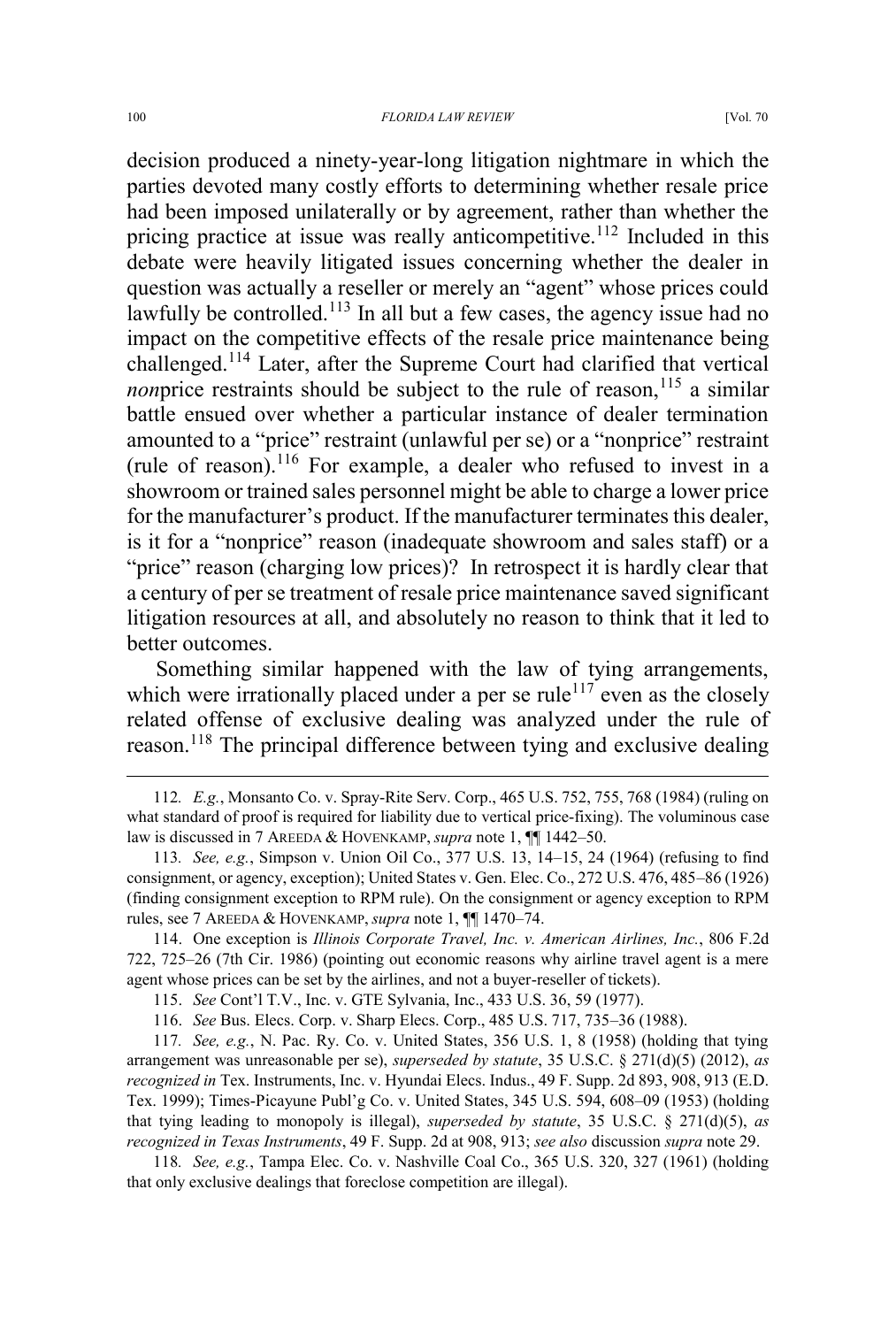decision produced a ninety-year-long litigation nightmare in which the parties devoted many costly efforts to determining whether resale price had been imposed unilaterally or by agreement, rather than whether the pricing practice at issue was really anticompetitive.[112] Included in this debate were heavily litigated issues concerning whether the dealer in question was actually a reseller or merely an "agent" whose prices could lawfully be controlled.[113] In all but a few cases, the agency issue had no impact on the competitive effects of the resale price maintenance being challenged.[114] Later, after the Supreme Court had clarified that vertical *non*price restraints should be subject to the rule of reason,[115] a similar battle ensued over whether a particular instance of dealer termination amounted to a "price" restraint (unlawful per se) or a "nonprice" restraint (rule of reason).[116] For example, a dealer who refused to invest in a showroom or trained sales personnel might be able to charge a lower price for the manufacturer's product. If the manufacturer terminates this dealer, is it for a "nonprice" reason (inadequate showroom and sales staff) or a "price" reason (charging low prices)? In retrospect it is hardly clear that a century of per se treatment of resale price maintenance saved significant litigation resources at all, and absolutely no reason to think that it led to better outcomes.

Something similar happened with the law of tying arrangements, which were irrationally placed under a per se rule[117] even as the closely related offense of exclusive dealing was analyzed under the rule of reason.[118] The principal difference between tying and exclusive dealing

---

112. *E.g.*, Monsanto Co. v. Spray-Rite Serv. Corp., 465 U.S. 752, 755, 768 (1984) (ruling on what standard of proof is required for liability due to vertical price-fixing). The voluminous case law is discussed in 7 AREEDA & HOVENKAMP, *supra* note 1, ¶¶ 1442–50.

113. *See, e.g.*, Simpson v. Union Oil Co., 377 U.S. 13, 14–15, 24 (1964) (refusing to find consignment, or agency, exception); United States v. Gen. Elec. Co., 272 U.S. 476, 485–86 (1926) (finding consignment exception to RPM rule). On the consignment or agency exception to RPM rules, see 7 AREEDA & HOVENKAMP, *supra* note 1, ¶¶ 1470–74.

114. One exception is *Illinois Corporate Travel, Inc. v. American Airlines, Inc.*, 806 F.2d 722, 725–26 (7th Cir. 1986) (pointing out economic reasons why airline travel agent is a mere agent whose prices can be set by the airlines, and not a buyer-reseller of tickets).

115. *See* Cont'l T.V., Inc. v. GTE Sylvania, Inc., 433 U.S. 36, 59 (1977).

116. *See* Bus. Elecs. Corp. v. Sharp Elecs. Corp., 485 U.S. 717, 735–36 (1988).

117. *See, e.g.*, N. Pac. Ry. Co. v. United States, 356 U.S. 1, 8 (1958) (holding that tying arrangement was unreasonable per se), *superseded by statute*, 35 U.S.C. § 271(d)(5) (2012), *as recognized in* Tex. Instruments, Inc. v. Hyundai Elecs. Indus., 49 F. Supp. 2d 893, 908, 913 (E.D. Tex. 1999); Times-Picayune Publ'g Co. v. United States, 345 U.S. 594, 608–09 (1953) (holding that tying leading to monopoly is illegal), *superseded by statute*, 35 U.S.C. § 271(d)(5), *as recognized in Texas Instruments*, 49 F. Supp. 2d at 908, 913; *see also* discussion *supra* note 29.

118. *See, e.g.*, Tampa Elec. Co. v. Nashville Coal Co., 365 U.S. 320, 327 (1961) (holding that only exclusive dealings that foreclose competition are illegal).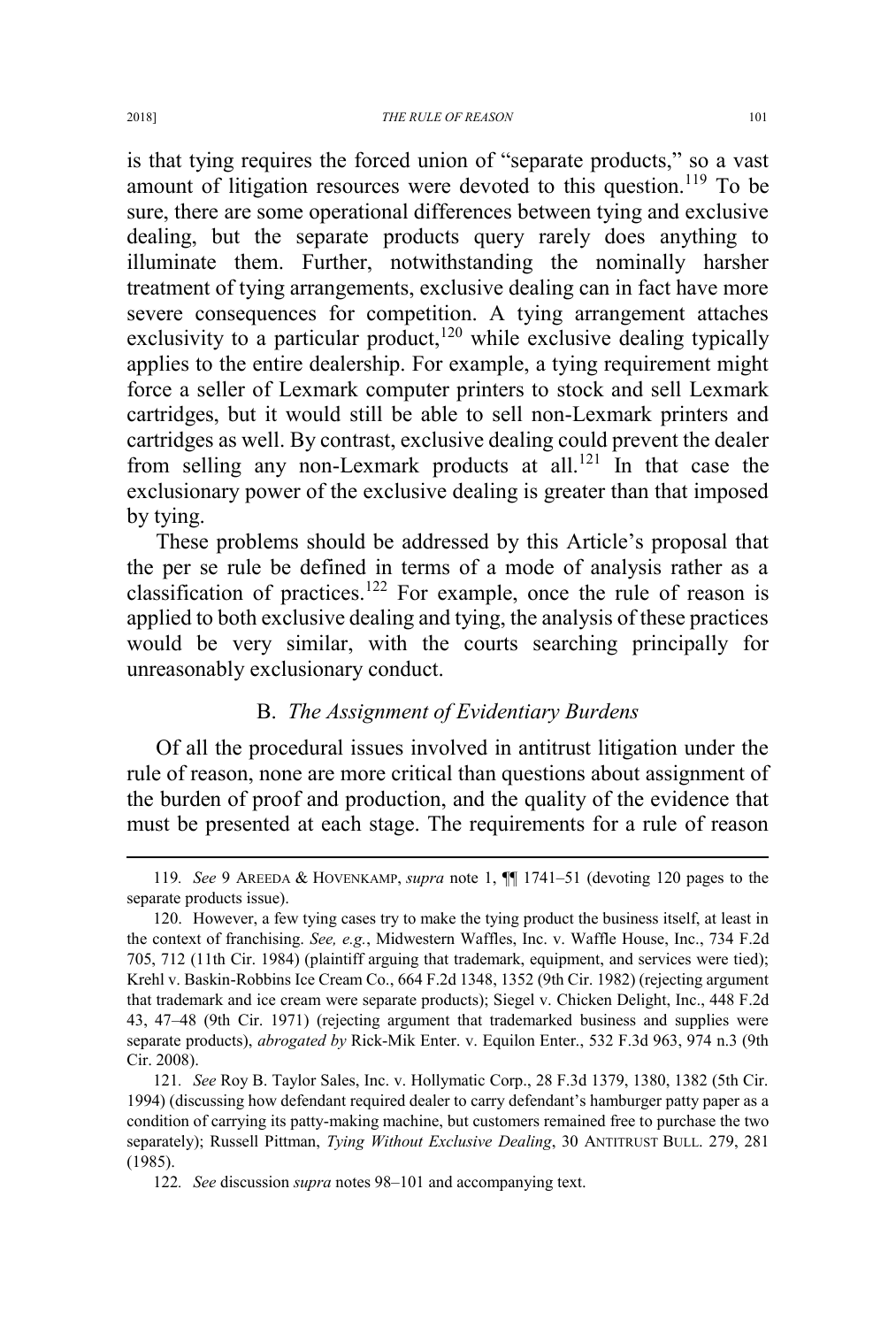is that tying requires the forced union of "separate products," so a vast amount of litigation resources were devoted to this question.[119] To be sure, there are some operational differences between tying and exclusive dealing, but the separate products query rarely does anything to illuminate them. Further, notwithstanding the nominally harsher treatment of tying arrangements, exclusive dealing can in fact have more severe consequences for competition. A tying arrangement attaches exclusivity to a particular product,[120] while exclusive dealing typically applies to the entire dealership. For example, a tying requirement might force a seller of Lexmark computer printers to stock and sell Lexmark cartridges, but it would still be able to sell non-Lexmark printers and cartridges as well. By contrast, exclusive dealing could prevent the dealer from selling any non-Lexmark products at all.[121] In that case the exclusionary power of the exclusive dealing is greater than that imposed by tying.

These problems should be addressed by this Article's proposal that the per se rule be defined in terms of a mode of analysis rather as a classification of practices.[122] For example, once the rule of reason is applied to both exclusive dealing and tying, the analysis of these practices would be very similar, with the courts searching principally for unreasonably exclusionary conduct.

### B. *The Assignment of Evidentiary Burdens*

Of all the procedural issues involved in antitrust litigation under the rule of reason, none are more critical than questions about assignment of the burden of proof and production, and the quality of the evidence that must be presented at each stage. The requirements for a rule of reason

---

119. *See* 9 AREEDA & HOVENKAMP, *supra* note 1, ¶¶ 1741–51 (devoting 120 pages to the separate products issue).

120. However, a few tying cases try to make the tying product the business itself, at least in the context of franchising. *See, e.g.*, Midwestern Waffles, Inc. v. Waffle House, Inc., 734 F.2d 705, 712 (11th Cir. 1984) (plaintiff arguing that trademark, equipment, and services were tied); Krehl v. Baskin-Robbins Ice Cream Co., 664 F.2d 1348, 1352 (9th Cir. 1982) (rejecting argument that trademark and ice cream were separate products); Siegel v. Chicken Delight, Inc., 448 F.2d 43, 47–48 (9th Cir. 1971) (rejecting argument that trademarked business and supplies were separate products), *abrogated by* Rick-Mik Enter. v. Equilon Enter., 532 F.3d 963, 974 n.3 (9th Cir. 2008).

121. *See* Roy B. Taylor Sales, Inc. v. Hollymatic Corp., 28 F.3d 1379, 1380, 1382 (5th Cir. 1994) (discussing how defendant required dealer to carry defendant's hamburger patty paper as a condition of carrying its patty-making machine, but customers remained free to purchase the two separately); Russell Pittman, *Tying Without Exclusive Dealing*, 30 ANTITRUST BULL. 279, 281 (1985).

122. *See* discussion *supra* notes 98–101 and accompanying text.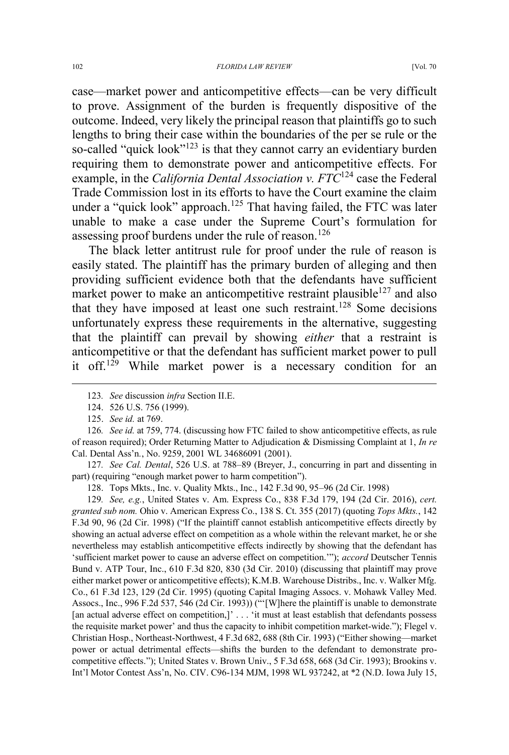case—market power and anticompetitive effects—can be very difficult to prove. Assignment of the burden is frequently dispositive of the outcome. Indeed, very likely the principal reason that plaintiffs go to such lengths to bring their case within the boundaries of the per se rule or the so-called "quick look"[123] is that they cannot carry an evidentiary burden requiring them to demonstrate power and anticompetitive effects. For example, in the *California Dental Association v. FTC*[124] case the Federal Trade Commission lost in its efforts to have the Court examine the claim under a "quick look" approach.[125] That having failed, the FTC was later unable to make a case under the Supreme Court's formulation for assessing proof burdens under the rule of reason.[126]

The black letter antitrust rule for proof under the rule of reason is easily stated. The plaintiff has the primary burden of alleging and then providing sufficient evidence both that the defendants have sufficient market power to make an anticompetitive restraint plausible[127] and also that they have imposed at least one such restraint.[128] Some decisions unfortunately express these requirements in the alternative, suggesting that the plaintiff can prevail by showing *either* that a restraint is anticompetitive or that the defendant has sufficient market power to pull it off.[129] While market power is a necessary condition for an

---

123. *See* discussion *infra* Section II.E.

124. 526 U.S. 756 (1999).

125. *See id.* at 769.

126. *See id.* at 759, 774. (discussing how FTC failed to show anticompetitive effects, as rule of reason required); Order Returning Matter to Adjudication & Dismissing Complaint at 1, *In re* Cal. Dental Ass'n., No. 9259, 2001 WL 34686091 (2001).

127. *See Cal. Dental*, 526 U.S. at 788–89 (Breyer, J., concurring in part and dissenting in part) (requiring "enough market power to harm competition").

128. Tops Mkts., Inc. v. Quality Mkts., Inc., 142 F.3d 90, 95–96 (2d Cir. 1998)

129. *See, e.g.*, United States v. Am. Express Co., 838 F.3d 179, 194 (2d Cir. 2016), *cert. granted sub nom.* Ohio v. American Express Co., 138 S. Ct. 355 (2017) (quoting *Tops Mkts.*, 142 F.3d 90, 96 (2d Cir. 1998) ("If the plaintiff cannot establish anticompetitive effects directly by showing an actual adverse effect on competition as a whole within the relevant market, he or she nevertheless may establish anticompetitive effects indirectly by showing that the defendant has 'sufficient market power to cause an adverse effect on competition.'"); *accord* Deutscher Tennis Bund v. ATP Tour, Inc., 610 F.3d 820, 830 (3d Cir. 2010) (discussing that plaintiff may prove either market power or anticompetitive effects); K.M.B. Warehouse Distribs., Inc. v. Walker Mfg. Co., 61 F.3d 123, 129 (2d Cir. 1995) (quoting Capital Imaging Assocs. v. Mohawk Valley Med. Assocs., Inc., 996 F.2d 537, 546 (2d Cir. 1993)) ("'[W]here the plaintiff is unable to demonstrate [an actual adverse effect on competition,]' . . . 'it must at least establish that defendants possess the requisite market power' and thus the capacity to inhibit competition market-wide."); Flegel v. Christian Hosp., Northeast-Northwest, 4 F.3d 682, 688 (8th Cir. 1993) ("Either showing—market power or actual detrimental effects—shifts the burden to the defendant to demonstrate pro-competitive effects."); United States v. Brown Univ., 5 F.3d 658, 668 (3d Cir. 1993); Brookins v. Int'l Motor Contest Ass'n, No. CIV. C96-134 MJM, 1998 WL 937242, at *2 (N.D. Iowa July 15,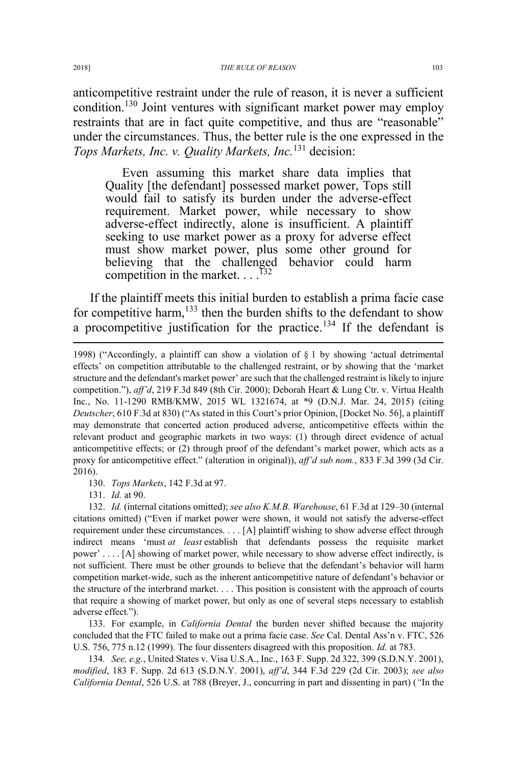anticompetitive restraint under the rule of reason, it is never a sufficient condition.[130] Joint ventures with significant market power may employ restraints that are in fact quite competitive, and thus are "reasonable" under the circumstances. Thus, the better rule is the one expressed in the *Tops Markets, Inc. v. Quality Markets, Inc.*[131] decision:

> Even assuming this market share data implies that Quality [the defendant] possessed market power, Tops still would fail to satisfy its burden under the adverse-effect requirement. Market power, while necessary to show adverse-effect indirectly, alone is insufficient. A plaintiff seeking to use market power as a proxy for adverse effect must show market power, plus some other ground for believing that the challenged behavior could harm competition in the market. . . .[132]

If the plaintiff meets this initial burden to establish a prima facie case for competitive harm,[133] then the burden shifts to the defendant to show a procompetitive justification for the practice.[134] If the defendant is

---

1998) ("Accordingly, a plaintiff can show a violation of § 1 by showing 'actual detrimental effects' on competition attributable to the challenged restraint, or by showing that the 'market structure and the defendant's market power' are such that the challenged restraint is likely to injure competition."), *aff'd*, 219 F.3d 849 (8th Cir. 2000); Deborah Heart & Lung Ctr. v. Virtua Health Inc., No. 11-1290 RMB/KMW, 2015 WL 1321674, at *9 (D.N.J. Mar. 24, 2015) (citing *Deutscher*, 610 F.3d at 830) ("As stated in this Court's prior Opinion, [Docket No. 56], a plaintiff may demonstrate that concerted action produced adverse, anticompetitive effects within the relevant product and geographic markets in two ways: (1) through direct evidence of actual anticompetitive effects; or (2) through proof of the defendant's market power, which acts as a proxy for anticompetitive effect." (alteration in original)), *aff'd sub nom.*, 833 F.3d 399 (3d Cir. 2016).

130. *Tops Markets*, 142 F.3d at 97.

131. *Id.* at 90.

132. *Id.* (internal citations omitted); *see also K.M.B. Warehouse*, 61 F.3d at 129–30 (internal citations omitted) ("Even if market power were shown, it would not satisfy the adverse-effect requirement under these circumstances. . . . [A] plaintiff wishing to show adverse effect through indirect means 'must *at least* establish that defendants possess the requisite market power' . . . . [A] showing of market power, while necessary to show adverse effect indirectly, is not sufficient. There must be other grounds to believe that the defendant's behavior will harm competition market-wide, such as the inherent anticompetitive nature of defendant's behavior or the structure of the interbrand market. . . . This position is consistent with the approach of courts that require a showing of market power, but only as one of several steps necessary to establish adverse effect.").

133. For example, in *California Dental* the burden never shifted because the majority concluded that the FTC failed to make out a prima facie case. *See* Cal. Dental Ass'n v. FTC, 526 U.S. 756, 775 n.12 (1999). The four dissenters disagreed with this proposition. *Id.* at 783.

134. *See, e.g.*, United States v. Visa U.S.A., Inc., 163 F. Supp. 2d 322, 399 (S.D.N.Y. 2001), *modified*, 183 F. Supp. 2d 613 (S.D.N.Y. 2001), *aff'd*, 344 F.3d 229 (2d Cir. 2003); *see also California Dental*, 526 U.S. at 788 (Breyer, J., concurring in part and dissenting in part) ("In the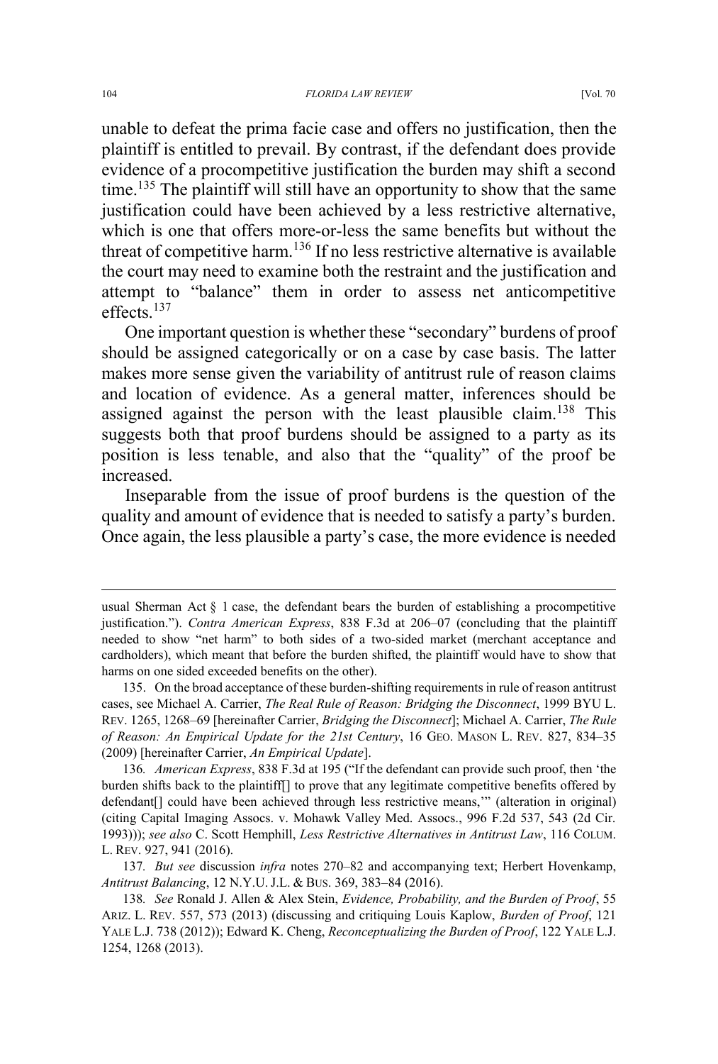unable to defeat the prima facie case and offers no justification, then the plaintiff is entitled to prevail. By contrast, if the defendant does provide evidence of a procompetitive justification the burden may shift a second time.[135] The plaintiff will still have an opportunity to show that the same justification could have been achieved by a less restrictive alternative, which is one that offers more-or-less the same benefits but without the threat of competitive harm.[136] If no less restrictive alternative is available the court may need to examine both the restraint and the justification and attempt to "balance" them in order to assess net anticompetitive effects.[137]

One important question is whether these "secondary" burdens of proof should be assigned categorically or on a case by case basis. The latter makes more sense given the variability of antitrust rule of reason claims and location of evidence. As a general matter, inferences should be assigned against the person with the least plausible claim.[138] This suggests both that proof burdens should be assigned to a party as its position is less tenable, and also that the "quality" of the proof be increased.

Inseparable from the issue of proof burdens is the question of the quality and amount of evidence that is needed to satisfy a party's burden. Once again, the less plausible a party's case, the more evidence is needed

---

usual Sherman Act § 1 case, the defendant bears the burden of establishing a procompetitive justification."). *Contra American Express*, 838 F.3d at 206–07 (concluding that the plaintiff needed to show "net harm" to both sides of a two-sided market (merchant acceptance and cardholders), which meant that before the burden shifted, the plaintiff would have to show that harms on one sided exceeded benefits on the other).

135. On the broad acceptance of these burden-shifting requirements in rule of reason antitrust cases, see Michael A. Carrier, *The Real Rule of Reason: Bridging the Disconnect*, 1999 BYU L. REV. 1265, 1268–69 [hereinafter Carrier, *Bridging the Disconnect*]; Michael A. Carrier, *The Rule of Reason: An Empirical Update for the 21st Century*, 16 GEO. MASON L. REV. 827, 834–35 (2009) [hereinafter Carrier, *An Empirical Update*].

136. *American Express*, 838 F.3d at 195 ("If the defendant can provide such proof, then 'the burden shifts back to the plaintiff[] to prove that any legitimate competitive benefits offered by defendant[] could have been achieved through less restrictive means,'" (alteration in original) (citing Capital Imaging Assocs. v. Mohawk Valley Med. Assocs., 996 F.2d 537, 543 (2d Cir. 1993))); *see also* C. Scott Hemphill, *Less Restrictive Alternatives in Antitrust Law*, 116 COLUM. L. REV. 927, 941 (2016).

137. *But see* discussion *infra* notes 270–82 and accompanying text; Herbert Hovenkamp, *Antitrust Balancing*, 12 N.Y.U. J.L. & BUS. 369, 383–84 (2016).

138. *See* Ronald J. Allen & Alex Stein, *Evidence, Probability, and the Burden of Proof*, 55 ARIZ. L. REV. 557, 573 (2013) (discussing and critiquing Louis Kaplow, *Burden of Proof*, 121 YALE L.J. 738 (2012)); Edward K. Cheng, *Reconceptualizing the Burden of Proof*, 122 YALE L.J. 1254, 1268 (2013).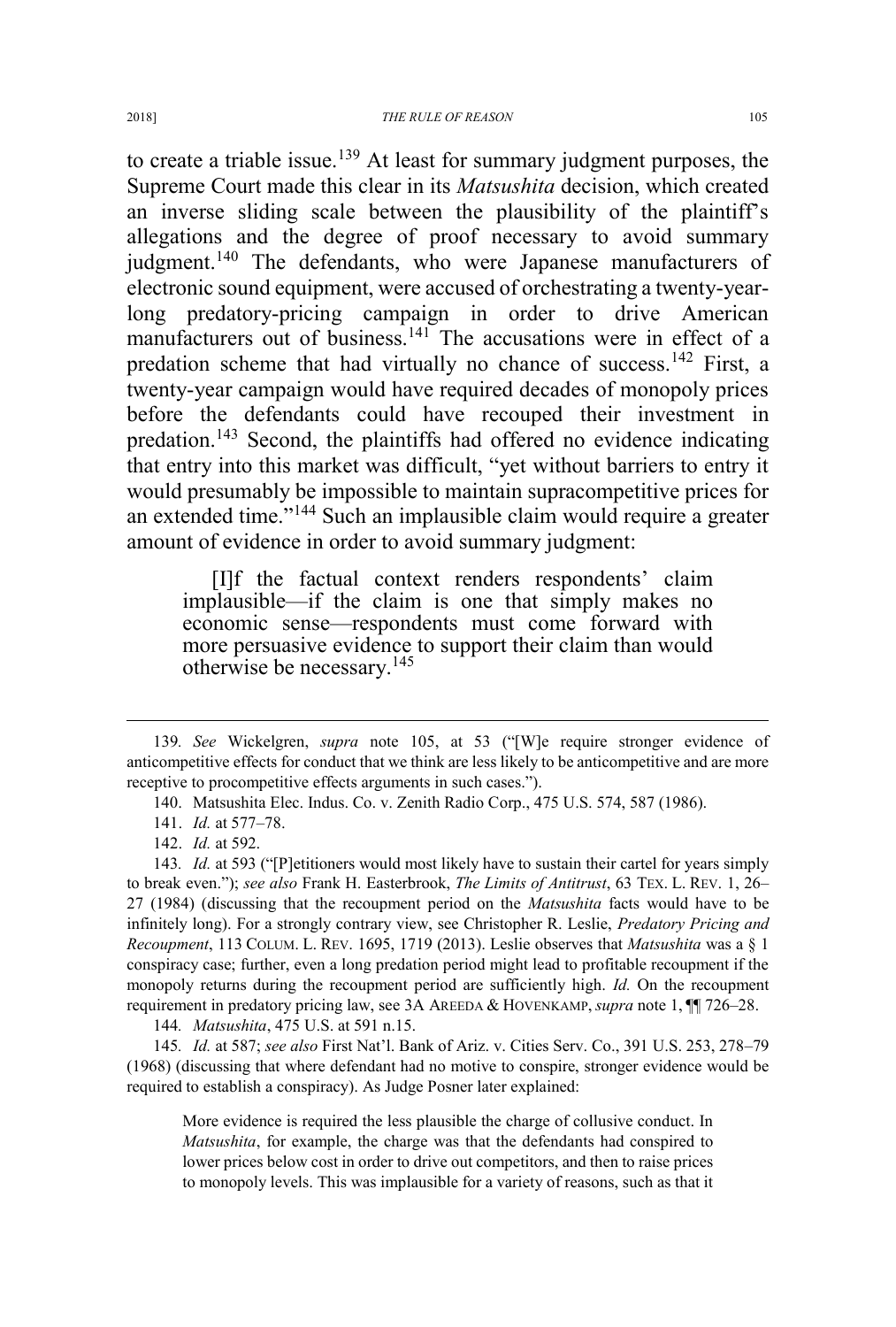to create a triable issue.[139] At least for summary judgment purposes, the Supreme Court made this clear in its *Matsushita* decision, which created an inverse sliding scale between the plausibility of the plaintiff's allegations and the degree of proof necessary to avoid summary judgment.[140] The defendants, who were Japanese manufacturers of electronic sound equipment, were accused of orchestrating a twenty-year-long predatory-pricing campaign in order to drive American manufacturers out of business.[141] The accusations were in effect of a predation scheme that had virtually no chance of success.[142] First, a twenty-year campaign would have required decades of monopoly prices before the defendants could have recouped their investment in predation.[143] Second, the plaintiffs had offered no evidence indicating that entry into this market was difficult, "yet without barriers to entry it would presumably be impossible to maintain supracompetitive prices for an extended time."[144] Such an implausible claim would require a greater amount of evidence in order to avoid summary judgment:

> [I]f the factual context renders respondents' claim implausible—if the claim is one that simply makes no economic sense—respondents must come forward with more persuasive evidence to support their claim than would otherwise be necessary.[145]

---

139. *See* Wickelgren, *supra* note 105, at 53 ("[W]e require stronger evidence of anticompetitive effects for conduct that we think are less likely to be anticompetitive and are more receptive to procompetitive effects arguments in such cases.").

140. Matsushita Elec. Indus. Co. v. Zenith Radio Corp., 475 U.S. 574, 587 (1986).

141. *Id.* at 577–78.

142. *Id.* at 592.

143. *Id.* at 593 ("[P]etitioners would most likely have to sustain their cartel for years simply to break even."); *see also* Frank H. Easterbrook, *The Limits of Antitrust*, 63 TEX. L. REV. 1, 26–27 (1984) (discussing that the recoupment period on the *Matsushita* facts would have to be infinitely long). For a strongly contrary view, see Christopher R. Leslie, *Predatory Pricing and Recoupment*, 113 COLUM. L. REV. 1695, 1719 (2013). Leslie observes that *Matsushita* was a § 1 conspiracy case; further, even a long predation period might lead to profitable recoupment if the monopoly returns during the recoupment period are sufficiently high. *Id.* On the recoupment requirement in predatory pricing law, see 3A AREEDA & HOVENKAMP, *supra* note 1, ¶¶ 726–28.

144. *Matsushita*, 475 U.S. at 591 n.15.

145. *Id.* at 587; *see also* First Nat'l. Bank of Ariz. v. Cities Serv. Co., 391 U.S. 253, 278–79 (1968) (discussing that where defendant had no motive to conspire, stronger evidence would be required to establish a conspiracy). As Judge Posner later explained:

> More evidence is required the less plausible the charge of collusive conduct. In *Matsushita*, for example, the charge was that the defendants had conspired to lower prices below cost in order to drive out competitors, and then to raise prices to monopoly levels. This was implausible for a variety of reasons, such as that it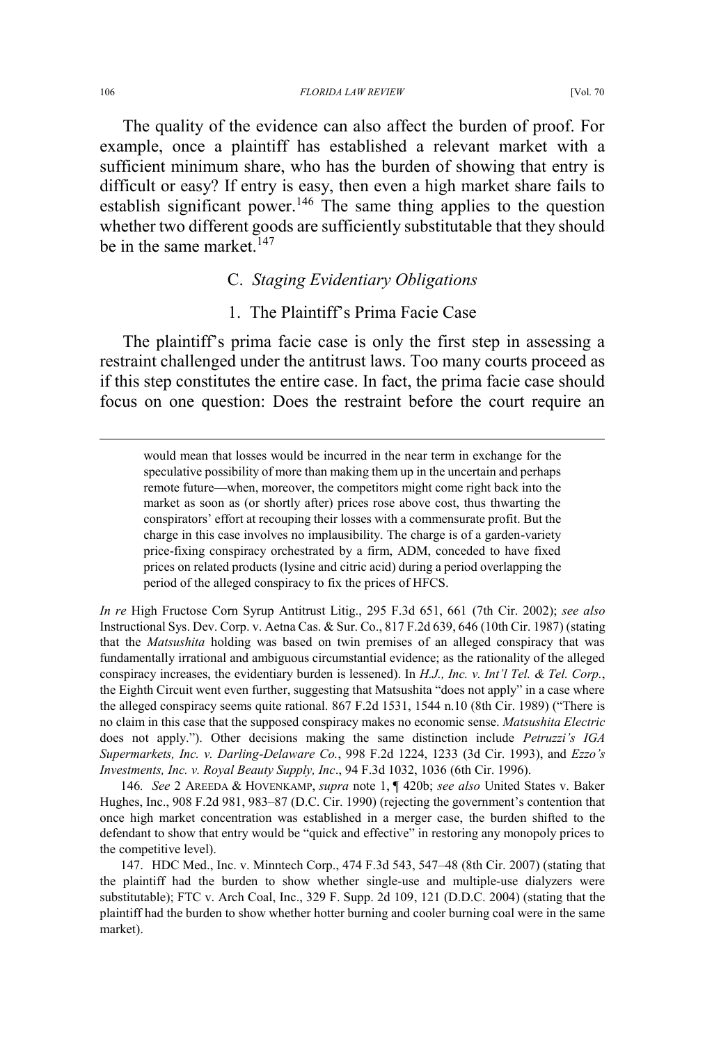The quality of the evidence can also affect the burden of proof. For example, once a plaintiff has established a relevant market with a sufficient minimum share, who has the burden of showing that entry is difficult or easy? If entry is easy, then even a high market share fails to establish significant power.[146] The same thing applies to the question whether two different goods are sufficiently substitutable that they should be in the same market.[147]

### C. *Staging Evidentiary Obligations*

#### 1. The Plaintiff's Prima Facie Case

The plaintiff's prima facie case is only the first step in assessing a restraint challenged under the antitrust laws. Too many courts proceed as if this step constitutes the entire case. In fact, the prima facie case should focus on one question: Does the restraint before the court require an

---

> would mean that losses would be incurred in the near term in exchange for the speculative possibility of more than making them up in the uncertain and perhaps remote future—when, moreover, the competitors might come right back into the market as soon as (or shortly after) prices rose above cost, thus thwarting the conspirators' effort at recouping their losses with a commensurate profit. But the charge in this case involves no implausibility. The charge is of a garden-variety price-fixing conspiracy orchestrated by a firm, ADM, conceded to have fixed prices on related products (lysine and citric acid) during a period overlapping the period of the alleged conspiracy to fix the prices of HFCS.

*In re* High Fructose Corn Syrup Antitrust Litig., 295 F.3d 651, 661 (7th Cir. 2002); *see also* Instructional Sys. Dev. Corp. v. Aetna Cas. & Sur. Co., 817 F.2d 639, 646 (10th Cir. 1987) (stating that the *Matsushita* holding was based on twin premises of an alleged conspiracy that was fundamentally irrational and ambiguous circumstantial evidence; as the rationality of the alleged conspiracy increases, the evidentiary burden is lessened). In *H.J., Inc. v. Int'l Tel. & Tel. Corp.*, the Eighth Circuit went even further, suggesting that Matsushita "does not apply" in a case where the alleged conspiracy seems quite rational. 867 F.2d 1531, 1544 n.10 (8th Cir. 1989) ("There is no claim in this case that the supposed conspiracy makes no economic sense. *Matsushita Electric* does not apply."). Other decisions making the same distinction include *Petruzzi's IGA Supermarkets, Inc. v. Darling-Delaware Co.*, 998 F.2d 1224, 1233 (3d Cir. 1993), and *Ezzo's Investments, Inc. v. Royal Beauty Supply, Inc*., 94 F.3d 1032, 1036 (6th Cir. 1996).

146. *See* 2 AREEDA & HOVENKAMP, *supra* note 1, ¶ 420b; *see also* United States v. Baker Hughes, Inc., 908 F.2d 981, 983–87 (D.C. Cir. 1990) (rejecting the government's contention that once high market concentration was established in a merger case, the burden shifted to the defendant to show that entry would be "quick and effective" in restoring any monopoly prices to the competitive level).

147. HDC Med., Inc. v. Minntech Corp., 474 F.3d 543, 547–48 (8th Cir. 2007) (stating that the plaintiff had the burden to show whether single-use and multiple-use dialyzers were substitutable); FTC v. Arch Coal, Inc., 329 F. Supp. 2d 109, 121 (D.D.C. 2004) (stating that the plaintiff had the burden to show whether hotter burning and cooler burning coal were in the same market).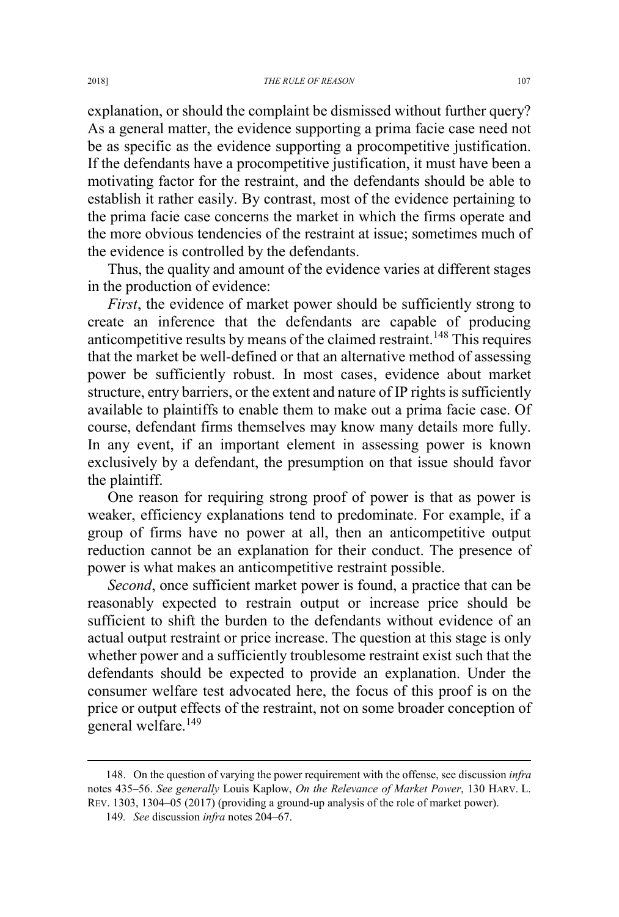explanation, or should the complaint be dismissed without further query? As a general matter, the evidence supporting a prima facie case need not be as specific as the evidence supporting a procompetitive justification. If the defendants have a procompetitive justification, it must have been a motivating factor for the restraint, and the defendants should be able to establish it rather easily. By contrast, most of the evidence pertaining to the prima facie case concerns the market in which the firms operate and the more obvious tendencies of the restraint at issue; sometimes much of the evidence is controlled by the defendants.

Thus, the quality and amount of the evidence varies at different stages in the production of evidence:

*First*, the evidence of market power should be sufficiently strong to create an inference that the defendants are capable of producing anticompetitive results by means of the claimed restraint.[148] This requires that the market be well-defined or that an alternative method of assessing power be sufficiently robust. In most cases, evidence about market structure, entry barriers, or the extent and nature of IP rights is sufficiently available to plaintiffs to enable them to make out a prima facie case. Of course, defendant firms themselves may know many details more fully. In any event, if an important element in assessing power is known exclusively by a defendant, the presumption on that issue should favor the plaintiff.

One reason for requiring strong proof of power is that as power is weaker, efficiency explanations tend to predominate. For example, if a group of firms have no power at all, then an anticompetitive output reduction cannot be an explanation for their conduct. The presence of power is what makes an anticompetitive restraint possible.

*Second*, once sufficient market power is found, a practice that can be reasonably expected to restrain output or increase price should be sufficient to shift the burden to the defendants without evidence of an actual output restraint or price increase. The question at this stage is only whether power and a sufficiently troublesome restraint exist such that the defendants should be expected to provide an explanation. Under the consumer welfare test advocated here, the focus of this proof is on the price or output effects of the restraint, not on some broader conception of general welfare.[149]

---

148. On the question of varying the power requirement with the offense, see discussion *infra* notes 435–56. *See generally* Louis Kaplow, *On the Relevance of Market Power*, 130 HARV. L. REV. 1303, 1304–05 (2017) (providing a ground-up analysis of the role of market power).

149. *See* discussion *infra* notes 204–67.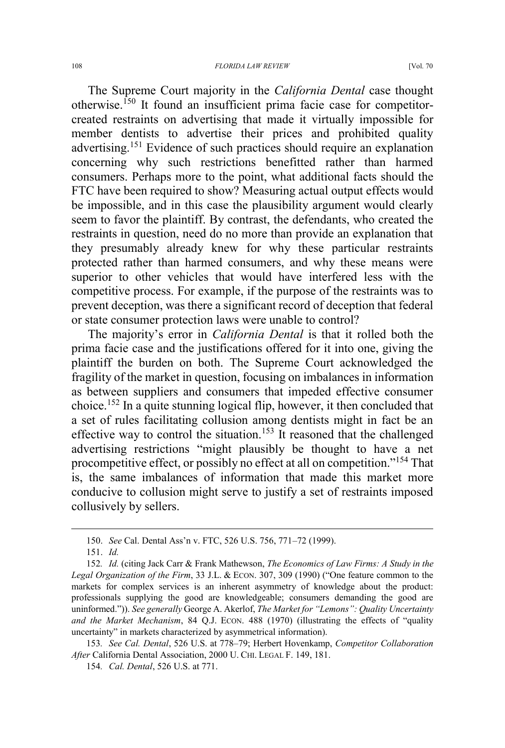The Supreme Court majority in the *California Dental* case thought otherwise.[150] It found an insufficient prima facie case for competitor-created restraints on advertising that made it virtually impossible for member dentists to advertise their prices and prohibited quality advertising.[151] Evidence of such practices should require an explanation concerning why such restrictions benefitted rather than harmed consumers. Perhaps more to the point, what additional facts should the FTC have been required to show? Measuring actual output effects would be impossible, and in this case the plausibility argument would clearly seem to favor the plaintiff. By contrast, the defendants, who created the restraints in question, need do no more than provide an explanation that they presumably already knew for why these particular restraints protected rather than harmed consumers, and why these means were superior to other vehicles that would have interfered less with the competitive process. For example, if the purpose of the restraints was to prevent deception, was there a significant record of deception that federal or state consumer protection laws were unable to control?

The majority's error in *California Dental* is that it rolled both the prima facie case and the justifications offered for it into one, giving the plaintiff the burden on both. The Supreme Court acknowledged the fragility of the market in question, focusing on imbalances in information as between suppliers and consumers that impeded effective consumer choice.[152] In a quite stunning logical flip, however, it then concluded that a set of rules facilitating collusion among dentists might in fact be an effective way to control the situation.[153] It reasoned that the challenged advertising restrictions "might plausibly be thought to have a net procompetitive effect, or possibly no effect at all on competition."[154] That is, the same imbalances of information that made this market more conducive to collusion might serve to justify a set of restraints imposed collusively by sellers.

---

150. *See* Cal. Dental Ass'n v. FTC, 526 U.S. 756, 771–72 (1999).

151. *Id.*

152. *Id.* (citing Jack Carr & Frank Mathewson, *The Economics of Law Firms: A Study in the Legal Organization of the Firm*, 33 J.L. & ECON. 307, 309 (1990) ("One feature common to the markets for complex services is an inherent asymmetry of knowledge about the product: professionals supplying the good are knowledgeable; consumers demanding the good are uninformed.")). *See generally* George A. Akerlof, *The Market for "Lemons": Quality Uncertainty and the Market Mechanism*, 84 Q.J. ECON. 488 (1970) (illustrating the effects of "quality uncertainty" in markets characterized by asymmetrical information).

153. *See Cal. Dental*, 526 U.S. at 778–79; Herbert Hovenkamp, *Competitor Collaboration After* California Dental Association, 2000 U. CHI. LEGAL F. 149, 181.

154. *Cal. Dental*, 526 U.S. at 771.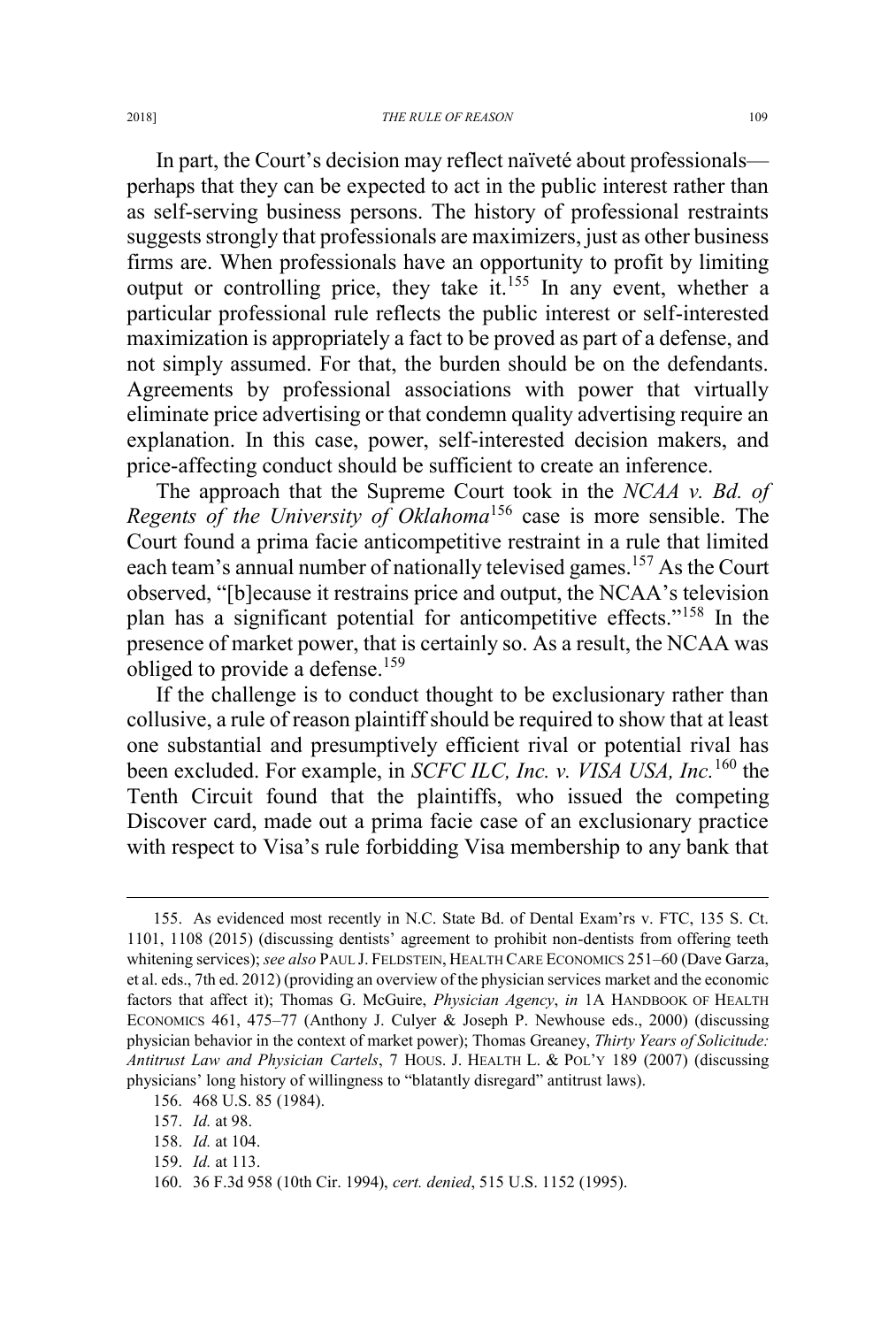In part, the Court's decision may reflect naïveté about professionals—perhaps that they can be expected to act in the public interest rather than as self-serving business persons. The history of professional restraints suggests strongly that professionals are maximizers, just as other business firms are. When professionals have an opportunity to profit by limiting output or controlling price, they take it.[155] In any event, whether a particular professional rule reflects the public interest or self-interested maximization is appropriately a fact to be proved as part of a defense, and not simply assumed. For that, the burden should be on the defendants. Agreements by professional associations with power that virtually eliminate price advertising or that condemn quality advertising require an explanation. In this case, power, self-interested decision makers, and price-affecting conduct should be sufficient to create an inference.

The approach that the Supreme Court took in the *NCAA v. Bd. of Regents of the University of Oklahoma*[156] case is more sensible. The Court found a prima facie anticompetitive restraint in a rule that limited each team's annual number of nationally televised games.[157] As the Court observed, "[b]ecause it restrains price and output, the NCAA's television plan has a significant potential for anticompetitive effects."[158] In the presence of market power, that is certainly so. As a result, the NCAA was obliged to provide a defense.[159]

If the challenge is to conduct thought to be exclusionary rather than collusive, a rule of reason plaintiff should be required to show that at least one substantial and presumptively efficient rival or potential rival has been excluded. For example, in *SCFC ILC, Inc. v. VISA USA, Inc.*[160] the Tenth Circuit found that the plaintiffs, who issued the competing Discover card, made out a prima facie case of an exclusionary practice with respect to Visa's rule forbidding Visa membership to any bank that

---

155. As evidenced most recently in N.C. State Bd. of Dental Exam'rs v. FTC, 135 S. Ct. 1101, 1108 (2015) (discussing dentists' agreement to prohibit non-dentists from offering teeth whitening services); *see also* PAUL J. FELDSTEIN, HEALTH CARE ECONOMICS 251–60 (Dave Garza, et al. eds., 7th ed. 2012) (providing an overview of the physician services market and the economic factors that affect it); Thomas G. McGuire, *Physician Agency*, *in* 1A HANDBOOK OF HEALTH ECONOMICS 461, 475–77 (Anthony J. Culyer & Joseph P. Newhouse eds., 2000) (discussing physician behavior in the context of market power); Thomas Greaney, *Thirty Years of Solicitude: Antitrust Law and Physician Cartels*, 7 HOUS. J. HEALTH L. & POL'Y 189 (2007) (discussing physicians' long history of willingness to "blatantly disregard" antitrust laws).

156. 468 U.S. 85 (1984).

157. *Id.* at 98.

158. *Id.* at 104.

159. *Id.* at 113.

160. 36 F.3d 958 (10th Cir. 1994), *cert. denied*, 515 U.S. 1152 (1995).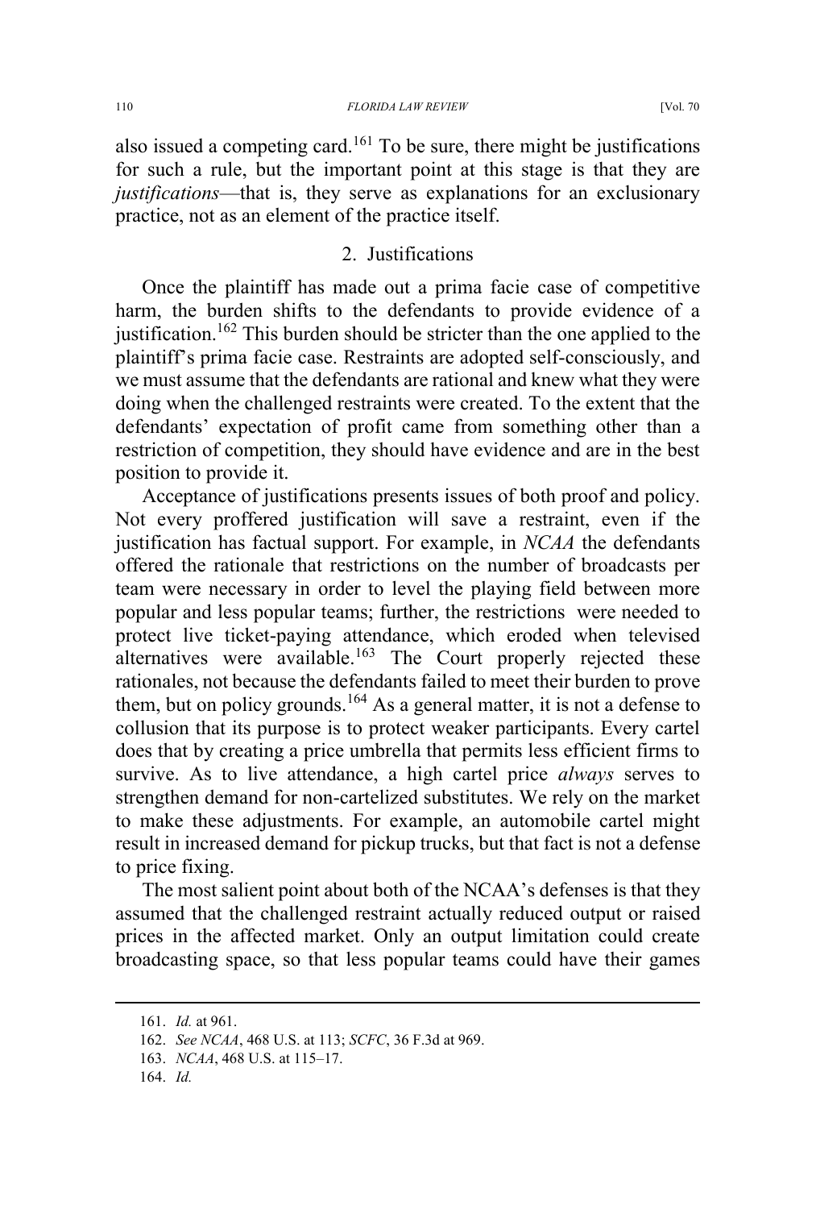also issued a competing card.[161] To be sure, there might be justifications for such a rule, but the important point at this stage is that they are *justifications*—that is, they serve as explanations for an exclusionary practice, not as an element of the practice itself.

### 2. Justifications

Once the plaintiff has made out a prima facie case of competitive harm, the burden shifts to the defendants to provide evidence of a justification.[162] This burden should be stricter than the one applied to the plaintiff's prima facie case. Restraints are adopted self-consciously, and we must assume that the defendants are rational and knew what they were doing when the challenged restraints were created. To the extent that the defendants' expectation of profit came from something other than a restriction of competition, they should have evidence and are in the best position to provide it.

Acceptance of justifications presents issues of both proof and policy. Not every proffered justification will save a restraint, even if the justification has factual support. For example, in *NCAA* the defendants offered the rationale that restrictions on the number of broadcasts per team were necessary in order to level the playing field between more popular and less popular teams; further, the restrictions were needed to protect live ticket-paying attendance, which eroded when televised alternatives were available.[163] The Court properly rejected these rationales, not because the defendants failed to meet their burden to prove them, but on policy grounds.[164] As a general matter, it is not a defense to collusion that its purpose is to protect weaker participants. Every cartel does that by creating a price umbrella that permits less efficient firms to survive. As to live attendance, a high cartel price *always* serves to strengthen demand for non-cartelized substitutes. We rely on the market to make these adjustments. For example, an automobile cartel might result in increased demand for pickup trucks, but that fact is not a defense to price fixing.

The most salient point about both of the NCAA's defenses is that they assumed that the challenged restraint actually reduced output or raised prices in the affected market. Only an output limitation could create broadcasting space, so that less popular teams could have their games

---

161. *Id.* at 961.

162. *See NCAA*, 468 U.S. at 113; *SCFC*, 36 F.3d at 969.

163. *NCAA*, 468 U.S. at 115–17.

164. *Id.*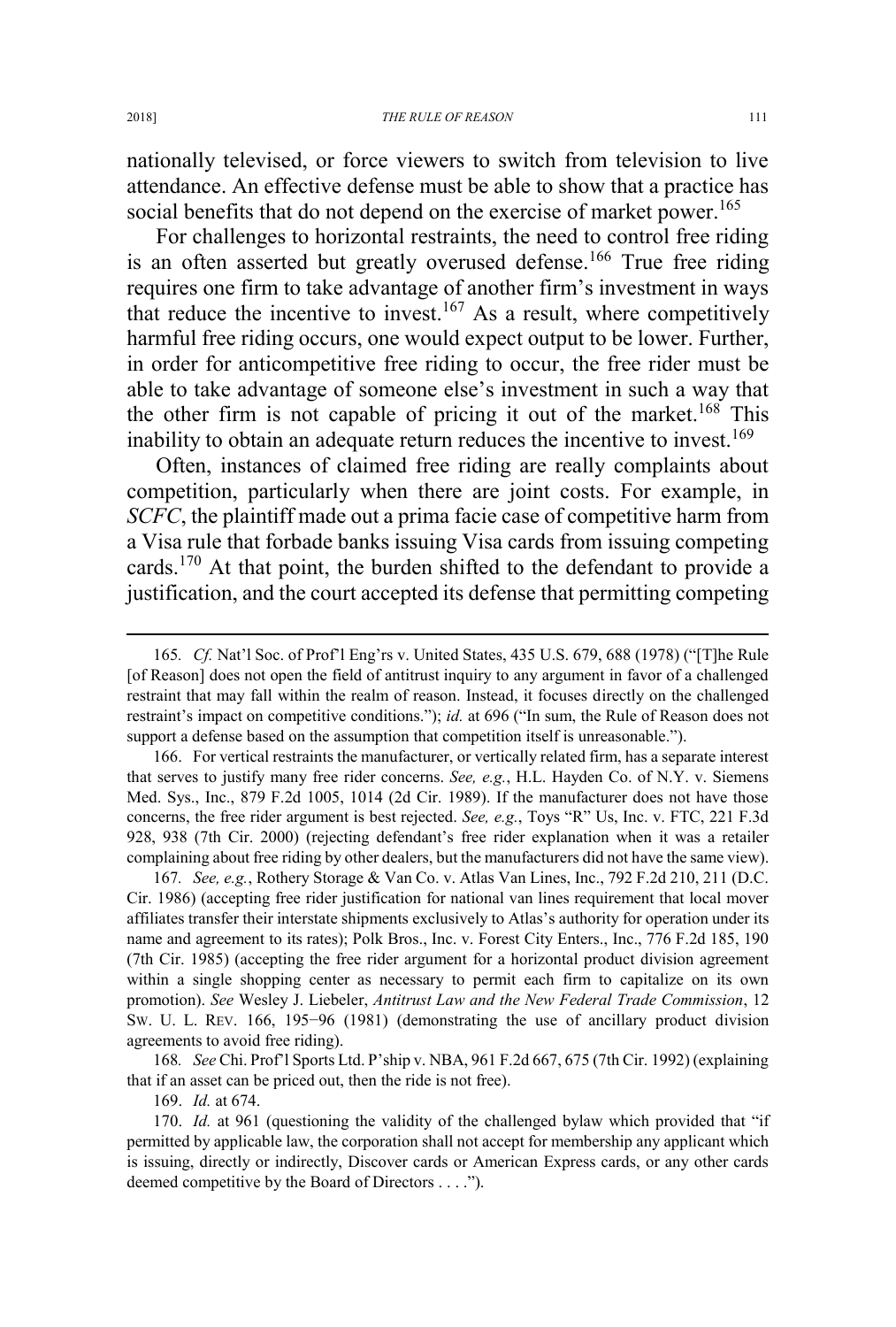nationally televised, or force viewers to switch from television to live attendance. An effective defense must be able to show that a practice has social benefits that do not depend on the exercise of market power.[165]

For challenges to horizontal restraints, the need to control free riding is an often asserted but greatly overused defense.[166] True free riding requires one firm to take advantage of another firm's investment in ways that reduce the incentive to invest.[167] As a result, where competitively harmful free riding occurs, one would expect output to be lower. Further, in order for anticompetitive free riding to occur, the free rider must be able to take advantage of someone else's investment in such a way that the other firm is not capable of pricing it out of the market.[168] This inability to obtain an adequate return reduces the incentive to invest.[169]

Often, instances of claimed free riding are really complaints about competition, particularly when there are joint costs. For example, in *SCFC*, the plaintiff made out a prima facie case of competitive harm from a Visa rule that forbade banks issuing Visa cards from issuing competing cards.[170] At that point, the burden shifted to the defendant to provide a justification, and the court accepted its defense that permitting competing

---

165. *Cf.* Nat'l Soc. of Prof'l Eng'rs v. United States, 435 U.S. 679, 688 (1978) ("[T]he Rule [of Reason] does not open the field of antitrust inquiry to any argument in favor of a challenged restraint that may fall within the realm of reason. Instead, it focuses directly on the challenged restraint's impact on competitive conditions."); *id.* at 696 ("In sum, the Rule of Reason does not support a defense based on the assumption that competition itself is unreasonable.").

166. For vertical restraints the manufacturer, or vertically related firm, has a separate interest that serves to justify many free rider concerns. *See, e.g.*, H.L. Hayden Co. of N.Y. v. Siemens Med. Sys., Inc., 879 F.2d 1005, 1014 (2d Cir. 1989). If the manufacturer does not have those concerns, the free rider argument is best rejected. *See, e.g.*, Toys "R" Us, Inc. v. FTC, 221 F.3d 928, 938 (7th Cir. 2000) (rejecting defendant's free rider explanation when it was a retailer complaining about free riding by other dealers, but the manufacturers did not have the same view).

167. *See, e.g.*, Rothery Storage & Van Co. v. Atlas Van Lines, Inc., 792 F.2d 210, 211 (D.C. Cir. 1986) (accepting free rider justification for national van lines requirement that local mover affiliates transfer their interstate shipments exclusively to Atlas's authority for operation under its name and agreement to its rates); Polk Bros., Inc. v. Forest City Enters., Inc., 776 F.2d 185, 190 (7th Cir. 1985) (accepting the free rider argument for a horizontal product division agreement within a single shopping center as necessary to permit each firm to capitalize on its own promotion). *See* Wesley J. Liebeler, *Antitrust Law and the New Federal Trade Commission*, 12 SW. U. L. REV. 166, 195−96 (1981) (demonstrating the use of ancillary product division agreements to avoid free riding).

168. *See* Chi. Prof'l Sports Ltd. P'ship v. NBA, 961 F.2d 667, 675 (7th Cir. 1992) (explaining that if an asset can be priced out, then the ride is not free).

169. *Id.* at 674.

170. *Id.* at 961 (questioning the validity of the challenged bylaw which provided that "if permitted by applicable law, the corporation shall not accept for membership any applicant which is issuing, directly or indirectly, Discover cards or American Express cards, or any other cards deemed competitive by the Board of Directors . . . .").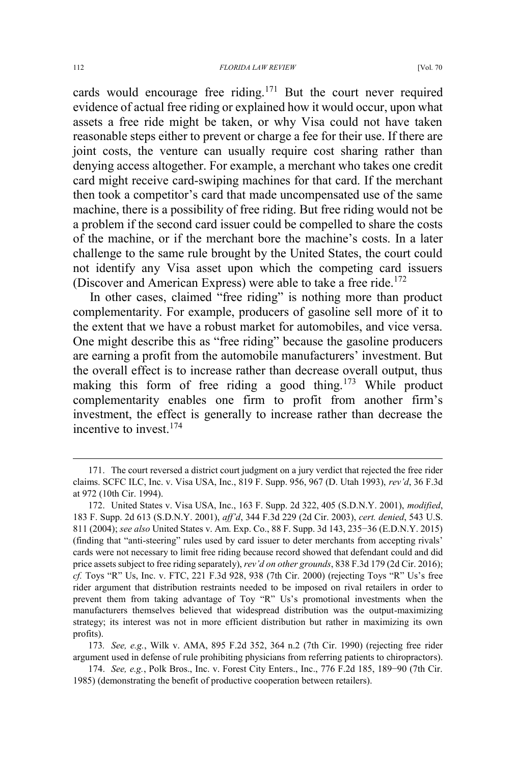cards would encourage free riding.[171] But the court never required evidence of actual free riding or explained how it would occur, upon what assets a free ride might be taken, or why Visa could not have taken reasonable steps either to prevent or charge a fee for their use. If there are joint costs, the venture can usually require cost sharing rather than denying access altogether. For example, a merchant who takes one credit card might receive card-swiping machines for that card. If the merchant then took a competitor's card that made uncompensated use of the same machine, there is a possibility of free riding. But free riding would not be a problem if the second card issuer could be compelled to share the costs of the machine, or if the merchant bore the machine's costs. In a later challenge to the same rule brought by the United States, the court could not identify any Visa asset upon which the competing card issuers (Discover and American Express) were able to take a free ride.[172]

In other cases, claimed "free riding" is nothing more than product complementarity. For example, producers of gasoline sell more of it to the extent that we have a robust market for automobiles, and vice versa. One might describe this as "free riding" because the gasoline producers are earning a profit from the automobile manufacturers' investment. But the overall effect is to increase rather than decrease overall output, thus making this form of free riding a good thing.[173] While product complementarity enables one firm to profit from another firm's investment, the effect is generally to increase rather than decrease the incentive to invest.[174]

---

171. The court reversed a district court judgment on a jury verdict that rejected the free rider claims. SCFC ILC, Inc. v. Visa USA, Inc., 819 F. Supp. 956, 967 (D. Utah 1993), *rev'd*, 36 F.3d at 972 (10th Cir. 1994).

172. United States v. Visa USA, Inc., 163 F. Supp. 2d 322, 405 (S.D.N.Y. 2001), *modified*, 183 F. Supp. 2d 613 (S.D.N.Y. 2001), *aff'd*, 344 F.3d 229 (2d Cir. 2003), *cert. denied*, 543 U.S. 811 (2004); *see also* United States v. Am. Exp. Co., 88 F. Supp. 3d 143, 235−36 (E.D.N.Y. 2015) (finding that "anti-steering" rules used by card issuer to deter merchants from accepting rivals' cards were not necessary to limit free riding because record showed that defendant could and did price assets subject to free riding separately), *rev'd on other grounds*, 838 F.3d 179 (2d Cir. 2016); *cf.* Toys "R" Us, Inc. v. FTC, 221 F.3d 928, 938 (7th Cir. 2000) (rejecting Toys "R" Us's free rider argument that distribution restraints needed to be imposed on rival retailers in order to prevent them from taking advantage of Toy "R" Us's promotional investments when the manufacturers themselves believed that widespread distribution was the output-maximizing strategy; its interest was not in more efficient distribution but rather in maximizing its own profits).

173. *See, e.g.*, Wilk v. AMA, 895 F.2d 352, 364 n.2 (7th Cir. 1990) (rejecting free rider argument used in defense of rule prohibiting physicians from referring patients to chiropractors).

174. *See, e.g.*, Polk Bros., Inc. v. Forest City Enters., Inc., 776 F.2d 185, 189−90 (7th Cir. 1985) (demonstrating the benefit of productive cooperation between retailers).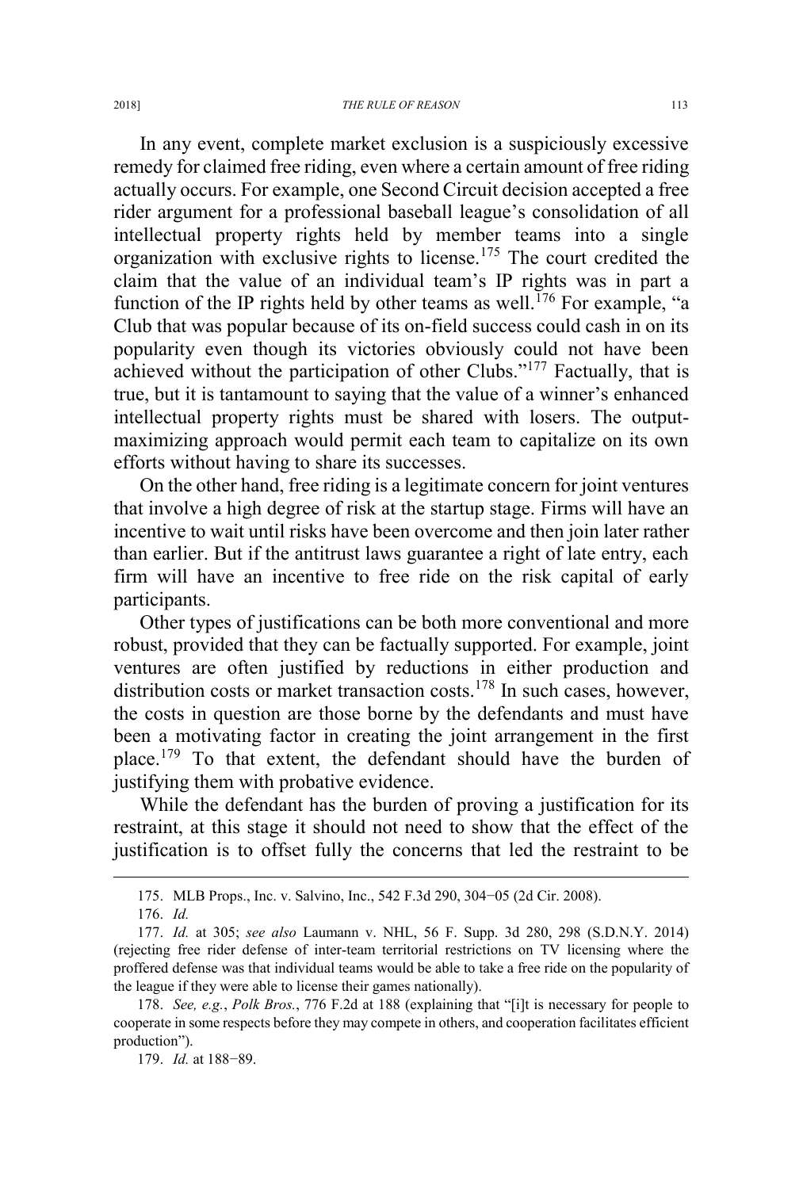In any event, complete market exclusion is a suspiciously excessive remedy for claimed free riding, even where a certain amount of free riding actually occurs. For example, one Second Circuit decision accepted a free rider argument for a professional baseball league's consolidation of all intellectual property rights held by member teams into a single organization with exclusive rights to license.[175] The court credited the claim that the value of an individual team's IP rights was in part a function of the IP rights held by other teams as well.[176] For example, "a Club that was popular because of its on-field success could cash in on its popularity even though its victories obviously could not have been achieved without the participation of other Clubs."[177] Factually, that is true, but it is tantamount to saying that the value of a winner's enhanced intellectual property rights must be shared with losers. The output-maximizing approach would permit each team to capitalize on its own efforts without having to share its successes.

On the other hand, free riding is a legitimate concern for joint ventures that involve a high degree of risk at the startup stage. Firms will have an incentive to wait until risks have been overcome and then join later rather than earlier. But if the antitrust laws guarantee a right of late entry, each firm will have an incentive to free ride on the risk capital of early participants.

Other types of justifications can be both more conventional and more robust, provided that they can be factually supported. For example, joint ventures are often justified by reductions in either production and distribution costs or market transaction costs.[178] In such cases, however, the costs in question are those borne by the defendants and must have been a motivating factor in creating the joint arrangement in the first place.[179] To that extent, the defendant should have the burden of justifying them with probative evidence.

While the defendant has the burden of proving a justification for its restraint, at this stage it should not need to show that the effect of the justification is to offset fully the concerns that led the restraint to be

---

175. MLB Props., Inc. v. Salvino, Inc., 542 F.3d 290, 304−05 (2d Cir. 2008).

176. *Id.*

177. *Id.* at 305; *see also* Laumann v. NHL, 56 F. Supp. 3d 280, 298 (S.D.N.Y. 2014) (rejecting free rider defense of inter-team territorial restrictions on TV licensing where the proffered defense was that individual teams would be able to take a free ride on the popularity of the league if they were able to license their games nationally).

178. *See, e.g.*, *Polk Bros.*, 776 F.2d at 188 (explaining that "[i]t is necessary for people to cooperate in some respects before they may compete in others, and cooperation facilitates efficient production").

179. *Id.* at 188−89.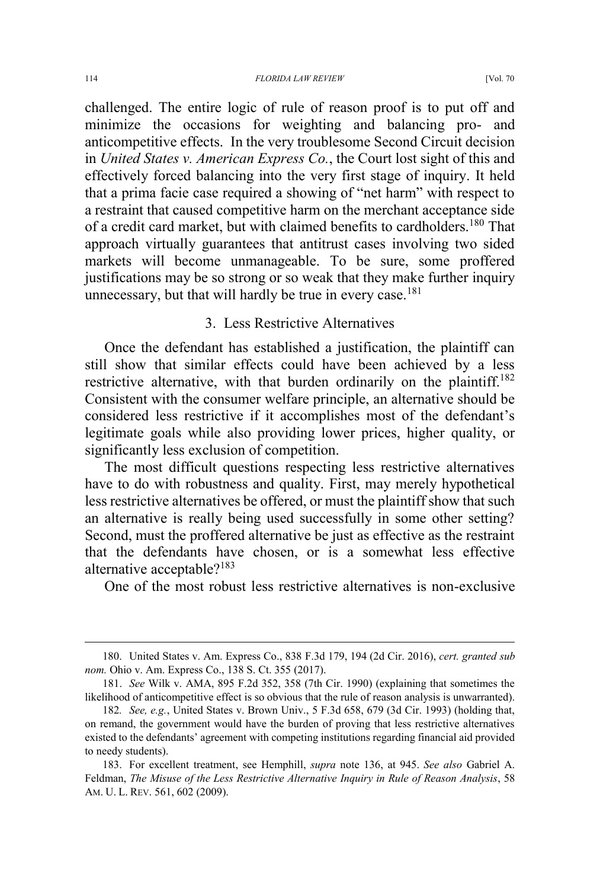challenged. The entire logic of rule of reason proof is to put off and minimize the occasions for weighting and balancing pro- and anticompetitive effects. In the very troublesome Second Circuit decision in *United States v. American Express Co.*, the Court lost sight of this and effectively forced balancing into the very first stage of inquiry. It held that a prima facie case required a showing of "net harm" with respect to a restraint that caused competitive harm on the merchant acceptance side of a credit card market, but with claimed benefits to cardholders.[180] That approach virtually guarantees that antitrust cases involving two sided markets will become unmanageable. To be sure, some proffered justifications may be so strong or so weak that they make further inquiry unnecessary, but that will hardly be true in every case.[181]

### 3. Less Restrictive Alternatives

Once the defendant has established a justification, the plaintiff can still show that similar effects could have been achieved by a less restrictive alternative, with that burden ordinarily on the plaintiff.[182] Consistent with the consumer welfare principle, an alternative should be considered less restrictive if it accomplishes most of the defendant's legitimate goals while also providing lower prices, higher quality, or significantly less exclusion of competition.

The most difficult questions respecting less restrictive alternatives have to do with robustness and quality. First, may merely hypothetical less restrictive alternatives be offered, or must the plaintiff show that such an alternative is really being used successfully in some other setting? Second, must the proffered alternative be just as effective as the restraint that the defendants have chosen, or is a somewhat less effective alternative acceptable?[183]

One of the most robust less restrictive alternatives is non-exclusive

---

180. United States v. Am. Express Co., 838 F.3d 179, 194 (2d Cir. 2016), *cert. granted sub nom.* Ohio v. Am. Express Co., 138 S. Ct. 355 (2017).

181. *See* Wilk v. AMA, 895 F.2d 352, 358 (7th Cir. 1990) (explaining that sometimes the likelihood of anticompetitive effect is so obvious that the rule of reason analysis is unwarranted).

182. *See, e.g.*, United States v. Brown Univ., 5 F.3d 658, 679 (3d Cir. 1993) (holding that, on remand, the government would have the burden of proving that less restrictive alternatives existed to the defendants' agreement with competing institutions regarding financial aid provided to needy students).

183. For excellent treatment, see Hemphill, *supra* note 136, at 945. *See also* Gabriel A. Feldman, *The Misuse of the Less Restrictive Alternative Inquiry in Rule of Reason Analysis*, 58 AM. U. L. REV. 561, 602 (2009).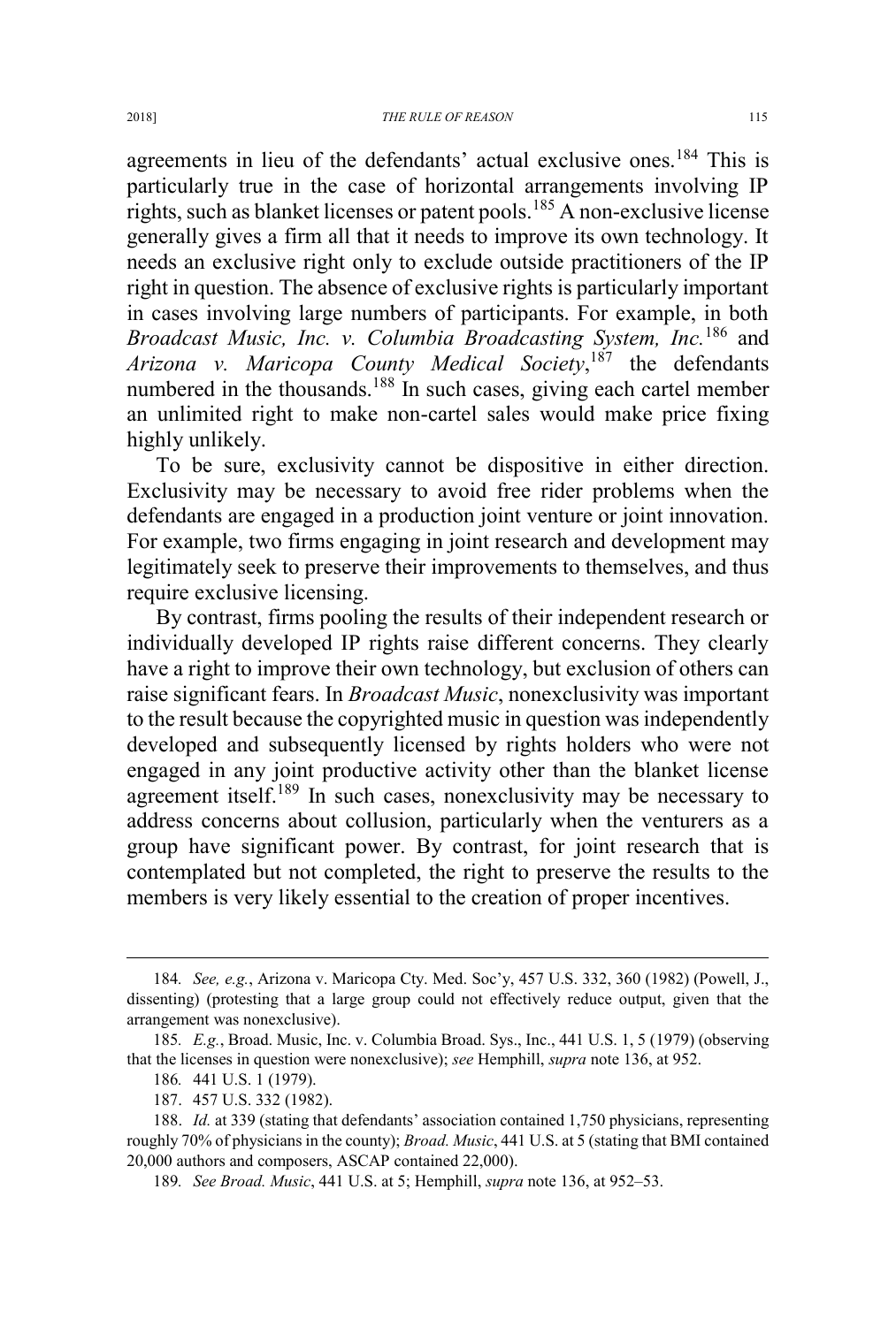agreements in lieu of the defendants' actual exclusive ones.[184] This is particularly true in the case of horizontal arrangements involving IP rights, such as blanket licenses or patent pools.[185] A non-exclusive license generally gives a firm all that it needs to improve its own technology. It needs an exclusive right only to exclude outside practitioners of the IP right in question. The absence of exclusive rights is particularly important in cases involving large numbers of participants. For example, in both *Broadcast Music, Inc. v. Columbia Broadcasting System, Inc.*[186] and *Arizona v. Maricopa County Medical Society*,[187] the defendants numbered in the thousands.[188] In such cases, giving each cartel member an unlimited right to make non-cartel sales would make price fixing highly unlikely.

To be sure, exclusivity cannot be dispositive in either direction. Exclusivity may be necessary to avoid free rider problems when the defendants are engaged in a production joint venture or joint innovation. For example, two firms engaging in joint research and development may legitimately seek to preserve their improvements to themselves, and thus require exclusive licensing.

By contrast, firms pooling the results of their independent research or individually developed IP rights raise different concerns. They clearly have a right to improve their own technology, but exclusion of others can raise significant fears. In *Broadcast Music*, nonexclusivity was important to the result because the copyrighted music in question was independently developed and subsequently licensed by rights holders who were not engaged in any joint productive activity other than the blanket license agreement itself.[189] In such cases, nonexclusivity may be necessary to address concerns about collusion, particularly when the venturers as a group have significant power. By contrast, for joint research that is contemplated but not completed, the right to preserve the results to the members is very likely essential to the creation of proper incentives.

---

184. *See, e.g.*, Arizona v. Maricopa Cty. Med. Soc'y, 457 U.S. 332, 360 (1982) (Powell, J., dissenting) (protesting that a large group could not effectively reduce output, given that the arrangement was nonexclusive).

185. *E.g.*, Broad. Music, Inc. v. Columbia Broad. Sys., Inc., 441 U.S. 1, 5 (1979) (observing that the licenses in question were nonexclusive); *see* Hemphill, *supra* note 136, at 952.

186. 441 U.S. 1 (1979).

187. 457 U.S. 332 (1982).

188. *Id.* at 339 (stating that defendants' association contained 1,750 physicians, representing roughly 70% of physicians in the county); *Broad. Music*, 441 U.S. at 5 (stating that BMI contained 20,000 authors and composers, ASCAP contained 22,000).

189. *See Broad. Music*, 441 U.S. at 5; Hemphill, *supra* note 136, at 952–53.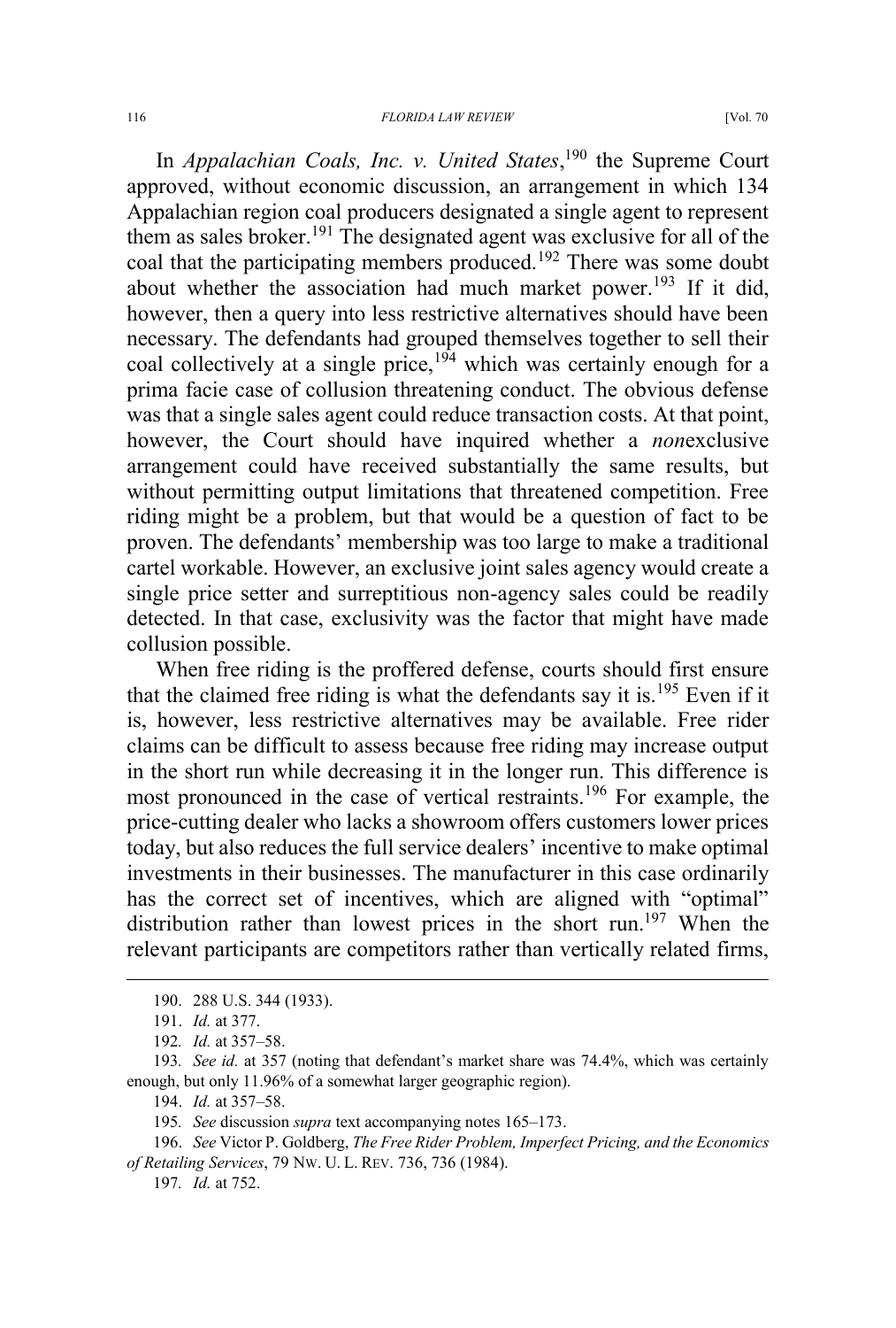In *Appalachian Coals, Inc. v. United States*,[190] the Supreme Court approved, without economic discussion, an arrangement in which 134 Appalachian region coal producers designated a single agent to represent them as sales broker.[191] The designated agent was exclusive for all of the coal that the participating members produced.[192] There was some doubt about whether the association had much market power.[193] If it did, however, then a query into less restrictive alternatives should have been necessary. The defendants had grouped themselves together to sell their coal collectively at a single price,[194] which was certainly enough for a prima facie case of collusion threatening conduct. The obvious defense was that a single sales agent could reduce transaction costs. At that point, however, the Court should have inquired whether a *non*exclusive arrangement could have received substantially the same results, but without permitting output limitations that threatened competition. Free riding might be a problem, but that would be a question of fact to be proven. The defendants' membership was too large to make a traditional cartel workable. However, an exclusive joint sales agency would create a single price setter and surreptitious non-agency sales could be readily detected. In that case, exclusivity was the factor that might have made collusion possible.

When free riding is the proffered defense, courts should first ensure that the claimed free riding is what the defendants say it is.[195] Even if it is, however, less restrictive alternatives may be available. Free rider claims can be difficult to assess because free riding may increase output in the short run while decreasing it in the longer run. This difference is most pronounced in the case of vertical restraints.[196] For example, the price-cutting dealer who lacks a showroom offers customers lower prices today, but also reduces the full service dealers' incentive to make optimal investments in their businesses. The manufacturer in this case ordinarily has the correct set of incentives, which are aligned with "optimal" distribution rather than lowest prices in the short run.[197] When the relevant participants are competitors rather than vertically related firms,

---

190. 288 U.S. 344 (1933).

191. *Id.* at 377.

192. *Id.* at 357–58.

193. *See id.* at 357 (noting that defendant's market share was 74.4%, which was certainly enough, but only 11.96% of a somewhat larger geographic region).

194. *Id.* at 357–58.

195. *See* discussion *supra* text accompanying notes 165–173.

196. *See* Victor P. Goldberg, *The Free Rider Problem, Imperfect Pricing, and the Economics of Retailing Services*, 79 NW. U. L. REV. 736, 736 (1984).

197. *Id.* at 752.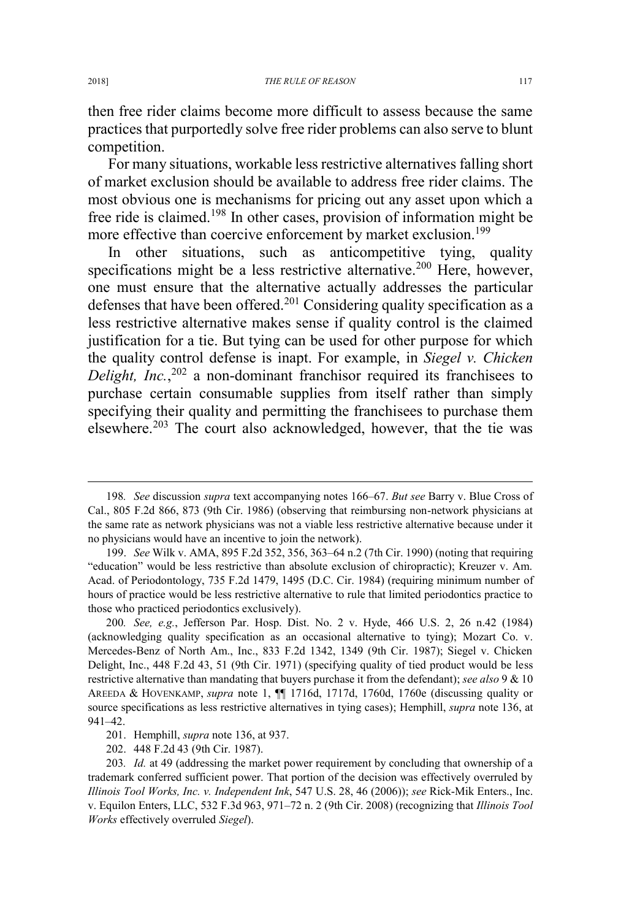then free rider claims become more difficult to assess because the same practices that purportedly solve free rider problems can also serve to blunt competition.

For many situations, workable less restrictive alternatives falling short of market exclusion should be available to address free rider claims. The most obvious one is mechanisms for pricing out any asset upon which a free ride is claimed.[198] In other cases, provision of information might be more effective than coercive enforcement by market exclusion.[199]

In other situations, such as anticompetitive tying, quality specifications might be a less restrictive alternative.[200] Here, however, one must ensure that the alternative actually addresses the particular defenses that have been offered.[201] Considering quality specification as a less restrictive alternative makes sense if quality control is the claimed justification for a tie. But tying can be used for other purpose for which the quality control defense is inapt. For example, in *Siegel v. Chicken Delight, Inc.*,[202] a non-dominant franchisor required its franchisees to purchase certain consumable supplies from itself rather than simply specifying their quality and permitting the franchisees to purchase them elsewhere.[203] The court also acknowledged, however, that the tie was

---

198. *See* discussion *supra* text accompanying notes 166–67. *But see* Barry v. Blue Cross of Cal., 805 F.2d 866, 873 (9th Cir. 1986) (observing that reimbursing non-network physicians at the same rate as network physicians was not a viable less restrictive alternative because under it no physicians would have an incentive to join the network).

199. *See* Wilk v. AMA, 895 F.2d 352, 356, 363–64 n.2 (7th Cir. 1990) (noting that requiring "education" would be less restrictive than absolute exclusion of chiropractic); Kreuzer v. Am. Acad. of Periodontology, 735 F.2d 1479, 1495 (D.C. Cir. 1984) (requiring minimum number of hours of practice would be less restrictive alternative to rule that limited periodontics practice to those who practiced periodontics exclusively).

200. *See, e.g.*, Jefferson Par. Hosp. Dist. No. 2 v. Hyde, 466 U.S. 2, 26 n.42 (1984) (acknowledging quality specification as an occasional alternative to tying); Mozart Co. v. Mercedes-Benz of North Am., Inc., 833 F.2d 1342, 1349 (9th Cir. 1987); Siegel v. Chicken Delight, Inc., 448 F.2d 43, 51 (9th Cir. 1971) (specifying quality of tied product would be less restrictive alternative than mandating that buyers purchase it from the defendant); *see also* 9 & 10 AREEDA & HOVENKAMP, *supra* note 1, ¶¶ 1716d, 1717d, 1760d, 1760e (discussing quality or source specifications as less restrictive alternatives in tying cases); Hemphill, *supra* note 136, at 941–42.

201. Hemphill, *supra* note 136, at 937.

202. 448 F.2d 43 (9th Cir. 1987).

203. *Id.* at 49 (addressing the market power requirement by concluding that ownership of a trademark conferred sufficient power. That portion of the decision was effectively overruled by *Illinois Tool Works, Inc. v. Independent Ink*, 547 U.S. 28, 46 (2006)); *see* Rick-Mik Enters., Inc. v. Equilon Enters, LLC, 532 F.3d 963, 971–72 n. 2 (9th Cir. 2008) (recognizing that *Illinois Tool Works* effectively overruled *Siegel*).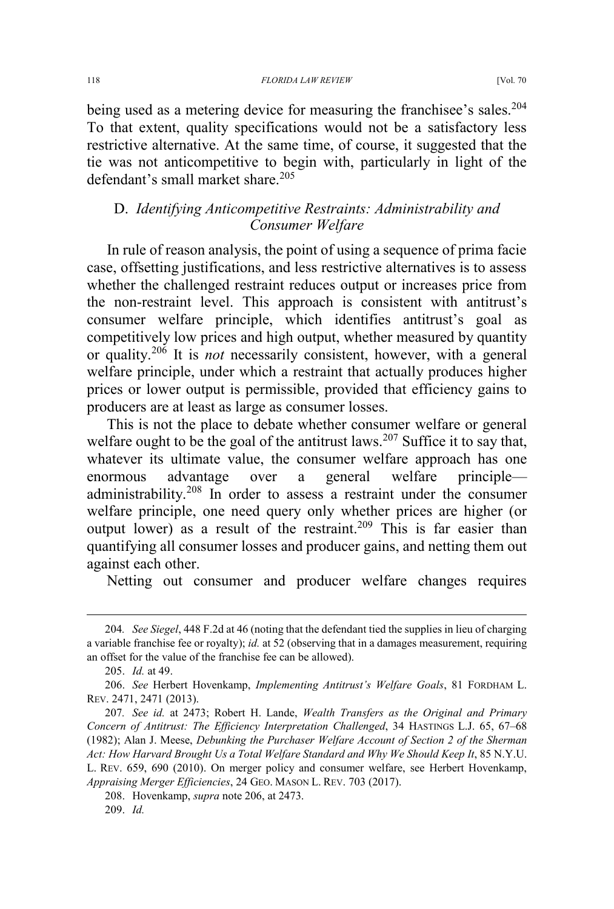being used as a metering device for measuring the franchisee's sales.[204] To that extent, quality specifications would not be a satisfactory less restrictive alternative. At the same time, of course, it suggested that the tie was not anticompetitive to begin with, particularly in light of the defendant's small market share.[205]

### D. *Identifying Anticompetitive Restraints: Administrability and Consumer Welfare*

In rule of reason analysis, the point of using a sequence of prima facie case, offsetting justifications, and less restrictive alternatives is to assess whether the challenged restraint reduces output or increases price from the non-restraint level. This approach is consistent with antitrust's consumer welfare principle, which identifies antitrust's goal as competitively low prices and high output, whether measured by quantity or quality.[206] It is *not* necessarily consistent, however, with a general welfare principle, under which a restraint that actually produces higher prices or lower output is permissible, provided that efficiency gains to producers are at least as large as consumer losses.

This is not the place to debate whether consumer welfare or general welfare ought to be the goal of the antitrust laws.[207] Suffice it to say that, whatever its ultimate value, the consumer welfare approach has one enormous advantage over a general welfare principle—administrability.[208] In order to assess a restraint under the consumer welfare principle, one need query only whether prices are higher (or output lower) as a result of the restraint.[209] This is far easier than quantifying all consumer losses and producer gains, and netting them out against each other.

Netting out consumer and producer welfare changes requires

---

204. *See Siegel*, 448 F.2d at 46 (noting that the defendant tied the supplies in lieu of charging a variable franchise fee or royalty); *id.* at 52 (observing that in a damages measurement, requiring an offset for the value of the franchise fee can be allowed).

205. *Id.* at 49.

206. *See* Herbert Hovenkamp, *Implementing Antitrust's Welfare Goals*, 81 FORDHAM L. REV. 2471, 2471 (2013).

207. *See id.* at 2473; Robert H. Lande, *Wealth Transfers as the Original and Primary Concern of Antitrust: The Efficiency Interpretation Challenged*, 34 HASTINGS L.J. 65, 67–68 (1982); Alan J. Meese, *Debunking the Purchaser Welfare Account of Section 2 of the Sherman Act: How Harvard Brought Us a Total Welfare Standard and Why We Should Keep It*, 85 N.Y.U. L. REV. 659, 690 (2010). On merger policy and consumer welfare, see Herbert Hovenkamp, *Appraising Merger Efficiencies*, 24 GEO. MASON L. REV. 703 (2017).

208. Hovenkamp, *supra* note 206, at 2473.

209. *Id.*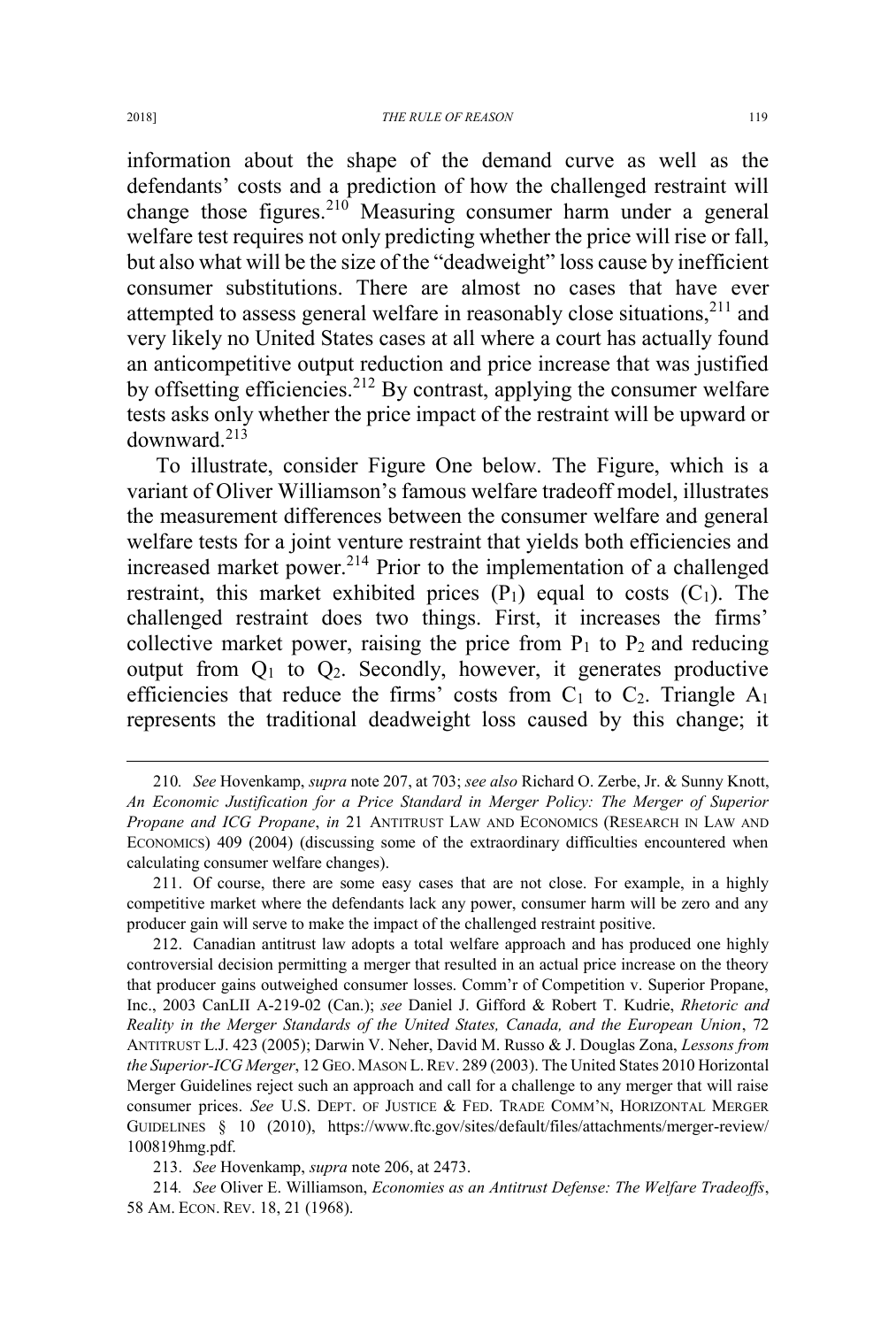information about the shape of the demand curve as well as the defendants' costs and a prediction of how the challenged restraint will change those figures.[210] Measuring consumer harm under a general welfare test requires not only predicting whether the price will rise or fall, but also what will be the size of the "deadweight" loss cause by inefficient consumer substitutions. There are almost no cases that have ever attempted to assess general welfare in reasonably close situations,[211] and very likely no United States cases at all where a court has actually found an anticompetitive output reduction and price increase that was justified by offsetting efficiencies.[212] By contrast, applying the consumer welfare tests asks only whether the price impact of the restraint will be upward or downward.[213]

To illustrate, consider Figure One below. The Figure, which is a variant of Oliver Williamson's famous welfare tradeoff model, illustrates the measurement differences between the consumer welfare and general welfare tests for a joint venture restraint that yields both efficiencies and increased market power.[214] Prior to the implementation of a challenged restraint, this market exhibited prices ($P_1$) equal to costs ($C_1$). The challenged restraint does two things. First, it increases the firms' collective market power, raising the price from $P_1$ to $P_2$ and reducing output from $Q_1$ to $Q_2$. Secondly, however, it generates productive efficiencies that reduce the firms' costs from $C_1$ to $C_2$. Triangle $A_1$ represents the traditional deadweight loss caused by this change; it

---

210. *See* Hovenkamp, *supra* note 207, at 703; *see also* Richard O. Zerbe, Jr. & Sunny Knott, *An Economic Justification for a Price Standard in Merger Policy: The Merger of Superior Propane and ICG Propane*, *in* 21 ANTITRUST LAW AND ECONOMICS (RESEARCH IN LAW AND ECONOMICS) 409 (2004) (discussing some of the extraordinary difficulties encountered when calculating consumer welfare changes).

211. Of course, there are some easy cases that are not close. For example, in a highly competitive market where the defendants lack any power, consumer harm will be zero and any producer gain will serve to make the impact of the challenged restraint positive.

212. Canadian antitrust law adopts a total welfare approach and has produced one highly controversial decision permitting a merger that resulted in an actual price increase on the theory that producer gains outweighed consumer losses. Comm'r of Competition v. Superior Propane, Inc., 2003 CanLII A-219-02 (Can.); *see* Daniel J. Gifford & Robert T. Kudrie, *Rhetoric and Reality in the Merger Standards of the United States, Canada, and the European Union*, 72 ANTITRUST L.J. 423 (2005); Darwin V. Neher, David M. Russo & J. Douglas Zona, *Lessons from the Superior-ICG Merger*, 12 GEO. MASON L. REV. 289 (2003). The United States 2010 Horizontal Merger Guidelines reject such an approach and call for a challenge to any merger that will raise consumer prices. *See* U.S. DEPT. OF JUSTICE & FED. TRADE COMM'N, HORIZONTAL MERGER GUIDELINES § 10 (2010), https://www.ftc.gov/sites/default/files/attachments/merger-review/100819hmg.pdf.

213. *See* Hovenkamp, *supra* note 206, at 2473.

214. *See* Oliver E. Williamson, *Economies as an Antitrust Defense: The Welfare Tradeoffs*, 58 AM. ECON. REV. 18, 21 (1968).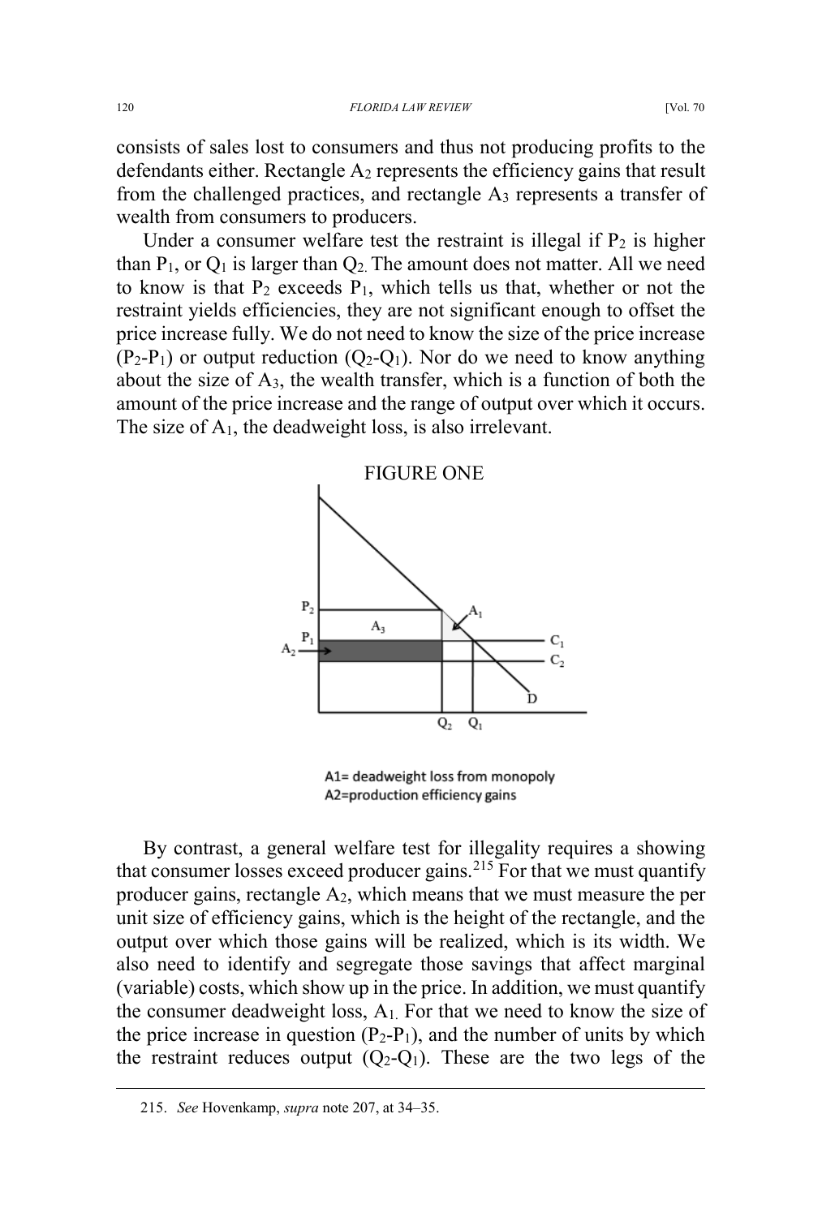consists of sales lost to consumers and thus not producing profits to the defendants either. Rectangle $A_2$ represents the efficiency gains that result from the challenged practices, and rectangle $A_3$ represents a transfer of wealth from consumers to producers.

Under a consumer welfare test the restraint is illegal if $P_2$ is higher than $P_1$, or $Q_1$ is larger than $Q_2$. The amount does not matter. All we need to know is that $P_2$ exceeds $P_1$, which tells us that, whether or not the restraint yields efficiencies, they are not significant enough to offset the price increase fully. We do not need to know the size of the price increase ($P_2$-$P_1$) or output reduction ($Q_2$-$Q_1$). Nor do we need to know anything about the size of $A_3$, the wealth transfer, which is a function of both the amount of the price increase and the range of output over which it occurs. The size of $A_1$, the deadweight loss, is also irrelevant.

FIGURE ONE

A1= deadweight loss from monopoly
A2=production efficiency gains

By contrast, a general welfare test for illegality requires a showing that consumer losses exceed producer gains.[215] For that we must quantify producer gains, rectangle $A_2$, which means that we must measure the per unit size of efficiency gains, which is the height of the rectangle, and the output over which those gains will be realized, which is its width. We also need to identify and segregate those savings that affect marginal (variable) costs, which show up in the price. In addition, we must quantify the consumer deadweight loss, $A_1$. For that we need to know the size of the price increase in question ($P_2$-$P_1$), and the number of units by which the restraint reduces output ($Q_2$-$Q_1$). These are the two legs of the

215. *See* Hovenkamp, *supra* note 207, at 34–35.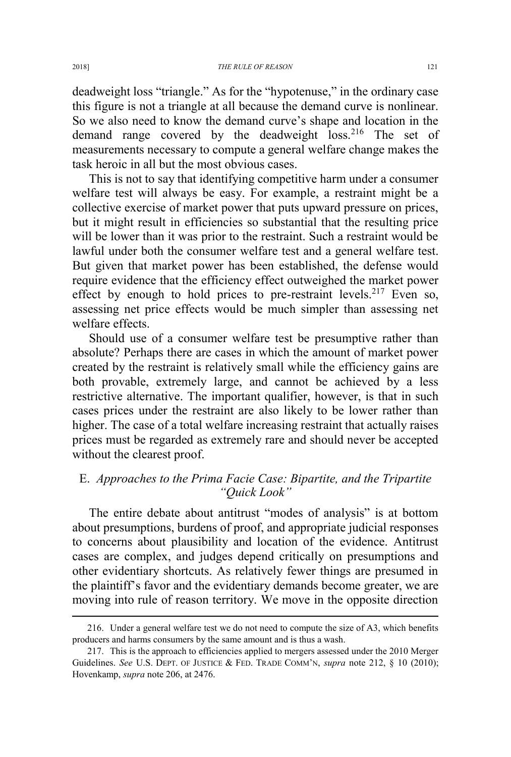deadweight loss "triangle." As for the "hypotenuse," in the ordinary case this figure is not a triangle at all because the demand curve is nonlinear. So we also need to know the demand curve's shape and location in the demand range covered by the deadweight loss.[216] The set of measurements necessary to compute a general welfare change makes the task heroic in all but the most obvious cases.

This is not to say that identifying competitive harm under a consumer welfare test will always be easy. For example, a restraint might be a collective exercise of market power that puts upward pressure on prices, but it might result in efficiencies so substantial that the resulting price will be lower than it was prior to the restraint. Such a restraint would be lawful under both the consumer welfare test and a general welfare test. But given that market power has been established, the defense would require evidence that the efficiency effect outweighed the market power effect by enough to hold prices to pre-restraint levels.[217] Even so, assessing net price effects would be much simpler than assessing net welfare effects.

Should use of a consumer welfare test be presumptive rather than absolute? Perhaps there are cases in which the amount of market power created by the restraint is relatively small while the efficiency gains are both provable, extremely large, and cannot be achieved by a less restrictive alternative. The important qualifier, however, is that in such cases prices under the restraint are also likely to be lower rather than higher. The case of a total welfare increasing restraint that actually raises prices must be regarded as extremely rare and should never be accepted without the clearest proof.

### E. *Approaches to the Prima Facie Case: Bipartite, and the Tripartite "Quick Look"*

The entire debate about antitrust "modes of analysis" is at bottom about presumptions, burdens of proof, and appropriate judicial responses to concerns about plausibility and location of the evidence. Antitrust cases are complex, and judges depend critically on presumptions and other evidentiary shortcuts. As relatively fewer things are presumed in the plaintiff's favor and the evidentiary demands become greater, we are moving into rule of reason territory. We move in the opposite direction

---

216. Under a general welfare test we do not need to compute the size of A3, which benefits producers and harms consumers by the same amount and is thus a wash.

217. This is the approach to efficiencies applied to mergers assessed under the 2010 Merger Guidelines. *See* U.S. DEPT. OF JUSTICE & FED. TRADE COMM'N, *supra* note 212, § 10 (2010); Hovenkamp, *supra* note 206, at 2476.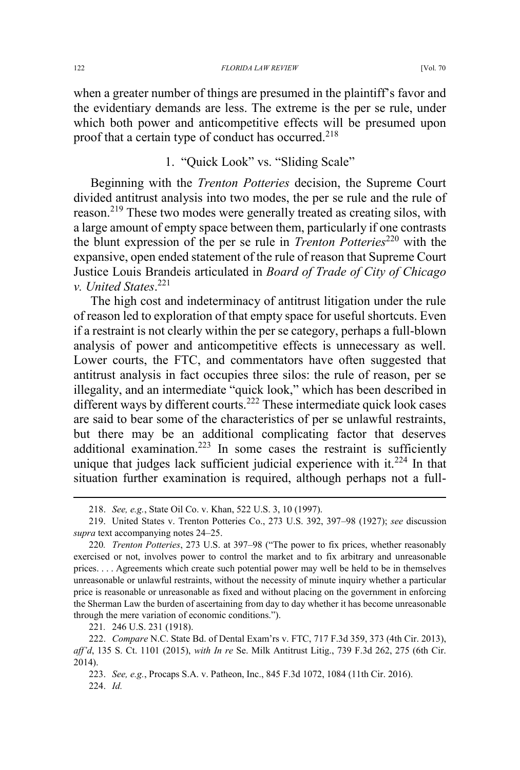when a greater number of things are presumed in the plaintiff's favor and the evidentiary demands are less. The extreme is the per se rule, under which both power and anticompetitive effects will be presumed upon proof that a certain type of conduct has occurred.[218]

### 1. "Quick Look" vs. "Sliding Scale"

Beginning with the *Trenton Potteries* decision, the Supreme Court divided antitrust analysis into two modes, the per se rule and the rule of reason.[219] These two modes were generally treated as creating silos, with a large amount of empty space between them, particularly if one contrasts the blunt expression of the per se rule in *Trenton Potteries*[220] with the expansive, open ended statement of the rule of reason that Supreme Court Justice Louis Brandeis articulated in *Board of Trade of City of Chicago v. United States*.[221]

The high cost and indeterminacy of antitrust litigation under the rule of reason led to exploration of that empty space for useful shortcuts. Even if a restraint is not clearly within the per se category, perhaps a full-blown analysis of power and anticompetitive effects is unnecessary as well. Lower courts, the FTC, and commentators have often suggested that antitrust analysis in fact occupies three silos: the rule of reason, per se illegality, and an intermediate "quick look," which has been described in different ways by different courts.[222] These intermediate quick look cases are said to bear some of the characteristics of per se unlawful restraints, but there may be an additional complicating factor that deserves additional examination.[223] In some cases the restraint is sufficiently unique that judges lack sufficient judicial experience with it.[224] In that situation further examination is required, although perhaps not a full-

---

218. *See, e.g.*, State Oil Co. v. Khan, 522 U.S. 3, 10 (1997).

219. United States v. Trenton Potteries Co., 273 U.S. 392, 397–98 (1927); *see* discussion *supra* text accompanying notes 24–25.

220. *Trenton Potteries*, 273 U.S. at 397–98 ("The power to fix prices, whether reasonably exercised or not, involves power to control the market and to fix arbitrary and unreasonable prices. . . . Agreements which create such potential power may well be held to be in themselves unreasonable or unlawful restraints, without the necessity of minute inquiry whether a particular price is reasonable or unreasonable as fixed and without placing on the government in enforcing the Sherman Law the burden of ascertaining from day to day whether it has become unreasonable through the mere variation of economic conditions.").

221. 246 U.S. 231 (1918).

222. *Compare* N.C. State Bd. of Dental Exam'rs v. FTC, 717 F.3d 359, 373 (4th Cir. 2013), *aff'd*, 135 S. Ct. 1101 (2015), *with In re* Se. Milk Antitrust Litig., 739 F.3d 262, 275 (6th Cir. 2014).

223. *See, e.g.*, Procaps S.A. v. Patheon, Inc., 845 F.3d 1072, 1084 (11th Cir. 2016).

224. *Id.*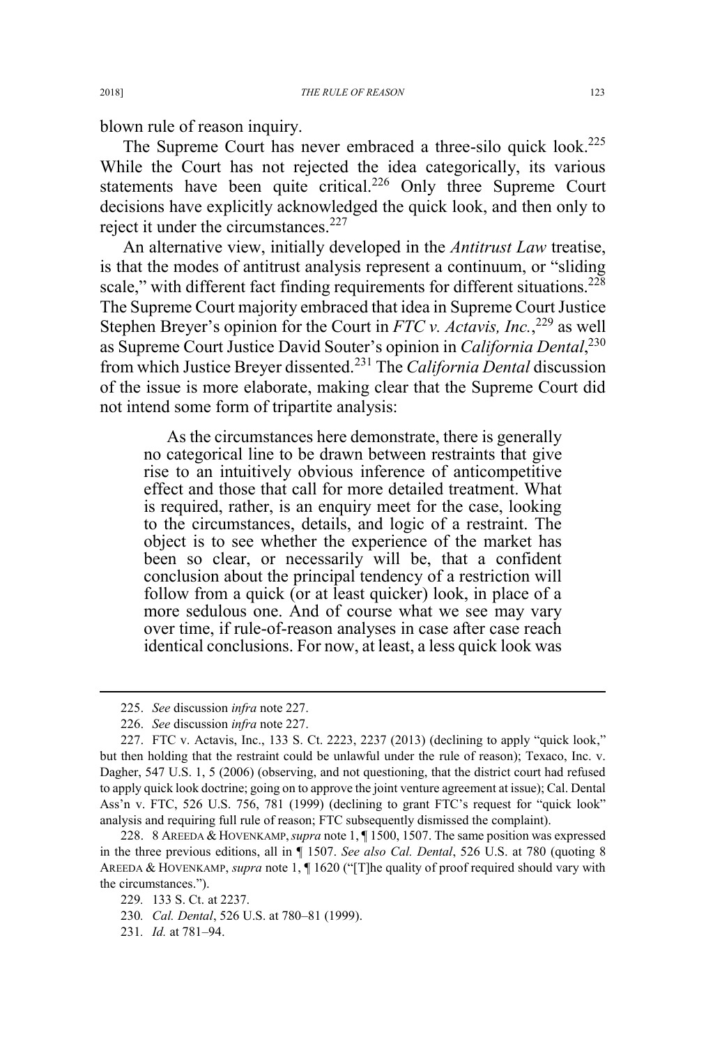blown rule of reason inquiry.

The Supreme Court has never embraced a three-silo quick look.[225] While the Court has not rejected the idea categorically, its various statements have been quite critical.[226] Only three Supreme Court decisions have explicitly acknowledged the quick look, and then only to reject it under the circumstances.[227]

An alternative view, initially developed in the *Antitrust Law* treatise, is that the modes of antitrust analysis represent a continuum, or "sliding scale," with different fact finding requirements for different situations.[228] The Supreme Court majority embraced that idea in Supreme Court Justice Stephen Breyer's opinion for the Court in *FTC v. Actavis, Inc.*,[229] as well as Supreme Court Justice David Souter's opinion in *California Dental*,[230] from which Justice Breyer dissented.[231] The *California Dental* discussion of the issue is more elaborate, making clear that the Supreme Court did not intend some form of tripartite analysis:

> As the circumstances here demonstrate, there is generally no categorical line to be drawn between restraints that give rise to an intuitively obvious inference of anticompetitive effect and those that call for more detailed treatment. What is required, rather, is an enquiry meet for the case, looking to the circumstances, details, and logic of a restraint. The object is to see whether the experience of the market has been so clear, or necessarily will be, that a confident conclusion about the principal tendency of a restriction will follow from a quick (or at least quicker) look, in place of a more sedulous one. And of course what we see may vary over time, if rule-of-reason analyses in case after case reach identical conclusions. For now, at least, a less quick look was

---

225. *See* discussion *infra* note 227.

226. *See* discussion *infra* note 227.

227. FTC v. Actavis, Inc., 133 S. Ct. 2223, 2237 (2013) (declining to apply "quick look," but then holding that the restraint could be unlawful under the rule of reason); Texaco, Inc. v. Dagher, 547 U.S. 1, 5 (2006) (observing, and not questioning, that the district court had refused to apply quick look doctrine; going on to approve the joint venture agreement at issue); Cal. Dental Ass'n v. FTC, 526 U.S. 756, 781 (1999) (declining to grant FTC's request for "quick look" analysis and requiring full rule of reason; FTC subsequently dismissed the complaint).

228. 8 AREEDA & HOVENKAMP, *supra* note 1, ¶ 1500, 1507. The same position was expressed in the three previous editions, all in ¶ 1507. *See also Cal. Dental*, 526 U.S. at 780 (quoting 8 AREEDA & HOVENKAMP, *supra* note 1, ¶ 1620 ("[T]he quality of proof required should vary with the circumstances.").

229. 133 S. Ct. at 2237.

230. *Cal. Dental*, 526 U.S. at 780–81 (1999).

231. *Id.* at 781–94.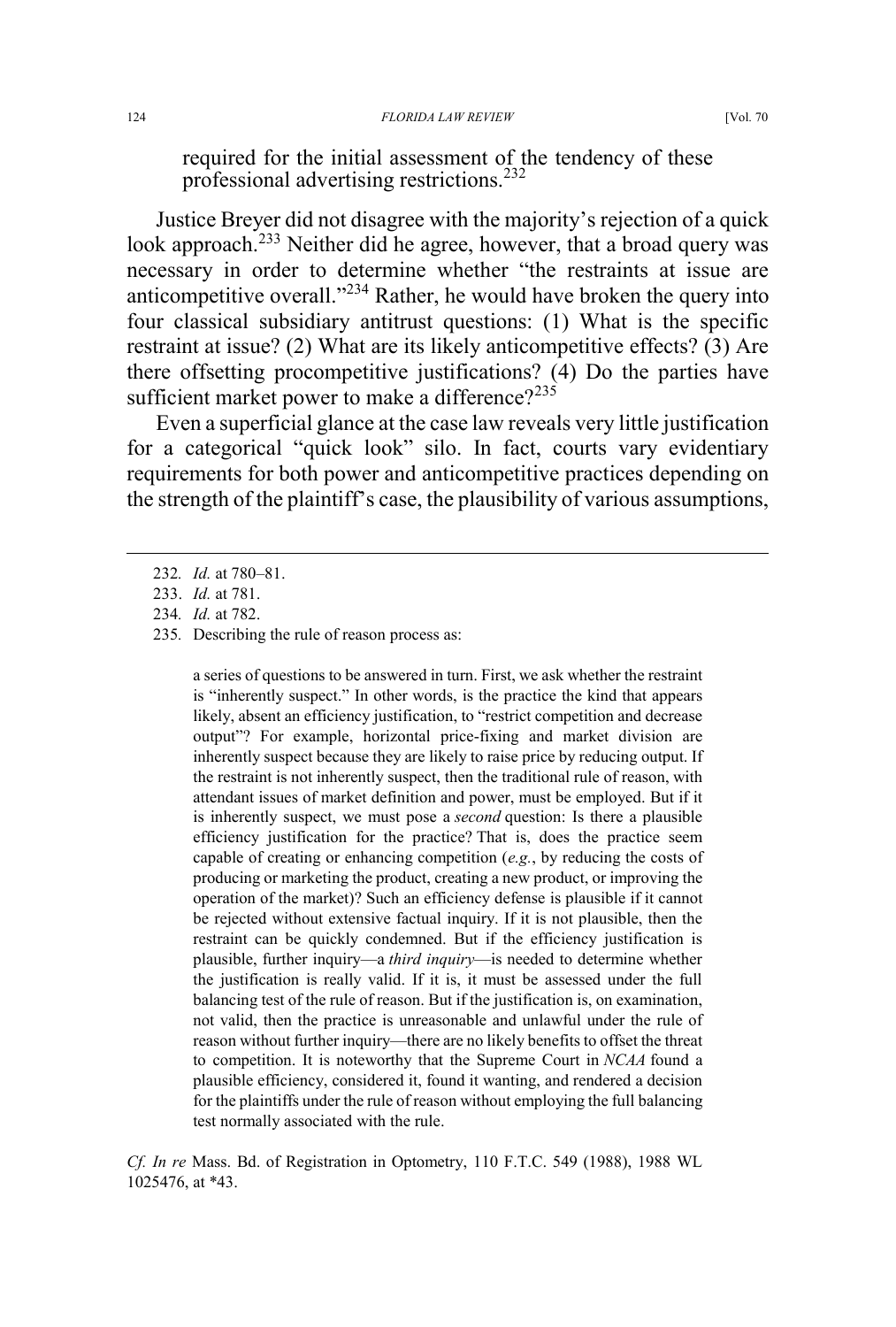required for the initial assessment of the tendency of these professional advertising restrictions.[232]

Justice Breyer did not disagree with the majority's rejection of a quick look approach.[233] Neither did he agree, however, that a broad query was necessary in order to determine whether "the restraints at issue are anticompetitive overall."[234] Rather, he would have broken the query into four classical subsidiary antitrust questions: (1) What is the specific restraint at issue? (2) What are its likely anticompetitive effects? (3) Are there offsetting procompetitive justifications? (4) Do the parties have sufficient market power to make a difference?[235]

Even a superficial glance at the case law reveals very little justification for a categorical "quick look" silo. In fact, courts vary evidentiary requirements for both power and anticompetitive practices depending on the strength of the plaintiff's case, the plausibility of various assumptions,

---

232. *Id.* at 780–81.

233. *Id.* at 781.

234. *Id.* at 782.

235. Describing the rule of reason process as:

> a series of questions to be answered in turn. First, we ask whether the restraint is "inherently suspect." In other words, is the practice the kind that appears likely, absent an efficiency justification, to "restrict competition and decrease output"? For example, horizontal price-fixing and market division are inherently suspect because they are likely to raise price by reducing output. If the restraint is not inherently suspect, then the traditional rule of reason, with attendant issues of market definition and power, must be employed. But if it is inherently suspect, we must pose a *second* question: Is there a plausible efficiency justification for the practice? That is, does the practice seem capable of creating or enhancing competition (*e.g.*, by reducing the costs of producing or marketing the product, creating a new product, or improving the operation of the market)? Such an efficiency defense is plausible if it cannot be rejected without extensive factual inquiry. If it is not plausible, then the restraint can be quickly condemned. But if the efficiency justification is plausible, further inquiry—a *third inquiry*—is needed to determine whether the justification is really valid. If it is, it must be assessed under the full balancing test of the rule of reason. But if the justification is, on examination, not valid, then the practice is unreasonable and unlawful under the rule of reason without further inquiry—there are no likely benefits to offset the threat to competition. It is noteworthy that the Supreme Court in *NCAA* found a plausible efficiency, considered it, found it wanting, and rendered a decision for the plaintiffs under the rule of reason without employing the full balancing test normally associated with the rule.

*Cf. In re* Mass. Bd. of Registration in Optometry, 110 F.T.C. 549 (1988), 1988 WL 1025476, at *43.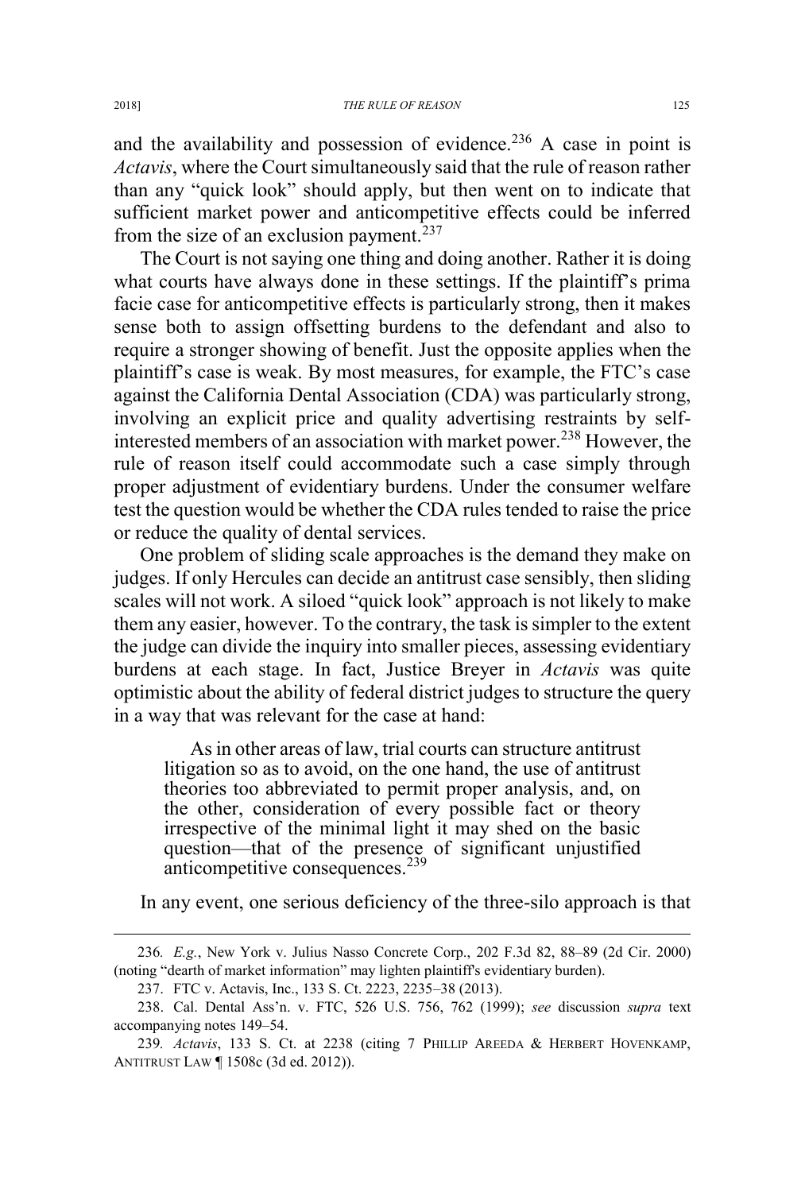and the availability and possession of evidence.[236] A case in point is *Actavis*, where the Court simultaneously said that the rule of reason rather than any "quick look" should apply, but then went on to indicate that sufficient market power and anticompetitive effects could be inferred from the size of an exclusion payment.[237]

The Court is not saying one thing and doing another. Rather it is doing what courts have always done in these settings. If the plaintiff's prima facie case for anticompetitive effects is particularly strong, then it makes sense both to assign offsetting burdens to the defendant and also to require a stronger showing of benefit. Just the opposite applies when the plaintiff's case is weak. By most measures, for example, the FTC's case against the California Dental Association (CDA) was particularly strong, involving an explicit price and quality advertising restraints by self-interested members of an association with market power.[238] However, the rule of reason itself could accommodate such a case simply through proper adjustment of evidentiary burdens. Under the consumer welfare test the question would be whether the CDA rules tended to raise the price or reduce the quality of dental services.

One problem of sliding scale approaches is the demand they make on judges. If only Hercules can decide an antitrust case sensibly, then sliding scales will not work. A siloed "quick look" approach is not likely to make them any easier, however. To the contrary, the task is simpler to the extent the judge can divide the inquiry into smaller pieces, assessing evidentiary burdens at each stage. In fact, Justice Breyer in *Actavis* was quite optimistic about the ability of federal district judges to structure the query in a way that was relevant for the case at hand:

> As in other areas of law, trial courts can structure antitrust litigation so as to avoid, on the one hand, the use of antitrust theories too abbreviated to permit proper analysis, and, on the other, consideration of every possible fact or theory irrespective of the minimal light it may shed on the basic question—that of the presence of significant unjustified anticompetitive consequences.[239]

In any event, one serious deficiency of the three-silo approach is that

---

236. *E.g.*, New York v. Julius Nasso Concrete Corp., 202 F.3d 82, 88–89 (2d Cir. 2000) (noting "dearth of market information" may lighten plaintiff's evidentiary burden).

237. FTC v. Actavis, Inc., 133 S. Ct. 2223, 2235–38 (2013).

238. Cal. Dental Ass'n. v. FTC, 526 U.S. 756, 762 (1999); *see* discussion *supra* text accompanying notes 149–54.

239. *Actavis*, 133 S. Ct. at 2238 (citing 7 PHILLIP AREEDA & HERBERT HOVENKAMP, ANTITRUST LAW ¶ 1508c (3d ed. 2012)).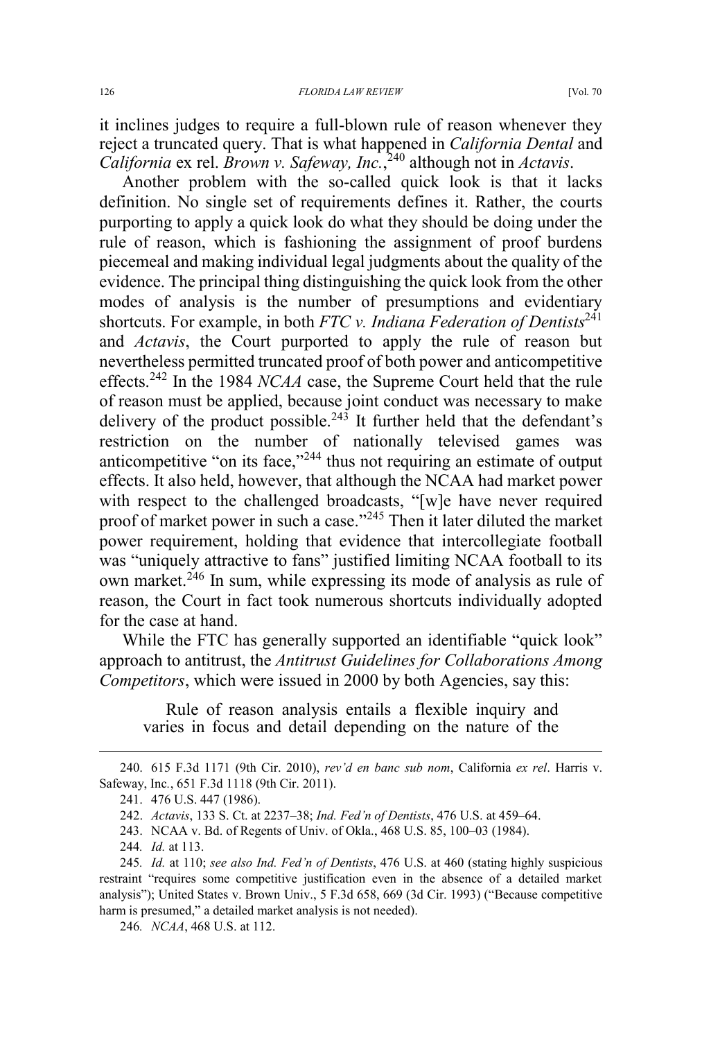it inclines judges to require a full-blown rule of reason whenever they reject a truncated query. That is what happened in *California Dental* and *California* ex rel. *Brown v. Safeway, Inc.*,[240] although not in *Actavis*.

Another problem with the so-called quick look is that it lacks definition. No single set of requirements defines it. Rather, the courts purporting to apply a quick look do what they should be doing under the rule of reason, which is fashioning the assignment of proof burdens piecemeal and making individual legal judgments about the quality of the evidence. The principal thing distinguishing the quick look from the other modes of analysis is the number of presumptions and evidentiary shortcuts. For example, in both *FTC v. Indiana Federation of Dentists*[241] and *Actavis*, the Court purported to apply the rule of reason but nevertheless permitted truncated proof of both power and anticompetitive effects.[242] In the 1984 *NCAA* case, the Supreme Court held that the rule of reason must be applied, because joint conduct was necessary to make delivery of the product possible.[243] It further held that the defendant's restriction on the number of nationally televised games was anticompetitive "on its face,"[244] thus not requiring an estimate of output effects. It also held, however, that although the NCAA had market power with respect to the challenged broadcasts, "[w]e have never required proof of market power in such a case."[245] Then it later diluted the market power requirement, holding that evidence that intercollegiate football was "uniquely attractive to fans" justified limiting NCAA football to its own market.[246] In sum, while expressing its mode of analysis as rule of reason, the Court in fact took numerous shortcuts individually adopted for the case at hand.

While the FTC has generally supported an identifiable "quick look" approach to antitrust, the *Antitrust Guidelines for Collaborations Among Competitors*, which were issued in 2000 by both Agencies, say this:

> Rule of reason analysis entails a flexible inquiry and varies in focus and detail depending on the nature of the

---

240. 615 F.3d 1171 (9th Cir. 2010), *rev'd en banc sub nom*, California *ex rel*. Harris v. Safeway, Inc., 651 F.3d 1118 (9th Cir. 2011).

241. 476 U.S. 447 (1986).

242. *Actavis*, 133 S. Ct. at 2237–38; *Ind. Fed'n of Dentists*, 476 U.S. at 459–64.

243. NCAA v. Bd. of Regents of Univ. of Okla., 468 U.S. 85, 100–03 (1984).

244. *Id.* at 113.

245. *Id.* at 110; *see also Ind. Fed'n of Dentists*, 476 U.S. at 460 (stating highly suspicious restraint "requires some competitive justification even in the absence of a detailed market analysis"); United States v. Brown Univ., 5 F.3d 658, 669 (3d Cir. 1993) ("Because competitive harm is presumed," a detailed market analysis is not needed).

246. *NCAA*, 468 U.S. at 112.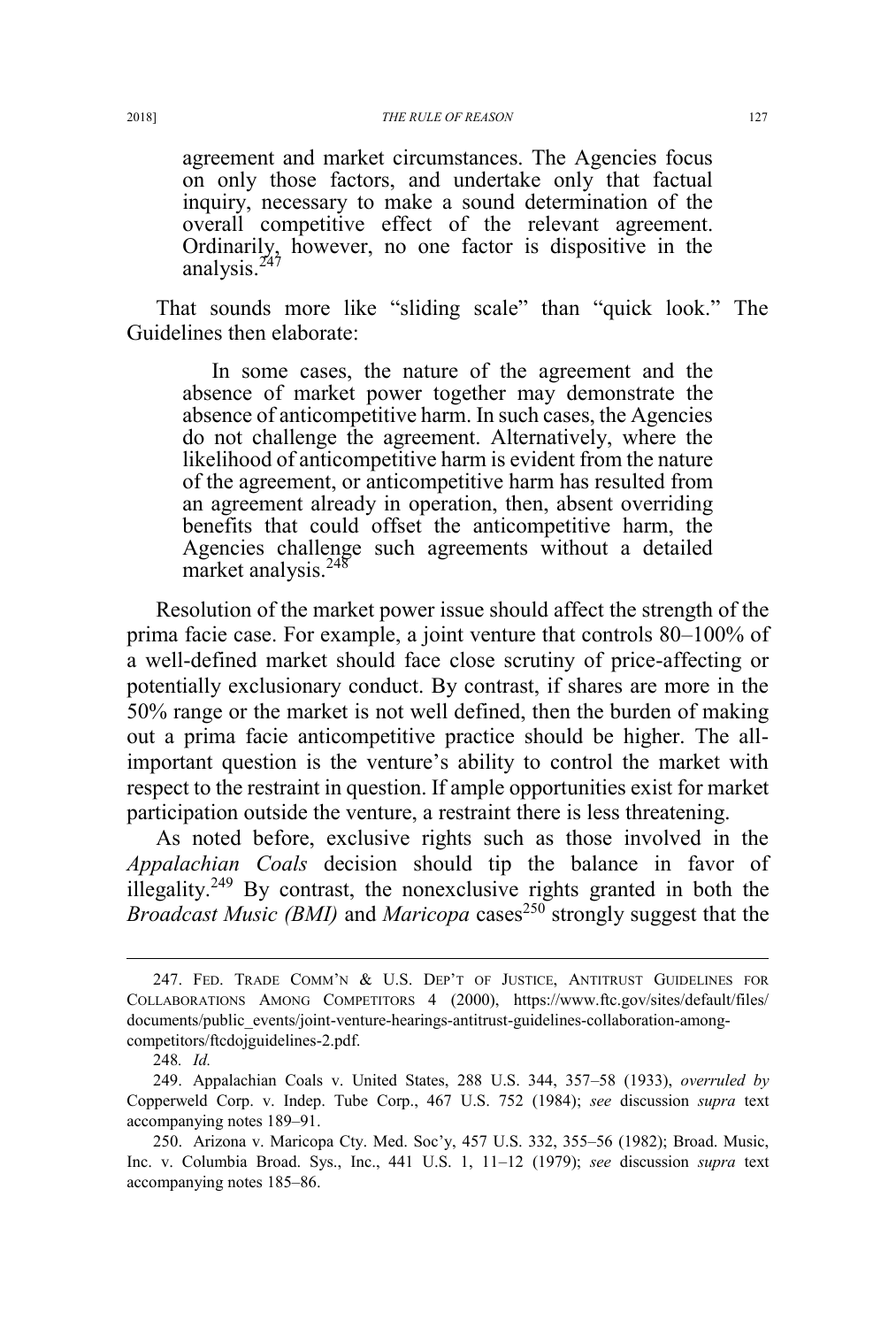> agreement and market circumstances. The Agencies focus on only those factors, and undertake only that factual inquiry, necessary to make a sound determination of the overall competitive effect of the relevant agreement. Ordinarily, however, no one factor is dispositive in the analysis.[247]

That sounds more like "sliding scale" than "quick look." The Guidelines then elaborate:

> In some cases, the nature of the agreement and the absence of market power together may demonstrate the absence of anticompetitive harm. In such cases, the Agencies do not challenge the agreement. Alternatively, where the likelihood of anticompetitive harm is evident from the nature of the agreement, or anticompetitive harm has resulted from an agreement already in operation, then, absent overriding benefits that could offset the anticompetitive harm, the Agencies challenge such agreements without a detailed market analysis.[248]

Resolution of the market power issue should affect the strength of the prima facie case. For example, a joint venture that controls 80–100% of a well-defined market should face close scrutiny of price-affecting or potentially exclusionary conduct. By contrast, if shares are more in the 50% range or the market is not well defined, then the burden of making out a prima facie anticompetitive practice should be higher. The all-important question is the venture's ability to control the market with respect to the restraint in question. If ample opportunities exist for market participation outside the venture, a restraint there is less threatening.

As noted before, exclusive rights such as those involved in the *Appalachian Coals* decision should tip the balance in favor of illegality.[249] By contrast, the nonexclusive rights granted in both the *Broadcast Music (BMI)* and *Maricopa* cases[250] strongly suggest that the

---

247. FED. TRADE COMM'N & U.S. DEP'T OF JUSTICE, ANTITRUST GUIDELINES FOR COLLABORATIONS AMONG COMPETITORS 4 (2000), https://www.ftc.gov/sites/default/files/documents/public_events/joint-venture-hearings-antitrust-guidelines-collaboration-among-competitors/ftcdojguidelines-2.pdf.

248. *Id.*

249. Appalachian Coals v. United States, 288 U.S. 344, 357–58 (1933), *overruled by* Copperweld Corp. v. Indep. Tube Corp., 467 U.S. 752 (1984); *see* discussion *supra* text accompanying notes 189–91.

250. Arizona v. Maricopa Cty. Med. Soc'y, 457 U.S. 332, 355–56 (1982); Broad. Music, Inc. v. Columbia Broad. Sys., Inc., 441 U.S. 1, 11–12 (1979); *see* discussion *supra* text accompanying notes 185–86.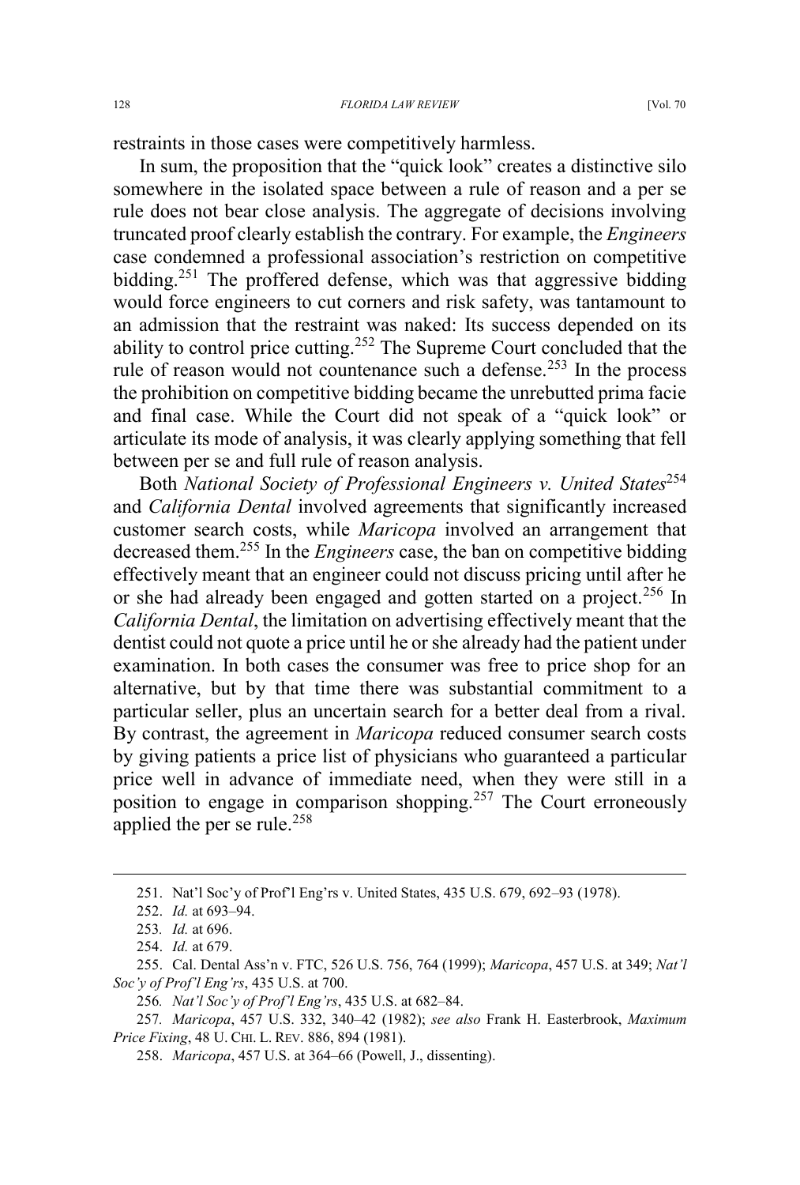restraints in those cases were competitively harmless.

In sum, the proposition that the "quick look" creates a distinctive silo somewhere in the isolated space between a rule of reason and a per se rule does not bear close analysis. The aggregate of decisions involving truncated proof clearly establish the contrary. For example, the *Engineers* case condemned a professional association's restriction on competitive bidding.[251] The proffered defense, which was that aggressive bidding would force engineers to cut corners and risk safety, was tantamount to an admission that the restraint was naked: Its success depended on its ability to control price cutting.[252] The Supreme Court concluded that the rule of reason would not countenance such a defense.[253] In the process the prohibition on competitive bidding became the unrebutted prima facie and final case. While the Court did not speak of a "quick look" or articulate its mode of analysis, it was clearly applying something that fell between per se and full rule of reason analysis.

Both *National Society of Professional Engineers v. United States*[254] and *California Dental* involved agreements that significantly increased customer search costs, while *Maricopa* involved an arrangement that decreased them.[255] In the *Engineers* case, the ban on competitive bidding effectively meant that an engineer could not discuss pricing until after he or she had already been engaged and gotten started on a project.[256] In *California Dental*, the limitation on advertising effectively meant that the dentist could not quote a price until he or she already had the patient under examination. In both cases the consumer was free to price shop for an alternative, but by that time there was substantial commitment to a particular seller, plus an uncertain search for a better deal from a rival. By contrast, the agreement in *Maricopa* reduced consumer search costs by giving patients a price list of physicians who guaranteed a particular price well in advance of immediate need, when they were still in a position to engage in comparison shopping.[257] The Court erroneously applied the per se rule.[258]

---

251. Nat'l Soc'y of Prof'l Eng'rs v. United States, 435 U.S. 679, 692–93 (1978).

252. *Id.* at 693–94.

253. *Id.* at 696.

254. *Id.* at 679.

255. Cal. Dental Ass'n v. FTC, 526 U.S. 756, 764 (1999); *Maricopa*, 457 U.S. at 349; *Nat'l Soc'y of Prof'l Eng'rs*, 435 U.S. at 700.

256. *Nat'l Soc'y of Prof'l Eng'rs*, 435 U.S. at 682–84.

257. *Maricopa*, 457 U.S. 332, 340–42 (1982); *see also* Frank H. Easterbrook, *Maximum Price Fixing*, 48 U. CHI. L. REV. 886, 894 (1981).

258. *Maricopa*, 457 U.S. at 364–66 (Powell, J., dissenting).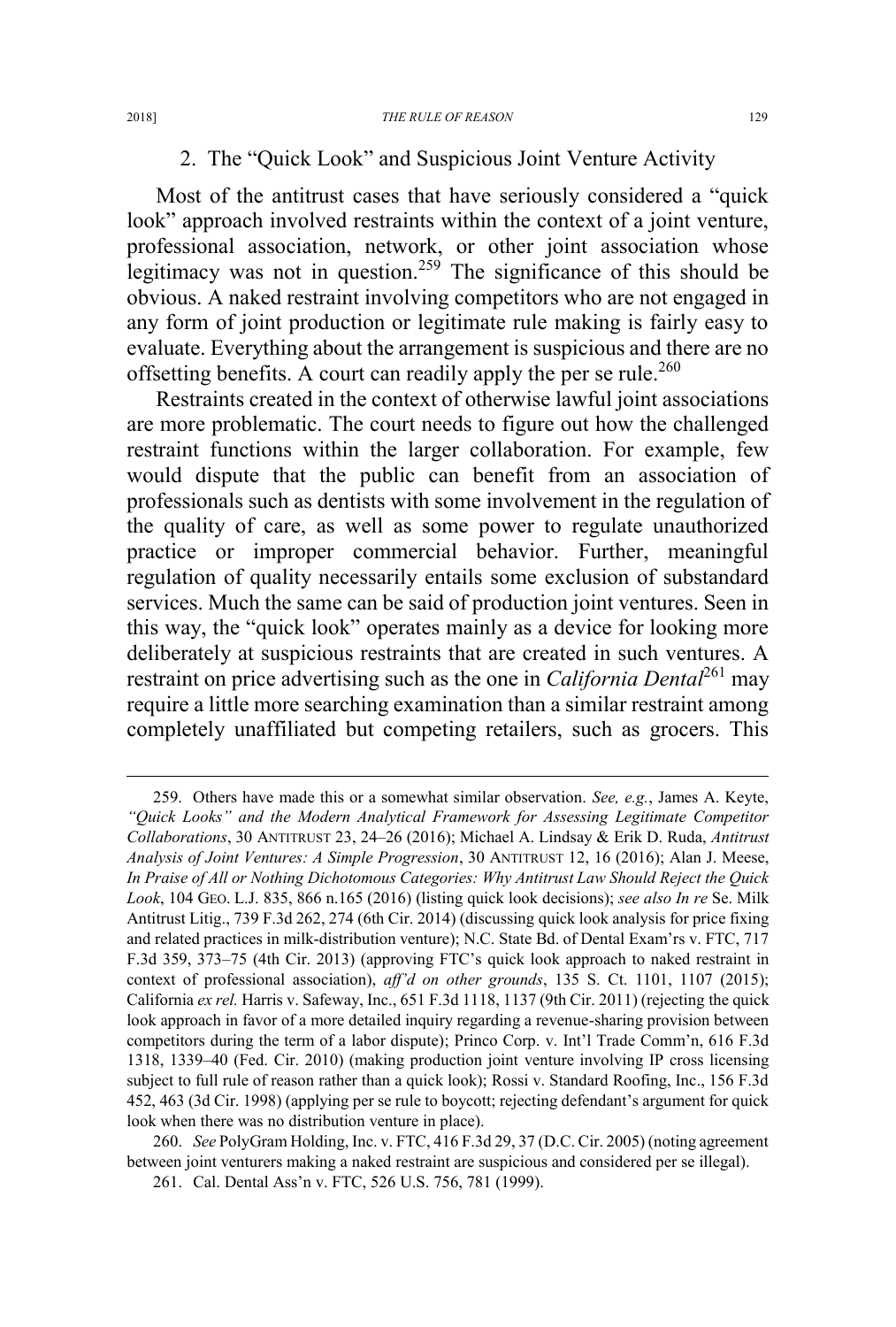### 2. The "Quick Look" and Suspicious Joint Venture Activity

Most of the antitrust cases that have seriously considered a "quick look" approach involved restraints within the context of a joint venture, professional association, network, or other joint association whose legitimacy was not in question.[259] The significance of this should be obvious. A naked restraint involving competitors who are not engaged in any form of joint production or legitimate rule making is fairly easy to evaluate. Everything about the arrangement is suspicious and there are no offsetting benefits. A court can readily apply the per se rule.[260]

Restraints created in the context of otherwise lawful joint associations are more problematic. The court needs to figure out how the challenged restraint functions within the larger collaboration. For example, few would dispute that the public can benefit from an association of professionals such as dentists with some involvement in the regulation of the quality of care, as well as some power to regulate unauthorized practice or improper commercial behavior. Further, meaningful regulation of quality necessarily entails some exclusion of substandard services. Much the same can be said of production joint ventures. Seen in this way, the "quick look" operates mainly as a device for looking more deliberately at suspicious restraints that are created in such ventures. A restraint on price advertising such as the one in *California Dental*[261] may require a little more searching examination than a similar restraint among completely unaffiliated but competing retailers, such as grocers. This

---

259. Others have made this or a somewhat similar observation. *See, e.g.*, James A. Keyte, *"Quick Looks" and the Modern Analytical Framework for Assessing Legitimate Competitor Collaborations*, 30 ANTITRUST 23, 24–26 (2016); Michael A. Lindsay & Erik D. Ruda, *Antitrust Analysis of Joint Ventures: A Simple Progression*, 30 ANTITRUST 12, 16 (2016); Alan J. Meese, *In Praise of All or Nothing Dichotomous Categories: Why Antitrust Law Should Reject the Quick Look*, 104 GEO. L.J. 835, 866 n.165 (2016) (listing quick look decisions); *see also In re* Se. Milk Antitrust Litig., 739 F.3d 262, 274 (6th Cir. 2014) (discussing quick look analysis for price fixing and related practices in milk-distribution venture); N.C. State Bd. of Dental Exam'rs v. FTC, 717 F.3d 359, 373–75 (4th Cir. 2013) (approving FTC's quick look approach to naked restraint in context of professional association), *aff'd on other grounds*, 135 S. Ct. 1101, 1107 (2015); California *ex rel.* Harris v. Safeway, Inc., 651 F.3d 1118, 1137 (9th Cir. 2011) (rejecting the quick look approach in favor of a more detailed inquiry regarding a revenue-sharing provision between competitors during the term of a labor dispute); Princo Corp. v. Int'l Trade Comm'n, 616 F.3d 1318, 1339–40 (Fed. Cir. 2010) (making production joint venture involving IP cross licensing subject to full rule of reason rather than a quick look); Rossi v. Standard Roofing, Inc., 156 F.3d 452, 463 (3d Cir. 1998) (applying per se rule to boycott; rejecting defendant's argument for quick look when there was no distribution venture in place).

260. *See* PolyGram Holding, Inc. v. FTC, 416 F.3d 29, 37 (D.C. Cir. 2005) (noting agreement between joint venturers making a naked restraint are suspicious and considered per se illegal).

261. Cal. Dental Ass'n v. FTC, 526 U.S. 756, 781 (1999).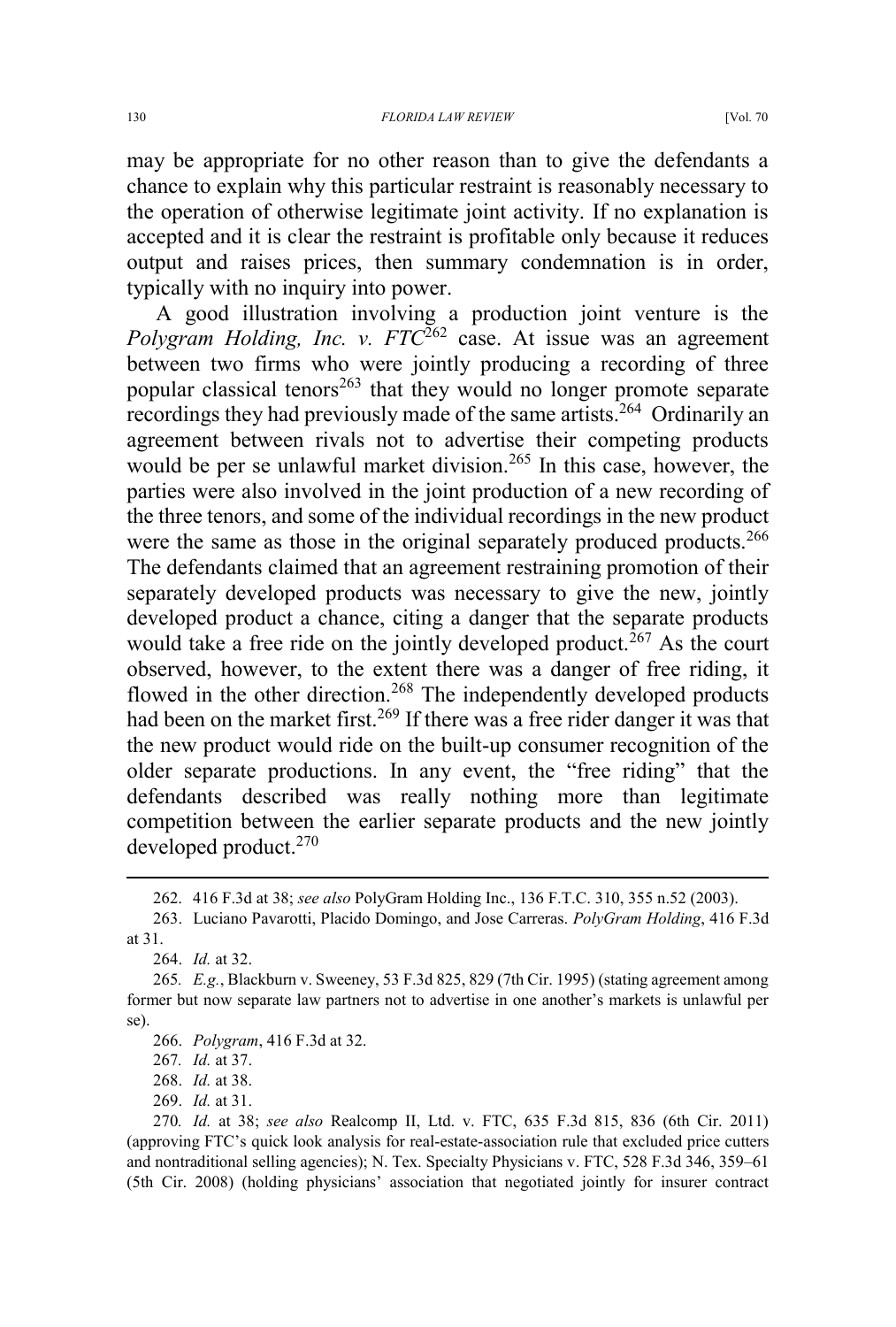may be appropriate for no other reason than to give the defendants a chance to explain why this particular restraint is reasonably necessary to the operation of otherwise legitimate joint activity. If no explanation is accepted and it is clear the restraint is profitable only because it reduces output and raises prices, then summary condemnation is in order, typically with no inquiry into power.

A good illustration involving a production joint venture is the *Polygram Holding, Inc. v. FTC*[262] case. At issue was an agreement between two firms who were jointly producing a recording of three popular classical tenors[263] that they would no longer promote separate recordings they had previously made of the same artists.[264] Ordinarily an agreement between rivals not to advertise their competing products would be per se unlawful market division.[265] In this case, however, the parties were also involved in the joint production of a new recording of the three tenors, and some of the individual recordings in the new product were the same as those in the original separately produced products.[266] The defendants claimed that an agreement restraining promotion of their separately developed products was necessary to give the new, jointly developed product a chance, citing a danger that the separate products would take a free ride on the jointly developed product.[267] As the court observed, however, to the extent there was a danger of free riding, it flowed in the other direction.[268] The independently developed products had been on the market first.[269] If there was a free rider danger it was that the new product would ride on the built-up consumer recognition of the older separate productions. In any event, the "free riding" that the defendants described was really nothing more than legitimate competition between the earlier separate products and the new jointly developed product.[270]

---

262. 416 F.3d at 38; *see also* PolyGram Holding Inc., 136 F.T.C. 310, 355 n.52 (2003).

263. Luciano Pavarotti, Placido Domingo, and Jose Carreras. *PolyGram Holding*, 416 F.3d at 31.

264. *Id.* at 32.

265. *E.g.*, Blackburn v. Sweeney, 53 F.3d 825, 829 (7th Cir. 1995) (stating agreement among former but now separate law partners not to advertise in one another's markets is unlawful per se).

266. *Polygram*, 416 F.3d at 32.

267. *Id.* at 37.

268. *Id.* at 38.

269. *Id.* at 31.

270. *Id.* at 38; *see also* Realcomp II, Ltd. v. FTC, 635 F.3d 815, 836 (6th Cir. 2011) (approving FTC's quick look analysis for real-estate-association rule that excluded price cutters and nontraditional selling agencies); N. Tex. Specialty Physicians v. FTC, 528 F.3d 346, 359–61 (5th Cir. 2008) (holding physicians' association that negotiated jointly for insurer contract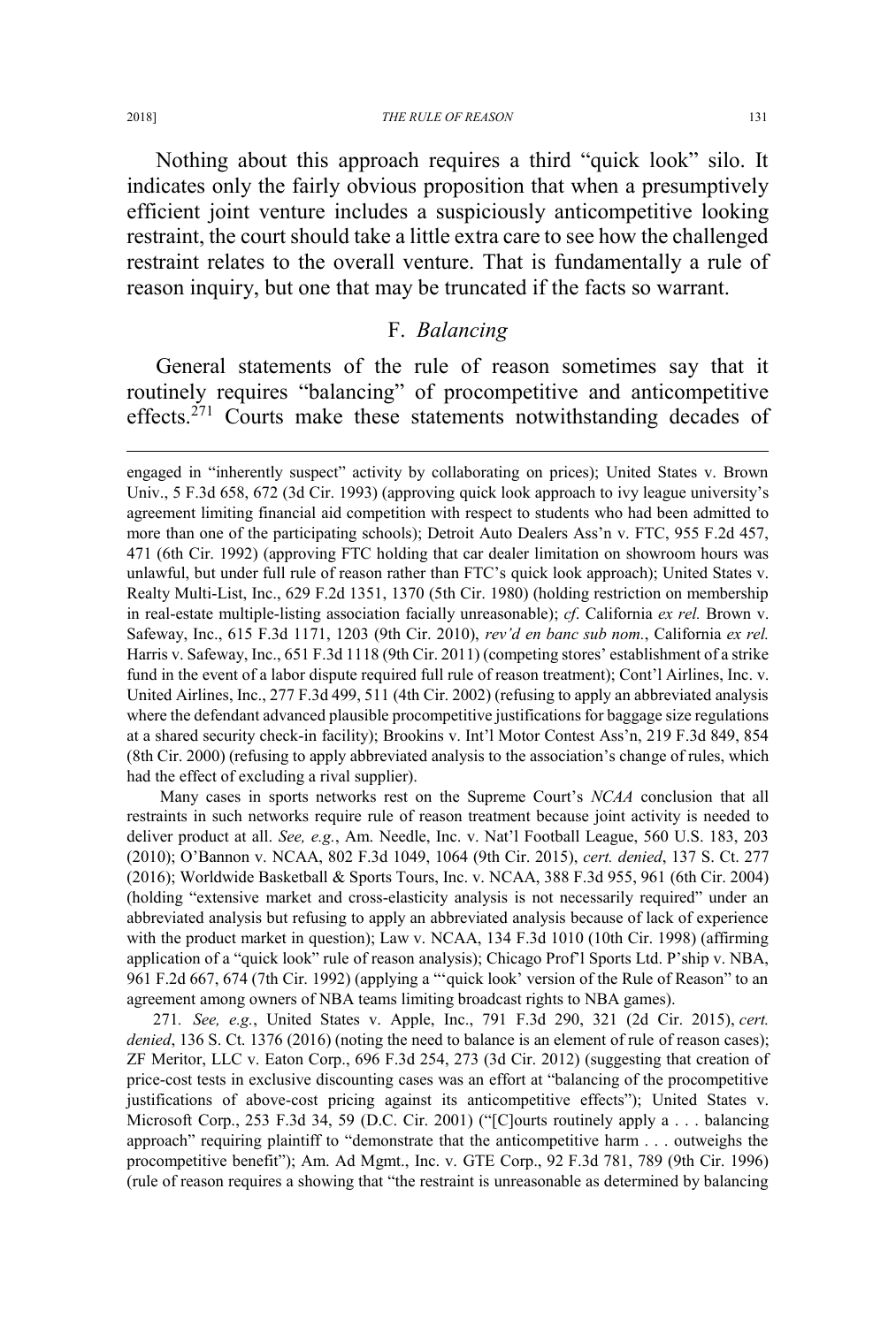Nothing about this approach requires a third "quick look" silo. It indicates only the fairly obvious proposition that when a presumptively efficient joint venture includes a suspiciously anticompetitive looking restraint, the court should take a little extra care to see how the challenged restraint relates to the overall venture. That is fundamentally a rule of reason inquiry, but one that may be truncated if the facts so warrant.

## F. *Balancing*

General statements of the rule of reason sometimes say that it routinely requires "balancing" of procompetitive and anticompetitive effects.[271] Courts make these statements notwithstanding decades of

---

engaged in "inherently suspect" activity by collaborating on prices); United States v. Brown Univ., 5 F.3d 658, 672 (3d Cir. 1993) (approving quick look approach to ivy league university's agreement limiting financial aid competition with respect to students who had been admitted to more than one of the participating schools); Detroit Auto Dealers Ass'n v. FTC, 955 F.2d 457, 471 (6th Cir. 1992) (approving FTC holding that car dealer limitation on showroom hours was unlawful, but under full rule of reason rather than FTC's quick look approach); United States v. Realty Multi-List, Inc., 629 F.2d 1351, 1370 (5th Cir. 1980) (holding restriction on membership in real-estate multiple-listing association facially unreasonable); *cf*. California *ex rel.* Brown v. Safeway, Inc., 615 F.3d 1171, 1203 (9th Cir. 2010), *rev'd en banc sub nom.*, California *ex rel.* Harris v. Safeway, Inc., 651 F.3d 1118 (9th Cir. 2011) (competing stores' establishment of a strike fund in the event of a labor dispute required full rule of reason treatment); Cont'l Airlines, Inc. v. United Airlines, Inc., 277 F.3d 499, 511 (4th Cir. 2002) (refusing to apply an abbreviated analysis where the defendant advanced plausible procompetitive justifications for baggage size regulations at a shared security check-in facility); Brookins v. Int'l Motor Contest Ass'n, 219 F.3d 849, 854 (8th Cir. 2000) (refusing to apply abbreviated analysis to the association's change of rules, which had the effect of excluding a rival supplier).

Many cases in sports networks rest on the Supreme Court's *NCAA* conclusion that all restraints in such networks require rule of reason treatment because joint activity is needed to deliver product at all. *See, e.g.*, Am. Needle, Inc. v. Nat'l Football League, 560 U.S. 183, 203 (2010); O'Bannon v. NCAA, 802 F.3d 1049, 1064 (9th Cir. 2015), *cert. denied*, 137 S. Ct. 277 (2016); Worldwide Basketball & Sports Tours, Inc. v. NCAA, 388 F.3d 955, 961 (6th Cir. 2004) (holding "extensive market and cross-elasticity analysis is not necessarily required" under an abbreviated analysis but refusing to apply an abbreviated analysis because of lack of experience with the product market in question); Law v. NCAA, 134 F.3d 1010 (10th Cir. 1998) (affirming application of a "quick look" rule of reason analysis); Chicago Prof'l Sports Ltd. P'ship v. NBA, 961 F.2d 667, 674 (7th Cir. 1992) (applying a "'quick look' version of the Rule of Reason" to an agreement among owners of NBA teams limiting broadcast rights to NBA games).

271. *See, e.g.*, United States v. Apple, Inc., 791 F.3d 290, 321 (2d Cir. 2015), *cert. denied*, 136 S. Ct. 1376 (2016) (noting the need to balance is an element of rule of reason cases); ZF Meritor, LLC v. Eaton Corp., 696 F.3d 254, 273 (3d Cir. 2012) (suggesting that creation of price-cost tests in exclusive discounting cases was an effort at "balancing of the procompetitive justifications of above-cost pricing against its anticompetitive effects"); United States v. Microsoft Corp., 253 F.3d 34, 59 (D.C. Cir. 2001) ("[C]ourts routinely apply a . . . balancing approach" requiring plaintiff to "demonstrate that the anticompetitive harm . . . outweighs the procompetitive benefit"); Am. Ad Mgmt., Inc. v. GTE Corp., 92 F.3d 781, 789 (9th Cir. 1996) (rule of reason requires a showing that "the restraint is unreasonable as determined by balancing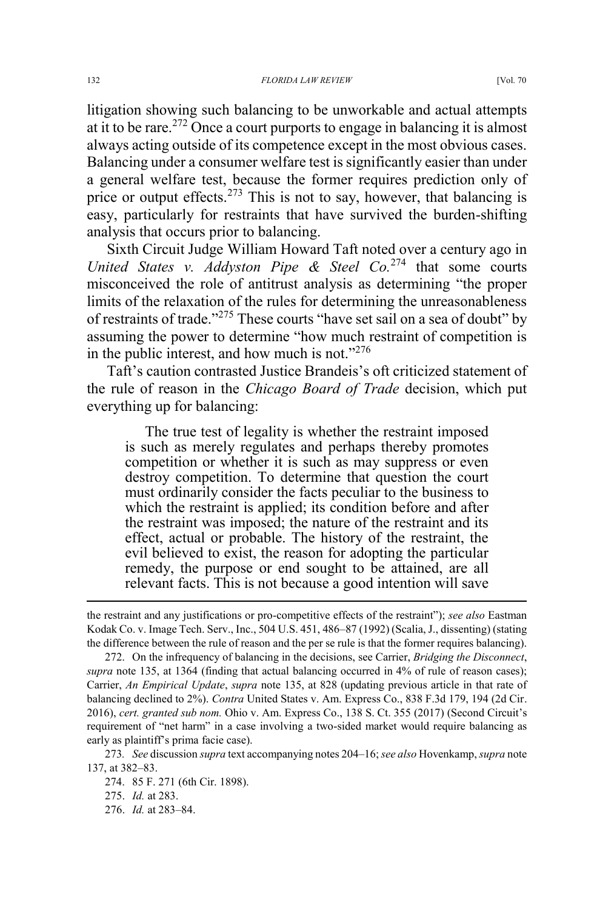litigation showing such balancing to be unworkable and actual attempts at it to be rare.[272] Once a court purports to engage in balancing it is almost always acting outside of its competence except in the most obvious cases. Balancing under a consumer welfare test is significantly easier than under a general welfare test, because the former requires prediction only of price or output effects.[273] This is not to say, however, that balancing is easy, particularly for restraints that have survived the burden-shifting analysis that occurs prior to balancing.

Sixth Circuit Judge William Howard Taft noted over a century ago in *United States v. Addyston Pipe & Steel Co.*[274] that some courts misconceived the role of antitrust analysis as determining "the proper limits of the relaxation of the rules for determining the unreasonableness of restraints of trade."[275] These courts "have set sail on a sea of doubt" by assuming the power to determine "how much restraint of competition is in the public interest, and how much is not."[276]

Taft's caution contrasted Justice Brandeis's oft criticized statement of the rule of reason in the *Chicago Board of Trade* decision, which put everything up for balancing:

> The true test of legality is whether the restraint imposed is such as merely regulates and perhaps thereby promotes competition or whether it is such as may suppress or even destroy competition. To determine that question the court must ordinarily consider the facts peculiar to the business to which the restraint is applied; its condition before and after the restraint was imposed; the nature of the restraint and its effect, actual or probable. The history of the restraint, the evil believed to exist, the reason for adopting the particular remedy, the purpose or end sought to be attained, are all relevant facts. This is not because a good intention will save

---

the restraint and any justifications or pro-competitive effects of the restraint"); *see also* Eastman Kodak Co. v. Image Tech. Serv., Inc., 504 U.S. 451, 486–87 (1992) (Scalia, J., dissenting) (stating the difference between the rule of reason and the per se rule is that the former requires balancing).

272. On the infrequency of balancing in the decisions, see Carrier, *Bridging the Disconnect*, *supra* note 135, at 1364 (finding that actual balancing occurred in 4% of rule of reason cases); Carrier, *An Empirical Update*, *supra* note 135, at 828 (updating previous article in that rate of balancing declined to 2%). *Contra* United States v. Am. Express Co., 838 F.3d 179, 194 (2d Cir. 2016), *cert. granted sub nom.* Ohio v. Am. Express Co., 138 S. Ct. 355 (2017) (Second Circuit's requirement of "net harm" in a case involving a two-sided market would require balancing as early as plaintiff's prima facie case).

273. *See* discussion *supra* text accompanying notes 204–16; *see also* Hovenkamp, *supra* note 137, at 382–83.

274. 85 F. 271 (6th Cir. 1898).

275. *Id.* at 283.

276. *Id.* at 283–84.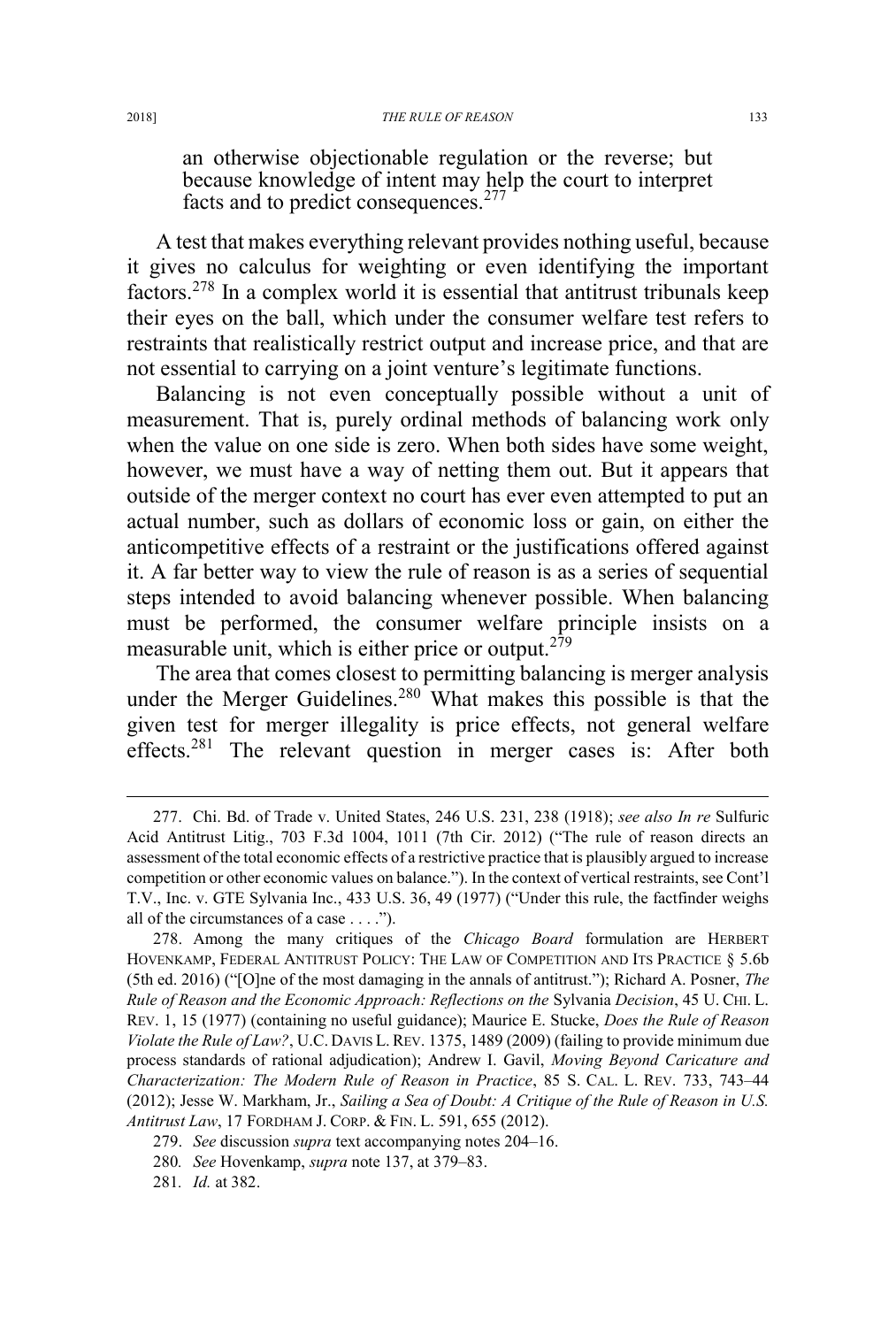> an otherwise objectionable regulation or the reverse; but because knowledge of intent may help the court to interpret facts and to predict consequences.[277]

A test that makes everything relevant provides nothing useful, because it gives no calculus for weighting or even identifying the important factors.[278] In a complex world it is essential that antitrust tribunals keep their eyes on the ball, which under the consumer welfare test refers to restraints that realistically restrict output and increase price, and that are not essential to carrying on a joint venture's legitimate functions.

Balancing is not even conceptually possible without a unit of measurement. That is, purely ordinal methods of balancing work only when the value on one side is zero. When both sides have some weight, however, we must have a way of netting them out. But it appears that outside of the merger context no court has ever even attempted to put an actual number, such as dollars of economic loss or gain, on either the anticompetitive effects of a restraint or the justifications offered against it. A far better way to view the rule of reason is as a series of sequential steps intended to avoid balancing whenever possible. When balancing must be performed, the consumer welfare principle insists on a measurable unit, which is either price or output.[279]

The area that comes closest to permitting balancing is merger analysis under the Merger Guidelines.[280] What makes this possible is that the given test for merger illegality is price effects, not general welfare effects.[281] The relevant question in merger cases is: After both

---

277. Chi. Bd. of Trade v. United States, 246 U.S. 231, 238 (1918); *see also In re* Sulfuric Acid Antitrust Litig., 703 F.3d 1004, 1011 (7th Cir. 2012) ("The rule of reason directs an assessment of the total economic effects of a restrictive practice that is plausibly argued to increase competition or other economic values on balance."). In the context of vertical restraints, see Cont'l T.V., Inc. v. GTE Sylvania Inc., 433 U.S. 36, 49 (1977) ("Under this rule, the factfinder weighs all of the circumstances of a case . . . .").

278. Among the many critiques of the *Chicago Board* formulation are HERBERT HOVENKAMP, FEDERAL ANTITRUST POLICY: THE LAW OF COMPETITION AND ITS PRACTICE § 5.6b (5th ed. 2016) ("[O]ne of the most damaging in the annals of antitrust."); Richard A. Posner, *The Rule of Reason and the Economic Approach: Reflections on the* Sylvania *Decision*, 45 U. CHI. L. REV. 1, 15 (1977) (containing no useful guidance); Maurice E. Stucke, *Does the Rule of Reason Violate the Rule of Law?*, U.C. DAVIS L. REV. 1375, 1489 (2009) (failing to provide minimum due process standards of rational adjudication); Andrew I. Gavil, *Moving Beyond Caricature and Characterization: The Modern Rule of Reason in Practice*, 85 S. CAL. L. REV. 733, 743–44 (2012); Jesse W. Markham, Jr., *Sailing a Sea of Doubt: A Critique of the Rule of Reason in U.S. Antitrust Law*, 17 FORDHAM J. CORP. & FIN. L. 591, 655 (2012).

279. *See* discussion *supra* text accompanying notes 204–16.

280. *See* Hovenkamp, *supra* note 137, at 379–83.

281. *Id.* at 382.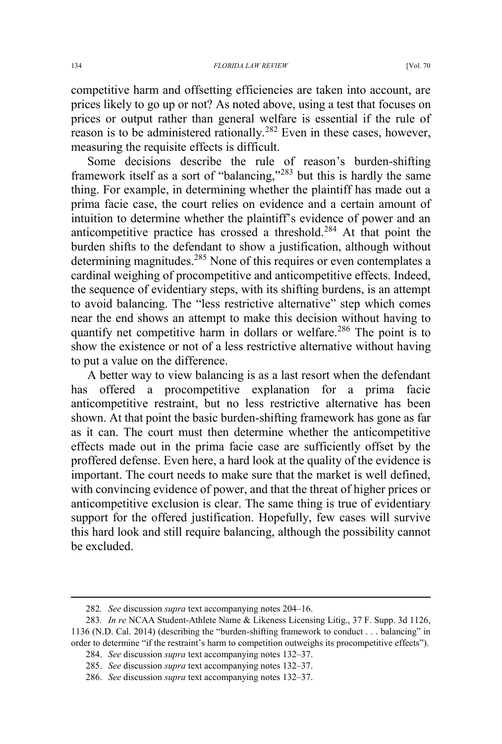competitive harm and offsetting efficiencies are taken into account, are prices likely to go up or not? As noted above, using a test that focuses on prices or output rather than general welfare is essential if the rule of reason is to be administered rationally.[282] Even in these cases, however, measuring the requisite effects is difficult.

Some decisions describe the rule of reason's burden-shifting framework itself as a sort of "balancing,"[283] but this is hardly the same thing. For example, in determining whether the plaintiff has made out a prima facie case, the court relies on evidence and a certain amount of intuition to determine whether the plaintiff's evidence of power and an anticompetitive practice has crossed a threshold.[284] At that point the burden shifts to the defendant to show a justification, although without determining magnitudes.[285] None of this requires or even contemplates a cardinal weighing of procompetitive and anticompetitive effects. Indeed, the sequence of evidentiary steps, with its shifting burdens, is an attempt to avoid balancing. The "less restrictive alternative" step which comes near the end shows an attempt to make this decision without having to quantify net competitive harm in dollars or welfare.[286] The point is to show the existence or not of a less restrictive alternative without having to put a value on the difference.

A better way to view balancing is as a last resort when the defendant has offered a procompetitive explanation for a prima facie anticompetitive restraint, but no less restrictive alternative has been shown. At that point the basic burden-shifting framework has gone as far as it can. The court must then determine whether the anticompetitive effects made out in the prima facie case are sufficiently offset by the proffered defense. Even here, a hard look at the quality of the evidence is important. The court needs to make sure that the market is well defined, with convincing evidence of power, and that the threat of higher prices or anticompetitive exclusion is clear. The same thing is true of evidentiary support for the offered justification. Hopefully, few cases will survive this hard look and still require balancing, although the possibility cannot be excluded.

---

282. *See* discussion *supra* text accompanying notes 204–16.

283. *In re* NCAA Student-Athlete Name & Likeness Licensing Litig., 37 F. Supp. 3d 1126, 1136 (N.D. Cal. 2014) (describing the "burden-shifting framework to conduct . . . balancing" in order to determine "if the restraint's harm to competition outweighs its procompetitive effects").

284. *See* discussion *supra* text accompanying notes 132–37.

285. *See* discussion *supra* text accompanying notes 132–37.

286. *See* discussion *supra* text accompanying notes 132–37.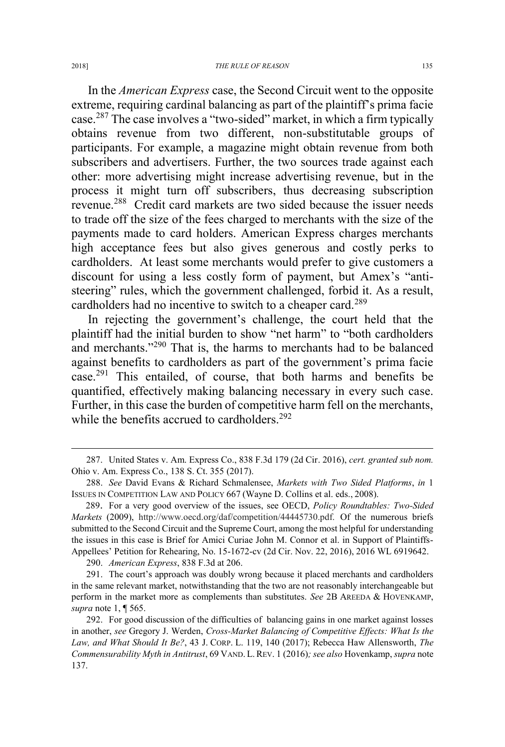In the *American Express* case, the Second Circuit went to the opposite extreme, requiring cardinal balancing as part of the plaintiff's prima facie case.[287] The case involves a "two-sided" market, in which a firm typically obtains revenue from two different, non-substitutable groups of participants. For example, a magazine might obtain revenue from both subscribers and advertisers. Further, the two sources trade against each other: more advertising might increase advertising revenue, but in the process it might turn off subscribers, thus decreasing subscription revenue.[288] Credit card markets are two sided because the issuer needs to trade off the size of the fees charged to merchants with the size of the payments made to card holders. American Express charges merchants high acceptance fees but also gives generous and costly perks to cardholders. At least some merchants would prefer to give customers a discount for using a less costly form of payment, but Amex's "anti-steering" rules, which the government challenged, forbid it. As a result, cardholders had no incentive to switch to a cheaper card.[289]

In rejecting the government's challenge, the court held that the plaintiff had the initial burden to show "net harm" to "both cardholders and merchants."[290] That is, the harms to merchants had to be balanced against benefits to cardholders as part of the government's prima facie case.[291] This entailed, of course, that both harms and benefits be quantified, effectively making balancing necessary in every such case. Further, in this case the burden of competitive harm fell on the merchants, while the benefits accrued to cardholders.[292]

---

287. United States v. Am. Express Co., 838 F.3d 179 (2d Cir. 2016), *cert. granted sub nom.* Ohio v. Am. Express Co., 138 S. Ct. 355 (2017).

288. *See* David Evans & Richard Schmalensee, *Markets with Two Sided Platforms*, *in* 1 ISSUES IN COMPETITION LAW AND POLICY 667 (Wayne D. Collins et al. eds., 2008).

289. For a very good overview of the issues, see OECD, *Policy Roundtables: Two-Sided Markets* (2009), http://www.oecd.org/daf/competition/44445730.pdf. Of the numerous briefs submitted to the Second Circuit and the Supreme Court, among the most helpful for understanding the issues in this case is Brief for Amici Curiae John M. Connor et al. in Support of Plaintiffs-Appellees' Petition for Rehearing, No. 15-1672-cv (2d Cir. Nov. 22, 2016), 2016 WL 6919642.

290. *American Express*, 838 F.3d at 206.

291. The court's approach was doubly wrong because it placed merchants and cardholders in the same relevant market, notwithstanding that the two are not reasonably interchangeable but perform in the market more as complements than substitutes. *See* 2B AREEDA & HOVENKAMP, *supra* note 1, ¶ 565.

292. For good discussion of the difficulties of balancing gains in one market against losses in another, *see* Gregory J. Werden, *Cross-Market Balancing of Competitive Effects: What Is the Law, and What Should It Be?*, 43 J. CORP. L. 119, 140 (2017); Rebecca Haw Allensworth, *The Commensurability Myth in Antitrust*, 69 VAND. L. REV. 1 (2016)*; see also* Hovenkamp, *supra* note 137.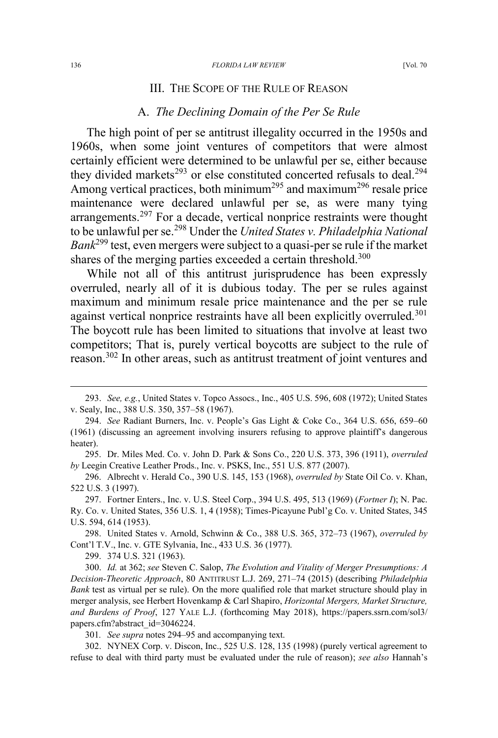## III. The Scope of the Rule of Reason

### A. *The Declining Domain of the Per Se Rule*

The high point of per se antitrust illegality occurred in the 1950s and 1960s, when some joint ventures of competitors that were almost certainly efficient were determined to be unlawful per se, either because they divided markets[293] or else constituted concerted refusals to deal.[294] Among vertical practices, both minimum[295] and maximum[296] resale price maintenance were declared unlawful per se, as were many tying arrangements.[297] For a decade, vertical nonprice restraints were thought to be unlawful per se.[298] Under the *United States v. Philadelphia National Bank*[299] test, even mergers were subject to a quasi-per se rule if the market shares of the merging parties exceeded a certain threshold.[300]

While not all of this antitrust jurisprudence has been expressly overruled, nearly all of it is dubious today. The per se rules against maximum and minimum resale price maintenance and the per se rule against vertical nonprice restraints have all been explicitly overruled.[301] The boycott rule has been limited to situations that involve at least two competitors; That is, purely vertical boycotts are subject to the rule of reason.[302] In other areas, such as antitrust treatment of joint ventures and

---

293. *See, e.g.*, United States v. Topco Assocs., Inc., 405 U.S. 596, 608 (1972); United States v. Sealy, Inc., 388 U.S. 350, 357–58 (1967).

294. *See* Radiant Burners, Inc. v. People's Gas Light & Coke Co., 364 U.S. 656, 659–60 (1961) (discussing an agreement involving insurers refusing to approve plaintiff's dangerous heater).

295. Dr. Miles Med. Co. v. John D. Park & Sons Co., 220 U.S. 373, 396 (1911), *overruled by* Leegin Creative Leather Prods., Inc. v. PSKS, Inc., 551 U.S. 877 (2007).

296. Albrecht v. Herald Co., 390 U.S. 145, 153 (1968), *overruled by* State Oil Co. v. Khan, 522 U.S. 3 (1997).

297. Fortner Enters., Inc. v. U.S. Steel Corp., 394 U.S. 495, 513 (1969) (*Fortner I*); N. Pac. Ry. Co. v. United States, 356 U.S. 1, 4 (1958); Times-Picayune Publ'g Co. v. United States, 345 U.S. 594, 614 (1953).

298. United States v. Arnold, Schwinn & Co., 388 U.S. 365, 372–73 (1967), *overruled by* Cont'l T.V., Inc. v. GTE Sylvania, Inc., 433 U.S. 36 (1977).

299. 374 U.S. 321 (1963).

300. *Id.* at 362; *see* Steven C. Salop, *The Evolution and Vitality of Merger Presumptions: A Decision-Theoretic Approach*, 80 ANTITRUST L.J. 269, 271–74 (2015) (describing *Philadelphia Bank* test as virtual per se rule). On the more qualified role that market structure should play in merger analysis, see Herbert Hovenkamp & Carl Shapiro, *Horizontal Mergers, Market Structure, and Burdens of Proof*, 127 YALE L.J. (forthcoming May 2018), https://papers.ssrn.com/sol3/papers.cfm?abstract_id=3046224.

301. *See supra* notes 294–95 and accompanying text.

302. NYNEX Corp. v. Discon, Inc., 525 U.S. 128, 135 (1998) (purely vertical agreement to refuse to deal with third party must be evaluated under the rule of reason); *see also* Hannah's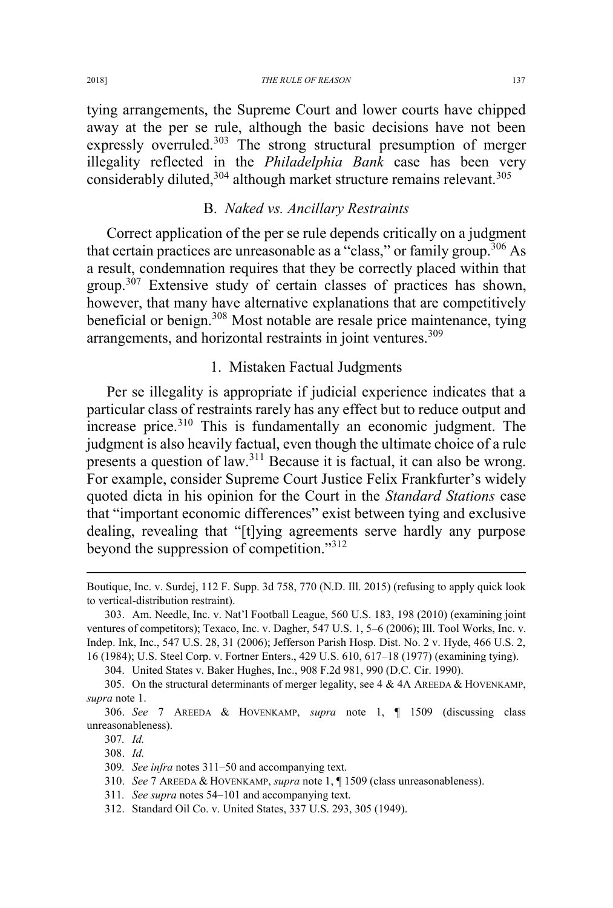tying arrangements, the Supreme Court and lower courts have chipped away at the per se rule, although the basic decisions have not been expressly overruled.[303] The strong structural presumption of merger illegality reflected in the *Philadelphia Bank* case has been very considerably diluted,[304] although market structure remains relevant.[305]

### B. *Naked vs. Ancillary Restraints*

Correct application of the per se rule depends critically on a judgment that certain practices are unreasonable as a "class," or family group.[306] As a result, condemnation requires that they be correctly placed within that group.[307] Extensive study of certain classes of practices has shown, however, that many have alternative explanations that are competitively beneficial or benign.[308] Most notable are resale price maintenance, tying arrangements, and horizontal restraints in joint ventures.[309]

#### 1. Mistaken Factual Judgments

Per se illegality is appropriate if judicial experience indicates that a particular class of restraints rarely has any effect but to reduce output and increase price.[310] This is fundamentally an economic judgment. The judgment is also heavily factual, even though the ultimate choice of a rule presents a question of law.[311] Because it is factual, it can also be wrong. For example, consider Supreme Court Justice Felix Frankfurter's widely quoted dicta in his opinion for the Court in the *Standard Stations* case that "important economic differences" exist between tying and exclusive dealing, revealing that "[t]ying agreements serve hardly any purpose beyond the suppression of competition."[312]

---

Boutique, Inc. v. Surdej, 112 F. Supp. 3d 758, 770 (N.D. Ill. 2015) (refusing to apply quick look to vertical-distribution restraint).

303. Am. Needle, Inc. v. Nat'l Football League, 560 U.S. 183, 198 (2010) (examining joint ventures of competitors); Texaco, Inc. v. Dagher, 547 U.S. 1, 5–6 (2006); Ill. Tool Works, Inc. v. Indep. Ink, Inc., 547 U.S. 28, 31 (2006); Jefferson Parish Hosp. Dist. No. 2 v. Hyde, 466 U.S. 2, 16 (1984); U.S. Steel Corp. v. Fortner Enters., 429 U.S. 610, 617–18 (1977) (examining tying).

304. United States v. Baker Hughes, Inc., 908 F.2d 981, 990 (D.C. Cir. 1990).

305. On the structural determinants of merger legality, see 4 & 4A AREEDA & HOVENKAMP, *supra* note 1.

306. *See* 7 AREEDA & HOVENKAMP, *supra* note 1, ¶ 1509 (discussing class unreasonableness).

307. *Id.*

308. *Id.*

309. *See infra* notes 311–50 and accompanying text.

310. *See* 7 AREEDA & HOVENKAMP, *supra* note 1, ¶ 1509 (class unreasonableness).

311. *See supra* notes 54–101 and accompanying text.

312. Standard Oil Co. v. United States, 337 U.S. 293, 305 (1949).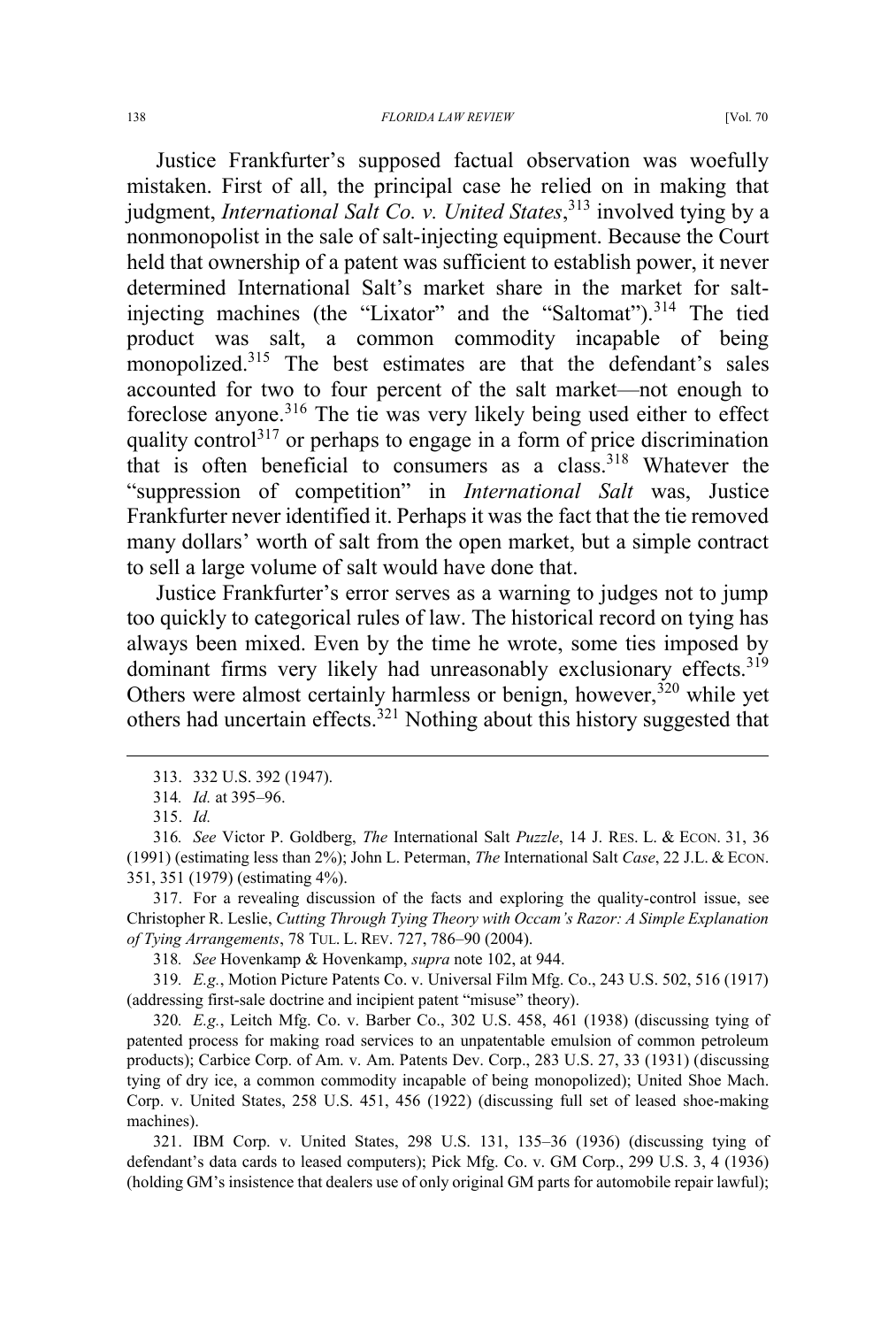Justice Frankfurter's supposed factual observation was woefully mistaken. First of all, the principal case he relied on in making that judgment, *International Salt Co. v. United States*,[313] involved tying by a nonmonopolist in the sale of salt-injecting equipment. Because the Court held that ownership of a patent was sufficient to establish power, it never determined International Salt's market share in the market for salt-injecting machines (the "Lixator" and the "Saltomat").[314] The tied product was salt, a common commodity incapable of being monopolized.[315] The best estimates are that the defendant's sales accounted for two to four percent of the salt market—not enough to foreclose anyone.[316] The tie was very likely being used either to effect quality control[317] or perhaps to engage in a form of price discrimination that is often beneficial to consumers as a class.[318] Whatever the "suppression of competition" in *International Salt* was, Justice Frankfurter never identified it. Perhaps it was the fact that the tie removed many dollars' worth of salt from the open market, but a simple contract to sell a large volume of salt would have done that.

Justice Frankfurter's error serves as a warning to judges not to jump too quickly to categorical rules of law. The historical record on tying has always been mixed. Even by the time he wrote, some ties imposed by dominant firms very likely had unreasonably exclusionary effects.[319] Others were almost certainly harmless or benign, however,[320] while yet others had uncertain effects.[321] Nothing about this history suggested that

---

313. 332 U.S. 392 (1947).

314. *Id.* at 395–96.

315. *Id.*

316. *See* Victor P. Goldberg, *The* International Salt *Puzzle*, 14 J. RES. L. & ECON. 31, 36 (1991) (estimating less than 2%); John L. Peterman, *The* International Salt *Case*, 22 J.L. & ECON. 351, 351 (1979) (estimating 4%).

317. For a revealing discussion of the facts and exploring the quality-control issue, see Christopher R. Leslie, *Cutting Through Tying Theory with Occam's Razor: A Simple Explanation of Tying Arrangements*, 78 TUL. L. REV. 727, 786–90 (2004).

318. *See* Hovenkamp & Hovenkamp, *supra* note 102, at 944.

319. *E.g.*, Motion Picture Patents Co. v. Universal Film Mfg. Co., 243 U.S. 502, 516 (1917) (addressing first-sale doctrine and incipient patent "misuse" theory).

320. *E.g.*, Leitch Mfg. Co. v. Barber Co., 302 U.S. 458, 461 (1938) (discussing tying of patented process for making road services to an unpatentable emulsion of common petroleum products); Carbice Corp. of Am. v. Am. Patents Dev. Corp., 283 U.S. 27, 33 (1931) (discussing tying of dry ice, a common commodity incapable of being monopolized); United Shoe Mach. Corp. v. United States, 258 U.S. 451, 456 (1922) (discussing full set of leased shoe-making machines).

321. IBM Corp. v. United States, 298 U.S. 131, 135–36 (1936) (discussing tying of defendant's data cards to leased computers); Pick Mfg. Co. v. GM Corp., 299 U.S. 3, 4 (1936) (holding GM's insistence that dealers use of only original GM parts for automobile repair lawful);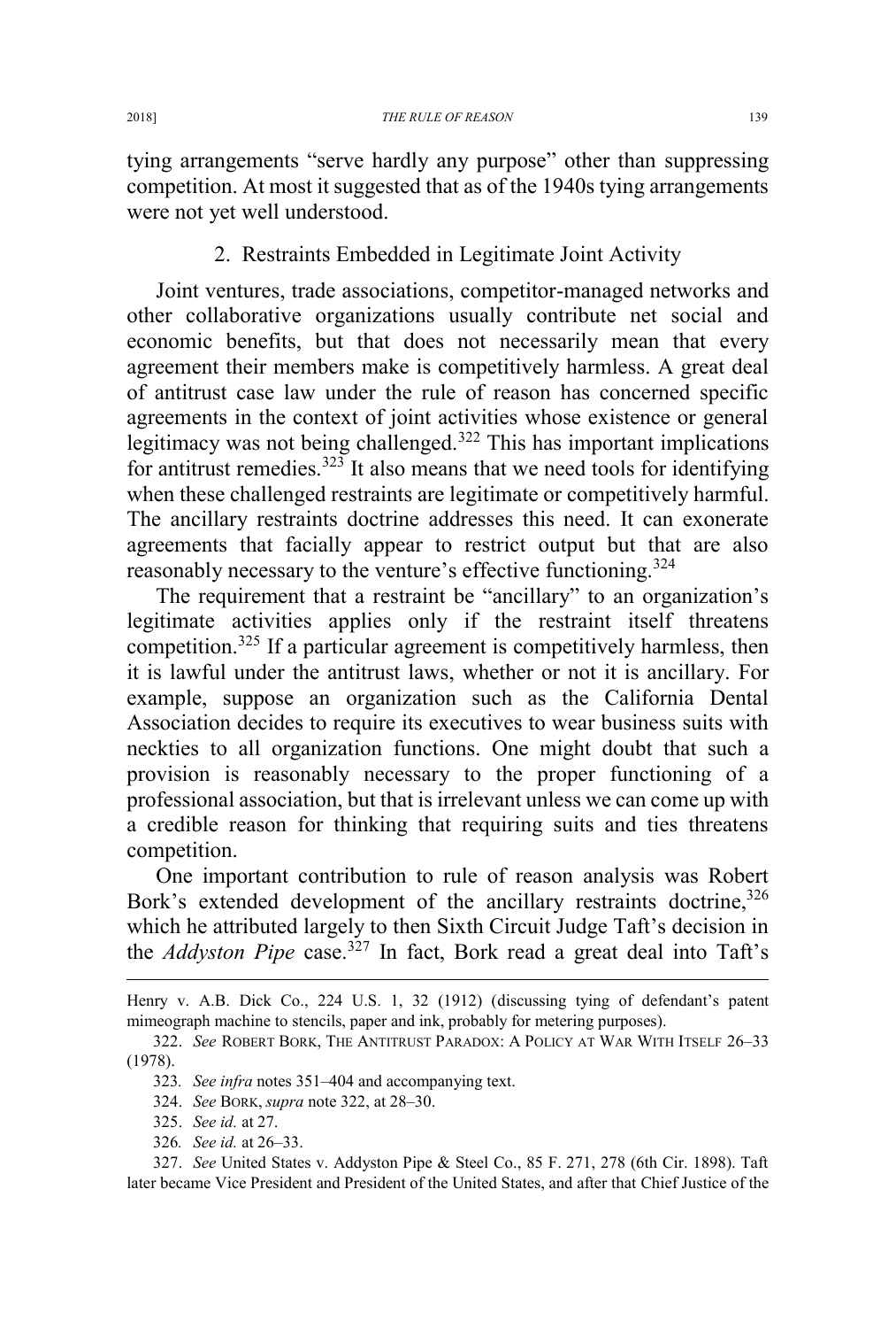tying arrangements "serve hardly any purpose" other than suppressing competition. At most it suggested that as of the 1940s tying arrangements were not yet well understood.

### 2. Restraints Embedded in Legitimate Joint Activity

Joint ventures, trade associations, competitor-managed networks and other collaborative organizations usually contribute net social and economic benefits, but that does not necessarily mean that every agreement their members make is competitively harmless. A great deal of antitrust case law under the rule of reason has concerned specific agreements in the context of joint activities whose existence or general legitimacy was not being challenged.[322] This has important implications for antitrust remedies.[323] It also means that we need tools for identifying when these challenged restraints are legitimate or competitively harmful. The ancillary restraints doctrine addresses this need. It can exonerate agreements that facially appear to restrict output but that are also reasonably necessary to the venture's effective functioning.[324]

The requirement that a restraint be "ancillary" to an organization's legitimate activities applies only if the restraint itself threatens competition.[325] If a particular agreement is competitively harmless, then it is lawful under the antitrust laws, whether or not it is ancillary. For example, suppose an organization such as the California Dental Association decides to require its executives to wear business suits with neckties to all organization functions. One might doubt that such a provision is reasonably necessary to the proper functioning of a professional association, but that is irrelevant unless we can come up with a credible reason for thinking that requiring suits and ties threatens competition.

One important contribution to rule of reason analysis was Robert Bork's extended development of the ancillary restraints doctrine,[326] which he attributed largely to then Sixth Circuit Judge Taft's decision in the *Addyston Pipe* case.[327] In fact, Bork read a great deal into Taft's

---

Henry v. A.B. Dick Co., 224 U.S. 1, 32 (1912) (discussing tying of defendant's patent mimeograph machine to stencils, paper and ink, probably for metering purposes).

322. *See* ROBERT BORK, THE ANTITRUST PARADOX: A POLICY AT WAR WITH ITSELF 26–33 (1978).

323. *See infra* notes 351–404 and accompanying text.

324. *See* BORK, *supra* note 322, at 28–30.

325. *See id.* at 27.

326. *See id.* at 26–33.

327. *See* United States v. Addyston Pipe & Steel Co., 85 F. 271, 278 (6th Cir. 1898). Taft later became Vice President and President of the United States, and after that Chief Justice of the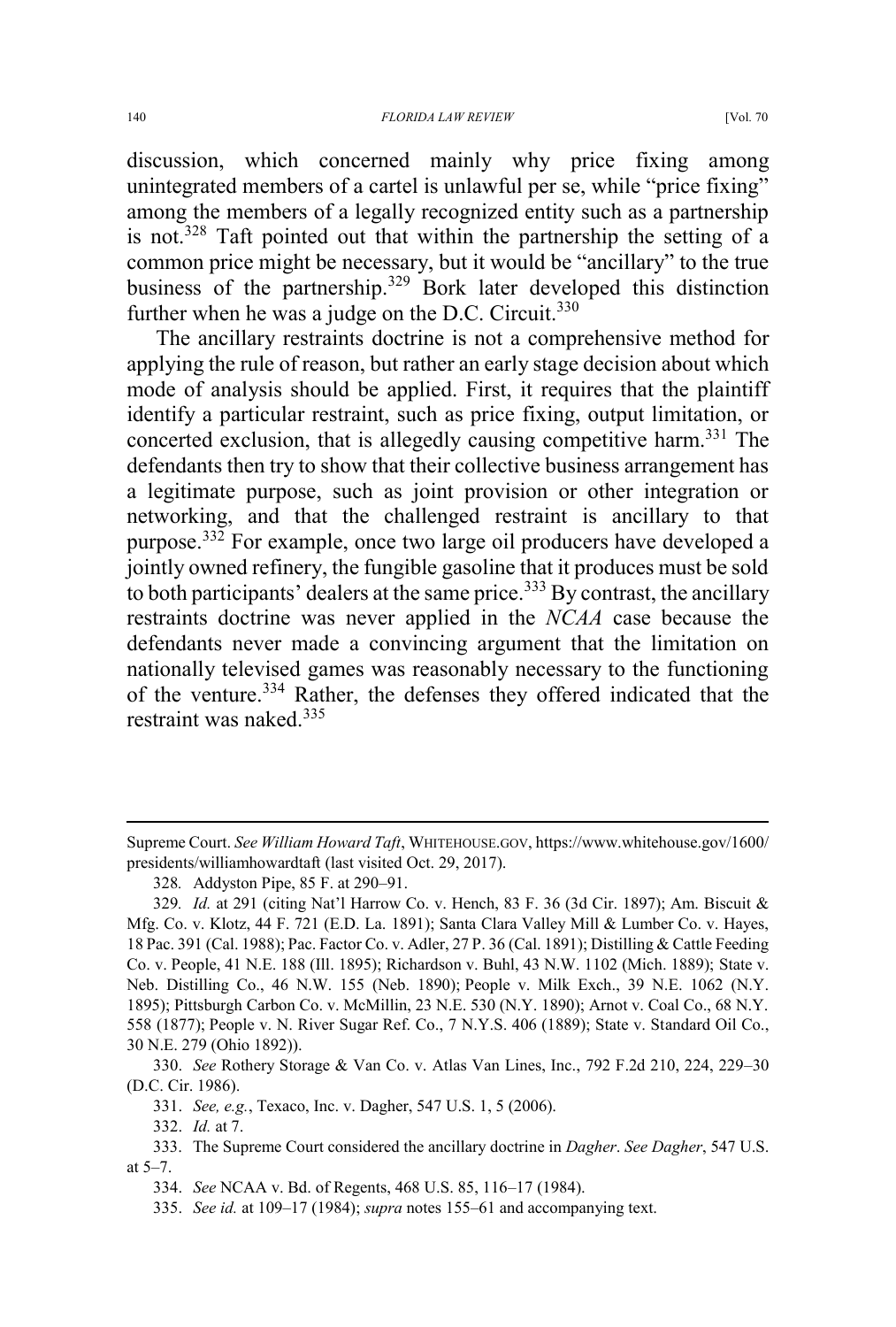discussion, which concerned mainly why price fixing among unintegrated members of a cartel is unlawful per se, while "price fixing" among the members of a legally recognized entity such as a partnership is not.[328] Taft pointed out that within the partnership the setting of a common price might be necessary, but it would be "ancillary" to the true business of the partnership.[329] Bork later developed this distinction further when he was a judge on the D.C. Circuit.[330]

The ancillary restraints doctrine is not a comprehensive method for applying the rule of reason, but rather an early stage decision about which mode of analysis should be applied. First, it requires that the plaintiff identify a particular restraint, such as price fixing, output limitation, or concerted exclusion, that is allegedly causing competitive harm.[331] The defendants then try to show that their collective business arrangement has a legitimate purpose, such as joint provision or other integration or networking, and that the challenged restraint is ancillary to that purpose.[332] For example, once two large oil producers have developed a jointly owned refinery, the fungible gasoline that it produces must be sold to both participants' dealers at the same price.[333] By contrast, the ancillary restraints doctrine was never applied in the *NCAA* case because the defendants never made a convincing argument that the limitation on nationally televised games was reasonably necessary to the functioning of the venture.[334] Rather, the defenses they offered indicated that the restraint was naked.[335]

---

Supreme Court. *See William Howard Taft*, WHITEHOUSE.GOV, https://www.whitehouse.gov/1600/presidents/williamhowardtaft (last visited Oct. 29, 2017).

328. Addyston Pipe, 85 F. at 290–91.

329. *Id.* at 291 (citing Nat'l Harrow Co. v. Hench, 83 F. 36 (3d Cir. 1897); Am. Biscuit & Mfg. Co. v. Klotz, 44 F. 721 (E.D. La. 1891); Santa Clara Valley Mill & Lumber Co. v. Hayes, 18 Pac. 391 (Cal. 1988); Pac. Factor Co. v. Adler, 27 P. 36 (Cal. 1891); Distilling & Cattle Feeding Co. v. People, 41 N.E. 188 (Ill. 1895); Richardson v. Buhl, 43 N.W. 1102 (Mich. 1889); State v. Neb. Distilling Co., 46 N.W. 155 (Neb. 1890); People v. Milk Exch., 39 N.E. 1062 (N.Y. 1895); Pittsburgh Carbon Co. v. McMillin, 23 N.E. 530 (N.Y. 1890); Arnot v. Coal Co., 68 N.Y. 558 (1877); People v. N. River Sugar Ref. Co., 7 N.Y.S. 406 (1889); State v. Standard Oil Co., 30 N.E. 279 (Ohio 1892)).

330. *See* Rothery Storage & Van Co. v. Atlas Van Lines, Inc., 792 F.2d 210, 224, 229–30 (D.C. Cir. 1986).

331. *See, e.g.*, Texaco, Inc. v. Dagher, 547 U.S. 1, 5 (2006).

332. *Id.* at 7.

333. The Supreme Court considered the ancillary doctrine in *Dagher*. *See Dagher*, 547 U.S. at 5–7.

334. *See* NCAA v. Bd. of Regents, 468 U.S. 85, 116–17 (1984).

335. *See id.* at 109–17 (1984); *supra* notes 155–61 and accompanying text.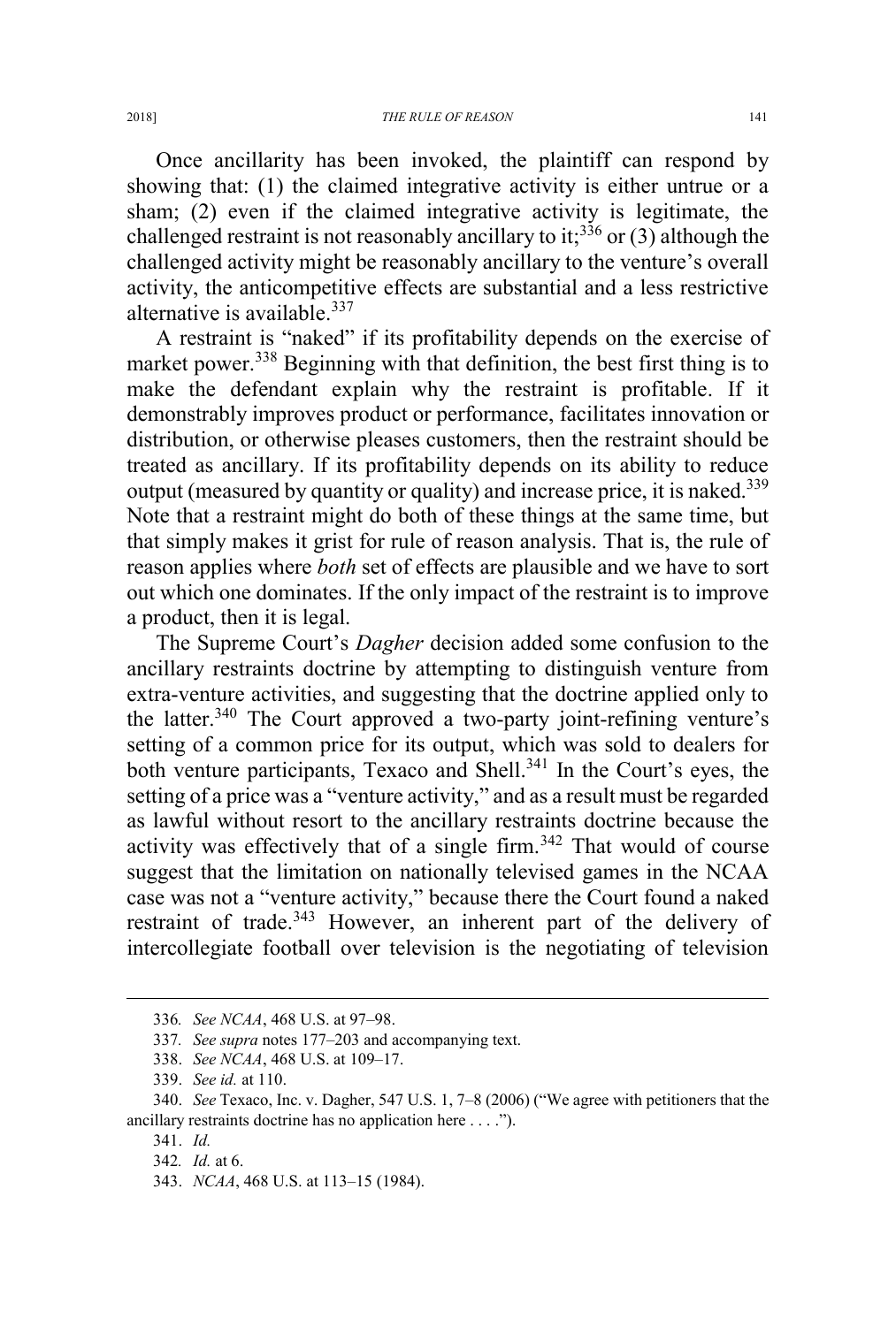Once ancillarity has been invoked, the plaintiff can respond by showing that: (1) the claimed integrative activity is either untrue or a sham; (2) even if the claimed integrative activity is legitimate, the challenged restraint is not reasonably ancillary to it;[336] or (3) although the challenged activity might be reasonably ancillary to the venture's overall activity, the anticompetitive effects are substantial and a less restrictive alternative is available.[337]

A restraint is "naked" if its profitability depends on the exercise of market power.[338] Beginning with that definition, the best first thing is to make the defendant explain why the restraint is profitable. If it demonstrably improves product or performance, facilitates innovation or distribution, or otherwise pleases customers, then the restraint should be treated as ancillary. If its profitability depends on its ability to reduce output (measured by quantity or quality) and increase price, it is naked.[339] Note that a restraint might do both of these things at the same time, but that simply makes it grist for rule of reason analysis. That is, the rule of reason applies where *both* set of effects are plausible and we have to sort out which one dominates. If the only impact of the restraint is to improve a product, then it is legal.

The Supreme Court's *Dagher* decision added some confusion to the ancillary restraints doctrine by attempting to distinguish venture from extra-venture activities, and suggesting that the doctrine applied only to the latter.[340] The Court approved a two-party joint-refining venture's setting of a common price for its output, which was sold to dealers for both venture participants, Texaco and Shell.[341] In the Court's eyes, the setting of a price was a "venture activity," and as a result must be regarded as lawful without resort to the ancillary restraints doctrine because the activity was effectively that of a single firm.[342] That would of course suggest that the limitation on nationally televised games in the NCAA case was not a "venture activity," because there the Court found a naked restraint of trade.[343] However, an inherent part of the delivery of intercollegiate football over television is the negotiating of television

---

336. *See NCAA*, 468 U.S. at 97–98.

337. *See supra* notes 177–203 and accompanying text.

338. *See NCAA*, 468 U.S. at 109–17.

339. *See id.* at 110.

340. *See* Texaco, Inc. v. Dagher, 547 U.S. 1, 7–8 (2006) ("We agree with petitioners that the ancillary restraints doctrine has no application here . . . .").

341. *Id.*

342. *Id.* at 6.

343. *NCAA*, 468 U.S. at 113–15 (1984).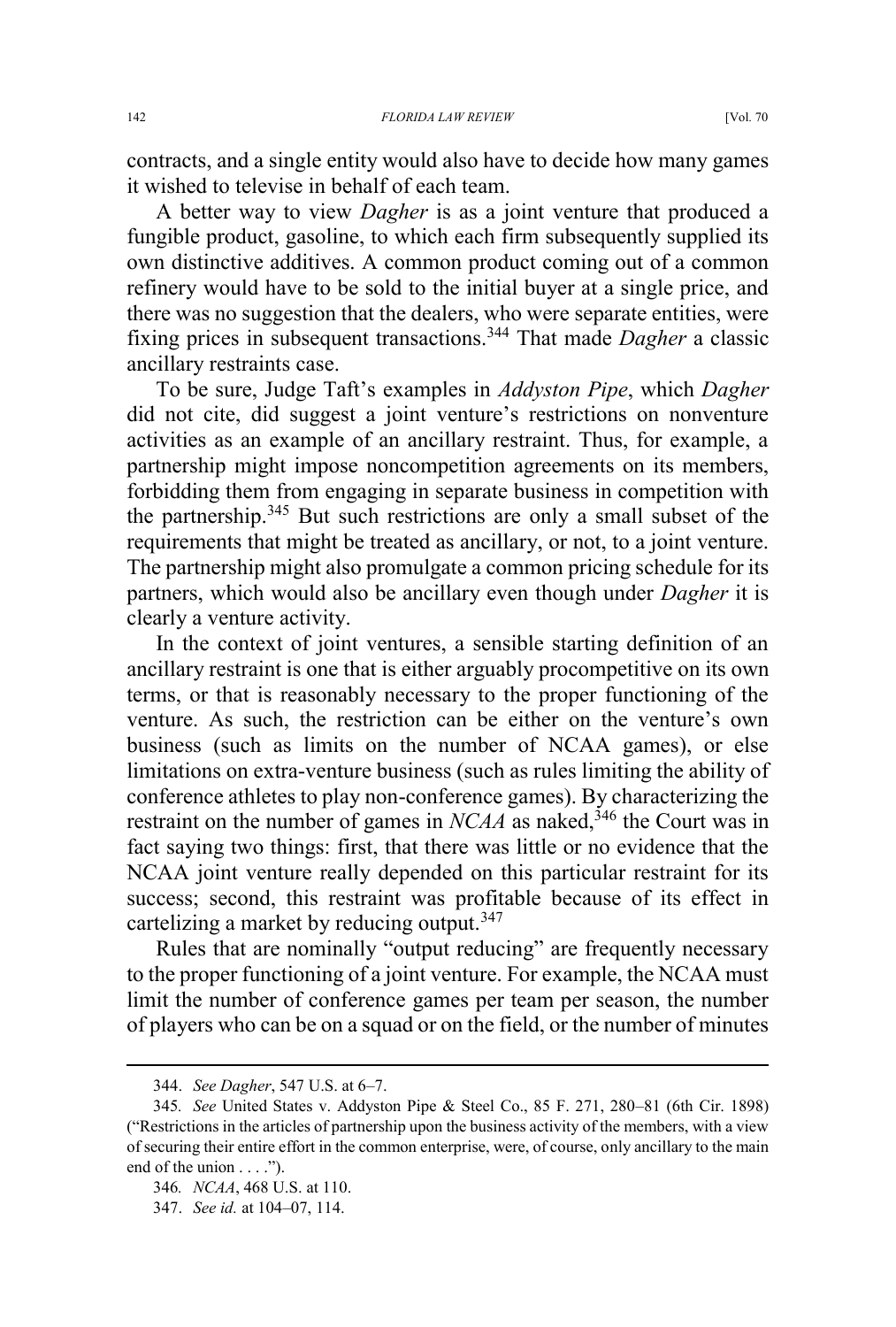contracts, and a single entity would also have to decide how many games it wished to televise in behalf of each team.

A better way to view *Dagher* is as a joint venture that produced a fungible product, gasoline, to which each firm subsequently supplied its own distinctive additives. A common product coming out of a common refinery would have to be sold to the initial buyer at a single price, and there was no suggestion that the dealers, who were separate entities, were fixing prices in subsequent transactions.[344] That made *Dagher* a classic ancillary restraints case.

To be sure, Judge Taft's examples in *Addyston Pipe*, which *Dagher* did not cite, did suggest a joint venture's restrictions on nonventure activities as an example of an ancillary restraint. Thus, for example, a partnership might impose noncompetition agreements on its members, forbidding them from engaging in separate business in competition with the partnership.[345] But such restrictions are only a small subset of the requirements that might be treated as ancillary, or not, to a joint venture. The partnership might also promulgate a common pricing schedule for its partners, which would also be ancillary even though under *Dagher* it is clearly a venture activity.

In the context of joint ventures, a sensible starting definition of an ancillary restraint is one that is either arguably procompetitive on its own terms, or that is reasonably necessary to the proper functioning of the venture. As such, the restriction can be either on the venture's own business (such as limits on the number of NCAA games), or else limitations on extra-venture business (such as rules limiting the ability of conference athletes to play non-conference games). By characterizing the restraint on the number of games in *NCAA* as naked,[346] the Court was in fact saying two things: first, that there was little or no evidence that the NCAA joint venture really depended on this particular restraint for its success; second, this restraint was profitable because of its effect in cartelizing a market by reducing output.[347]

Rules that are nominally "output reducing" are frequently necessary to the proper functioning of a joint venture. For example, the NCAA must limit the number of conference games per team per season, the number of players who can be on a squad or on the field, or the number of minutes

---

344. *See Dagher*, 547 U.S. at 6–7.

345. *See* United States v. Addyston Pipe & Steel Co., 85 F. 271, 280–81 (6th Cir. 1898) ("Restrictions in the articles of partnership upon the business activity of the members, with a view of securing their entire effort in the common enterprise, were, of course, only ancillary to the main end of the union . . . .").

346. *NCAA*, 468 U.S. at 110.

347. *See id.* at 104–07, 114.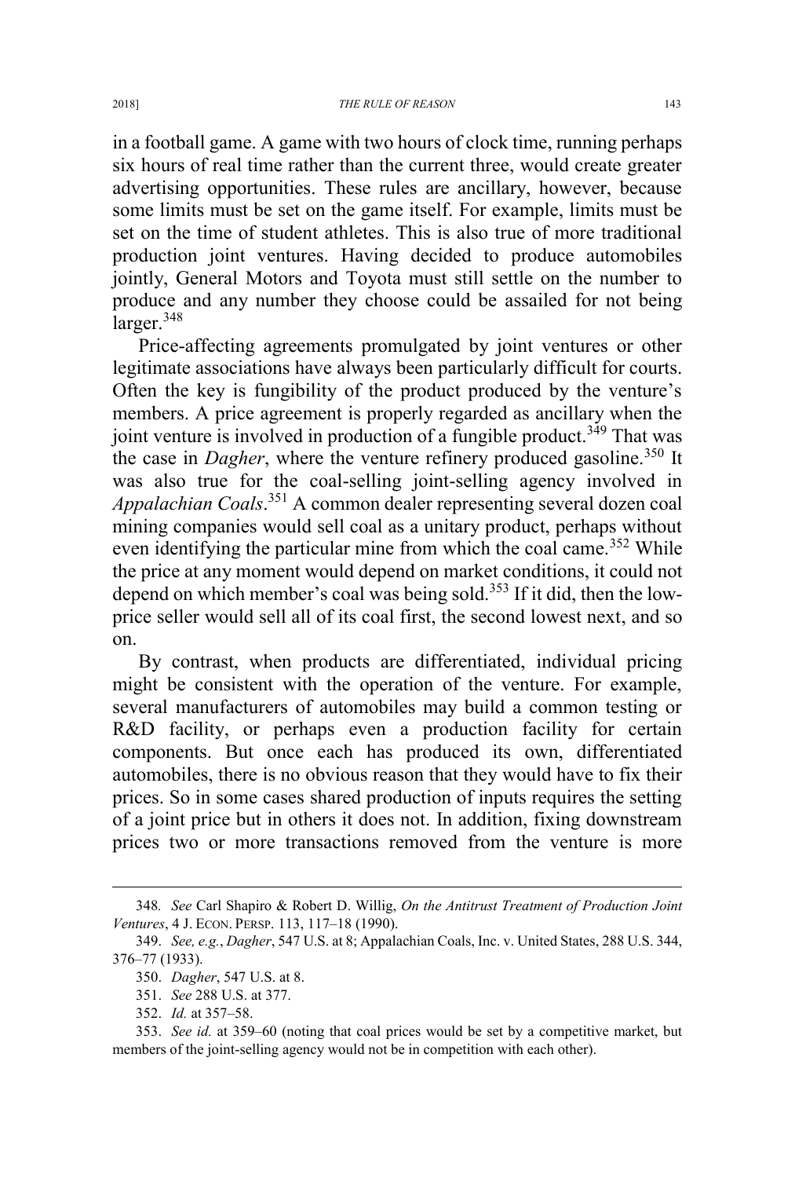in a football game. A game with two hours of clock time, running perhaps six hours of real time rather than the current three, would create greater advertising opportunities. These rules are ancillary, however, because some limits must be set on the game itself. For example, limits must be set on the time of student athletes. This is also true of more traditional production joint ventures. Having decided to produce automobiles jointly, General Motors and Toyota must still settle on the number to produce and any number they choose could be assailed for not being larger.[348]

Price-affecting agreements promulgated by joint ventures or other legitimate associations have always been particularly difficult for courts. Often the key is fungibility of the product produced by the venture's members. A price agreement is properly regarded as ancillary when the joint venture is involved in production of a fungible product.[349] That was the case in *Dagher*, where the venture refinery produced gasoline.[350] It was also true for the coal-selling joint-selling agency involved in *Appalachian Coals*.[351] A common dealer representing several dozen coal mining companies would sell coal as a unitary product, perhaps without even identifying the particular mine from which the coal came.[352] While the price at any moment would depend on market conditions, it could not depend on which member's coal was being sold.[353] If it did, then the low-price seller would sell all of its coal first, the second lowest next, and so on.

By contrast, when products are differentiated, individual pricing might be consistent with the operation of the venture. For example, several manufacturers of automobiles may build a common testing or R&D facility, or perhaps even a production facility for certain components. But once each has produced its own, differentiated automobiles, there is no obvious reason that they would have to fix their prices. So in some cases shared production of inputs requires the setting of a joint price but in others it does not. In addition, fixing downstream prices two or more transactions removed from the venture is more

---

348. *See* Carl Shapiro & Robert D. Willig, *On the Antitrust Treatment of Production Joint Ventures*, 4 J. ECON. PERSP. 113, 117–18 (1990).

349. *See, e.g.*, *Dagher*, 547 U.S. at 8; Appalachian Coals, Inc. v. United States, 288 U.S. 344, 376–77 (1933).

350. *Dagher*, 547 U.S. at 8.

351. *See* 288 U.S. at 377.

352. *Id.* at 357–58.

353. *See id.* at 359–60 (noting that coal prices would be set by a competitive market, but members of the joint-selling agency would not be in competition with each other).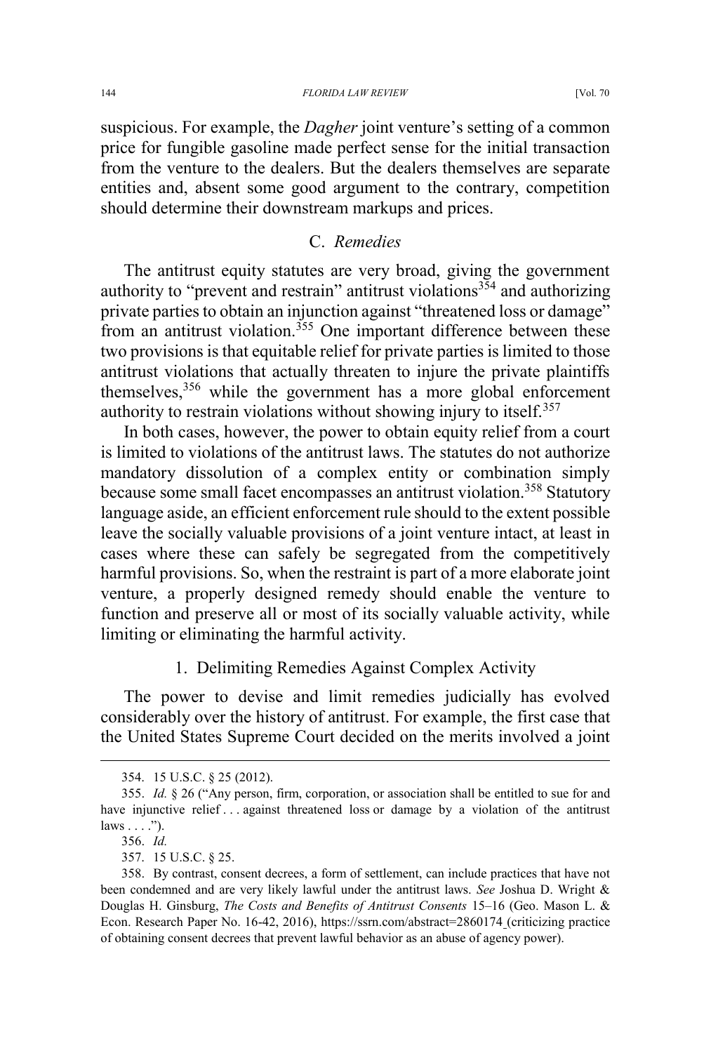suspicious. For example, the *Dagher* joint venture's setting of a common price for fungible gasoline made perfect sense for the initial transaction from the venture to the dealers. But the dealers themselves are separate entities and, absent some good argument to the contrary, competition should determine their downstream markups and prices.

### C. *Remedies*

The antitrust equity statutes are very broad, giving the government authority to "prevent and restrain" antitrust violations[354] and authorizing private parties to obtain an injunction against "threatened loss or damage" from an antitrust violation.[355] One important difference between these two provisions is that equitable relief for private parties is limited to those antitrust violations that actually threaten to injure the private plaintiffs themselves,[356] while the government has a more global enforcement authority to restrain violations without showing injury to itself.[357]

In both cases, however, the power to obtain equity relief from a court is limited to violations of the antitrust laws. The statutes do not authorize mandatory dissolution of a complex entity or combination simply because some small facet encompasses an antitrust violation.[358] Statutory language aside, an efficient enforcement rule should to the extent possible leave the socially valuable provisions of a joint venture intact, at least in cases where these can safely be segregated from the competitively harmful provisions. So, when the restraint is part of a more elaborate joint venture, a properly designed remedy should enable the venture to function and preserve all or most of its socially valuable activity, while limiting or eliminating the harmful activity.

#### 1. Delimiting Remedies Against Complex Activity

The power to devise and limit remedies judicially has evolved considerably over the history of antitrust. For example, the first case that the United States Supreme Court decided on the merits involved a joint

---

354. 15 U.S.C. § 25 (2012).

355. *Id.* § 26 ("Any person, firm, corporation, or association shall be entitled to sue for and have injunctive relief . . . against threatened loss or damage by a violation of the antitrust laws . . . .").

356. *Id.*

357. 15 U.S.C. § 25.

358. By contrast, consent decrees, a form of settlement, can include practices that have not been condemned and are very likely lawful under the antitrust laws. *See* Joshua D. Wright & Douglas H. Ginsburg, *The Costs and Benefits of Antitrust Consents* 15–16 (Geo. Mason L. & Econ. Research Paper No. 16-42, 2016), https://ssrn.com/abstract=2860174 (criticizing practice of obtaining consent decrees that prevent lawful behavior as an abuse of agency power).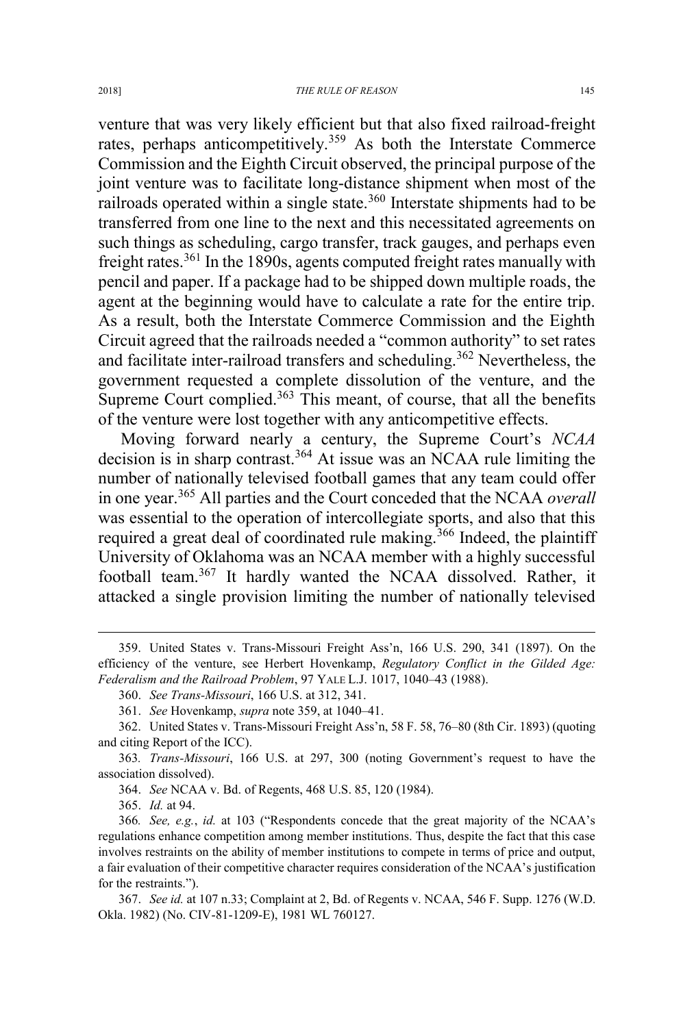venture that was very likely efficient but that also fixed railroad-freight rates, perhaps anticompetitively.[359] As both the Interstate Commerce Commission and the Eighth Circuit observed, the principal purpose of the joint venture was to facilitate long-distance shipment when most of the railroads operated within a single state.[360] Interstate shipments had to be transferred from one line to the next and this necessitated agreements on such things as scheduling, cargo transfer, track gauges, and perhaps even freight rates.[361] In the 1890s, agents computed freight rates manually with pencil and paper. If a package had to be shipped down multiple roads, the agent at the beginning would have to calculate a rate for the entire trip. As a result, both the Interstate Commerce Commission and the Eighth Circuit agreed that the railroads needed a "common authority" to set rates and facilitate inter-railroad transfers and scheduling.[362] Nevertheless, the government requested a complete dissolution of the venture, and the Supreme Court complied.[363] This meant, of course, that all the benefits of the venture were lost together with any anticompetitive effects.

Moving forward nearly a century, the Supreme Court's *NCAA* decision is in sharp contrast.[364] At issue was an NCAA rule limiting the number of nationally televised football games that any team could offer in one year.[365] All parties and the Court conceded that the NCAA *overall* was essential to the operation of intercollegiate sports, and also that this required a great deal of coordinated rule making.[366] Indeed, the plaintiff University of Oklahoma was an NCAA member with a highly successful football team.[367] It hardly wanted the NCAA dissolved. Rather, it attacked a single provision limiting the number of nationally televised

---

359. United States v. Trans-Missouri Freight Ass'n, 166 U.S. 290, 341 (1897). On the efficiency of the venture, see Herbert Hovenkamp, *Regulatory Conflict in the Gilded Age: Federalism and the Railroad Problem*, 97 YALE L.J. 1017, 1040–43 (1988).

360. *See Trans-Missouri*, 166 U.S. at 312, 341.

361. *See* Hovenkamp, *supra* note 359, at 1040–41.

362. United States v. Trans-Missouri Freight Ass'n, 58 F. 58, 76–80 (8th Cir. 1893) (quoting and citing Report of the ICC).

363. *Trans-Missouri*, 166 U.S. at 297, 300 (noting Government's request to have the association dissolved).

364. *See* NCAA v. Bd. of Regents, 468 U.S. 85, 120 (1984).

365. *Id.* at 94.

366. *See, e.g.*, *id.* at 103 ("Respondents concede that the great majority of the NCAA's regulations enhance competition among member institutions. Thus, despite the fact that this case involves restraints on the ability of member institutions to compete in terms of price and output, a fair evaluation of their competitive character requires consideration of the NCAA's justification for the restraints.").

367. *See id.* at 107 n.33; Complaint at 2, Bd. of Regents v. NCAA, 546 F. Supp. 1276 (W.D. Okla. 1982) (No. CIV-81-1209-E), 1981 WL 760127.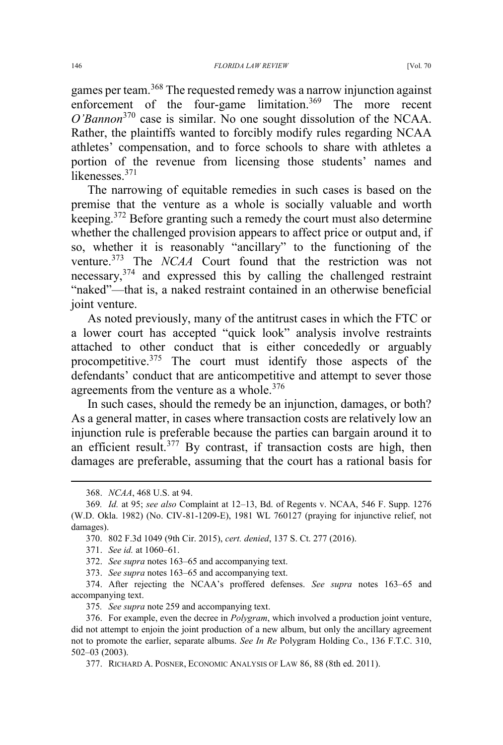games per team.[368] The requested remedy was a narrow injunction against enforcement of the four-game limitation.[369] The more recent *O'Bannon*[370] case is similar. No one sought dissolution of the NCAA. Rather, the plaintiffs wanted to forcibly modify rules regarding NCAA athletes' compensation, and to force schools to share with athletes a portion of the revenue from licensing those students' names and likenesses.[371]

The narrowing of equitable remedies in such cases is based on the premise that the venture as a whole is socially valuable and worth keeping.[372] Before granting such a remedy the court must also determine whether the challenged provision appears to affect price or output and, if so, whether it is reasonably "ancillary" to the functioning of the venture.[373] The *NCAA* Court found that the restriction was not necessary,[374] and expressed this by calling the challenged restraint "naked"—that is, a naked restraint contained in an otherwise beneficial joint venture.

As noted previously, many of the antitrust cases in which the FTC or a lower court has accepted "quick look" analysis involve restraints attached to other conduct that is either concededly or arguably procompetitive.[375] The court must identify those aspects of the defendants' conduct that are anticompetitive and attempt to sever those agreements from the venture as a whole.[376]

In such cases, should the remedy be an injunction, damages, or both? As a general matter, in cases where transaction costs are relatively low an injunction rule is preferable because the parties can bargain around it to an efficient result.[377] By contrast, if transaction costs are high, then damages are preferable, assuming that the court has a rational basis for

---

368. *NCAA*, 468 U.S. at 94.

369. *Id.* at 95; *see also* Complaint at 12–13, Bd. of Regents v. NCAA, 546 F. Supp. 1276 (W.D. Okla. 1982) (No. CIV-81-1209-E), 1981 WL 760127 (praying for injunctive relief, not damages).

370. 802 F.3d 1049 (9th Cir. 2015), *cert. denied*, 137 S. Ct. 277 (2016).

371. *See id.* at 1060–61.

372. *See supra* notes 163–65 and accompanying text.

373. *See supra* notes 163–65 and accompanying text.

374. After rejecting the NCAA's proffered defenses. *See supra* notes 163–65 and accompanying text.

375. *See supra* note 259 and accompanying text.

376. For example, even the decree in *Polygram*, which involved a production joint venture, did not attempt to enjoin the joint production of a new album, but only the ancillary agreement not to promote the earlier, separate albums. *See In Re* Polygram Holding Co., 136 F.T.C. 310, 502–03 (2003).

377. RICHARD A. POSNER, ECONOMIC ANALYSIS OF LAW 86, 88 (8th ed. 2011).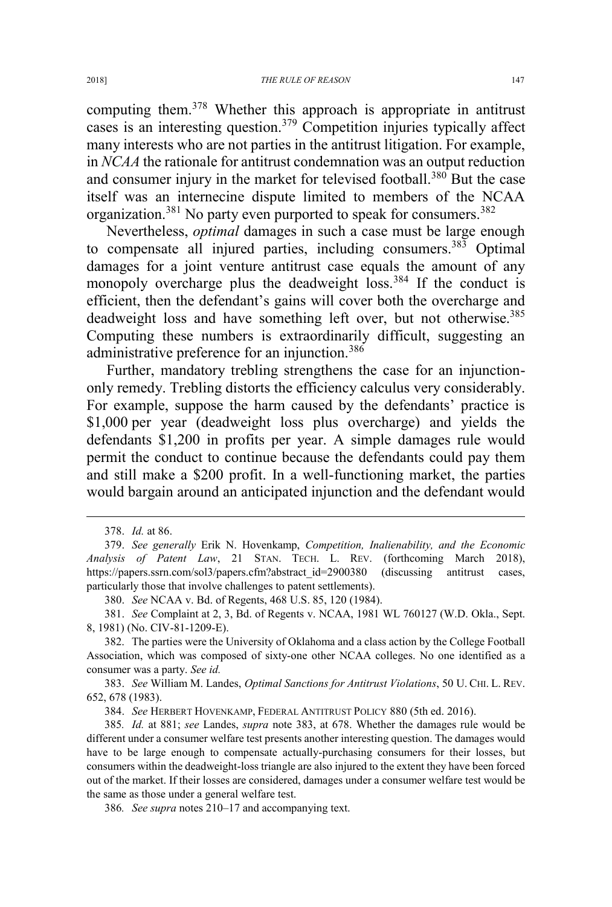computing them.[378] Whether this approach is appropriate in antitrust cases is an interesting question.[379] Competition injuries typically affect many interests who are not parties in the antitrust litigation. For example, in *NCAA* the rationale for antitrust condemnation was an output reduction and consumer injury in the market for televised football.[380] But the case itself was an internecine dispute limited to members of the NCAA organization.[381] No party even purported to speak for consumers.[382]

Nevertheless, *optimal* damages in such a case must be large enough to compensate all injured parties, including consumers.[383] Optimal damages for a joint venture antitrust case equals the amount of any monopoly overcharge plus the deadweight loss.[384] If the conduct is efficient, then the defendant's gains will cover both the overcharge and deadweight loss and have something left over, but not otherwise.[385] Computing these numbers is extraordinarily difficult, suggesting an administrative preference for an injunction.[386]

Further, mandatory trebling strengthens the case for an injunction-only remedy. Trebling distorts the efficiency calculus very considerably. For example, suppose the harm caused by the defendants' practice is $1,000 per year (deadweight loss plus overcharge) and yields the defendants $1,200 in profits per year. A simple damages rule would permit the conduct to continue because the defendants could pay them and still make a $200 profit. In a well-functioning market, the parties would bargain around an anticipated injunction and the defendant would

---

378. *Id.* at 86.

379. *See generally* Erik N. Hovenkamp, *Competition, Inalienability, and the Economic Analysis of Patent Law*, 21 STAN. TECH. L. REV. (forthcoming March 2018), https://papers.ssrn.com/sol3/papers.cfm?abstract_id=2900380 (discussing antitrust cases, particularly those that involve challenges to patent settlements).

380. *See* NCAA v. Bd. of Regents, 468 U.S. 85, 120 (1984).

381. *See* Complaint at 2, 3, Bd. of Regents v. NCAA, 1981 WL 760127 (W.D. Okla., Sept. 8, 1981) (No. CIV-81-1209-E).

382. The parties were the University of Oklahoma and a class action by the College Football Association, which was composed of sixty-one other NCAA colleges. No one identified as a consumer was a party. *See id.*

383. *See* William M. Landes, *Optimal Sanctions for Antitrust Violations*, 50 U. CHI. L. REV. 652, 678 (1983).

384. *See* HERBERT HOVENKAMP, FEDERAL ANTITRUST POLICY 880 (5th ed. 2016).

385. *Id.* at 881; *see* Landes, *supra* note 383, at 678. Whether the damages rule would be different under a consumer welfare test presents another interesting question. The damages would have to be large enough to compensate actually-purchasing consumers for their losses, but consumers within the deadweight-loss triangle are also injured to the extent they have been forced out of the market. If their losses are considered, damages under a consumer welfare test would be the same as those under a general welfare test.

386. *See supra* notes 210–17 and accompanying text.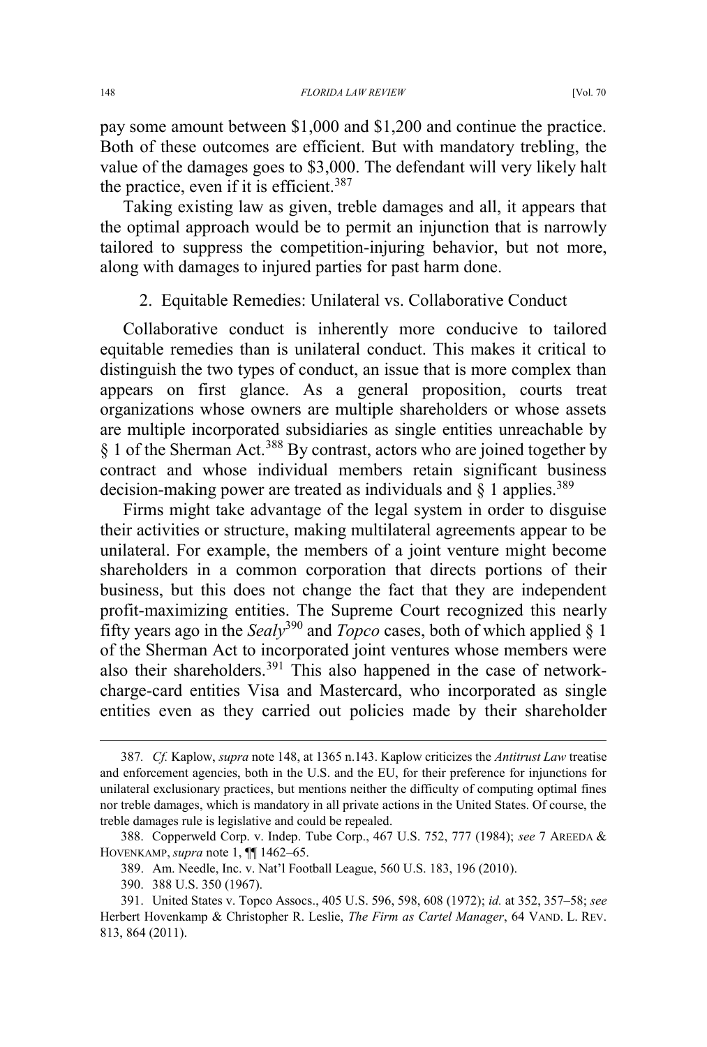pay some amount between $1,000 and $1,200 and continue the practice. Both of these outcomes are efficient. But with mandatory trebling, the value of the damages goes to $3,000. The defendant will very likely halt the practice, even if it is efficient.[387]

Taking existing law as given, treble damages and all, it appears that the optimal approach would be to permit an injunction that is narrowly tailored to suppress the competition-injuring behavior, but not more, along with damages to injured parties for past harm done.

### 2. Equitable Remedies: Unilateral vs. Collaborative Conduct

Collaborative conduct is inherently more conducive to tailored equitable remedies than is unilateral conduct. This makes it critical to distinguish the two types of conduct, an issue that is more complex than appears on first glance. As a general proposition, courts treat organizations whose owners are multiple shareholders or whose assets are multiple incorporated subsidiaries as single entities unreachable by § 1 of the Sherman Act.[388] By contrast, actors who are joined together by contract and whose individual members retain significant business decision-making power are treated as individuals and § 1 applies.[389]

Firms might take advantage of the legal system in order to disguise their activities or structure, making multilateral agreements appear to be unilateral. For example, the members of a joint venture might become shareholders in a common corporation that directs portions of their business, but this does not change the fact that they are independent profit-maximizing entities. The Supreme Court recognized this nearly fifty years ago in the *Sealy*[390] and *Topco* cases, both of which applied § 1 of the Sherman Act to incorporated joint ventures whose members were also their shareholders.[391] This also happened in the case of network-charge-card entities Visa and Mastercard, who incorporated as single entities even as they carried out policies made by their shareholder

---

387. *Cf.* Kaplow, *supra* note 148, at 1365 n.143. Kaplow criticizes the *Antitrust Law* treatise and enforcement agencies, both in the U.S. and the EU, for their preference for injunctions for unilateral exclusionary practices, but mentions neither the difficulty of computing optimal fines nor treble damages, which is mandatory in all private actions in the United States. Of course, the treble damages rule is legislative and could be repealed.

388. Copperweld Corp. v. Indep. Tube Corp., 467 U.S. 752, 777 (1984); *see* 7 AREEDA & HOVENKAMP, *supra* note 1, ¶¶ 1462–65.

389. Am. Needle, Inc. v. Nat'l Football League, 560 U.S. 183, 196 (2010).

390. 388 U.S. 350 (1967).

391. United States v. Topco Assocs., 405 U.S. 596, 598, 608 (1972); *id.* at 352, 357–58; *see* Herbert Hovenkamp & Christopher R. Leslie, *The Firm as Cartel Manager*, 64 VAND. L. REV. 813, 864 (2011).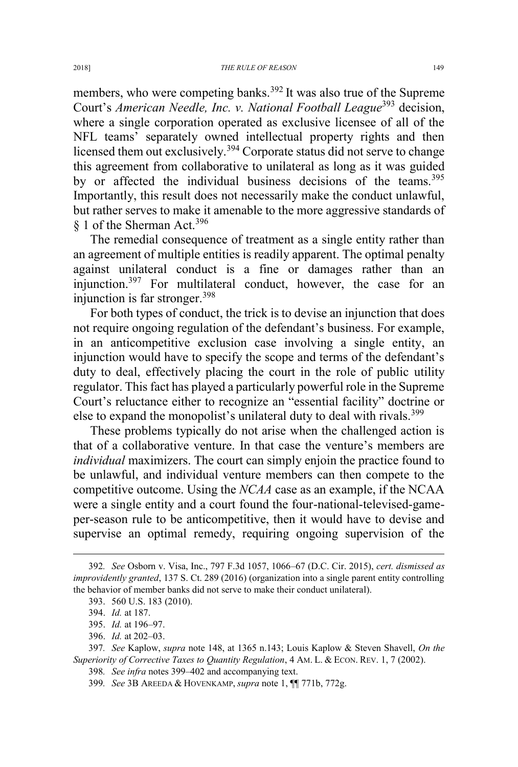members, who were competing banks.[392] It was also true of the Supreme Court's *American Needle, Inc. v. National Football League*[393] decision, where a single corporation operated as exclusive licensee of all of the NFL teams' separately owned intellectual property rights and then licensed them out exclusively.[394] Corporate status did not serve to change this agreement from collaborative to unilateral as long as it was guided by or affected the individual business decisions of the teams.[395] Importantly, this result does not necessarily make the conduct unlawful, but rather serves to make it amenable to the more aggressive standards of § 1 of the Sherman Act.[396]

The remedial consequence of treatment as a single entity rather than an agreement of multiple entities is readily apparent. The optimal penalty against unilateral conduct is a fine or damages rather than an injunction.[397] For multilateral conduct, however, the case for an injunction is far stronger.[398]

For both types of conduct, the trick is to devise an injunction that does not require ongoing regulation of the defendant's business. For example, in an anticompetitive exclusion case involving a single entity, an injunction would have to specify the scope and terms of the defendant's duty to deal, effectively placing the court in the role of public utility regulator. This fact has played a particularly powerful role in the Supreme Court's reluctance either to recognize an "essential facility" doctrine or else to expand the monopolist's unilateral duty to deal with rivals.[399]

These problems typically do not arise when the challenged action is that of a collaborative venture. In that case the venture's members are *individual* maximizers. The court can simply enjoin the practice found to be unlawful, and individual venture members can then compete to the competitive outcome. Using the *NCAA* case as an example, if the NCAA were a single entity and a court found the four-national-televised-game-per-season rule to be anticompetitive, then it would have to devise and supervise an optimal remedy, requiring ongoing supervision of the

---

392. *See* Osborn v. Visa, Inc., 797 F.3d 1057, 1066–67 (D.C. Cir. 2015), *cert. dismissed as improvidently granted*, 137 S. Ct. 289 (2016) (organization into a single parent entity controlling the behavior of member banks did not serve to make their conduct unilateral).

393. 560 U.S. 183 (2010).

394. *Id.* at 187.

395. *Id.* at 196–97.

396. *Id.* at 202–03.

397. *See* Kaplow, *supra* note 148, at 1365 n.143; Louis Kaplow & Steven Shavell, *On the Superiority of Corrective Taxes to Quantity Regulation*, 4 AM. L. & ECON. REV. 1, 7 (2002).

398. *See infra* notes 399–402 and accompanying text.

399. *See* 3B AREEDA & HOVENKAMP, *supra* note 1, ¶¶ 771b, 772g.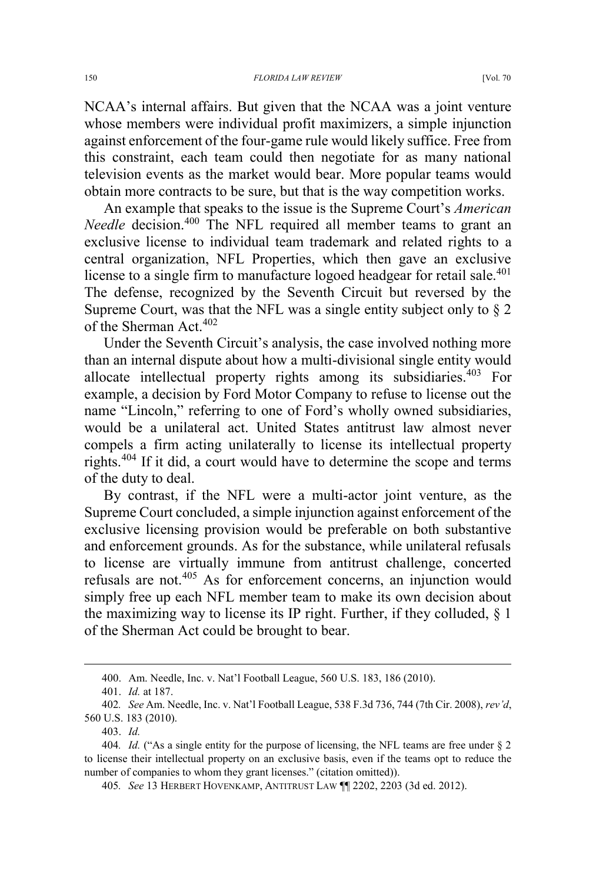NCAA's internal affairs. But given that the NCAA was a joint venture whose members were individual profit maximizers, a simple injunction against enforcement of the four-game rule would likely suffice. Free from this constraint, each team could then negotiate for as many national television events as the market would bear. More popular teams would obtain more contracts to be sure, but that is the way competition works.

An example that speaks to the issue is the Supreme Court's *American Needle* decision.[400] The NFL required all member teams to grant an exclusive license to individual team trademark and related rights to a central organization, NFL Properties, which then gave an exclusive license to a single firm to manufacture logoed headgear for retail sale.[401] The defense, recognized by the Seventh Circuit but reversed by the Supreme Court, was that the NFL was a single entity subject only to § 2 of the Sherman Act.[402]

Under the Seventh Circuit's analysis, the case involved nothing more than an internal dispute about how a multi-divisional single entity would allocate intellectual property rights among its subsidiaries.[403] For example, a decision by Ford Motor Company to refuse to license out the name "Lincoln," referring to one of Ford's wholly owned subsidiaries, would be a unilateral act. United States antitrust law almost never compels a firm acting unilaterally to license its intellectual property rights.[404] If it did, a court would have to determine the scope and terms of the duty to deal.

By contrast, if the NFL were a multi-actor joint venture, as the Supreme Court concluded, a simple injunction against enforcement of the exclusive licensing provision would be preferable on both substantive and enforcement grounds. As for the substance, while unilateral refusals to license are virtually immune from antitrust challenge, concerted refusals are not.[405] As for enforcement concerns, an injunction would simply free up each NFL member team to make its own decision about the maximizing way to license its IP right. Further, if they colluded, § 1 of the Sherman Act could be brought to bear.

---

400. Am. Needle, Inc. v. Nat'l Football League, 560 U.S. 183, 186 (2010).

401. *Id.* at 187.

402. *See* Am. Needle, Inc. v. Nat'l Football League, 538 F.3d 736, 744 (7th Cir. 2008), *rev'd*, 560 U.S. 183 (2010).

403. *Id.*

404. *Id.* ("As a single entity for the purpose of licensing, the NFL teams are free under § 2 to license their intellectual property on an exclusive basis, even if the teams opt to reduce the number of companies to whom they grant licenses." (citation omitted)).

405. *See* 13 HERBERT HOVENKAMP, ANTITRUST LAW ¶¶ 2202, 2203 (3d ed. 2012).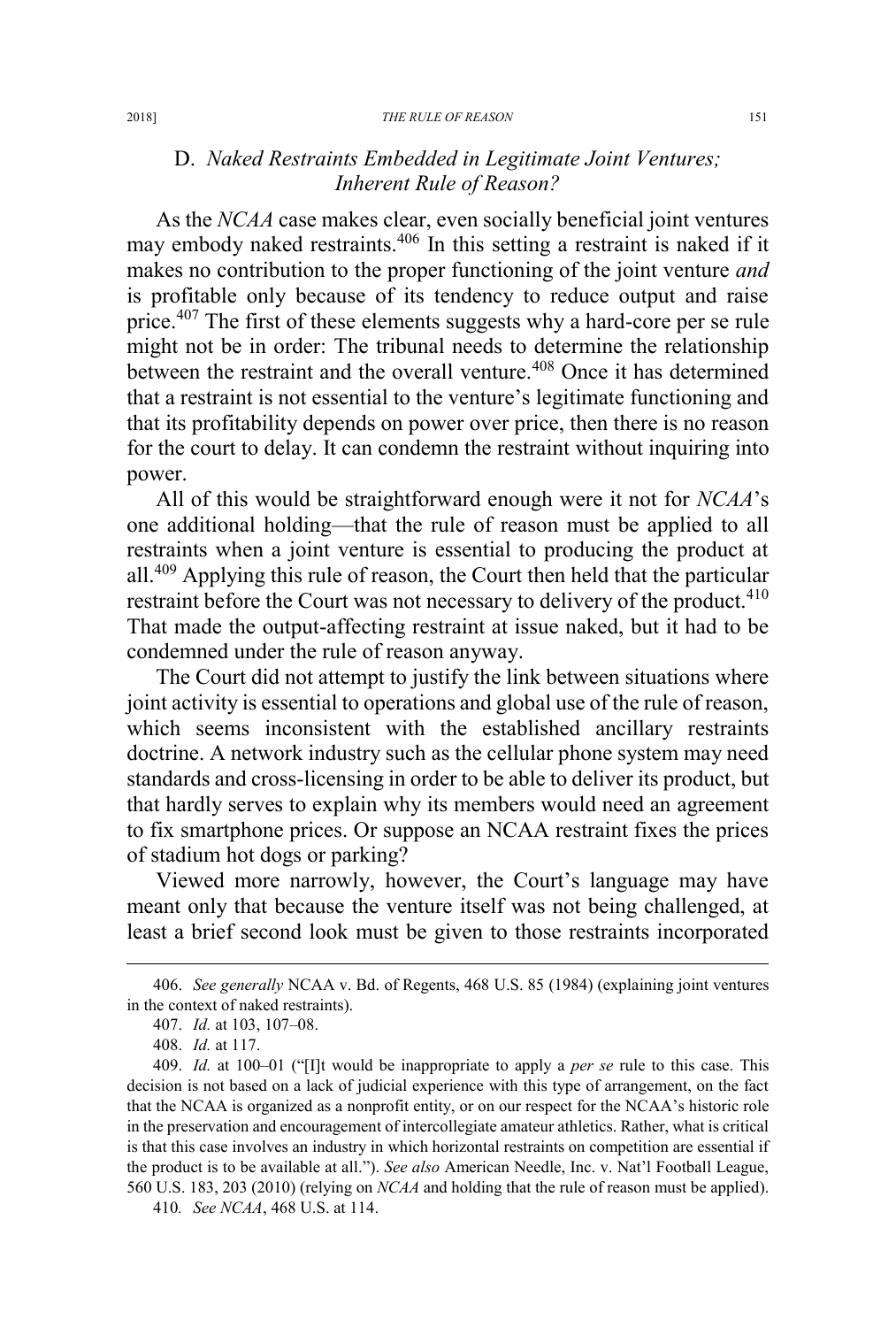### D. *Naked Restraints Embedded in Legitimate Joint Ventures; Inherent Rule of Reason?*

As the *NCAA* case makes clear, even socially beneficial joint ventures may embody naked restraints.[406] In this setting a restraint is naked if it makes no contribution to the proper functioning of the joint venture *and* is profitable only because of its tendency to reduce output and raise price.[407] The first of these elements suggests why a hard-core per se rule might not be in order: The tribunal needs to determine the relationship between the restraint and the overall venture.[408] Once it has determined that a restraint is not essential to the venture's legitimate functioning and that its profitability depends on power over price, then there is no reason for the court to delay. It can condemn the restraint without inquiring into power.

All of this would be straightforward enough were it not for *NCAA*'s one additional holding—that the rule of reason must be applied to all restraints when a joint venture is essential to producing the product at all.[409] Applying this rule of reason, the Court then held that the particular restraint before the Court was not necessary to delivery of the product.[410] That made the output-affecting restraint at issue naked, but it had to be condemned under the rule of reason anyway.

The Court did not attempt to justify the link between situations where joint activity is essential to operations and global use of the rule of reason, which seems inconsistent with the established ancillary restraints doctrine. A network industry such as the cellular phone system may need standards and cross-licensing in order to be able to deliver its product, but that hardly serves to explain why its members would need an agreement to fix smartphone prices. Or suppose an NCAA restraint fixes the prices of stadium hot dogs or parking?

Viewed more narrowly, however, the Court's language may have meant only that because the venture itself was not being challenged, at least a brief second look must be given to those restraints incorporated

---

406. *See generally* NCAA v. Bd. of Regents, 468 U.S. 85 (1984) (explaining joint ventures in the context of naked restraints).

407. *Id.* at 103, 107–08.

408. *Id.* at 117.

409. *Id.* at 100–01 ("[I]t would be inappropriate to apply a *per se* rule to this case. This decision is not based on a lack of judicial experience with this type of arrangement, on the fact that the NCAA is organized as a nonprofit entity, or on our respect for the NCAA's historic role in the preservation and encouragement of intercollegiate amateur athletics. Rather, what is critical is that this case involves an industry in which horizontal restraints on competition are essential if the product is to be available at all."). *See also* American Needle, Inc. v. Nat'l Football League, 560 U.S. 183, 203 (2010) (relying on *NCAA* and holding that the rule of reason must be applied).

410. *See NCAA*, 468 U.S. at 114.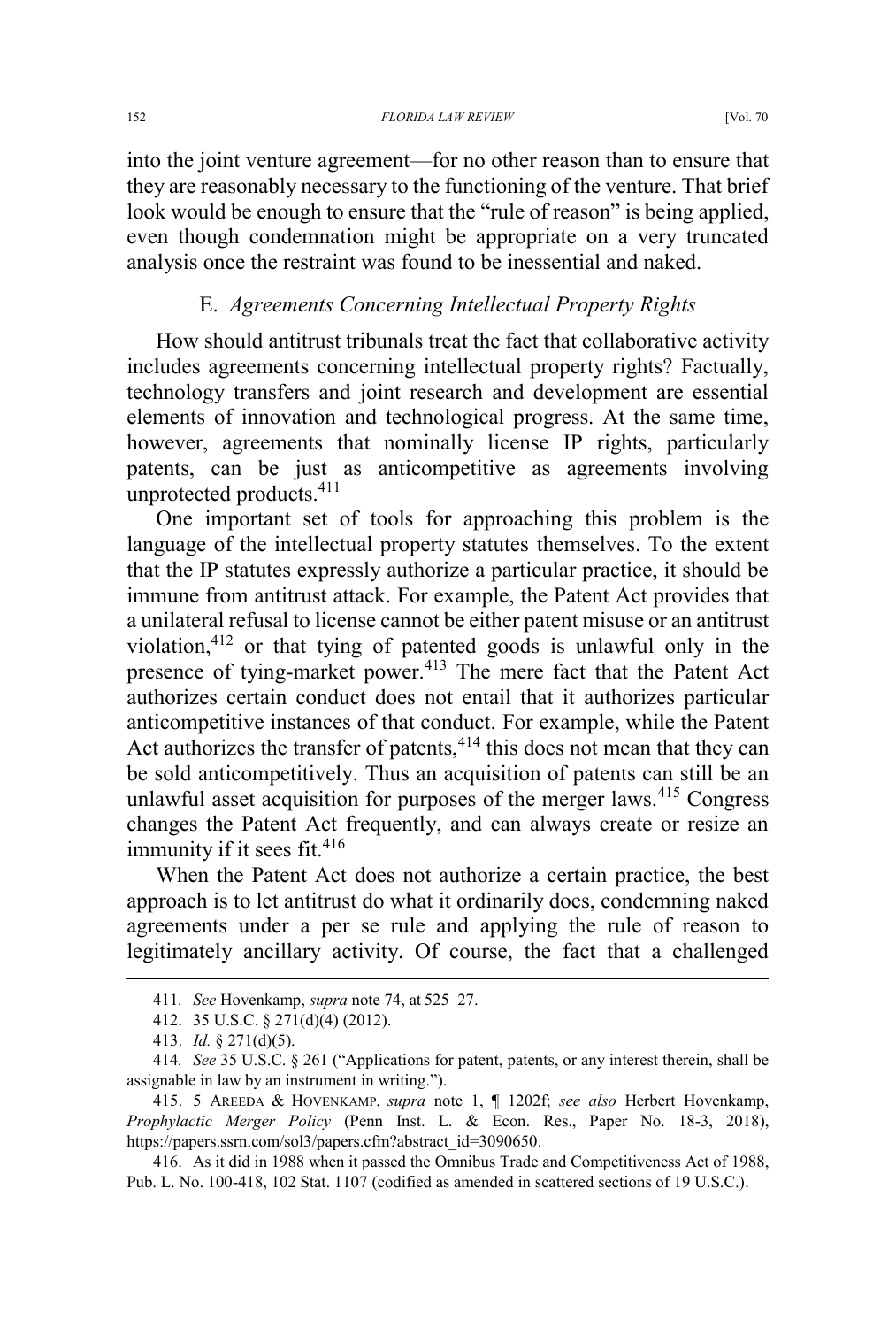into the joint venture agreement—for no other reason than to ensure that they are reasonably necessary to the functioning of the venture. That brief look would be enough to ensure that the "rule of reason" is being applied, even though condemnation might be appropriate on a very truncated analysis once the restraint was found to be inessential and naked.

### E. *Agreements Concerning Intellectual Property Rights*

How should antitrust tribunals treat the fact that collaborative activity includes agreements concerning intellectual property rights? Factually, technology transfers and joint research and development are essential elements of innovation and technological progress. At the same time, however, agreements that nominally license IP rights, particularly patents, can be just as anticompetitive as agreements involving unprotected products.[411]

One important set of tools for approaching this problem is the language of the intellectual property statutes themselves. To the extent that the IP statutes expressly authorize a particular practice, it should be immune from antitrust attack. For example, the Patent Act provides that a unilateral refusal to license cannot be either patent misuse or an antitrust violation,[412] or that tying of patented goods is unlawful only in the presence of tying-market power.[413] The mere fact that the Patent Act authorizes certain conduct does not entail that it authorizes particular anticompetitive instances of that conduct. For example, while the Patent Act authorizes the transfer of patents,[414] this does not mean that they can be sold anticompetitively. Thus an acquisition of patents can still be an unlawful asset acquisition for purposes of the merger laws.[415] Congress changes the Patent Act frequently, and can always create or resize an immunity if it sees fit.[416]

When the Patent Act does not authorize a certain practice, the best approach is to let antitrust do what it ordinarily does, condemning naked agreements under a per se rule and applying the rule of reason to legitimately ancillary activity. Of course, the fact that a challenged

---

411. *See* Hovenkamp, *supra* note 74, at 525–27.

412. 35 U.S.C. § 271(d)(4) (2012).

413. *Id.* § 271(d)(5).

414. *See* 35 U.S.C. § 261 ("Applications for patent, patents, or any interest therein, shall be assignable in law by an instrument in writing.").

415. 5 AREEDA & HOVENKAMP, *supra* note 1, ¶ 1202f; *see also* Herbert Hovenkamp, *Prophylactic Merger Policy* (Penn Inst. L. & Econ. Res., Paper No. 18-3, 2018), https://papers.ssrn.com/sol3/papers.cfm?abstract_id=3090650.

416. As it did in 1988 when it passed the Omnibus Trade and Competitiveness Act of 1988, Pub. L. No. 100-418, 102 Stat. 1107 (codified as amended in scattered sections of 19 U.S.C.).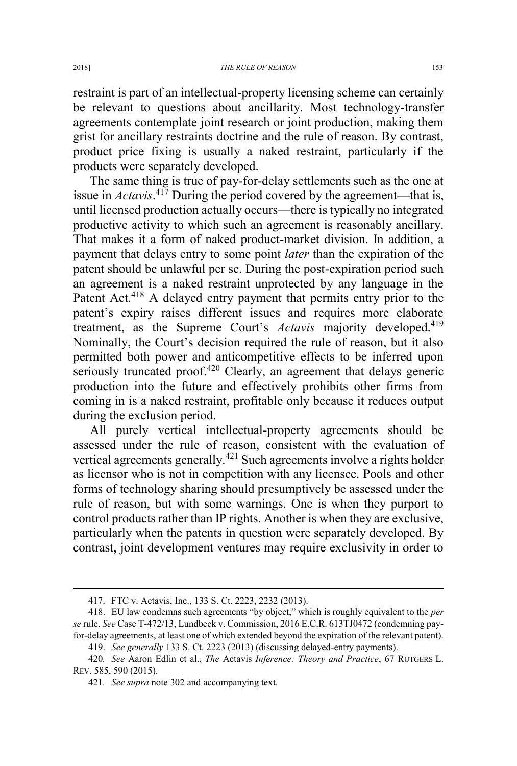restraint is part of an intellectual-property licensing scheme can certainly be relevant to questions about ancillarity. Most technology-transfer agreements contemplate joint research or joint production, making them grist for ancillary restraints doctrine and the rule of reason. By contrast, product price fixing is usually a naked restraint, particularly if the products were separately developed.

The same thing is true of pay-for-delay settlements such as the one at issue in *Actavis*.[417] During the period covered by the agreement—that is, until licensed production actually occurs—there is typically no integrated productive activity to which such an agreement is reasonably ancillary. That makes it a form of naked product-market division. In addition, a payment that delays entry to some point *later* than the expiration of the patent should be unlawful per se. During the post-expiration period such an agreement is a naked restraint unprotected by any language in the Patent Act.[418] A delayed entry payment that permits entry prior to the patent's expiry raises different issues and requires more elaborate treatment, as the Supreme Court's *Actavis* majority developed.[419] Nominally, the Court's decision required the rule of reason, but it also permitted both power and anticompetitive effects to be inferred upon seriously truncated proof.[420] Clearly, an agreement that delays generic production into the future and effectively prohibits other firms from coming in is a naked restraint, profitable only because it reduces output during the exclusion period.

All purely vertical intellectual-property agreements should be assessed under the rule of reason, consistent with the evaluation of vertical agreements generally.[421] Such agreements involve a rights holder as licensor who is not in competition with any licensee. Pools and other forms of technology sharing should presumptively be assessed under the rule of reason, but with some warnings. One is when they purport to control products rather than IP rights. Another is when they are exclusive, particularly when the patents in question were separately developed. By contrast, joint development ventures may require exclusivity in order to

---

417. FTC v. Actavis, Inc., 133 S. Ct. 2223, 2232 (2013).

418. EU law condemns such agreements "by object," which is roughly equivalent to the *per se* rule. *See* Case T-472/13, Lundbeck v. Commission, 2016 E.C.R. 613TJ0472 (condemning pay-for-delay agreements, at least one of which extended beyond the expiration of the relevant patent).

419. *See generally* 133 S. Ct. 2223 (2013) (discussing delayed-entry payments).

420. *See* Aaron Edlin et al., *The* Actavis *Inference: Theory and Practice*, 67 RUTGERS L. REV. 585, 590 (2015).

421. *See supra* note 302 and accompanying text.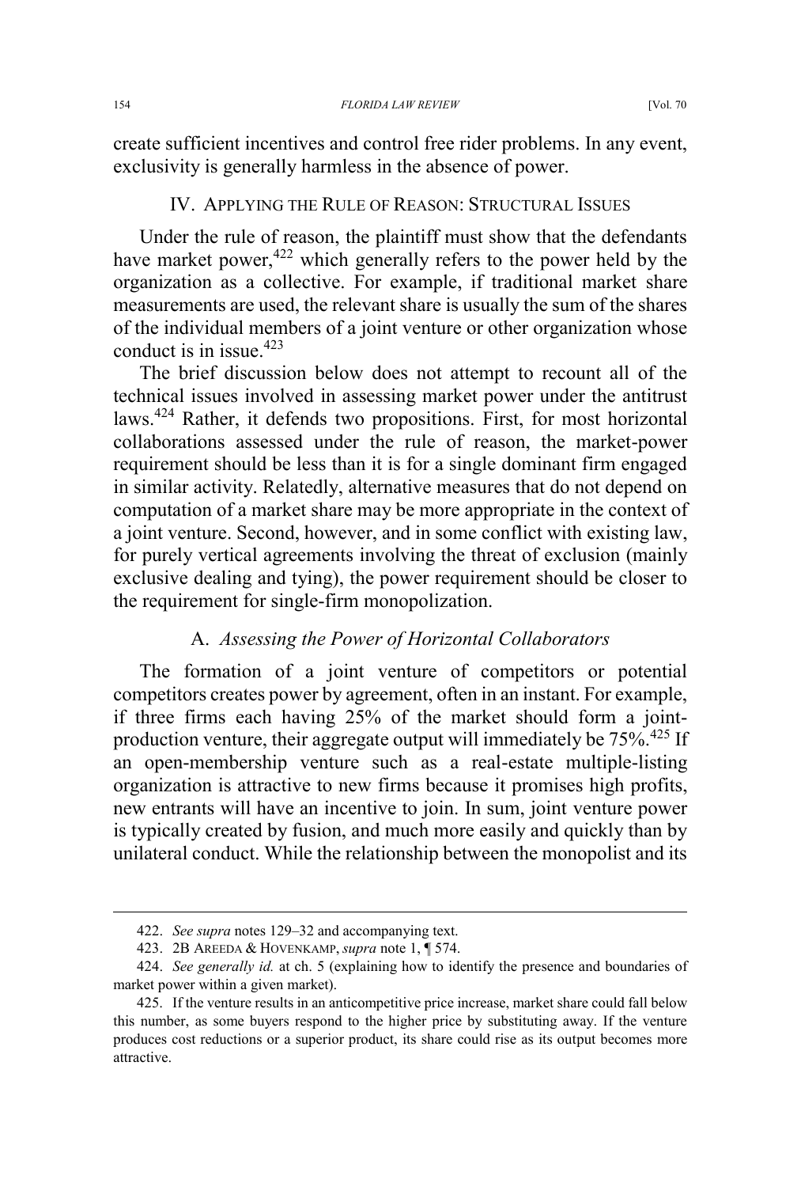create sufficient incentives and control free rider problems. In any event, exclusivity is generally harmless in the absence of power.

## IV. Applying the Rule of Reason: Structural Issues

Under the rule of reason, the plaintiff must show that the defendants have market power,[422] which generally refers to the power held by the organization as a collective. For example, if traditional market share measurements are used, the relevant share is usually the sum of the shares of the individual members of a joint venture or other organization whose conduct is in issue.[423]

The brief discussion below does not attempt to recount all of the technical issues involved in assessing market power under the antitrust laws.[424] Rather, it defends two propositions. First, for most horizontal collaborations assessed under the rule of reason, the market-power requirement should be less than it is for a single dominant firm engaged in similar activity. Relatedly, alternative measures that do not depend on computation of a market share may be more appropriate in the context of a joint venture. Second, however, and in some conflict with existing law, for purely vertical agreements involving the threat of exclusion (mainly exclusive dealing and tying), the power requirement should be closer to the requirement for single-firm monopolization.

### A. *Assessing the Power of Horizontal Collaborators*

The formation of a joint venture of competitors or potential competitors creates power by agreement, often in an instant. For example, if three firms each having 25% of the market should form a joint-production venture, their aggregate output will immediately be 75%.[425] If an open-membership venture such as a real-estate multiple-listing organization is attractive to new firms because it promises high profits, new entrants will have an incentive to join. In sum, joint venture power is typically created by fusion, and much more easily and quickly than by unilateral conduct. While the relationship between the monopolist and its

---

422. *See supra* notes 129–32 and accompanying text.

423. 2B Areeda & Hovenkamp, *supra* note 1, ¶ 574.

424. *See generally id.* at ch. 5 (explaining how to identify the presence and boundaries of market power within a given market).

425. If the venture results in an anticompetitive price increase, market share could fall below this number, as some buyers respond to the higher price by substituting away. If the venture produces cost reductions or a superior product, its share could rise as its output becomes more attractive.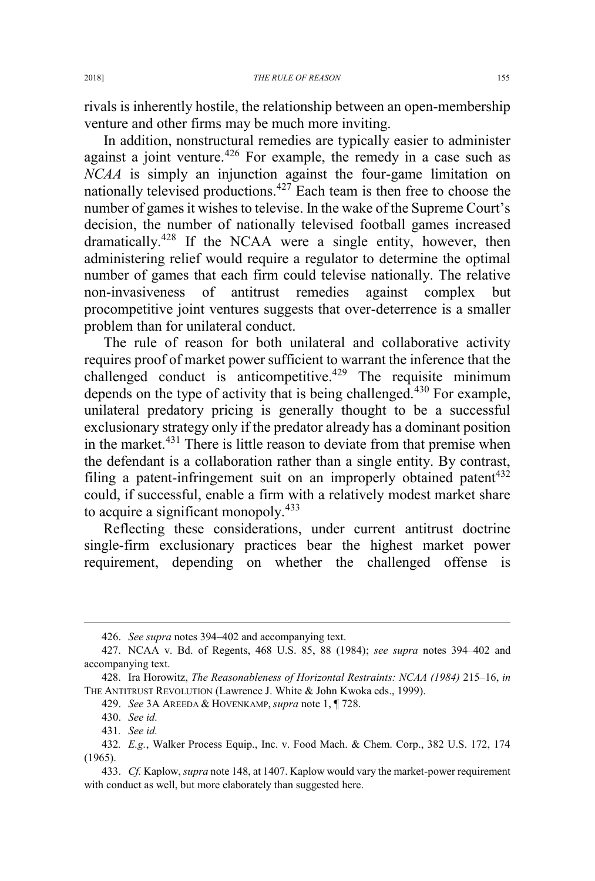rivals is inherently hostile, the relationship between an open-membership venture and other firms may be much more inviting.

In addition, nonstructural remedies are typically easier to administer against a joint venture.[426] For example, the remedy in a case such as *NCAA* is simply an injunction against the four-game limitation on nationally televised productions.[427] Each team is then free to choose the number of games it wishes to televise. In the wake of the Supreme Court's decision, the number of nationally televised football games increased dramatically.[428] If the NCAA were a single entity, however, then administering relief would require a regulator to determine the optimal number of games that each firm could televise nationally. The relative non-invasiveness of antitrust remedies against complex but procompetitive joint ventures suggests that over-deterrence is a smaller problem than for unilateral conduct.

The rule of reason for both unilateral and collaborative activity requires proof of market power sufficient to warrant the inference that the challenged conduct is anticompetitive.[429] The requisite minimum depends on the type of activity that is being challenged.[430] For example, unilateral predatory pricing is generally thought to be a successful exclusionary strategy only if the predator already has a dominant position in the market.[431] There is little reason to deviate from that premise when the defendant is a collaboration rather than a single entity. By contrast, filing a patent-infringement suit on an improperly obtained patent[432] could, if successful, enable a firm with a relatively modest market share to acquire a significant monopoly.[433]

Reflecting these considerations, under current antitrust doctrine single-firm exclusionary practices bear the highest market power requirement, depending on whether the challenged offense is

---

426. *See supra* notes 394–402 and accompanying text.

427. NCAA v. Bd. of Regents, 468 U.S. 85, 88 (1984); *see supra* notes 394–402 and accompanying text.

428. Ira Horowitz, *The Reasonableness of Horizontal Restraints: NCAA (1984)* 215–16, *in* THE ANTITRUST REVOLUTION (Lawrence J. White & John Kwoka eds., 1999).

429. *See* 3A AREEDA & HOVENKAMP, *supra* note 1, ¶ 728.

430. *See id.*

431. *See id.*

432. *E.g.*, Walker Process Equip., Inc. v. Food Mach. & Chem. Corp., 382 U.S. 172, 174 (1965).

433. *Cf.* Kaplow, *supra* note 148, at 1407. Kaplow would vary the market-power requirement with conduct as well, but more elaborately than suggested here.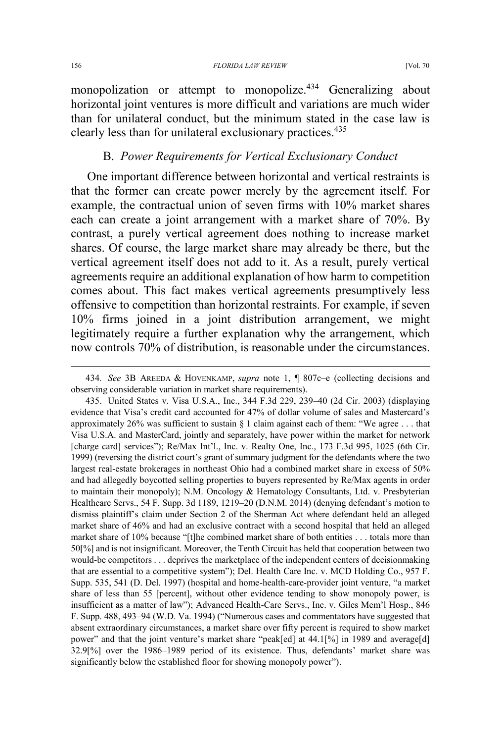monopolization or attempt to monopolize.[434] Generalizing about horizontal joint ventures is more difficult and variations are much wider than for unilateral conduct, but the minimum stated in the case law is clearly less than for unilateral exclusionary practices.[435]

### B. *Power Requirements for Vertical Exclusionary Conduct*

One important difference between horizontal and vertical restraints is that the former can create power merely by the agreement itself. For example, the contractual union of seven firms with 10% market shares each can create a joint arrangement with a market share of 70%. By contrast, a purely vertical agreement does nothing to increase market shares. Of course, the large market share may already be there, but the vertical agreement itself does not add to it. As a result, purely vertical agreements require an additional explanation of how harm to competition comes about. This fact makes vertical agreements presumptively less offensive to competition than horizontal restraints. For example, if seven 10% firms joined in a joint distribution arrangement, we might legitimately require a further explanation why the arrangement, which now controls 70% of distribution, is reasonable under the circumstances.

---

434. *See* 3B AREEDA & HOVENKAMP, *supra* note 1, ¶ 807c–e (collecting decisions and observing considerable variation in market share requirements).

435. United States v. Visa U.S.A., Inc., 344 F.3d 229, 239–40 (2d Cir. 2003) (displaying evidence that Visa's credit card accounted for 47% of dollar volume of sales and Mastercard's approximately 26% was sufficient to sustain § 1 claim against each of them: "We agree . . . that Visa U.S.A. and MasterCard, jointly and separately, have power within the market for network [charge card] services"); Re/Max Int'l., Inc. v. Realty One, Inc., 173 F.3d 995, 1025 (6th Cir. 1999) (reversing the district court's grant of summary judgment for the defendants where the two largest real-estate brokerages in northeast Ohio had a combined market share in excess of 50% and had allegedly boycotted selling properties to buyers represented by Re/Max agents in order to maintain their monopoly); N.M. Oncology & Hematology Consultants, Ltd. v. Presbyterian Healthcare Servs., 54 F. Supp. 3d 1189, 1219–20 (D.N.M. 2014) (denying defendant's motion to dismiss plaintiff's claim under Section 2 of the Sherman Act where defendant held an alleged market share of 46% and had an exclusive contract with a second hospital that held an alleged market share of 10% because "[t]he combined market share of both entities . . . totals more than 50[%] and is not insignificant. Moreover, the Tenth Circuit has held that cooperation between two would-be competitors . . . deprives the marketplace of the independent centers of decisionmaking that are essential to a competitive system"); Del. Health Care Inc. v. MCD Holding Co., 957 F. Supp. 535, 541 (D. Del. 1997) (hospital and home-health-care-provider joint venture, "a market share of less than 55 [percent], without other evidence tending to show monopoly power, is insufficient as a matter of law"); Advanced Health-Care Servs., Inc. v. Giles Mem'l Hosp., 846 F. Supp. 488, 493–94 (W.D. Va. 1994) ("Numerous cases and commentators have suggested that absent extraordinary circumstances, a market share over fifty percent is required to show market power" and that the joint venture's market share "peak[ed] at 44.1[%] in 1989 and average[d] 32.9[%] over the 1986–1989 period of its existence. Thus, defendants' market share was significantly below the established floor for showing monopoly power").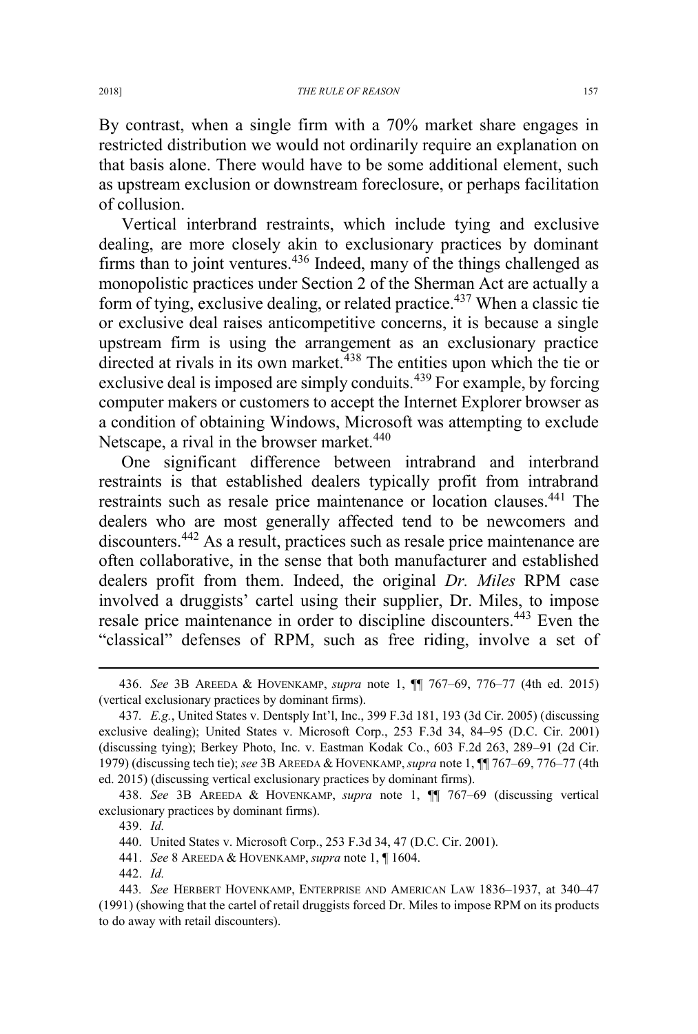By contrast, when a single firm with a 70% market share engages in restricted distribution we would not ordinarily require an explanation on that basis alone. There would have to be some additional element, such as upstream exclusion or downstream foreclosure, or perhaps facilitation of collusion.

Vertical interbrand restraints, which include tying and exclusive dealing, are more closely akin to exclusionary practices by dominant firms than to joint ventures.[436] Indeed, many of the things challenged as monopolistic practices under Section 2 of the Sherman Act are actually a form of tying, exclusive dealing, or related practice.[437] When a classic tie or exclusive deal raises anticompetitive concerns, it is because a single upstream firm is using the arrangement as an exclusionary practice directed at rivals in its own market.[438] The entities upon which the tie or exclusive deal is imposed are simply conduits.[439] For example, by forcing computer makers or customers to accept the Internet Explorer browser as a condition of obtaining Windows, Microsoft was attempting to exclude Netscape, a rival in the browser market.[440]

One significant difference between intrabrand and interbrand restraints is that established dealers typically profit from intrabrand restraints such as resale price maintenance or location clauses.[441] The dealers who are most generally affected tend to be newcomers and discounters.[442] As a result, practices such as resale price maintenance are often collaborative, in the sense that both manufacturer and established dealers profit from them. Indeed, the original *Dr. Miles* RPM case involved a druggists' cartel using their supplier, Dr. Miles, to impose resale price maintenance in order to discipline discounters.[443] Even the "classical" defenses of RPM, such as free riding, involve a set of

---

436. *See* 3B AREEDA & HOVENKAMP, *supra* note 1, ¶¶ 767–69, 776–77 (4th ed. 2015) (vertical exclusionary practices by dominant firms).

437. *E.g.*, United States v. Dentsply Int'l, Inc., 399 F.3d 181, 193 (3d Cir. 2005) (discussing exclusive dealing); United States v. Microsoft Corp., 253 F.3d 34, 84–95 (D.C. Cir. 2001) (discussing tying); Berkey Photo, Inc. v. Eastman Kodak Co., 603 F.2d 263, 289–91 (2d Cir. 1979) (discussing tech tie); *see* 3B AREEDA & HOVENKAMP, *supra* note 1, ¶¶ 767–69, 776–77 (4th ed. 2015) (discussing vertical exclusionary practices by dominant firms).

438. *See* 3B AREEDA & HOVENKAMP, *supra* note 1, ¶¶ 767–69 (discussing vertical exclusionary practices by dominant firms).

439. *Id.*

440. United States v. Microsoft Corp., 253 F.3d 34, 47 (D.C. Cir. 2001).

441. *See* 8 AREEDA & HOVENKAMP, *supra* note 1, ¶ 1604.

442. *Id.*

443. *See* HERBERT HOVENKAMP, ENTERPRISE AND AMERICAN LAW 1836–1937, at 340–47 (1991) (showing that the cartel of retail druggists forced Dr. Miles to impose RPM on its products to do away with retail discounters).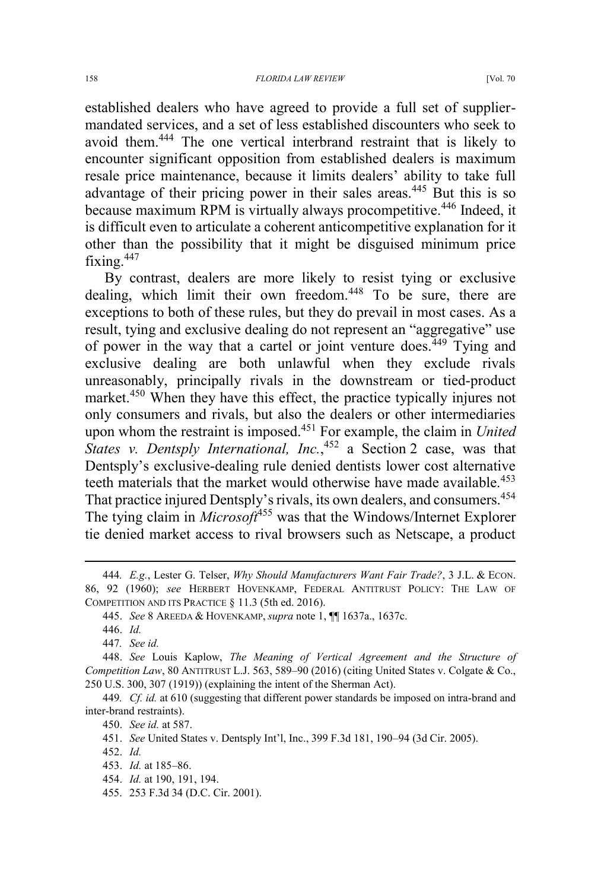established dealers who have agreed to provide a full set of supplier-mandated services, and a set of less established discounters who seek to avoid them.[444] The one vertical interbrand restraint that is likely to encounter significant opposition from established dealers is maximum resale price maintenance, because it limits dealers' ability to take full advantage of their pricing power in their sales areas.[445] But this is so because maximum RPM is virtually always procompetitive.[446] Indeed, it is difficult even to articulate a coherent anticompetitive explanation for it other than the possibility that it might be disguised minimum price fixing.[447]

By contrast, dealers are more likely to resist tying or exclusive dealing, which limit their own freedom.[448] To be sure, there are exceptions to both of these rules, but they do prevail in most cases. As a result, tying and exclusive dealing do not represent an "aggregative" use of power in the way that a cartel or joint venture does.[449] Tying and exclusive dealing are both unlawful when they exclude rivals unreasonably, principally rivals in the downstream or tied-product market.[450] When they have this effect, the practice typically injures not only consumers and rivals, but also the dealers or other intermediaries upon whom the restraint is imposed.[451] For example, the claim in *United States v. Dentsply International, Inc.*,[452] a Section 2 case, was that Dentsply's exclusive-dealing rule denied dentists lower cost alternative teeth materials that the market would otherwise have made available.[453] That practice injured Dentsply's rivals, its own dealers, and consumers.[454] The tying claim in *Microsoft*[455] was that the Windows/Internet Explorer tie denied market access to rival browsers such as Netscape, a product

---

444. *E.g.*, Lester G. Telser, *Why Should Manufacturers Want Fair Trade?*, 3 J.L. & ECON. 86, 92 (1960); *see* HERBERT HOVENKAMP, FEDERAL ANTITRUST POLICY: THE LAW OF COMPETITION AND ITS PRACTICE § 11.3 (5th ed. 2016).

445. *See* 8 AREEDA & HOVENKAMP, *supra* note 1, ¶¶ 1637a., 1637c.

446. *Id.*

447. *See id.*

448. *See* Louis Kaplow, *The Meaning of Vertical Agreement and the Structure of Competition Law*, 80 ANTITRUST L.J. 563, 589–90 (2016) (citing United States v. Colgate & Co., 250 U.S. 300, 307 (1919)) (explaining the intent of the Sherman Act).

449. *Cf. id.* at 610 (suggesting that different power standards be imposed on intra-brand and inter-brand restraints).

450. *See id.* at 587.

451. *See* United States v. Dentsply Int'l, Inc., 399 F.3d 181, 190–94 (3d Cir. 2005).

452. *Id.*

453. *Id.* at 185–86.

454. *Id.* at 190, 191, 194.

455. 253 F.3d 34 (D.C. Cir. 2001).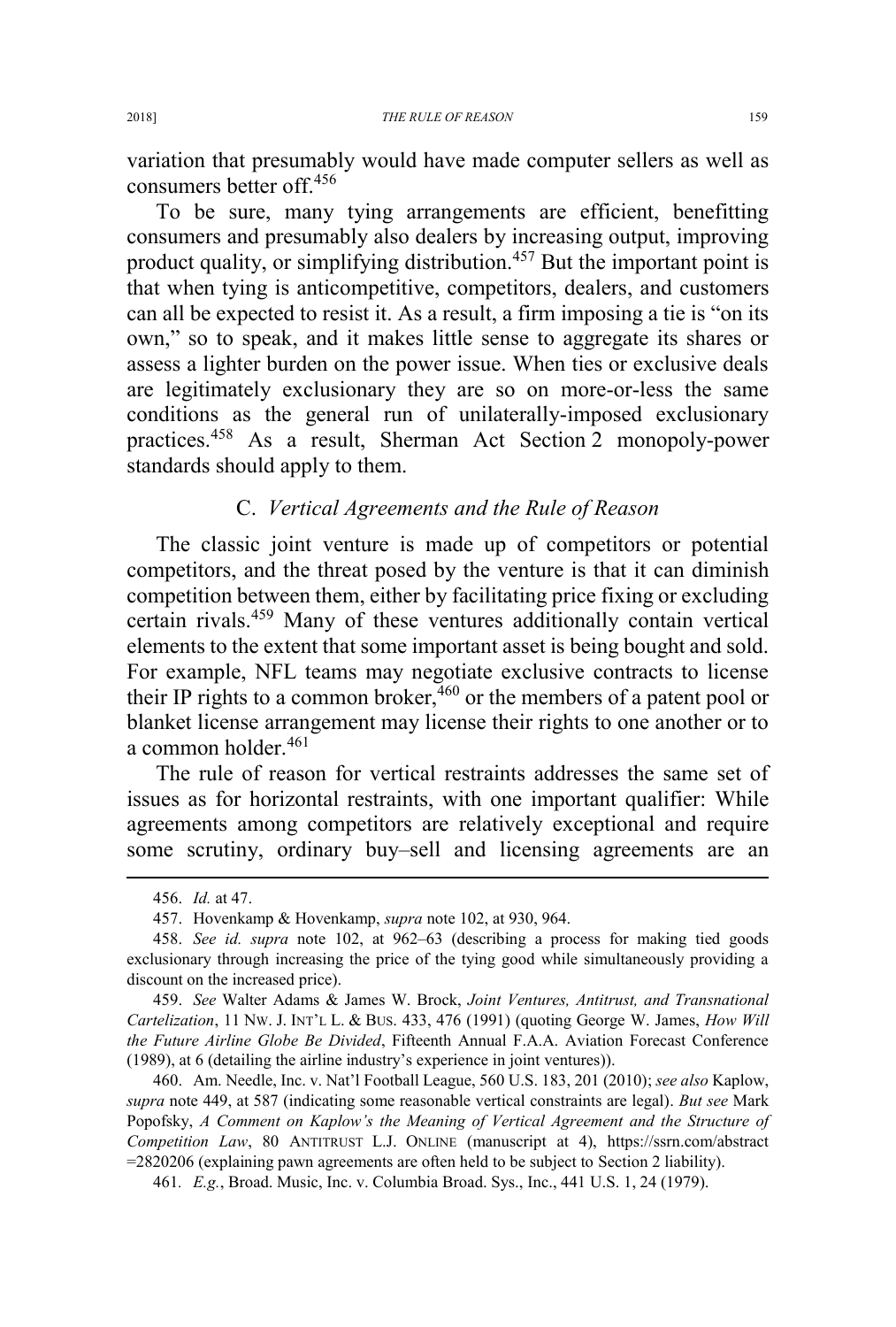variation that presumably would have made computer sellers as well as consumers better off.[456]

To be sure, many tying arrangements are efficient, benefitting consumers and presumably also dealers by increasing output, improving product quality, or simplifying distribution.[457] But the important point is that when tying is anticompetitive, competitors, dealers, and customers can all be expected to resist it. As a result, a firm imposing a tie is "on its own," so to speak, and it makes little sense to aggregate its shares or assess a lighter burden on the power issue. When ties or exclusive deals are legitimately exclusionary they are so on more-or-less the same conditions as the general run of unilaterally-imposed exclusionary practices.[458] As a result, Sherman Act Section 2 monopoly-power standards should apply to them.

### C. *Vertical Agreements and the Rule of Reason*

The classic joint venture is made up of competitors or potential competitors, and the threat posed by the venture is that it can diminish competition between them, either by facilitating price fixing or excluding certain rivals.[459] Many of these ventures additionally contain vertical elements to the extent that some important asset is being bought and sold. For example, NFL teams may negotiate exclusive contracts to license their IP rights to a common broker,[460] or the members of a patent pool or blanket license arrangement may license their rights to one another or to a common holder.[461]

The rule of reason for vertical restraints addresses the same set of issues as for horizontal restraints, with one important qualifier: While agreements among competitors are relatively exceptional and require some scrutiny, ordinary buy–sell and licensing agreements are an

---

456. *Id.* at 47.

457. Hovenkamp & Hovenkamp, *supra* note 102, at 930, 964.

458. *See id. supra* note 102, at 962–63 (describing a process for making tied goods exclusionary through increasing the price of the tying good while simultaneously providing a discount on the increased price).

459. *See* Walter Adams & James W. Brock, *Joint Ventures, Antitrust, and Transnational Cartelization*, 11 NW. J. INT'L L. & BUS. 433, 476 (1991) (quoting George W. James, *How Will the Future Airline Globe Be Divided*, Fifteenth Annual F.A.A. Aviation Forecast Conference (1989), at 6 (detailing the airline industry's experience in joint ventures)).

460. Am. Needle, Inc. v. Nat'l Football League, 560 U.S. 183, 201 (2010); *see also* Kaplow, *supra* note 449, at 587 (indicating some reasonable vertical constraints are legal). *But see* Mark Popofsky, *A Comment on Kaplow's the Meaning of Vertical Agreement and the Structure of Competition Law*, 80 ANTITRUST L.J. ONLINE (manuscript at 4), https://ssrn.com/abstract=2820206 (explaining pawn agreements are often held to be subject to Section 2 liability).

461. *E.g.*, Broad. Music, Inc. v. Columbia Broad. Sys., Inc., 441 U.S. 1, 24 (1979).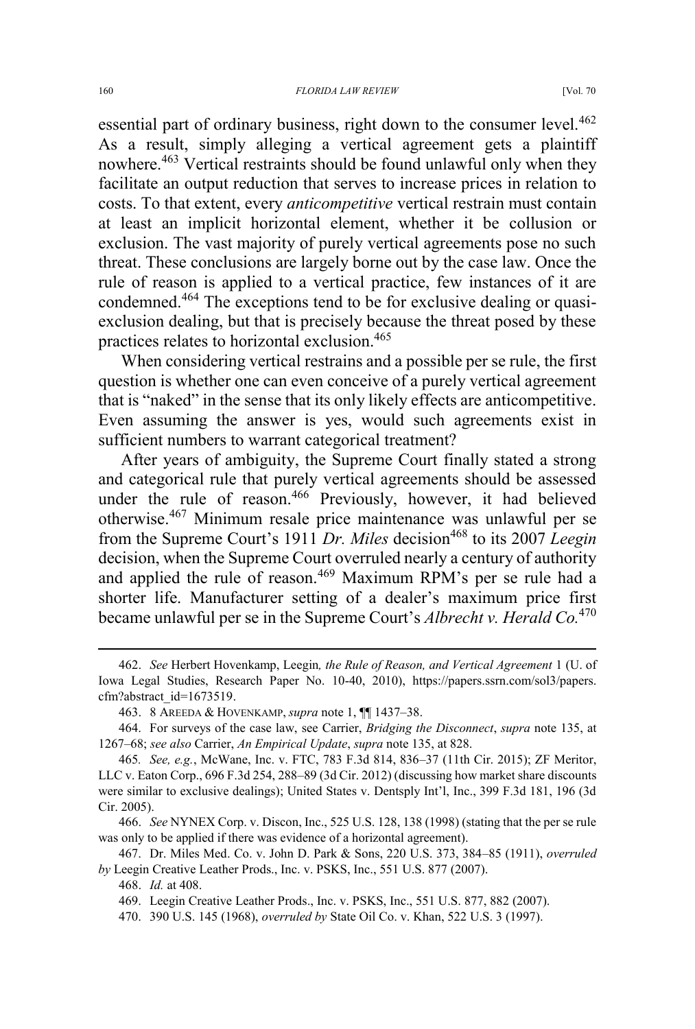essential part of ordinary business, right down to the consumer level.[462] As a result, simply alleging a vertical agreement gets a plaintiff nowhere.[463] Vertical restraints should be found unlawful only when they facilitate an output reduction that serves to increase prices in relation to costs. To that extent, every *anticompetitive* vertical restrain must contain at least an implicit horizontal element, whether it be collusion or exclusion. The vast majority of purely vertical agreements pose no such threat. These conclusions are largely borne out by the case law. Once the rule of reason is applied to a vertical practice, few instances of it are condemned.[464] The exceptions tend to be for exclusive dealing or quasi-exclusion dealing, but that is precisely because the threat posed by these practices relates to horizontal exclusion.[465]

When considering vertical restrains and a possible per se rule, the first question is whether one can even conceive of a purely vertical agreement that is "naked" in the sense that its only likely effects are anticompetitive. Even assuming the answer is yes, would such agreements exist in sufficient numbers to warrant categorical treatment?

After years of ambiguity, the Supreme Court finally stated a strong and categorical rule that purely vertical agreements should be assessed under the rule of reason.[466] Previously, however, it had believed otherwise.[467] Minimum resale price maintenance was unlawful per se from the Supreme Court's 1911 *Dr. Miles* decision[468] to its 2007 *Leegin* decision, when the Supreme Court overruled nearly a century of authority and applied the rule of reason.[469] Maximum RPM's per se rule had a shorter life. Manufacturer setting of a dealer's maximum price first became unlawful per se in the Supreme Court's *Albrecht v. Herald Co.*[470]

---

462. *See* Herbert Hovenkamp, Leegin*, the Rule of Reason, and Vertical Agreement* 1 (U. of Iowa Legal Studies, Research Paper No. 10-40, 2010), https://papers.ssrn.com/sol3/papers.cfm?abstract_id=1673519.

463. 8 AREEDA & HOVENKAMP, *supra* note 1, ¶¶ 1437–38.

464. For surveys of the case law, see Carrier, *Bridging the Disconnect*, *supra* note 135, at 1267–68; *see also* Carrier, *An Empirical Update*, *supra* note 135, at 828.

465. *See, e.g.*, McWane, Inc. v. FTC, 783 F.3d 814, 836–37 (11th Cir. 2015); ZF Meritor, LLC v. Eaton Corp., 696 F.3d 254, 288–89 (3d Cir. 2012) (discussing how market share discounts were similar to exclusive dealings); United States v. Dentsply Int'l, Inc., 399 F.3d 181, 196 (3d Cir. 2005).

466. *See* NYNEX Corp. v. Discon, Inc., 525 U.S. 128, 138 (1998) (stating that the per se rule was only to be applied if there was evidence of a horizontal agreement).

467. Dr. Miles Med. Co. v. John D. Park & Sons, 220 U.S. 373, 384–85 (1911), *overruled by* Leegin Creative Leather Prods., Inc. v. PSKS, Inc., 551 U.S. 877 (2007).

468. *Id.* at 408.

469. Leegin Creative Leather Prods., Inc. v. PSKS, Inc., 551 U.S. 877, 882 (2007).

470. 390 U.S. 145 (1968), *overruled by* State Oil Co. v. Khan, 522 U.S. 3 (1997).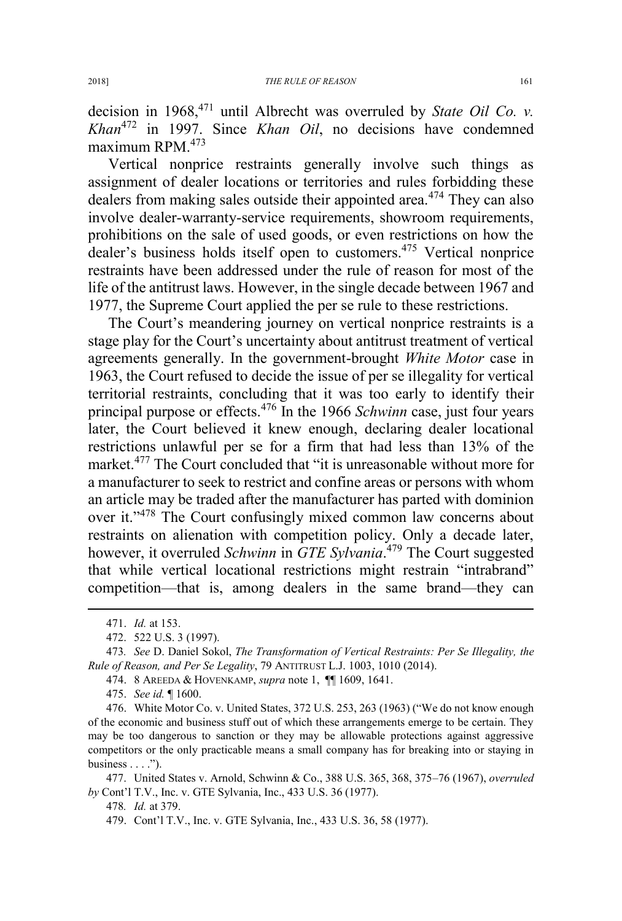decision in 1968,[471] until Albrecht was overruled by *State Oil Co. v. Khan*[472] in 1997. Since *Khan Oil*, no decisions have condemned maximum RPM.[473]

Vertical nonprice restraints generally involve such things as assignment of dealer locations or territories and rules forbidding these dealers from making sales outside their appointed area.[474] They can also involve dealer-warranty-service requirements, showroom requirements, prohibitions on the sale of used goods, or even restrictions on how the dealer's business holds itself open to customers.[475] Vertical nonprice restraints have been addressed under the rule of reason for most of the life of the antitrust laws. However, in the single decade between 1967 and 1977, the Supreme Court applied the per se rule to these restrictions.

The Court's meandering journey on vertical nonprice restraints is a stage play for the Court's uncertainty about antitrust treatment of vertical agreements generally. In the government-brought *White Motor* case in 1963, the Court refused to decide the issue of per se illegality for vertical territorial restraints, concluding that it was too early to identify their principal purpose or effects.[476] In the 1966 *Schwinn* case, just four years later, the Court believed it knew enough, declaring dealer locational restrictions unlawful per se for a firm that had less than 13% of the market.[477] The Court concluded that "it is unreasonable without more for a manufacturer to seek to restrict and confine areas or persons with whom an article may be traded after the manufacturer has parted with dominion over it."[478] The Court confusingly mixed common law concerns about restraints on alienation with competition policy. Only a decade later, however, it overruled *Schwinn* in *GTE Sylvania*.[479] The Court suggested that while vertical locational restrictions might restrain "intrabrand" competition—that is, among dealers in the same brand—they can

---

471. *Id.* at 153.

472. 522 U.S. 3 (1997).

473. *See* D. Daniel Sokol, *The Transformation of Vertical Restraints: Per Se Illegality, the Rule of Reason, and Per Se Legality*, 79 ANTITRUST L.J. 1003, 1010 (2014).

474. 8 AREEDA & HOVENKAMP, *supra* note 1, ¶¶ 1609, 1641.

475. *See id.* ¶ 1600.

476. White Motor Co. v. United States, 372 U.S. 253, 263 (1963) ("We do not know enough of the economic and business stuff out of which these arrangements emerge to be certain. They may be too dangerous to sanction or they may be allowable protections against aggressive competitors or the only practicable means a small company has for breaking into or staying in business . . . .").

477. United States v. Arnold, Schwinn & Co., 388 U.S. 365, 368, 375–76 (1967), *overruled by* Cont'l T.V., Inc. v. GTE Sylvania, Inc., 433 U.S. 36 (1977).

478. *Id.* at 379.

479. Cont'l T.V., Inc. v. GTE Sylvania, Inc., 433 U.S. 36, 58 (1977).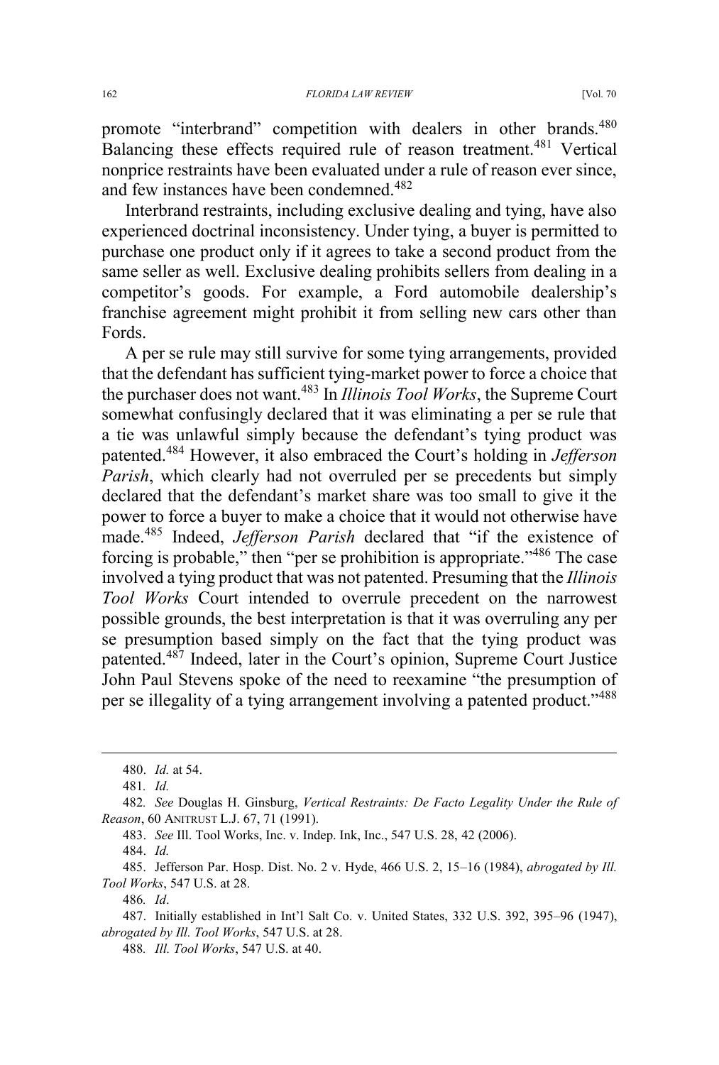promote "interbrand" competition with dealers in other brands.[480] Balancing these effects required rule of reason treatment.[481] Vertical nonprice restraints have been evaluated under a rule of reason ever since, and few instances have been condemned.[482]

Interbrand restraints, including exclusive dealing and tying, have also experienced doctrinal inconsistency. Under tying, a buyer is permitted to purchase one product only if it agrees to take a second product from the same seller as well. Exclusive dealing prohibits sellers from dealing in a competitor's goods. For example, a Ford automobile dealership's franchise agreement might prohibit it from selling new cars other than Fords.

A per se rule may still survive for some tying arrangements, provided that the defendant has sufficient tying-market power to force a choice that the purchaser does not want.[483] In *Illinois Tool Works*, the Supreme Court somewhat confusingly declared that it was eliminating a per se rule that a tie was unlawful simply because the defendant's tying product was patented.[484] However, it also embraced the Court's holding in *Jefferson Parish*, which clearly had not overruled per se precedents but simply declared that the defendant's market share was too small to give it the power to force a buyer to make a choice that it would not otherwise have made.[485] Indeed, *Jefferson Parish* declared that "if the existence of forcing is probable," then "per se prohibition is appropriate."[486] The case involved a tying product that was not patented. Presuming that the *Illinois Tool Works* Court intended to overrule precedent on the narrowest possible grounds, the best interpretation is that it was overruling any per se presumption based simply on the fact that the tying product was patented.[487] Indeed, later in the Court's opinion, Supreme Court Justice John Paul Stevens spoke of the need to reexamine "the presumption of per se illegality of a tying arrangement involving a patented product."[488]

---

480. *Id.* at 54.

481. *Id.*

482. *See* Douglas H. Ginsburg, *Vertical Restraints: De Facto Legality Under the Rule of Reason*, 60 ANITRUST L.J. 67, 71 (1991).

483. *See* Ill. Tool Works, Inc. v. Indep. Ink, Inc., 547 U.S. 28, 42 (2006).

484. *Id.*

485. Jefferson Par. Hosp. Dist. No. 2 v. Hyde, 466 U.S. 2, 15–16 (1984), *abrogated by Ill. Tool Works*, 547 U.S. at 28.

486. *Id*.

487. Initially established in Int'l Salt Co. v. United States, 332 U.S. 392, 395–96 (1947), *abrogated by Ill. Tool Works*, 547 U.S. at 28.

488. *Ill. Tool Works*, 547 U.S. at 40.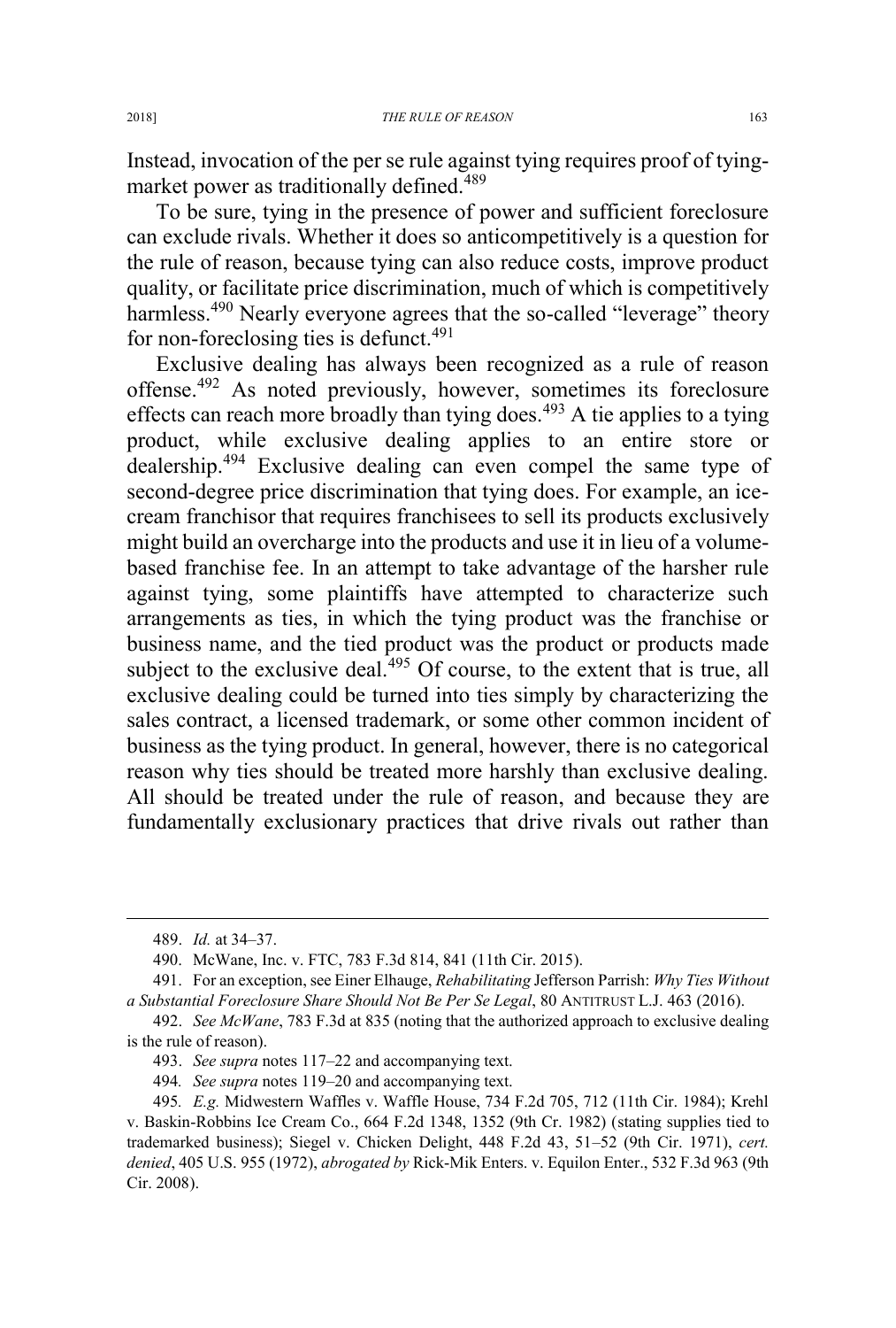Instead, invocation of the per se rule against tying requires proof of tying-market power as traditionally defined.[489]

To be sure, tying in the presence of power and sufficient foreclosure can exclude rivals. Whether it does so anticompetitively is a question for the rule of reason, because tying can also reduce costs, improve product quality, or facilitate price discrimination, much of which is competitively harmless.[490] Nearly everyone agrees that the so-called "leverage" theory for non-foreclosing ties is defunct.[491]

Exclusive dealing has always been recognized as a rule of reason offense.[492] As noted previously, however, sometimes its foreclosure effects can reach more broadly than tying does.[493] A tie applies to a tying product, while exclusive dealing applies to an entire store or dealership.[494] Exclusive dealing can even compel the same type of second-degree price discrimination that tying does. For example, an ice-cream franchisor that requires franchisees to sell its products exclusively might build an overcharge into the products and use it in lieu of a volume-based franchise fee. In an attempt to take advantage of the harsher rule against tying, some plaintiffs have attempted to characterize such arrangements as ties, in which the tying product was the franchise or business name, and the tied product was the product or products made subject to the exclusive deal.[495] Of course, to the extent that is true, all exclusive dealing could be turned into ties simply by characterizing the sales contract, a licensed trademark, or some other common incident of business as the tying product. In general, however, there is no categorical reason why ties should be treated more harshly than exclusive dealing. All should be treated under the rule of reason, and because they are fundamentally exclusionary practices that drive rivals out rather than

---

489. *Id.* at 34–37.

490. McWane, Inc. v. FTC, 783 F.3d 814, 841 (11th Cir. 2015).

491. For an exception, see Einer Elhauge, *Rehabilitating* Jefferson Parrish: *Why Ties Without a Substantial Foreclosure Share Should Not Be Per Se Legal*, 80 ANTITRUST L.J. 463 (2016).

492. *See McWane*, 783 F.3d at 835 (noting that the authorized approach to exclusive dealing is the rule of reason).

493. *See supra* notes 117–22 and accompanying text.

494. *See supra* notes 119–20 and accompanying text.

495. *E.g.* Midwestern Waffles v. Waffle House, 734 F.2d 705, 712 (11th Cir. 1984); Krehl v. Baskin-Robbins Ice Cream Co., 664 F.2d 1348, 1352 (9th Cr. 1982) (stating supplies tied to trademarked business); Siegel v. Chicken Delight, 448 F.2d 43, 51–52 (9th Cir. 1971), *cert. denied*, 405 U.S. 955 (1972), *abrogated by* Rick-Mik Enters. v. Equilon Enter., 532 F.3d 963 (9th Cir. 2008).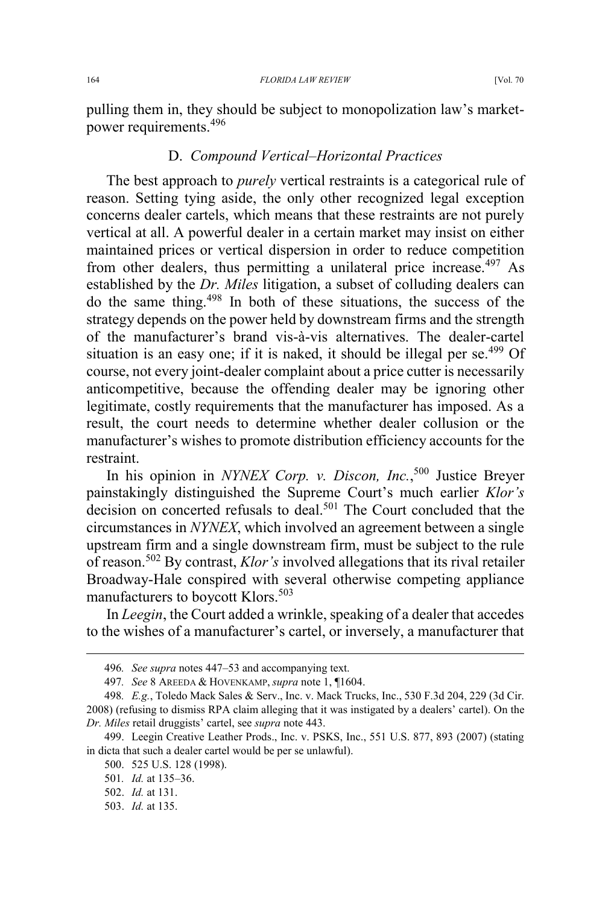pulling them in, they should be subject to monopolization law's market-power requirements.[496]

### D. *Compound Vertical–Horizontal Practices*

The best approach to *purely* vertical restraints is a categorical rule of reason. Setting tying aside, the only other recognized legal exception concerns dealer cartels, which means that these restraints are not purely vertical at all. A powerful dealer in a certain market may insist on either maintained prices or vertical dispersion in order to reduce competition from other dealers, thus permitting a unilateral price increase.[497] As established by the *Dr. Miles* litigation, a subset of colluding dealers can do the same thing.[498] In both of these situations, the success of the strategy depends on the power held by downstream firms and the strength of the manufacturer's brand vis-à-vis alternatives. The dealer-cartel situation is an easy one; if it is naked, it should be illegal per se.[499] Of course, not every joint-dealer complaint about a price cutter is necessarily anticompetitive, because the offending dealer may be ignoring other legitimate, costly requirements that the manufacturer has imposed. As a result, the court needs to determine whether dealer collusion or the manufacturer's wishes to promote distribution efficiency accounts for the restraint.

In his opinion in *NYNEX Corp. v. Discon, Inc.*,[500] Justice Breyer painstakingly distinguished the Supreme Court's much earlier *Klor's* decision on concerted refusals to deal.[501] The Court concluded that the circumstances in *NYNEX*, which involved an agreement between a single upstream firm and a single downstream firm, must be subject to the rule of reason.[502] By contrast, *Klor's* involved allegations that its rival retailer Broadway-Hale conspired with several otherwise competing appliance manufacturers to boycott Klors.[503]

In *Leegin*, the Court added a wrinkle, speaking of a dealer that accedes to the wishes of a manufacturer's cartel, or inversely, a manufacturer that

---

496. *See supra* notes 447–53 and accompanying text.

497. *See* 8 AREEDA & HOVENKAMP, *supra* note 1, ¶1604.

498. *E.g.*, Toledo Mack Sales & Serv., Inc. v. Mack Trucks, Inc., 530 F.3d 204, 229 (3d Cir. 2008) (refusing to dismiss RPA claim alleging that it was instigated by a dealers' cartel). On the *Dr. Miles* retail druggists' cartel, see *supra* note 443.

499. Leegin Creative Leather Prods., Inc. v. PSKS, Inc., 551 U.S. 877, 893 (2007) (stating in dicta that such a dealer cartel would be per se unlawful).

500. 525 U.S. 128 (1998).

501. *Id.* at 135–36.

502. *Id.* at 131.

503. *Id.* at 135.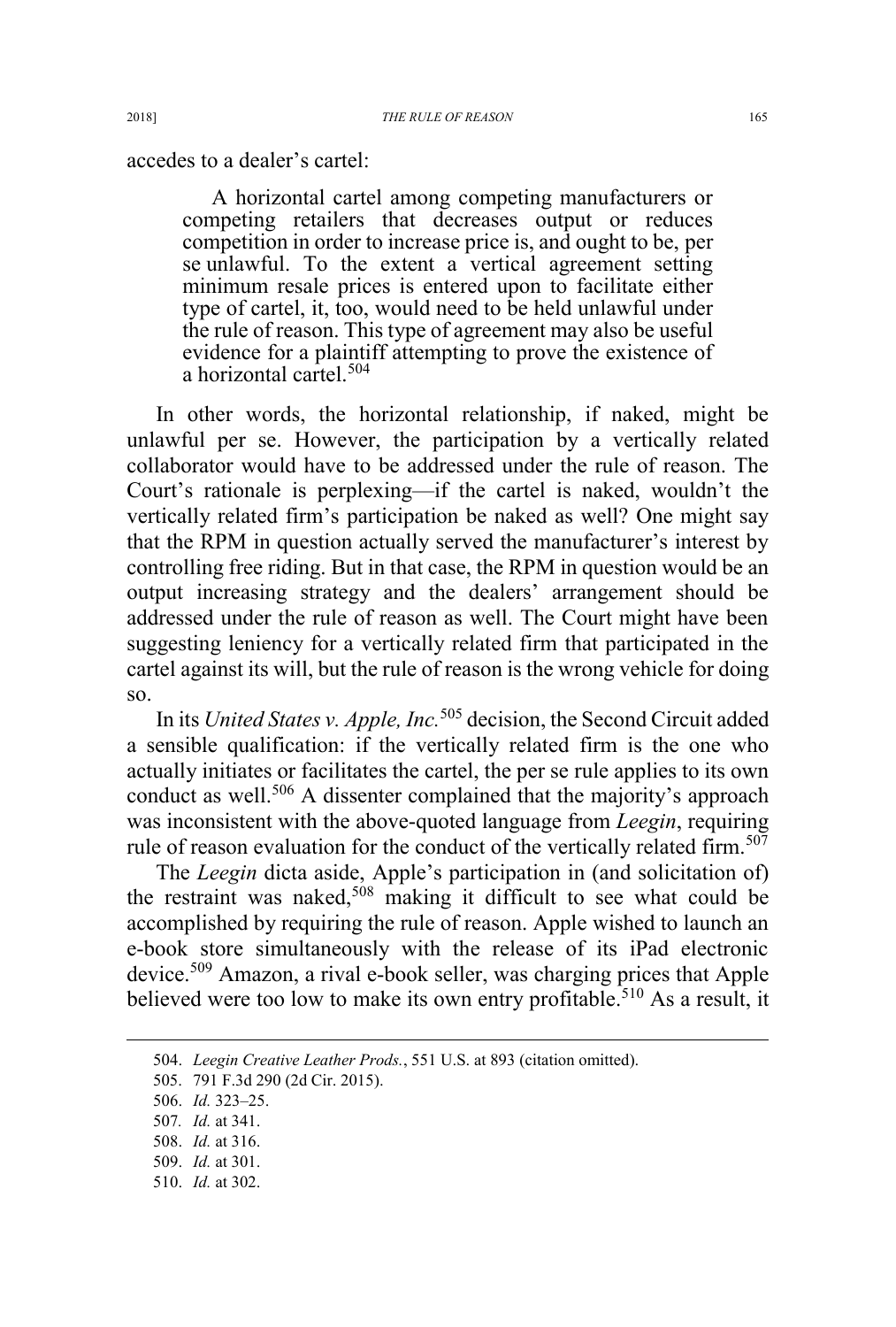accedes to a dealer's cartel:

> A horizontal cartel among competing manufacturers or competing retailers that decreases output or reduces competition in order to increase price is, and ought to be, per se unlawful. To the extent a vertical agreement setting minimum resale prices is entered upon to facilitate either type of cartel, it, too, would need to be held unlawful under the rule of reason. This type of agreement may also be useful evidence for a plaintiff attempting to prove the existence of a horizontal cartel.[504]

In other words, the horizontal relationship, if naked, might be unlawful per se. However, the participation by a vertically related collaborator would have to be addressed under the rule of reason. The Court's rationale is perplexing—if the cartel is naked, wouldn't the vertically related firm's participation be naked as well? One might say that the RPM in question actually served the manufacturer's interest by controlling free riding. But in that case, the RPM in question would be an output increasing strategy and the dealers' arrangement should be addressed under the rule of reason as well. The Court might have been suggesting leniency for a vertically related firm that participated in the cartel against its will, but the rule of reason is the wrong vehicle for doing so.

In its *United States v. Apple, Inc.*[505] decision, the Second Circuit added a sensible qualification: if the vertically related firm is the one who actually initiates or facilitates the cartel, the per se rule applies to its own conduct as well.[506] A dissenter complained that the majority's approach was inconsistent with the above-quoted language from *Leegin*, requiring rule of reason evaluation for the conduct of the vertically related firm.[507]

The *Leegin* dicta aside, Apple's participation in (and solicitation of) the restraint was naked,[508] making it difficult to see what could be accomplished by requiring the rule of reason. Apple wished to launch an e-book store simultaneously with the release of its iPad electronic device.[509] Amazon, a rival e-book seller, was charging prices that Apple believed were too low to make its own entry profitable.[510] As a result, it

504. *Leegin Creative Leather Prods.*, 551 U.S. at 893 (citation omitted).

505. 791 F.3d 290 (2d Cir. 2015).

506. *Id.* 323–25.

507. *Id.* at 341.

508. *Id.* at 316.

509. *Id.* at 301.

510. *Id.* at 302.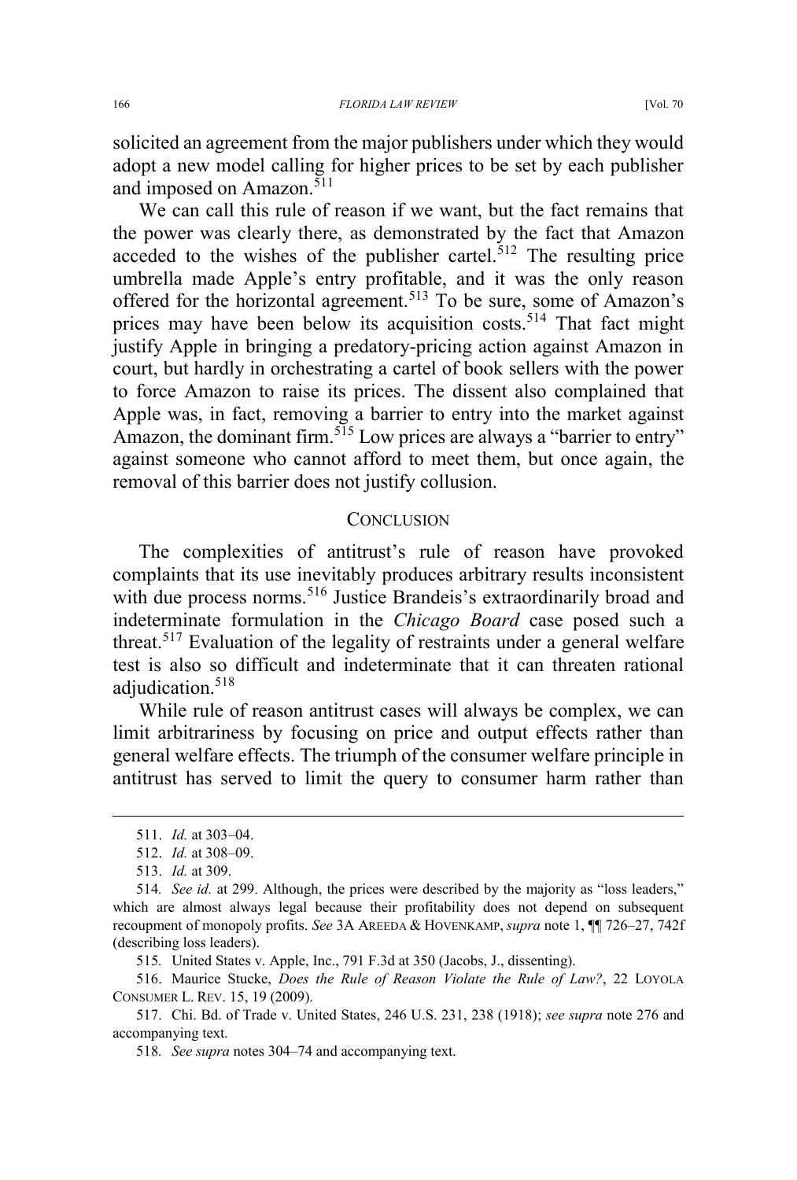solicited an agreement from the major publishers under which they would adopt a new model calling for higher prices to be set by each publisher and imposed on Amazon.[511]

We can call this rule of reason if we want, but the fact remains that the power was clearly there, as demonstrated by the fact that Amazon acceded to the wishes of the publisher cartel.[512] The resulting price umbrella made Apple's entry profitable, and it was the only reason offered for the horizontal agreement.[513] To be sure, some of Amazon's prices may have been below its acquisition costs.[514] That fact might justify Apple in bringing a predatory-pricing action against Amazon in court, but hardly in orchestrating a cartel of book sellers with the power to force Amazon to raise its prices. The dissent also complained that Apple was, in fact, removing a barrier to entry into the market against Amazon, the dominant firm.[515] Low prices are always a "barrier to entry" against someone who cannot afford to meet them, but once again, the removal of this barrier does not justify collusion.

## CONCLUSION

The complexities of antitrust's rule of reason have provoked complaints that its use inevitably produces arbitrary results inconsistent with due process norms.[516] Justice Brandeis's extraordinarily broad and indeterminate formulation in the *Chicago Board* case posed such a threat.[517] Evaluation of the legality of restraints under a general welfare test is also so difficult and indeterminate that it can threaten rational adjudication.[518]

While rule of reason antitrust cases will always be complex, we can limit arbitrariness by focusing on price and output effects rather than general welfare effects. The triumph of the consumer welfare principle in antitrust has served to limit the query to consumer harm rather than

---

511. *Id.* at 303–04.

512. *Id.* at 308–09.

513. *Id.* at 309.

514. *See id.* at 299. Although, the prices were described by the majority as "loss leaders," which are almost always legal because their profitability does not depend on subsequent recoupment of monopoly profits. *See* 3A AREEDA & HOVENKAMP, *supra* note 1, ¶¶ 726–27, 742f (describing loss leaders).

515. United States v. Apple, Inc., 791 F.3d at 350 (Jacobs, J., dissenting).

516. Maurice Stucke, *Does the Rule of Reason Violate the Rule of Law?*, 22 LOYOLA CONSUMER L. REV. 15, 19 (2009).

517. Chi. Bd. of Trade v. United States, 246 U.S. 231, 238 (1918); *see supra* note 276 and accompanying text.

518. *See supra* notes 304–74 and accompanying text.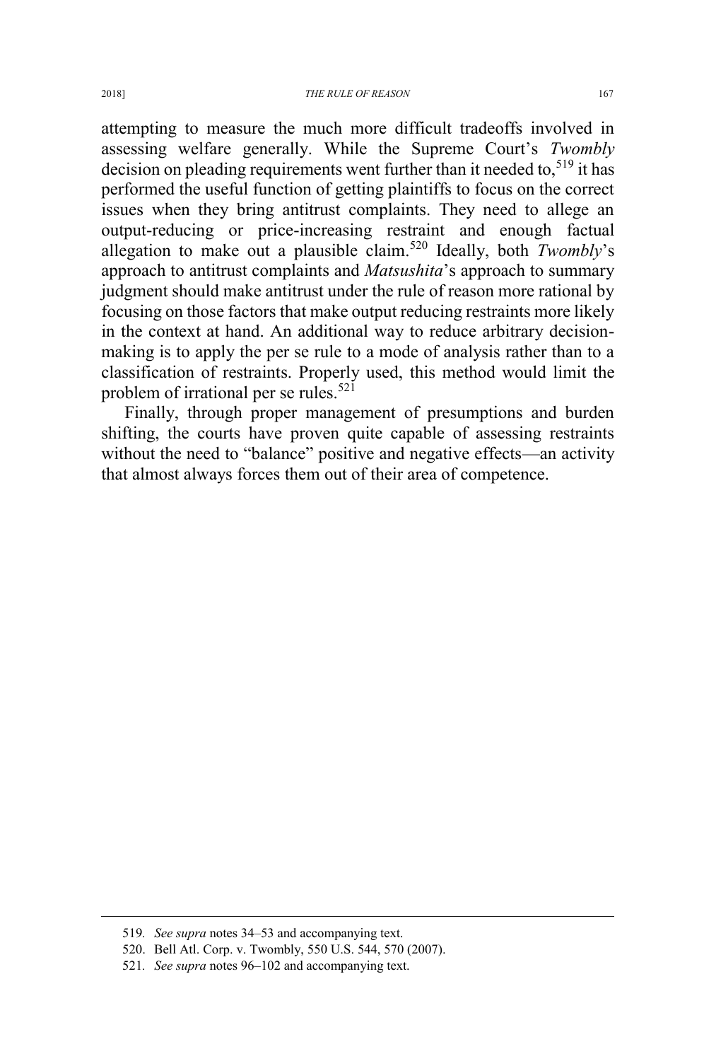attempting to measure the much more difficult tradeoffs involved in assessing welfare generally. While the Supreme Court's *Twombly* decision on pleading requirements went further than it needed to,[519] it has performed the useful function of getting plaintiffs to focus on the correct issues when they bring antitrust complaints. They need to allege an output-reducing or price-increasing restraint and enough factual allegation to make out a plausible claim.[520] Ideally, both *Twombly*'s approach to antitrust complaints and *Matsushita*'s approach to summary judgment should make antitrust under the rule of reason more rational by focusing on those factors that make output reducing restraints more likely in the context at hand. An additional way to reduce arbitrary decision-making is to apply the per se rule to a mode of analysis rather than to a classification of restraints. Properly used, this method would limit the problem of irrational per se rules.[521]

Finally, through proper management of presumptions and burden shifting, the courts have proven quite capable of assessing restraints without the need to "balance" positive and negative effects—an activity that almost always forces them out of their area of competence.

---

519. *See supra* notes 34–53 and accompanying text.

520. Bell Atl. Corp. v. Twombly, 550 U.S. 544, 570 (2007).

521. *See supra* notes 96–102 and accompanying text.